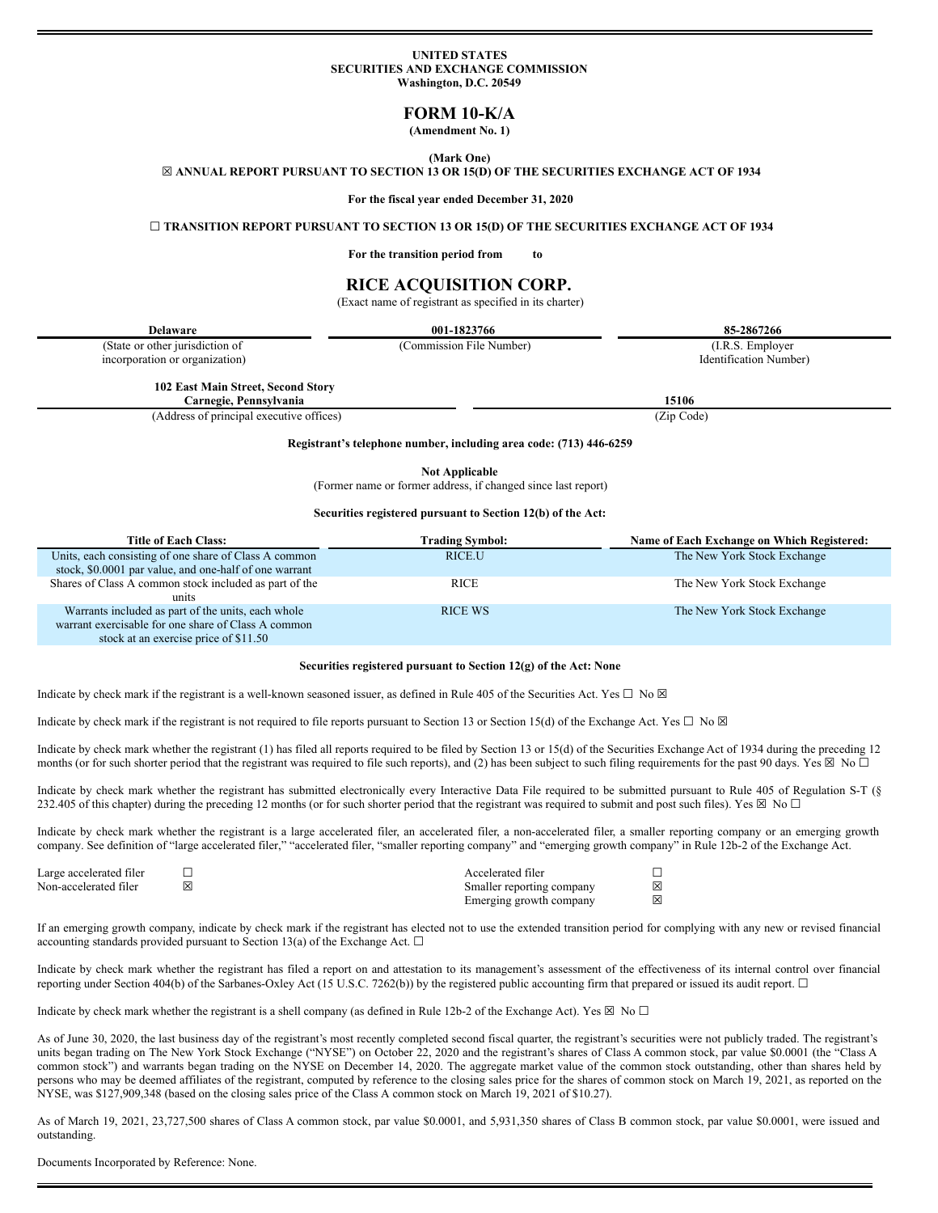**UNITED STATES**
**SECURITIES AND EXCHANGE COMMISSION**
**Washington, D.C. 20549**

# FORM 10-K/A

**(Amendment No. 1)**

**(Mark One)**

☒ **ANNUAL REPORT PURSUANT TO SECTION 13 OR 15(D) OF THE SECURITIES EXCHANGE ACT OF 1934**

**For the fiscal year ended December 31, 2020**

☐ **TRANSITION REPORT PURSUANT TO SECTION 13 OR 15(D) OF THE SECURITIES EXCHANGE ACT OF 1934**

**For the transition period from to**

# RICE ACQUISITION CORP.

(Exact name of registrant as specified in its charter)

| **Delaware** | **001-1823766** | **85-2867266** |
|---|---|---|
| (State or other jurisdiction of incorporation or organization) | (Commission File Number) | (I.R.S. Employer Identification Number) |

| **102 East Main Street, Second Story Carnegie, Pennsylvania** | **15106** |
|---|---|
| (Address of principal executive offices) | (Zip Code) |

**Registrant's telephone number, including area code: (713) 446-6259**

**Not Applicable**
(Former name or former address, if changed since last report)

**Securities registered pursuant to Section 12(b) of the Act:**

| Title of Each Class: | Trading Symbol: | Name of Each Exchange on Which Registered: |
|---|---|---|
| Units, each consisting of one share of Class A common stock, $0.0001 par value, and one-half of one warrant | RICE.U | The New York Stock Exchange |
| Shares of Class A common stock included as part of the units | RICE | The New York Stock Exchange |
| Warrants included as part of the units, each whole warrant exercisable for one share of Class A common stock at an exercise price of $11.50 | RICE WS | The New York Stock Exchange |

**Securities registered pursuant to Section 12(g) of the Act: None**

Indicate by check mark if the registrant is a well-known seasoned issuer, as defined in Rule 405 of the Securities Act. Yes ☐ No ☒

Indicate by check mark if the registrant is not required to file reports pursuant to Section 13 or Section 15(d) of the Exchange Act. Yes ☐ No ☒

Indicate by check mark whether the registrant (1) has filed all reports required to be filed by Section 13 or 15(d) of the Securities Exchange Act of 1934 during the preceding 12 months (or for such shorter period that the registrant was required to file such reports), and (2) has been subject to such filing requirements for the past 90 days. Yes ☒ No ☐

Indicate by check mark whether the registrant has submitted electronically every Interactive Data File required to be submitted pursuant to Rule 405 of Regulation S-T (§ 232.405 of this chapter) during the preceding 12 months (or for such shorter period that the registrant was required to submit and post such files). Yes ☒ No ☐

Indicate by check mark whether the registrant is a large accelerated filer, an accelerated filer, a non-accelerated filer, a smaller reporting company or an emerging growth company. See definition of "large accelerated filer," "accelerated filer, "smaller reporting company" and "emerging growth company" in Rule 12b-2 of the Exchange Act.

| | | | |
|---|---|---|---|
| Large accelerated filer | ☐ | Accelerated filer | ☐ |
| Non-accelerated filer | ☒ | Smaller reporting company | ☒ |
| | | Emerging growth company | ☒ |

If an emerging growth company, indicate by check mark if the registrant has elected not to use the extended transition period for complying with any new or revised financial accounting standards provided pursuant to Section 13(a) of the Exchange Act. ☐

Indicate by check mark whether the registrant has filed a report on and attestation to its management's assessment of the effectiveness of its internal control over financial reporting under Section 404(b) of the Sarbanes-Oxley Act (15 U.S.C. 7262(b)) by the registered public accounting firm that prepared or issued its audit report. ☐

Indicate by check mark whether the registrant is a shell company (as defined in Rule 12b-2 of the Exchange Act). Yes ☒ No ☐

As of June 30, 2020, the last business day of the registrant's most recently completed second fiscal quarter, the registrant's securities were not publicly traded. The registrant's units began trading on The New York Stock Exchange ("NYSE") on October 22, 2020 and the registrant's shares of Class A common stock, par value $0.0001 (the "Class A common stock") and warrants began trading on the NYSE on December 14, 2020. The aggregate market value of the common stock outstanding, other than shares held by persons who may be deemed affiliates of the registrant, computed by reference to the closing sales price for the shares of common stock on March 19, 2021, as reported on the NYSE, was $127,909,348 (based on the closing sales price of the Class A common stock on March 19, 2021 of $10.27).

As of March 19, 2021, 23,727,500 shares of Class A common stock, par value $0.0001, and 5,931,350 shares of Class B common stock, par value $0.0001, were issued and outstanding.

Documents Incorporated by Reference: None.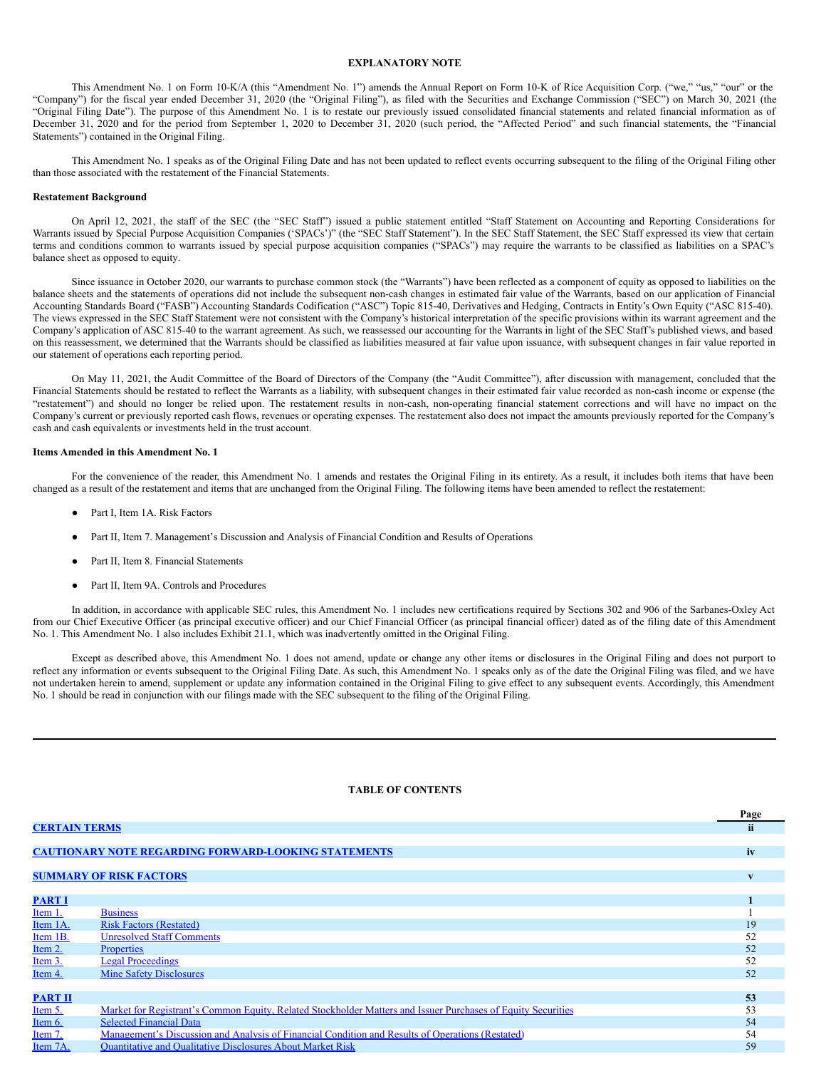## EXPLANATORY NOTE

This Amendment No. 1 on Form 10-K/A (this "Amendment No. 1") amends the Annual Report on Form 10-K of Rice Acquisition Corp. ("we," "us," "our" or the "Company") for the fiscal year ended December 31, 2020 (the "Original Filing"), as filed with the Securities and Exchange Commission ("SEC") on March 30, 2021 (the "Original Filing Date"). The purpose of this Amendment No. 1 is to restate our previously issued consolidated financial statements and related financial information as of December 31, 2020 and for the period from September 1, 2020 to December 31, 2020 (such period, the "Affected Period" and such financial statements, the "Financial Statements") contained in the Original Filing.

This Amendment No. 1 speaks as of the Original Filing Date and has not been updated to reflect events occurring subsequent to the filing of the Original Filing other than those associated with the restatement of the Financial Statements.

**Restatement Background**

On April 12, 2021, the staff of the SEC (the "SEC Staff") issued a public statement entitled "Staff Statement on Accounting and Reporting Considerations for Warrants issued by Special Purpose Acquisition Companies ('SPACs')" (the "SEC Staff Statement"). In the SEC Staff Statement, the SEC Staff expressed its view that certain terms and conditions common to warrants issued by special purpose acquisition companies ("SPACs") may require the warrants to be classified as liabilities on a SPAC's balance sheet as opposed to equity.

Since issuance in October 2020, our warrants to purchase common stock (the "Warrants") have been reflected as a component of equity as opposed to liabilities on the balance sheets and the statements of operations did not include the subsequent non-cash changes in estimated fair value of the Warrants, based on our application of Financial Accounting Standards Board ("FASB") Accounting Standards Codification ("ASC") Topic 815-40, Derivatives and Hedging, Contracts in Entity's Own Equity ("ASC 815-40). The views expressed in the SEC Staff Statement were not consistent with the Company's historical interpretation of the specific provisions within its warrant agreement and the Company's application of ASC 815-40 to the warrant agreement. As such, we reassessed our accounting for the Warrants in light of the SEC Staff's published views, and based on this reassessment, we determined that the Warrants should be classified as liabilities measured at fair value upon issuance, with subsequent changes in fair value reported in our statement of operations each reporting period.

On May 11, 2021, the Audit Committee of the Board of Directors of the Company (the "Audit Committee"), after discussion with management, concluded that the Financial Statements should be restated to reflect the Warrants as a liability, with subsequent changes in their estimated fair value recorded as non-cash income or expense (the "restatement") and should no longer be relied upon. The restatement results in non-cash, non-operating financial statement corrections and will have no impact on the Company's current or previously reported cash flows, revenues or operating expenses. The restatement also does not impact the amounts previously reported for the Company's cash and cash equivalents or investments held in the trust account.

**Items Amended in this Amendment No. 1**

For the convenience of the reader, this Amendment No. 1 amends and restates the Original Filing in its entirety. As a result, it includes both items that have been changed as a result of the restatement and items that are unchanged from the Original Filing. The following items have been amended to reflect the restatement:

- Part I, Item 1A. Risk Factors
- Part II, Item 7. Management's Discussion and Analysis of Financial Condition and Results of Operations
- Part II, Item 8. Financial Statements
- Part II, Item 9A. Controls and Procedures

In addition, in accordance with applicable SEC rules, this Amendment No. 1 includes new certifications required by Sections 302 and 906 of the Sarbanes-Oxley Act from our Chief Executive Officer (as principal executive officer) and our Chief Financial Officer (as principal financial officer) dated as of the filing date of this Amendment No. 1. This Amendment No. 1 also includes Exhibit 21.1, which was inadvertently omitted in the Original Filing.

Except as described above, this Amendment No. 1 does not amend, update or change any other items or disclosures in the Original Filing and does not purport to reflect any information or events subsequent to the Original Filing Date. As such, this Amendment No. 1 speaks only as of the date the Original Filing was filed, and we have not undertaken herein to amend, supplement or update any information contained in the Original Filing to give effect to any subsequent events. Accordingly, this Amendment No. 1 should be read in conjunction with our filings made with the SEC subsequent to the filing of the Original Filing.

---

## TABLE OF CONTENTS

| | | Page |
|---|---|---|
| **CERTAIN TERMS** | | **ii** |
| **CAUTIONARY NOTE REGARDING FORWARD-LOOKING STATEMENTS** | | **iv** |
| **SUMMARY OF RISK FACTORS** | | **v** |
| **PART I** | | **1** |
| Item 1. | Business | 1 |
| Item 1A. | Risk Factors (Restated) | 19 |
| Item 1B. | Unresolved Staff Comments | 52 |
| Item 2. | Properties | 52 |
| Item 3. | Legal Proceedings | 52 |
| Item 4. | Mine Safety Disclosures | 52 |
| **PART II** | | **53** |
| Item 5. | Market for Registrant's Common Equity, Related Stockholder Matters and Issuer Purchases of Equity Securities | 53 |
| Item 6. | Selected Financial Data | 54 |
| Item 7. | Management's Discussion and Analysis of Financial Condition and Results of Operations (Restated) | 54 |
| Item 7A. | Quantitative and Qualitative Disclosures About Market Risk | 59 |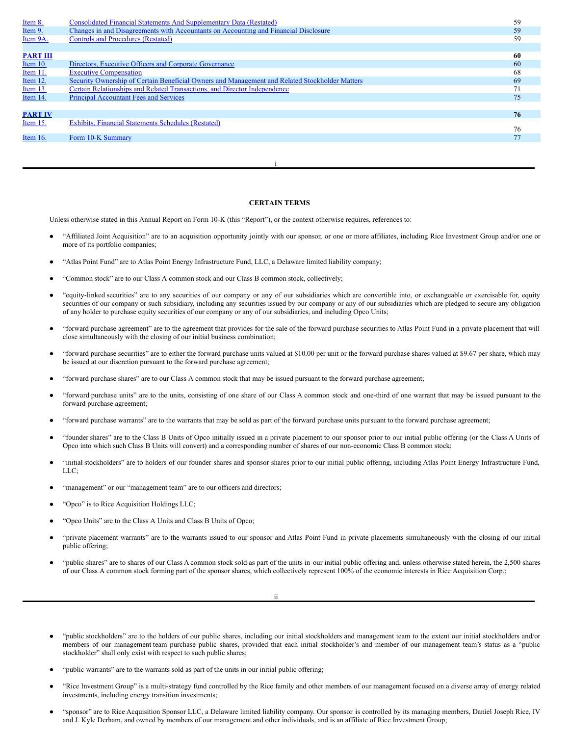| | | |
|---|---|---|
| Item 8. | Consolidated Financial Statements And Supplementary Data (Restated) | 59 |
| Item 9. | Changes in and Disagreements with Accountants on Accounting and Financial Disclosure | 59 |
| Item 9A. | Controls and Procedures (Restated) | 59 |
| | | |
| **PART III** | | **60** |
| Item 10. | Directors, Executive Officers and Corporate Governance | 60 |
| Item 11. | Executive Compensation | 68 |
| Item 12. | Security Ownership of Certain Beneficial Owners and Management and Related Stockholder Matters | 69 |
| Item 13. | Certain Relationships and Related Transactions, and Director Independence | 71 |
| Item 14. | Principal Accountant Fees and Services | 75 |
| | | |
| **PART IV** | | **76** |
| Item 15. | Exhibits, Financial Statements Schedules (Restated) | 76 |
| Item 16. | Form 10-K Summary | 77 |

## CERTAIN TERMS

Unless otherwise stated in this Annual Report on Form 10-K (this "Report"), or the context otherwise requires, references to:

- "Affiliated Joint Acquisition" are to an acquisition opportunity jointly with our sponsor, or one or more affiliates, including Rice Investment Group and/or one or more of its portfolio companies;
- "Atlas Point Fund" are to Atlas Point Energy Infrastructure Fund, LLC, a Delaware limited liability company;
- "Common stock" are to our Class A common stock and our Class B common stock, collectively;
- "equity-linked securities" are to any securities of our company or any of our subsidiaries which are convertible into, or exchangeable or exercisable for, equity securities of our company or such subsidiary, including any securities issued by our company or any of our subsidiaries which are pledged to secure any obligation of any holder to purchase equity securities of our company or any of our subsidiaries, and including Opco Units;
- "forward purchase agreement" are to the agreement that provides for the sale of the forward purchase securities to Atlas Point Fund in a private placement that will close simultaneously with the closing of our initial business combination;
- "forward purchase securities" are to either the forward purchase units valued at $10.00 per unit or the forward purchase shares valued at $9.67 per share, which may be issued at our discretion pursuant to the forward purchase agreement;
- "forward purchase shares" are to our Class A common stock that may be issued pursuant to the forward purchase agreement;
- "forward purchase units" are to the units, consisting of one share of our Class A common stock and one-third of one warrant that may be issued pursuant to the forward purchase agreement;
- "forward purchase warrants" are to the warrants that may be sold as part of the forward purchase units pursuant to the forward purchase agreement;
- "founder shares" are to the Class B Units of Opco initially issued in a private placement to our sponsor prior to our initial public offering (or the Class A Units of Opco into which such Class B Units will convert) and a corresponding number of shares of our non-economic Class B common stock;
- "initial stockholders" are to holders of our founder shares and sponsor shares prior to our initial public offering, including Atlas Point Energy Infrastructure Fund, LLC;
- "management" or our "management team" are to our officers and directors;
- "Opco" is to Rice Acquisition Holdings LLC;
- "Opco Units" are to the Class A Units and Class B Units of Opco;
- "private placement warrants" are to the warrants issued to our sponsor and Atlas Point Fund in private placements simultaneously with the closing of our initial public offering;
- "public shares" are to shares of our Class A common stock sold as part of the units in our initial public offering and, unless otherwise stated herein, the 2,500 shares of our Class A common stock forming part of the sponsor shares, which collectively represent 100% of the economic interests in Rice Acquisition Corp.;
- "public stockholders" are to the holders of our public shares, including our initial stockholders and management team to the extent our initial stockholders and/or members of our management team purchase public shares, provided that each initial stockholder's and member of our management team's status as a "public stockholder" shall only exist with respect to such public shares;
- "public warrants" are to the warrants sold as part of the units in our initial public offering;
- "Rice Investment Group" is a multi-strategy fund controlled by the Rice family and other members of our management focused on a diverse array of energy related investments, including energy transition investments;
- "sponsor" are to Rice Acquisition Sponsor LLC, a Delaware limited liability company. Our sponsor is controlled by its managing members, Daniel Joseph Rice, IV and J. Kyle Derham, and owned by members of our management and other individuals, and is an affiliate of Rice Investment Group;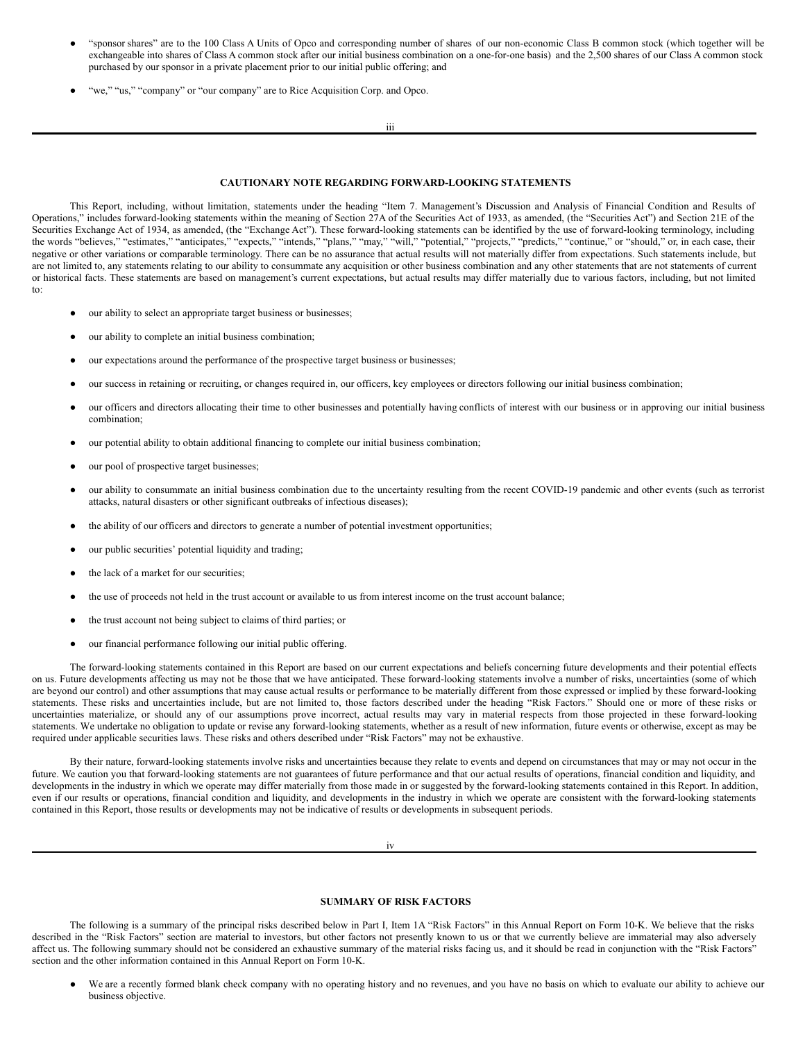- "sponsor shares" are to the 100 Class A Units of Opco and corresponding number of shares of our non-economic Class B common stock (which together will be exchangeable into shares of Class A common stock after our initial business combination on a one-for-one basis) and the 2,500 shares of our Class A common stock purchased by our sponsor in a private placement prior to our initial public offering; and
- "we," "us," "company" or "our company" are to Rice Acquisition Corp. and Opco.

## CAUTIONARY NOTE REGARDING FORWARD-LOOKING STATEMENTS

This Report, including, without limitation, statements under the heading "Item 7. Management's Discussion and Analysis of Financial Condition and Results of Operations," includes forward-looking statements within the meaning of Section 27A of the Securities Act of 1933, as amended, (the "Securities Act") and Section 21E of the Securities Exchange Act of 1934, as amended, (the "Exchange Act"). These forward-looking statements can be identified by the use of forward-looking terminology, including the words "believes," "estimates," "anticipates," "expects," "intends," "plans," "may," "will," "potential," "projects," "predicts," "continue," or "should," or, in each case, their negative or other variations or comparable terminology. There can be no assurance that actual results will not materially differ from expectations. Such statements include, but are not limited to, any statements relating to our ability to consummate any acquisition or other business combination and any other statements that are not statements of current or historical facts. These statements are based on management's current expectations, but actual results may differ materially due to various factors, including, but not limited to:

- our ability to select an appropriate target business or businesses;
- our ability to complete an initial business combination;
- our expectations around the performance of the prospective target business or businesses;
- our success in retaining or recruiting, or changes required in, our officers, key employees or directors following our initial business combination;
- our officers and directors allocating their time to other businesses and potentially having conflicts of interest with our business or in approving our initial business combination;
- our potential ability to obtain additional financing to complete our initial business combination;
- our pool of prospective target businesses;
- our ability to consummate an initial business combination due to the uncertainty resulting from the recent COVID-19 pandemic and other events (such as terrorist attacks, natural disasters or other significant outbreaks of infectious diseases);
- the ability of our officers and directors to generate a number of potential investment opportunities;
- our public securities' potential liquidity and trading;
- the lack of a market for our securities;
- the use of proceeds not held in the trust account or available to us from interest income on the trust account balance;
- the trust account not being subject to claims of third parties; or
- our financial performance following our initial public offering.

The forward-looking statements contained in this Report are based on our current expectations and beliefs concerning future developments and their potential effects on us. Future developments affecting us may not be those that we have anticipated. These forward-looking statements involve a number of risks, uncertainties (some of which are beyond our control) and other assumptions that may cause actual results or performance to be materially different from those expressed or implied by these forward-looking statements. These risks and uncertainties include, but are not limited to, those factors described under the heading "Risk Factors." Should one or more of these risks or uncertainties materialize, or should any of our assumptions prove incorrect, actual results may vary in material respects from those projected in these forward-looking statements. We undertake no obligation to update or revise any forward-looking statements, whether as a result of new information, future events or otherwise, except as may be required under applicable securities laws. These risks and others described under "Risk Factors" may not be exhaustive.

By their nature, forward-looking statements involve risks and uncertainties because they relate to events and depend on circumstances that may or may not occur in the future. We caution you that forward-looking statements are not guarantees of future performance and that our actual results of operations, financial condition and liquidity, and developments in the industry in which we operate may differ materially from those made in or suggested by the forward-looking statements contained in this Report. In addition, even if our results or operations, financial condition and liquidity, and developments in the industry in which we operate are consistent with the forward-looking statements contained in this Report, those results or developments may not be indicative of results or developments in subsequent periods.

## SUMMARY OF RISK FACTORS

The following is a summary of the principal risks described below in Part I, Item 1A "Risk Factors" in this Annual Report on Form 10-K. We believe that the risks described in the "Risk Factors" section are material to investors, but other factors not presently known to us or that we currently believe are immaterial may also adversely affect us. The following summary should not be considered an exhaustive summary of the material risks facing us, and it should be read in conjunction with the "Risk Factors" section and the other information contained in this Annual Report on Form 10-K.

- We are a recently formed blank check company with no operating history and no revenues, and you have no basis on which to evaluate our ability to achieve our business objective.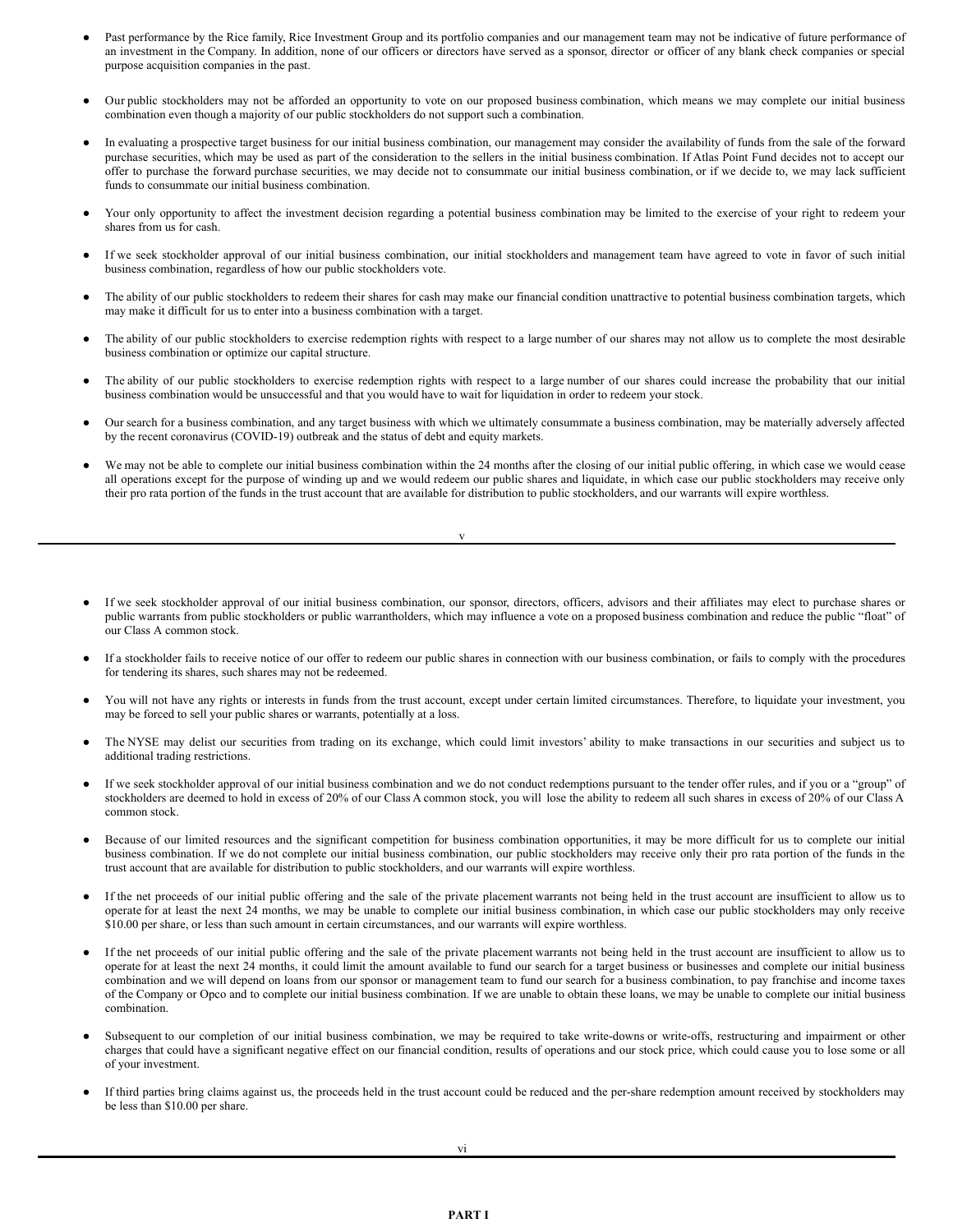- Past performance by the Rice family, Rice Investment Group and its portfolio companies and our management team may not be indicative of future performance of an investment in the Company. In addition, none of our officers or directors have served as a sponsor, director or officer of any blank check companies or special purpose acquisition companies in the past.

- Our public stockholders may not be afforded an opportunity to vote on our proposed business combination, which means we may complete our initial business combination even though a majority of our public stockholders do not support such a combination.

- In evaluating a prospective target business for our initial business combination, our management may consider the availability of funds from the sale of the forward purchase securities, which may be used as part of the consideration to the sellers in the initial business combination. If Atlas Point Fund decides not to accept our offer to purchase the forward purchase securities, we may decide not to consummate our initial business combination, or if we decide to, we may lack sufficient funds to consummate our initial business combination.

- Your only opportunity to affect the investment decision regarding a potential business combination may be limited to the exercise of your right to redeem your shares from us for cash.

- If we seek stockholder approval of our initial business combination, our initial stockholders and management team have agreed to vote in favor of such initial business combination, regardless of how our public stockholders vote.

- The ability of our public stockholders to redeem their shares for cash may make our financial condition unattractive to potential business combination targets, which may make it difficult for us to enter into a business combination with a target.

- The ability of our public stockholders to exercise redemption rights with respect to a large number of our shares may not allow us to complete the most desirable business combination or optimize our capital structure.

- The ability of our public stockholders to exercise redemption rights with respect to a large number of our shares could increase the probability that our initial business combination would be unsuccessful and that you would have to wait for liquidation in order to redeem your stock.

- Our search for a business combination, and any target business with which we ultimately consummate a business combination, may be materially adversely affected by the recent coronavirus (COVID-19) outbreak and the status of debt and equity markets.

- We may not be able to complete our initial business combination within the 24 months after the closing of our initial public offering, in which case we would cease all operations except for the purpose of winding up and we would redeem our public shares and liquidate, in which case our public stockholders may receive only their pro rata portion of the funds in the trust account that are available for distribution to public stockholders, and our warrants will expire worthless.

- If we seek stockholder approval of our initial business combination, our sponsor, directors, officers, advisors and their affiliates may elect to purchase shares or public warrants from public stockholders or public warrantholders, which may influence a vote on a proposed business combination and reduce the public "float" of our Class A common stock.

- If a stockholder fails to receive notice of our offer to redeem our public shares in connection with our business combination, or fails to comply with the procedures for tendering its shares, such shares may not be redeemed.

- You will not have any rights or interests in funds from the trust account, except under certain limited circumstances. Therefore, to liquidate your investment, you may be forced to sell your public shares or warrants, potentially at a loss.

- The NYSE may delist our securities from trading on its exchange, which could limit investors' ability to make transactions in our securities and subject us to additional trading restrictions.

- If we seek stockholder approval of our initial business combination and we do not conduct redemptions pursuant to the tender offer rules, and if you or a "group" of stockholders are deemed to hold in excess of 20% of our Class A common stock, you will lose the ability to redeem all such shares in excess of 20% of our Class A common stock.

- Because of our limited resources and the significant competition for business combination opportunities, it may be more difficult for us to complete our initial business combination. If we do not complete our initial business combination, our public stockholders may receive only their pro rata portion of the funds in the trust account that are available for distribution to public stockholders, and our warrants will expire worthless.

- If the net proceeds of our initial public offering and the sale of the private placement warrants not being held in the trust account are insufficient to allow us to operate for at least the next 24 months, we may be unable to complete our initial business combination, in which case our public stockholders may only receive $10.00 per share, or less than such amount in certain circumstances, and our warrants will expire worthless.

- If the net proceeds of our initial public offering and the sale of the private placement warrants not being held in the trust account are insufficient to allow us to operate for at least the next 24 months, it could limit the amount available to fund our search for a target business or businesses and complete our initial business combination and we will depend on loans from our sponsor or management team to fund our search for a business combination, to pay franchise and income taxes of the Company or Opco and to complete our initial business combination. If we are unable to obtain these loans, we may be unable to complete our initial business combination.

- Subsequent to our completion of our initial business combination, we may be required to take write-downs or write-offs, restructuring and impairment or other charges that could have a significant negative effect on our financial condition, results of operations and our stock price, which could cause you to lose some or all of your investment.

- If third parties bring claims against us, the proceeds held in the trust account could be reduced and the per-share redemption amount received by stockholders may be less than $10.00 per share.

# PART I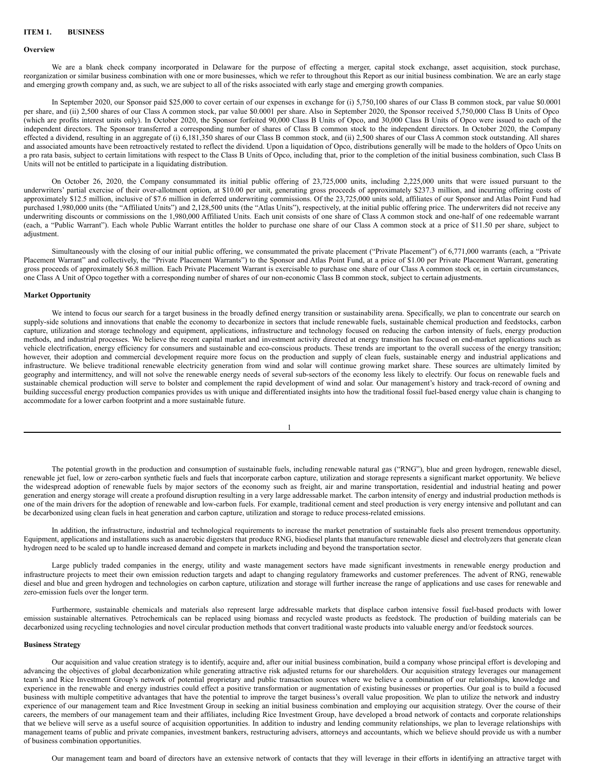## ITEM 1. BUSINESS

### Overview

We are a blank check company incorporated in Delaware for the purpose of effecting a merger, capital stock exchange, asset acquisition, stock purchase, reorganization or similar business combination with one or more businesses, which we refer to throughout this Report as our initial business combination. We are an early stage and emerging growth company and, as such, we are subject to all of the risks associated with early stage and emerging growth companies.

In September 2020, our Sponsor paid $25,000 to cover certain of our expenses in exchange for (i) 5,750,100 shares of our Class B common stock, par value $0.0001 per share, and (ii) 2,500 shares of our Class A common stock, par value $0.0001 per share. Also in September 2020, the Sponsor received 5,750,000 Class B Units of Opco (which are profits interest units only). In October 2020, the Sponsor forfeited 90,000 Class B Units of Opco, and 30,000 Class B Units of Opco were issued to each of the independent directors. The Sponsor transferred a corresponding number of shares of Class B common stock to the independent directors. In October 2020, the Company effected a dividend, resulting in an aggregate of (i) 6,181,350 shares of our Class B common stock, and (ii) 2,500 shares of our Class A common stock outstanding. All shares and associated amounts have been retroactively restated to reflect the dividend. Upon a liquidation of Opco, distributions generally will be made to the holders of Opco Units on a pro rata basis, subject to certain limitations with respect to the Class B Units of Opco, including that, prior to the completion of the initial business combination, such Class B Units will not be entitled to participate in a liquidating distribution.

On October 26, 2020, the Company consummated its initial public offering of 23,725,000 units, including 2,225,000 units that were issued pursuant to the underwriters' partial exercise of their over-allotment option, at $10.00 per unit, generating gross proceeds of approximately $237.3 million, and incurring offering costs of approximately $12.5 million, inclusive of $7.6 million in deferred underwriting commissions. Of the 23,725,000 units sold, affiliates of our Sponsor and Atlas Point Fund had purchased 1,980,000 units (the "Affiliated Units") and 2,128,500 units (the "Atlas Units"), respectively, at the initial public offering price. The underwriters did not receive any underwriting discounts or commissions on the 1,980,000 Affiliated Units. Each unit consists of one share of Class A common stock and one-half of one redeemable warrant (each, a "Public Warrant"). Each whole Public Warrant entitles the holder to purchase one share of our Class A common stock at a price of $11.50 per share, subject to adjustment.

Simultaneously with the closing of our initial public offering, we consummated the private placement ("Private Placement") of 6,771,000 warrants (each, a "Private Placement Warrant" and collectively, the "Private Placement Warrants") to the Sponsor and Atlas Point Fund, at a price of $1.00 per Private Placement Warrant, generating gross proceeds of approximately $6.8 million. Each Private Placement Warrant is exercisable to purchase one share of our Class A common stock or, in certain circumstances, one Class A Unit of Opco together with a corresponding number of shares of our non-economic Class B common stock, subject to certain adjustments.

### Market Opportunity

We intend to focus our search for a target business in the broadly defined energy transition or sustainability arena. Specifically, we plan to concentrate our search on supply-side solutions and innovations that enable the economy to decarbonize in sectors that include renewable fuels, sustainable chemical production and feedstocks, carbon capture, utilization and storage technology and equipment, applications, infrastructure and technology focused on reducing the carbon intensity of fuels, energy production methods, and industrial processes. We believe the recent capital market and investment activity directed at energy transition has focused on end-market applications such as vehicle electrification, energy efficiency for consumers and sustainable and eco-conscious products. These trends are important to the overall success of the energy transition; however, their adoption and commercial development require more focus on the production and supply of clean fuels, sustainable energy and industrial applications and infrastructure. We believe traditional renewable electricity generation from wind and solar will continue growing market share. These sources are ultimately limited by geography and intermittency, and will not solve the renewable energy needs of several sub-sectors of the economy less likely to electrify. Our focus on renewable fuels and sustainable chemical production will serve to bolster and complement the rapid development of wind and solar. Our management's history and track-record of owning and building successful energy production companies provides us with unique and differentiated insights into how the traditional fossil fuel-based energy value chain is changing to accommodate for a lower carbon footprint and a more sustainable future.

The potential growth in the production and consumption of sustainable fuels, including renewable natural gas ("RNG"), blue and green hydrogen, renewable diesel, renewable jet fuel, low or zero-carbon synthetic fuels and fuels that incorporate carbon capture, utilization and storage represents a significant market opportunity. We believe the widespread adoption of renewable fuels by major sectors of the economy such as freight, air and marine transportation, residential and industrial heating and power generation and energy storage will create a profound disruption resulting in a very large addressable market. The carbon intensity of energy and industrial production methods is one of the main drivers for the adoption of renewable and low-carbon fuels. For example, traditional cement and steel production is very energy intensive and pollutant and can be decarbonized using clean fuels in heat generation and carbon capture, utilization and storage to reduce process-related emissions.

In addition, the infrastructure, industrial and technological requirements to increase the market penetration of sustainable fuels also present tremendous opportunity. Equipment, applications and installations such as anaerobic digesters that produce RNG, biodiesel plants that manufacture renewable diesel and electrolyzers that generate clean hydrogen need to be scaled up to handle increased demand and compete in markets including and beyond the transportation sector.

Large publicly traded companies in the energy, utility and waste management sectors have made significant investments in renewable energy production and infrastructure projects to meet their own emission reduction targets and adapt to changing regulatory frameworks and customer preferences. The advent of RNG, renewable diesel and blue and green hydrogen and technologies on carbon capture, utilization and storage will further increase the range of applications and use cases for renewable and zero-emission fuels over the longer term.

Furthermore, sustainable chemicals and materials also represent large addressable markets that displace carbon intensive fossil fuel-based products with lower emission sustainable alternatives. Petrochemicals can be replaced using biomass and recycled waste products as feedstock. The production of building materials can be decarbonized using recycling technologies and novel circular production methods that convert traditional waste products into valuable energy and/or feedstock sources.

### Business Strategy

Our acquisition and value creation strategy is to identify, acquire and, after our initial business combination, build a company whose principal effort is developing and advancing the objectives of global decarbonization while generating attractive risk adjusted returns for our shareholders. Our acquisition strategy leverages our management team's and Rice Investment Group's network of potential proprietary and public transaction sources where we believe a combination of our relationships, knowledge and experience in the renewable and energy industries could effect a positive transformation or augmentation of existing businesses or properties. Our goal is to build a focused business with multiple competitive advantages that have the potential to improve the target business's overall value proposition. We plan to utilize the network and industry experience of our management team and Rice Investment Group in seeking an initial business combination and employing our acquisition strategy. Over the course of their careers, the members of our management team and their affiliates, including Rice Investment Group, have developed a broad network of contacts and corporate relationships that we believe will serve as a useful source of acquisition opportunities. In addition to industry and lending community relationships, we plan to leverage relationships with management teams of public and private companies, investment bankers, restructuring advisers, attorneys and accountants, which we believe should provide us with a number of business combination opportunities.

Our management team and board of directors have an extensive network of contacts that they will leverage in their efforts in identifying an attractive target with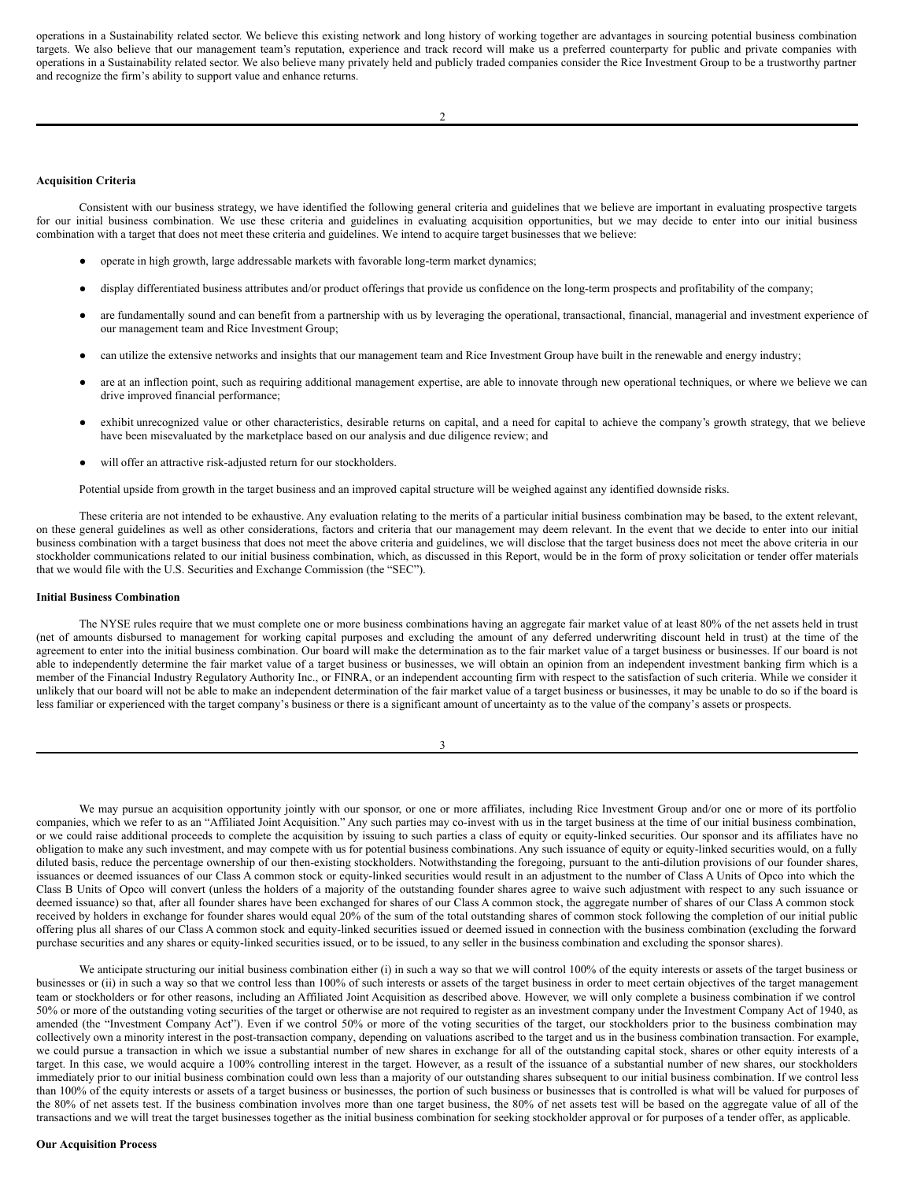operations in a Sustainability related sector. We believe this existing network and long history of working together are advantages in sourcing potential business combination targets. We also believe that our management team's reputation, experience and track record will make us a preferred counterparty for public and private companies with operations in a Sustainability related sector. We also believe many privately held and publicly traded companies consider the Rice Investment Group to be a trustworthy partner and recognize the firm's ability to support value and enhance returns.

**Acquisition Criteria**

Consistent with our business strategy, we have identified the following general criteria and guidelines that we believe are important in evaluating prospective targets for our initial business combination. We use these criteria and guidelines in evaluating acquisition opportunities, but we may decide to enter into our initial business combination with a target that does not meet these criteria and guidelines. We intend to acquire target businesses that we believe:

- operate in high growth, large addressable markets with favorable long-term market dynamics;
- display differentiated business attributes and/or product offerings that provide us confidence on the long-term prospects and profitability of the company;
- are fundamentally sound and can benefit from a partnership with us by leveraging the operational, transactional, financial, managerial and investment experience of our management team and Rice Investment Group;
- can utilize the extensive networks and insights that our management team and Rice Investment Group have built in the renewable and energy industry;
- are at an inflection point, such as requiring additional management expertise, are able to innovate through new operational techniques, or where we believe we can drive improved financial performance;
- exhibit unrecognized value or other characteristics, desirable returns on capital, and a need for capital to achieve the company's growth strategy, that we believe have been misevaluated by the marketplace based on our analysis and due diligence review; and
- will offer an attractive risk-adjusted return for our stockholders.

Potential upside from growth in the target business and an improved capital structure will be weighed against any identified downside risks.

These criteria are not intended to be exhaustive. Any evaluation relating to the merits of a particular initial business combination may be based, to the extent relevant, on these general guidelines as well as other considerations, factors and criteria that our management may deem relevant. In the event that we decide to enter into our initial business combination with a target business that does not meet the above criteria and guidelines, we will disclose that the target business does not meet the above criteria in our stockholder communications related to our initial business combination, which, as discussed in this Report, would be in the form of proxy solicitation or tender offer materials that we would file with the U.S. Securities and Exchange Commission (the "SEC").

**Initial Business Combination**

The NYSE rules require that we must complete one or more business combinations having an aggregate fair market value of at least 80% of the net assets held in trust (net of amounts disbursed to management for working capital purposes and excluding the amount of any deferred underwriting discount held in trust) at the time of the agreement to enter into the initial business combination. Our board will make the determination as to the fair market value of a target business or businesses. If our board is not able to independently determine the fair market value of a target business or businesses, we will obtain an opinion from an independent investment banking firm which is a member of the Financial Industry Regulatory Authority Inc., or FINRA, or an independent accounting firm with respect to the satisfaction of such criteria. While we consider it unlikely that our board will not be able to make an independent determination of the fair market value of a target business or businesses, it may be unable to do so if the board is less familiar or experienced with the target company's business or there is a significant amount of uncertainty as to the value of the company's assets or prospects.

We may pursue an acquisition opportunity jointly with our sponsor, or one or more affiliates, including Rice Investment Group and/or one or more of its portfolio companies, which we refer to as an "Affiliated Joint Acquisition." Any such parties may co-invest with us in the target business at the time of our initial business combination, or we could raise additional proceeds to complete the acquisition by issuing to such parties a class of equity or equity-linked securities. Our sponsor and its affiliates have no obligation to make any such investment, and may compete with us for potential business combinations. Any such issuance of equity or equity-linked securities would, on a fully diluted basis, reduce the percentage ownership of our then-existing stockholders. Notwithstanding the foregoing, pursuant to the anti-dilution provisions of our founder shares, issuances or deemed issuances of our Class A common stock or equity-linked securities would result in an adjustment to the number of Class A Units of Opco into which the Class B Units of Opco will convert (unless the holders of a majority of the outstanding founder shares agree to waive such adjustment with respect to any such issuance or deemed issuance) so that, after all founder shares have been exchanged for shares of our Class A common stock, the aggregate number of shares of our Class A common stock received by holders in exchange for founder shares would equal 20% of the sum of the total outstanding shares of common stock following the completion of our initial public offering plus all shares of our Class A common stock and equity-linked securities issued or deemed issued in connection with the business combination (excluding the forward purchase securities and any shares or equity-linked securities issued, or to be issued, to any seller in the business combination and excluding the sponsor shares).

We anticipate structuring our initial business combination either (i) in such a way so that we will control 100% of the equity interests or assets of the target business or businesses or (ii) in such a way so that we control less than 100% of such interests or assets of the target business in order to meet certain objectives of the target management team or stockholders or for other reasons, including an Affiliated Joint Acquisition as described above. However, we will only complete a business combination if we control 50% or more of the outstanding voting securities of the target or otherwise are not required to register as an investment company under the Investment Company Act of 1940, as amended (the "Investment Company Act"). Even if we control 50% or more of the voting securities of the target, our stockholders prior to the business combination may collectively own a minority interest in the post-transaction company, depending on valuations ascribed to the target and us in the business combination transaction. For example, we could pursue a transaction in which we issue a substantial number of new shares in exchange for all of the outstanding capital stock, shares or other equity interests of a target. In this case, we would acquire a 100% controlling interest in the target. However, as a result of the issuance of a substantial number of new shares, our stockholders immediately prior to our initial business combination could own less than a majority of our outstanding shares subsequent to our initial business combination. If we control less than 100% of the equity interests or assets of a target business or businesses, the portion of such business or businesses that is controlled is what will be valued for purposes of the 80% of net assets test. If the business combination involves more than one target business, the 80% of net assets test will be based on the aggregate value of all of the transactions and we will treat the target businesses together as the initial business combination for seeking stockholder approval or for purposes of a tender offer, as applicable.

**Our Acquisition Process**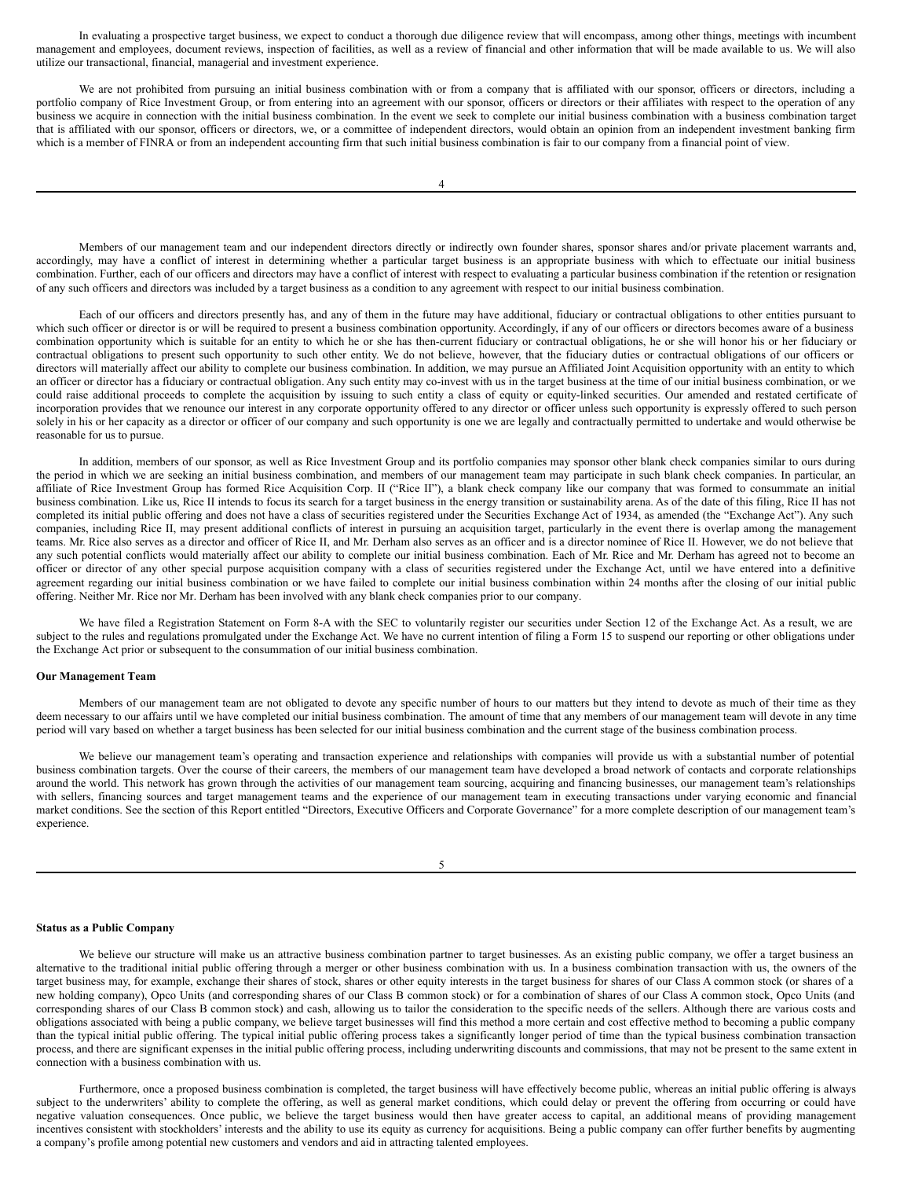In evaluating a prospective target business, we expect to conduct a thorough due diligence review that will encompass, among other things, meetings with incumbent management and employees, document reviews, inspection of facilities, as well as a review of financial and other information that will be made available to us. We will also utilize our transactional, financial, managerial and investment experience.

We are not prohibited from pursuing an initial business combination with or from a company that is affiliated with our sponsor, officers or directors, including a portfolio company of Rice Investment Group, or from entering into an agreement with our sponsor, officers or directors or their affiliates with respect to the operation of any business we acquire in connection with the initial business combination. In the event we seek to complete our initial business combination with a business combination target that is affiliated with our sponsor, officers or directors, we, or a committee of independent directors, would obtain an opinion from an independent investment banking firm which is a member of FINRA or from an independent accounting firm that such initial business combination is fair to our company from a financial point of view.

Members of our management team and our independent directors directly or indirectly own founder shares, sponsor shares and/or private placement warrants and, accordingly, may have a conflict of interest in determining whether a particular target business is an appropriate business with which to effectuate our initial business combination. Further, each of our officers and directors may have a conflict of interest with respect to evaluating a particular business combination if the retention or resignation of any such officers and directors was included by a target business as a condition to any agreement with respect to our initial business combination.

Each of our officers and directors presently has, and any of them in the future may have additional, fiduciary or contractual obligations to other entities pursuant to which such officer or director is or will be required to present a business combination opportunity. Accordingly, if any of our officers or directors becomes aware of a business combination opportunity which is suitable for an entity to which he or she has then-current fiduciary or contractual obligations, he or she will honor his or her fiduciary or contractual obligations to present such opportunity to such other entity. We do not believe, however, that the fiduciary duties or contractual obligations of our officers or directors will materially affect our ability to complete our business combination. In addition, we may pursue an Affiliated Joint Acquisition opportunity with an entity to which an officer or director has a fiduciary or contractual obligation. Any such entity may co-invest with us in the target business at the time of our initial business combination, or we could raise additional proceeds to complete the acquisition by issuing to such entity a class of equity or equity-linked securities. Our amended and restated certificate of incorporation provides that we renounce our interest in any corporate opportunity offered to any director or officer unless such opportunity is expressly offered to such person solely in his or her capacity as a director or officer of our company and such opportunity is one we are legally and contractually permitted to undertake and would otherwise be reasonable for us to pursue.

In addition, members of our sponsor, as well as Rice Investment Group and its portfolio companies may sponsor other blank check companies similar to ours during the period in which we are seeking an initial business combination, and members of our management team may participate in such blank check companies. In particular, an affiliate of Rice Investment Group has formed Rice Acquisition Corp. II ("Rice II"), a blank check company like our company that was formed to consummate an initial business combination. Like us, Rice II intends to focus its search for a target business in the energy transition or sustainability arena. As of the date of this filing, Rice II has not completed its initial public offering and does not have a class of securities registered under the Securities Exchange Act of 1934, as amended (the "Exchange Act"). Any such companies, including Rice II, may present additional conflicts of interest in pursuing an acquisition target, particularly in the event there is overlap among the management teams. Mr. Rice also serves as a director and officer of Rice II, and Mr. Derham also serves as an officer and is a director nominee of Rice II. However, we do not believe that any such potential conflicts would materially affect our ability to complete our initial business combination. Each of Mr. Rice and Mr. Derham has agreed not to become an officer or director of any other special purpose acquisition company with a class of securities registered under the Exchange Act, until we have entered into a definitive agreement regarding our initial business combination or we have failed to complete our initial business combination within 24 months after the closing of our initial public offering. Neither Mr. Rice nor Mr. Derham has been involved with any blank check companies prior to our company.

We have filed a Registration Statement on Form 8-A with the SEC to voluntarily register our securities under Section 12 of the Exchange Act. As a result, we are subject to the rules and regulations promulgated under the Exchange Act. We have no current intention of filing a Form 15 to suspend our reporting or other obligations under the Exchange Act prior or subsequent to the consummation of our initial business combination.

**Our Management Team**

Members of our management team are not obligated to devote any specific number of hours to our matters but they intend to devote as much of their time as they deem necessary to our affairs until we have completed our initial business combination. The amount of time that any members of our management team will devote in any time period will vary based on whether a target business has been selected for our initial business combination and the current stage of the business combination process.

We believe our management team's operating and transaction experience and relationships with companies will provide us with a substantial number of potential business combination targets. Over the course of their careers, the members of our management team have developed a broad network of contacts and corporate relationships around the world. This network has grown through the activities of our management team sourcing, acquiring and financing businesses, our management team's relationships with sellers, financing sources and target management teams and the experience of our management team in executing transactions under varying economic and financial market conditions. See the section of this Report entitled "Directors, Executive Officers and Corporate Governance" for a more complete description of our management team's experience.

**Status as a Public Company**

We believe our structure will make us an attractive business combination partner to target businesses. As an existing public company, we offer a target business an alternative to the traditional initial public offering through a merger or other business combination with us. In a business combination transaction with us, the owners of the target business may, for example, exchange their shares of stock, shares or other equity interests in the target business for shares of our Class A common stock (or shares of a new holding company), Opco Units (and corresponding shares of our Class B common stock) or for a combination of shares of our Class A common stock, Opco Units (and corresponding shares of our Class B common stock) and cash, allowing us to tailor the consideration to the specific needs of the sellers. Although there are various costs and obligations associated with being a public company, we believe target businesses will find this method a more certain and cost effective method to becoming a public company than the typical initial public offering. The typical initial public offering process takes a significantly longer period of time than the typical business combination transaction process, and there are significant expenses in the initial public offering process, including underwriting discounts and commissions, that may not be present to the same extent in connection with a business combination with us.

Furthermore, once a proposed business combination is completed, the target business will have effectively become public, whereas an initial public offering is always subject to the underwriters' ability to complete the offering, as well as general market conditions, which could delay or prevent the offering from occurring or could have negative valuation consequences. Once public, we believe the target business would then have greater access to capital, an additional means of providing management incentives consistent with stockholders' interests and the ability to use its equity as currency for acquisitions. Being a public company can offer further benefits by augmenting a company's profile among potential new customers and vendors and aid in attracting talented employees.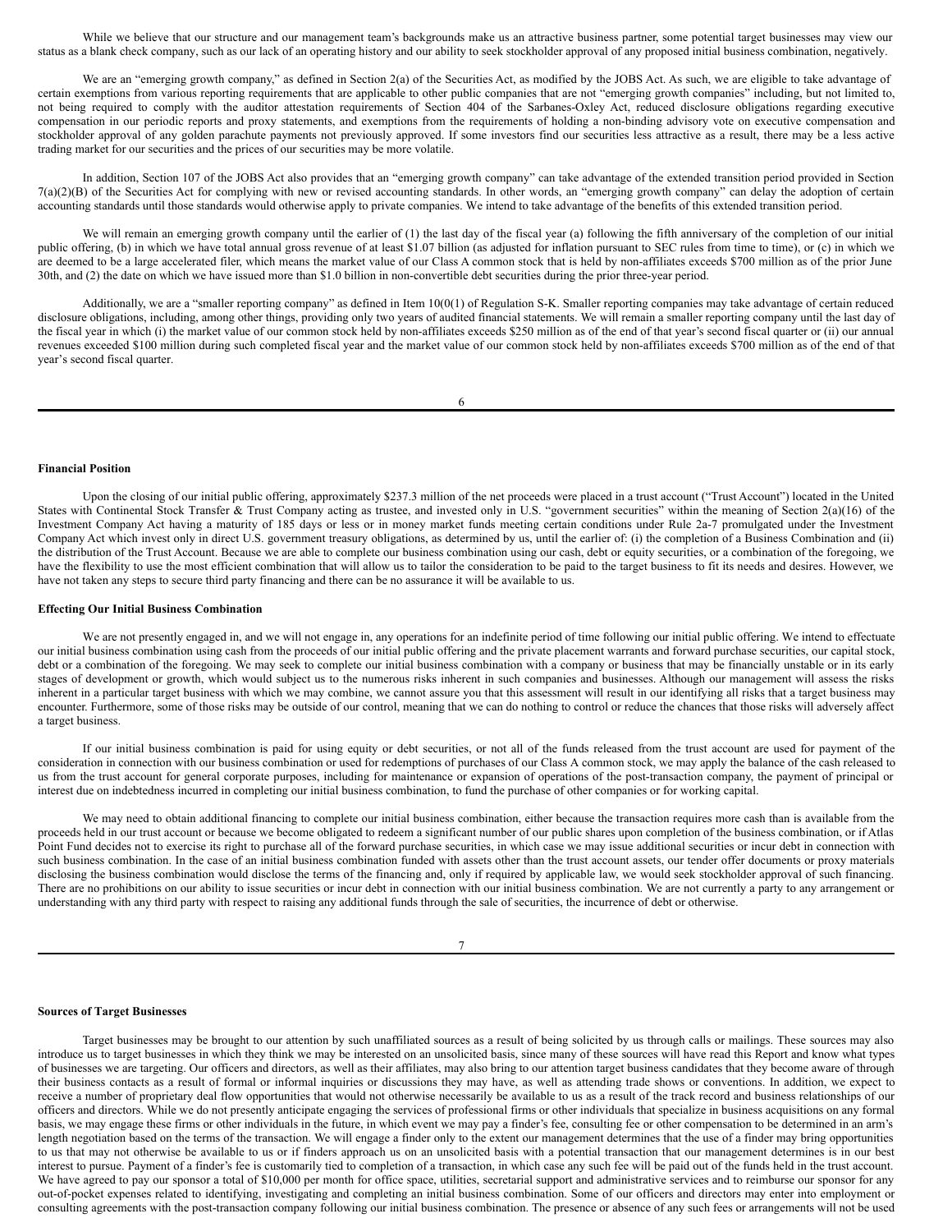While we believe that our structure and our management team's backgrounds make us an attractive business partner, some potential target businesses may view our status as a blank check company, such as our lack of an operating history and our ability to seek stockholder approval of any proposed initial business combination, negatively.

We are an "emerging growth company," as defined in Section 2(a) of the Securities Act, as modified by the JOBS Act. As such, we are eligible to take advantage of certain exemptions from various reporting requirements that are applicable to other public companies that are not "emerging growth companies" including, but not limited to, not being required to comply with the auditor attestation requirements of Section 404 of the Sarbanes-Oxley Act, reduced disclosure obligations regarding executive compensation in our periodic reports and proxy statements, and exemptions from the requirements of holding a non-binding advisory vote on executive compensation and stockholder approval of any golden parachute payments not previously approved. If some investors find our securities less attractive as a result, there may be a less active trading market for our securities and the prices of our securities may be more volatile.

In addition, Section 107 of the JOBS Act also provides that an "emerging growth company" can take advantage of the extended transition period provided in Section 7(a)(2)(B) of the Securities Act for complying with new or revised accounting standards. In other words, an "emerging growth company" can delay the adoption of certain accounting standards until those standards would otherwise apply to private companies. We intend to take advantage of the benefits of this extended transition period.

We will remain an emerging growth company until the earlier of (1) the last day of the fiscal year (a) following the fifth anniversary of the completion of our initial public offering, (b) in which we have total annual gross revenue of at least $1.07 billion (as adjusted for inflation pursuant to SEC rules from time to time), or (c) in which we are deemed to be a large accelerated filer, which means the market value of our Class A common stock that is held by non-affiliates exceeds $700 million as of the prior June 30th, and (2) the date on which we have issued more than $1.0 billion in non-convertible debt securities during the prior three-year period.

Additionally, we are a "smaller reporting company" as defined in Item 10(0(1) of Regulation S-K. Smaller reporting companies may take advantage of certain reduced disclosure obligations, including, among other things, providing only two years of audited financial statements. We will remain a smaller reporting company until the last day of the fiscal year in which (i) the market value of our common stock held by non-affiliates exceeds $250 million as of the end of that year's second fiscal quarter or (ii) our annual revenues exceeded $100 million during such completed fiscal year and the market value of our common stock held by non-affiliates exceeds $700 million as of the end of that year's second fiscal quarter.

**Financial Position**

Upon the closing of our initial public offering, approximately $237.3 million of the net proceeds were placed in a trust account ("Trust Account") located in the United States with Continental Stock Transfer & Trust Company acting as trustee, and invested only in U.S. "government securities" within the meaning of Section 2(a)(16) of the Investment Company Act having a maturity of 185 days or less or in money market funds meeting certain conditions under Rule 2a-7 promulgated under the Investment Company Act which invest only in direct U.S. government treasury obligations, as determined by us, until the earlier of: (i) the completion of a Business Combination and (ii) the distribution of the Trust Account. Because we are able to complete our business combination using our cash, debt or equity securities, or a combination of the foregoing, we have the flexibility to use the most efficient combination that will allow us to tailor the consideration to be paid to the target business to fit its needs and desires. However, we have not taken any steps to secure third party financing and there can be no assurance it will be available to us.

**Effecting Our Initial Business Combination**

We are not presently engaged in, and we will not engage in, any operations for an indefinite period of time following our initial public offering. We intend to effectuate our initial business combination using cash from the proceeds of our initial public offering and the private placement warrants and forward purchase securities, our capital stock, debt or a combination of the foregoing. We may seek to complete our initial business combination with a company or business that may be financially unstable or in its early stages of development or growth, which would subject us to the numerous risks inherent in such companies and businesses. Although our management will assess the risks inherent in a particular target business with which we may combine, we cannot assure you that this assessment will result in our identifying all risks that a target business may encounter. Furthermore, some of those risks may be outside of our control, meaning that we can do nothing to control or reduce the chances that those risks will adversely affect a target business.

If our initial business combination is paid for using equity or debt securities, or not all of the funds released from the trust account are used for payment of the consideration in connection with our business combination or used for redemptions of purchases of our Class A common stock, we may apply the balance of the cash released to us from the trust account for general corporate purposes, including for maintenance or expansion of operations of the post-transaction company, the payment of principal or interest due on indebtedness incurred in completing our initial business combination, to fund the purchase of other companies or for working capital.

We may need to obtain additional financing to complete our initial business combination, either because the transaction requires more cash than is available from the proceeds held in our trust account or because we become obligated to redeem a significant number of our public shares upon completion of the business combination, or if Atlas Point Fund decides not to exercise its right to purchase all of the forward purchase securities, in which case we may issue additional securities or incur debt in connection with such business combination. In the case of an initial business combination funded with assets other than the trust account assets, our tender offer documents or proxy materials disclosing the business combination would disclose the terms of the financing and, only if required by applicable law, we would seek stockholder approval of such financing. There are no prohibitions on our ability to issue securities or incur debt in connection with our initial business combination. We are not currently a party to any arrangement or understanding with any third party with respect to raising any additional funds through the sale of securities, the incurrence of debt or otherwise.

**Sources of Target Businesses**

Target businesses may be brought to our attention by such unaffiliated sources as a result of being solicited by us through calls or mailings. These sources may also introduce us to target businesses in which they think we may be interested on an unsolicited basis, since many of these sources will have read this Report and know what types of businesses we are targeting. Our officers and directors, as well as their affiliates, may also bring to our attention target business candidates that they become aware of through their business contacts as a result of formal or informal inquiries or discussions they may have, as well as attending trade shows or conventions. In addition, we expect to receive a number of proprietary deal flow opportunities that would not otherwise necessarily be available to us as a result of the track record and business relationships of our officers and directors. While we do not presently anticipate engaging the services of professional firms or other individuals that specialize in business acquisitions on any formal basis, we may engage these firms or other individuals in the future, in which event we may pay a finder's fee, consulting fee or other compensation to be determined in an arm's length negotiation based on the terms of the transaction. We will engage a finder only to the extent our management determines that the use of a finder may bring opportunities to us that may not otherwise be available to us or if finders approach us on an unsolicited basis with a potential transaction that our management determines is in our best interest to pursue. Payment of a finder's fee is customarily tied to completion of a transaction, in which case any such fee will be paid out of the funds held in the trust account. We have agreed to pay our sponsor a total of $10,000 per month for office space, utilities, secretarial support and administrative services and to reimburse our sponsor for any out-of-pocket expenses related to identifying, investigating and completing an initial business combination. Some of our officers and directors may enter into employment or consulting agreements with the post-transaction company following our initial business combination. The presence or absence of any such fees or arrangements will not be used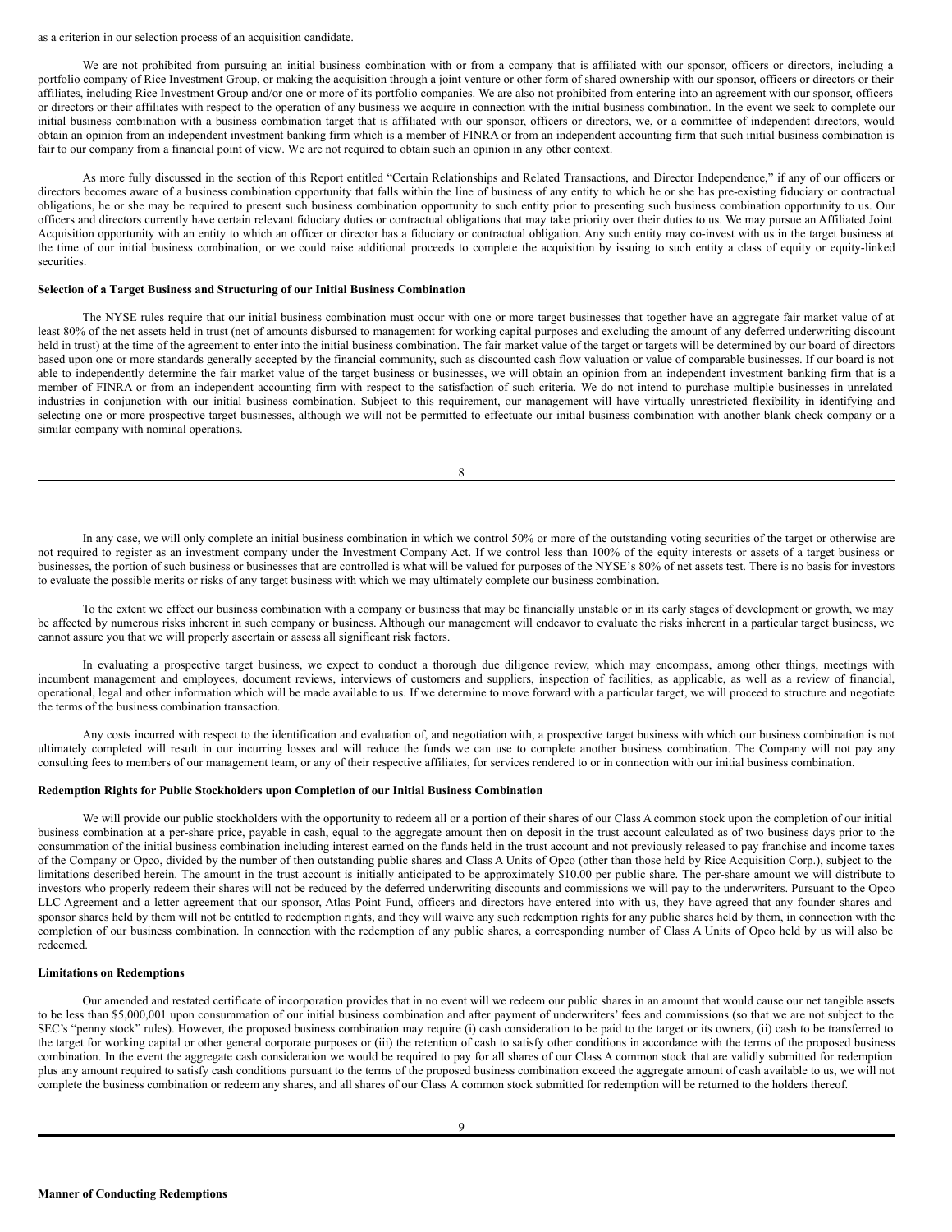as a criterion in our selection process of an acquisition candidate.

We are not prohibited from pursuing an initial business combination with or from a company that is affiliated with our sponsor, officers or directors, including a portfolio company of Rice Investment Group, or making the acquisition through a joint venture or other form of shared ownership with our sponsor, officers or directors or their affiliates, including Rice Investment Group and/or one or more of its portfolio companies. We are also not prohibited from entering into an agreement with our sponsor, officers or directors or their affiliates with respect to the operation of any business we acquire in connection with the initial business combination. In the event we seek to complete our initial business combination with a business combination target that is affiliated with our sponsor, officers or directors, we, or a committee of independent directors, would obtain an opinion from an independent investment banking firm which is a member of FINRA or from an independent accounting firm that such initial business combination is fair to our company from a financial point of view. We are not required to obtain such an opinion in any other context.

As more fully discussed in the section of this Report entitled "Certain Relationships and Related Transactions, and Director Independence," if any of our officers or directors becomes aware of a business combination opportunity that falls within the line of business of any entity to which he or she has pre-existing fiduciary or contractual obligations, he or she may be required to present such business combination opportunity to such entity prior to presenting such business combination opportunity to us. Our officers and directors currently have certain relevant fiduciary duties or contractual obligations that may take priority over their duties to us. We may pursue an Affiliated Joint Acquisition opportunity with an entity to which an officer or director has a fiduciary or contractual obligation. Any such entity may co-invest with us in the target business at the time of our initial business combination, or we could raise additional proceeds to complete the acquisition by issuing to such entity a class of equity or equity-linked securities.

**Selection of a Target Business and Structuring of our Initial Business Combination**

The NYSE rules require that our initial business combination must occur with one or more target businesses that together have an aggregate fair market value of at least 80% of the net assets held in trust (net of amounts disbursed to management for working capital purposes and excluding the amount of any deferred underwriting discount held in trust) at the time of the agreement to enter into the initial business combination. The fair market value of the target or targets will be determined by our board of directors based upon one or more standards generally accepted by the financial community, such as discounted cash flow valuation or value of comparable businesses. If our board is not able to independently determine the fair market value of the target business or businesses, we will obtain an opinion from an independent investment banking firm that is a member of FINRA or from an independent accounting firm with respect to the satisfaction of such criteria. We do not intend to purchase multiple businesses in unrelated industries in conjunction with our initial business combination. Subject to this requirement, our management will have virtually unrestricted flexibility in identifying and selecting one or more prospective target businesses, although we will not be permitted to effectuate our initial business combination with another blank check company or a similar company with nominal operations.

In any case, we will only complete an initial business combination in which we control 50% or more of the outstanding voting securities of the target or otherwise are not required to register as an investment company under the Investment Company Act. If we control less than 100% of the equity interests or assets of a target business or businesses, the portion of such business or businesses that are controlled is what will be valued for purposes of the NYSE's 80% of net assets test. There is no basis for investors to evaluate the possible merits or risks of any target business with which we may ultimately complete our business combination.

To the extent we effect our business combination with a company or business that may be financially unstable or in its early stages of development or growth, we may be affected by numerous risks inherent in such company or business. Although our management will endeavor to evaluate the risks inherent in a particular target business, we cannot assure you that we will properly ascertain or assess all significant risk factors.

In evaluating a prospective target business, we expect to conduct a thorough due diligence review, which may encompass, among other things, meetings with incumbent management and employees, document reviews, interviews of customers and suppliers, inspection of facilities, as applicable, as well as a review of financial, operational, legal and other information which will be made available to us. If we determine to move forward with a particular target, we will proceed to structure and negotiate the terms of the business combination transaction.

Any costs incurred with respect to the identification and evaluation of, and negotiation with, a prospective target business with which our business combination is not ultimately completed will result in our incurring losses and will reduce the funds we can use to complete another business combination. The Company will not pay any consulting fees to members of our management team, or any of their respective affiliates, for services rendered to or in connection with our initial business combination.

**Redemption Rights for Public Stockholders upon Completion of our Initial Business Combination**

We will provide our public stockholders with the opportunity to redeem all or a portion of their shares of our Class A common stock upon the completion of our initial business combination at a per-share price, payable in cash, equal to the aggregate amount then on deposit in the trust account calculated as of two business days prior to the consummation of the initial business combination including interest earned on the funds held in the trust account and not previously released to pay franchise and income taxes of the Company or Opco, divided by the number of then outstanding public shares and Class A Units of Opco (other than those held by Rice Acquisition Corp.), subject to the limitations described herein. The amount in the trust account is initially anticipated to be approximately $10.00 per public share. The per-share amount we will distribute to investors who properly redeem their shares will not be reduced by the deferred underwriting discounts and commissions we will pay to the underwriters. Pursuant to the Opco LLC Agreement and a letter agreement that our sponsor, Atlas Point Fund, officers and directors have entered into with us, they have agreed that any founder shares and sponsor shares held by them will not be entitled to redemption rights, and they will waive any such redemption rights for any public shares held by them, in connection with the completion of our business combination. In connection with the redemption of any public shares, a corresponding number of Class A Units of Opco held by us will also be redeemed.

**Limitations on Redemptions**

Our amended and restated certificate of incorporation provides that in no event will we redeem our public shares in an amount that would cause our net tangible assets to be less than $5,000,001 upon consummation of our initial business combination and after payment of underwriters' fees and commissions (so that we are not subject to the SEC's "penny stock" rules). However, the proposed business combination may require (i) cash consideration to be paid to the target or its owners, (ii) cash to be transferred to the target for working capital or other general corporate purposes or (iii) the retention of cash to satisfy other conditions in accordance with the terms of the proposed business combination. In the event the aggregate cash consideration we would be required to pay for all shares of our Class A common stock that are validly submitted for redemption plus any amount required to satisfy cash conditions pursuant to the terms of the proposed business combination exceed the aggregate amount of cash available to us, we will not complete the business combination or redeem any shares, and all shares of our Class A common stock submitted for redemption will be returned to the holders thereof.

**Manner of Conducting Redemptions**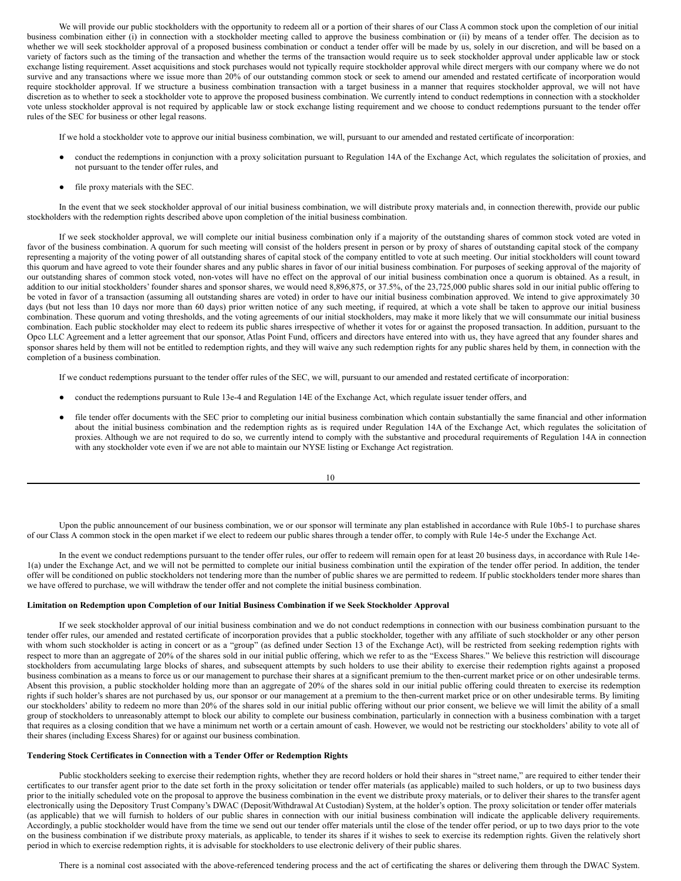We will provide our public stockholders with the opportunity to redeem all or a portion of their shares of our Class A common stock upon the completion of our initial business combination either (i) in connection with a stockholder meeting called to approve the business combination or (ii) by means of a tender offer. The decision as to whether we will seek stockholder approval of a proposed business combination or conduct a tender offer will be made by us, solely in our discretion, and will be based on a variety of factors such as the timing of the transaction and whether the terms of the transaction would require us to seek stockholder approval under applicable law or stock exchange listing requirement. Asset acquisitions and stock purchases would not typically require stockholder approval while direct mergers with our company where we do not survive and any transactions where we issue more than 20% of our outstanding common stock or seek to amend our amended and restated certificate of incorporation would require stockholder approval. If we structure a business combination transaction with a target business in a manner that requires stockholder approval, we will not have discretion as to whether to seek a stockholder vote to approve the proposed business combination. We currently intend to conduct redemptions in connection with a stockholder vote unless stockholder approval is not required by applicable law or stock exchange listing requirement and we choose to conduct redemptions pursuant to the tender offer rules of the SEC for business or other legal reasons.

If we hold a stockholder vote to approve our initial business combination, we will, pursuant to our amended and restated certificate of incorporation:

- conduct the redemptions in conjunction with a proxy solicitation pursuant to Regulation 14A of the Exchange Act, which regulates the solicitation of proxies, and not pursuant to the tender offer rules, and
- file proxy materials with the SEC.

In the event that we seek stockholder approval of our initial business combination, we will distribute proxy materials and, in connection therewith, provide our public stockholders with the redemption rights described above upon completion of the initial business combination.

If we seek stockholder approval, we will complete our initial business combination only if a majority of the outstanding shares of common stock voted are voted in favor of the business combination. A quorum for such meeting will consist of the holders present in person or by proxy of shares of outstanding capital stock of the company representing a majority of the voting power of all outstanding shares of capital stock of the company entitled to vote at such meeting. Our initial stockholders will count toward this quorum and have agreed to vote their founder shares and any public shares in favor of our initial business combination. For purposes of seeking approval of the majority of our outstanding shares of common stock voted, non-votes will have no effect on the approval of our initial business combination once a quorum is obtained. As a result, in addition to our initial stockholders' founder shares and sponsor shares, we would need 8,896,875, or 37.5%, of the 23,725,000 public shares sold in our initial public offering to be voted in favor of a transaction (assuming all outstanding shares are voted) in order to have our initial business combination approved. We intend to give approximately 30 days (but not less than 10 days nor more than 60 days) prior written notice of any such meeting, if required, at which a vote shall be taken to approve our initial business combination. These quorum and voting thresholds, and the voting agreements of our initial stockholders, may make it more likely that we will consummate our initial business combination. Each public stockholder may elect to redeem its public shares irrespective of whether it votes for or against the proposed transaction. In addition, pursuant to the Opco LLC Agreement and a letter agreement that our sponsor, Atlas Point Fund, officers and directors have entered into with us, they have agreed that any founder shares and sponsor shares held by them will not be entitled to redemption rights, and they will waive any such redemption rights for any public shares held by them, in connection with the completion of a business combination.

If we conduct redemptions pursuant to the tender offer rules of the SEC, we will, pursuant to our amended and restated certificate of incorporation:

- conduct the redemptions pursuant to Rule 13e-4 and Regulation 14E of the Exchange Act, which regulate issuer tender offers, and
- file tender offer documents with the SEC prior to completing our initial business combination which contain substantially the same financial and other information about the initial business combination and the redemption rights as is required under Regulation 14A of the Exchange Act, which regulates the solicitation of proxies. Although we are not required to do so, we currently intend to comply with the substantive and procedural requirements of Regulation 14A in connection with any stockholder vote even if we are not able to maintain our NYSE listing or Exchange Act registration.

Upon the public announcement of our business combination, we or our sponsor will terminate any plan established in accordance with Rule 10b5-1 to purchase shares of our Class A common stock in the open market if we elect to redeem our public shares through a tender offer, to comply with Rule 14e-5 under the Exchange Act.

In the event we conduct redemptions pursuant to the tender offer rules, our offer to redeem will remain open for at least 20 business days, in accordance with Rule 14e-1(a) under the Exchange Act, and we will not be permitted to complete our initial business combination until the expiration of the tender offer period. In addition, the tender offer will be conditioned on public stockholders not tendering more than the number of public shares we are permitted to redeem. If public stockholders tender more shares than we have offered to purchase, we will withdraw the tender offer and not complete the initial business combination.

**Limitation on Redemption upon Completion of our Initial Business Combination if we Seek Stockholder Approval**

If we seek stockholder approval of our initial business combination and we do not conduct redemptions in connection with our business combination pursuant to the tender offer rules, our amended and restated certificate of incorporation provides that a public stockholder, together with any affiliate of such stockholder or any other person with whom such stockholder is acting in concert or as a "group" (as defined under Section 13 of the Exchange Act), will be restricted from seeking redemption rights with respect to more than an aggregate of 20% of the shares sold in our initial public offering, which we refer to as the "Excess Shares." We believe this restriction will discourage stockholders from accumulating large blocks of shares, and subsequent attempts by such holders to use their ability to exercise their redemption rights against a proposed business combination as a means to force us or our management to purchase their shares at a significant premium to the then-current market price or on other undesirable terms. Absent this provision, a public stockholder holding more than an aggregate of 20% of the shares sold in our initial public offering could threaten to exercise its redemption rights if such holder's shares are not purchased by us, our sponsor or our management at a premium to the then-current market price or on other undesirable terms. By limiting our stockholders' ability to redeem no more than 20% of the shares sold in our initial public offering without our prior consent, we believe we will limit the ability of a small group of stockholders to unreasonably attempt to block our ability to complete our business combination, particularly in connection with a business combination with a target that requires as a closing condition that we have a minimum net worth or a certain amount of cash. However, we would not be restricting our stockholders' ability to vote all of their shares (including Excess Shares) for or against our business combination.

**Tendering Stock Certificates in Connection with a Tender Offer or Redemption Rights**

Public stockholders seeking to exercise their redemption rights, whether they are record holders or hold their shares in "street name," are required to either tender their certificates to our transfer agent prior to the date set forth in the proxy solicitation or tender offer materials (as applicable) mailed to such holders, or up to two business days prior to the initially scheduled vote on the proposal to approve the business combination in the event we distribute proxy materials, or to deliver their shares to the transfer agent electronically using the Depository Trust Company's DWAC (Deposit/Withdrawal At Custodian) System, at the holder's option. The proxy solicitation or tender offer materials (as applicable) that we will furnish to holders of our public shares in connection with our initial business combination will indicate the applicable delivery requirements. Accordingly, a public stockholder would have from the time we send out our tender offer materials until the close of the tender offer period, or up to two days prior to the vote on the business combination if we distribute proxy materials, as applicable, to tender its shares if it wishes to seek to exercise its redemption rights. Given the relatively short period in which to exercise redemption rights, it is advisable for stockholders to use electronic delivery of their public shares.

There is a nominal cost associated with the above-referenced tendering process and the act of certificating the shares or delivering them through the DWAC System.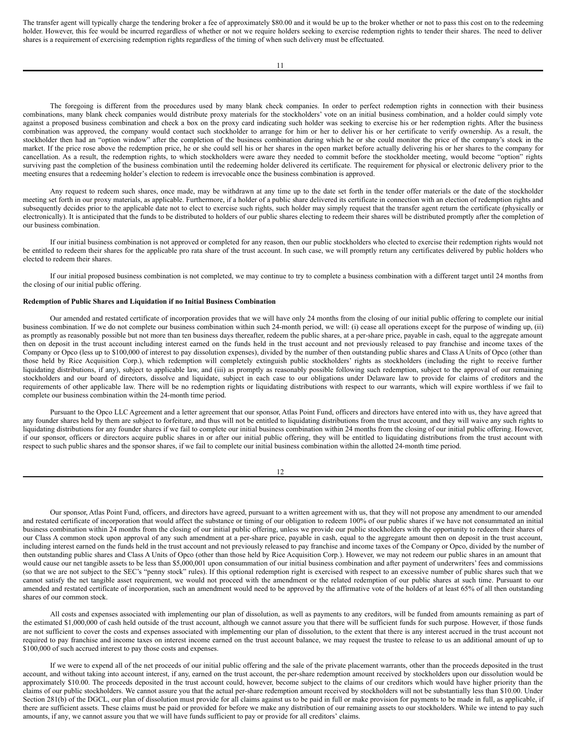The transfer agent will typically charge the tendering broker a fee of approximately $80.00 and it would be up to the broker whether or not to pass this cost on to the redeeming holder. However, this fee would be incurred regardless of whether or not we require holders seeking to exercise redemption rights to tender their shares. The need to deliver shares is a requirement of exercising redemption rights regardless of the timing of when such delivery must be effectuated.

The foregoing is different from the procedures used by many blank check companies. In order to perfect redemption rights in connection with their business combinations, many blank check companies would distribute proxy materials for the stockholders' vote on an initial business combination, and a holder could simply vote against a proposed business combination and check a box on the proxy card indicating such holder was seeking to exercise his or her redemption rights. After the business combination was approved, the company would contact such stockholder to arrange for him or her to deliver his or her certificate to verify ownership. As a result, the stockholder then had an "option window" after the completion of the business combination during which he or she could monitor the price of the company's stock in the market. If the price rose above the redemption price, he or she could sell his or her shares in the open market before actually delivering his or her shares to the company for cancellation. As a result, the redemption rights, to which stockholders were aware they needed to commit before the stockholder meeting, would become "option" rights surviving past the completion of the business combination until the redeeming holder delivered its certificate. The requirement for physical or electronic delivery prior to the meeting ensures that a redeeming holder's election to redeem is irrevocable once the business combination is approved.

Any request to redeem such shares, once made, may be withdrawn at any time up to the date set forth in the tender offer materials or the date of the stockholder meeting set forth in our proxy materials, as applicable. Furthermore, if a holder of a public share delivered its certificate in connection with an election of redemption rights and subsequently decides prior to the applicable date not to elect to exercise such rights, such holder may simply request that the transfer agent return the certificate (physically or electronically). It is anticipated that the funds to be distributed to holders of our public shares electing to redeem their shares will be distributed promptly after the completion of our business combination.

If our initial business combination is not approved or completed for any reason, then our public stockholders who elected to exercise their redemption rights would not be entitled to redeem their shares for the applicable pro rata share of the trust account. In such case, we will promptly return any certificates delivered by public holders who elected to redeem their shares.

If our initial proposed business combination is not completed, we may continue to try to complete a business combination with a different target until 24 months from the closing of our initial public offering.

**Redemption of Public Shares and Liquidation if no Initial Business Combination**

Our amended and restated certificate of incorporation provides that we will have only 24 months from the closing of our initial public offering to complete our initial business combination. If we do not complete our business combination within such 24-month period, we will: (i) cease all operations except for the purpose of winding up, (ii) as promptly as reasonably possible but not more than ten business days thereafter, redeem the public shares, at a per-share price, payable in cash, equal to the aggregate amount then on deposit in the trust account including interest earned on the funds held in the trust account and not previously released to pay franchise and income taxes of the Company or Opco (less up to $100,000 of interest to pay dissolution expenses), divided by the number of then outstanding public shares and Class A Units of Opco (other than those held by Rice Acquisition Corp.), which redemption will completely extinguish public stockholders' rights as stockholders (including the right to receive further liquidating distributions, if any), subject to applicable law, and (iii) as promptly as reasonably possible following such redemption, subject to the approval of our remaining stockholders and our board of directors, dissolve and liquidate, subject in each case to our obligations under Delaware law to provide for claims of creditors and the requirements of other applicable law. There will be no redemption rights or liquidating distributions with respect to our warrants, which will expire worthless if we fail to complete our business combination within the 24-month time period.

Pursuant to the Opco LLC Agreement and a letter agreement that our sponsor, Atlas Point Fund, officers and directors have entered into with us, they have agreed that any founder shares held by them are subject to forfeiture, and thus will not be entitled to liquidating distributions from the trust account, and they will waive any such rights to liquidating distributions for any founder shares if we fail to complete our initial business combination within 24 months from the closing of our initial public offering. However, if our sponsor, officers or directors acquire public shares in or after our initial public offering, they will be entitled to liquidating distributions from the trust account with respect to such public shares and the sponsor shares, if we fail to complete our initial business combination within the allotted 24-month time period.

Our sponsor, Atlas Point Fund, officers, and directors have agreed, pursuant to a written agreement with us, that they will not propose any amendment to our amended and restated certificate of incorporation that would affect the substance or timing of our obligation to redeem 100% of our public shares if we have not consummated an initial business combination within 24 months from the closing of our initial public offering, unless we provide our public stockholders with the opportunity to redeem their shares of our Class A common stock upon approval of any such amendment at a per-share price, payable in cash, equal to the aggregate amount then on deposit in the trust account, including interest earned on the funds held in the trust account and not previously released to pay franchise and income taxes of the Company or Opco, divided by the number of then outstanding public shares and Class A Units of Opco (other than those held by Rice Acquisition Corp.). However, we may not redeem our public shares in an amount that would cause our net tangible assets to be less than $5,000,001 upon consummation of our initial business combination and after payment of underwriters' fees and commissions (so that we are not subject to the SEC's "penny stock" rules). If this optional redemption right is exercised with respect to an excessive number of public shares such that we cannot satisfy the net tangible asset requirement, we would not proceed with the amendment or the related redemption of our public shares at such time. Pursuant to our amended and restated certificate of incorporation, such an amendment would need to be approved by the affirmative vote of the holders of at least 65% of all then outstanding shares of our common stock.

All costs and expenses associated with implementing our plan of dissolution, as well as payments to any creditors, will be funded from amounts remaining as part of the estimated $1,000,000 of cash held outside of the trust account, although we cannot assure you that there will be sufficient funds for such purpose. However, if those funds are not sufficient to cover the costs and expenses associated with implementing our plan of dissolution, to the extent that there is any interest accrued in the trust account not required to pay franchise and income taxes on interest income earned on the trust account balance, we may request the trustee to release to us an additional amount of up to $100,000 of such accrued interest to pay those costs and expenses.

If we were to expend all of the net proceeds of our initial public offering and the sale of the private placement warrants, other than the proceeds deposited in the trust account, and without taking into account interest, if any, earned on the trust account, the per-share redemption amount received by stockholders upon our dissolution would be approximately $10.00. The proceeds deposited in the trust account could, however, become subject to the claims of our creditors which would have higher priority than the claims of our public stockholders. We cannot assure you that the actual per-share redemption amount received by stockholders will not be substantially less than $10.00. Under Section 281(b) of the DGCL, our plan of dissolution must provide for all claims against us to be paid in full or make provision for payments to be made in full, as applicable, if there are sufficient assets. These claims must be paid or provided for before we make any distribution of our remaining assets to our stockholders. While we intend to pay such amounts, if any, we cannot assure you that we will have funds sufficient to pay or provide for all creditors' claims.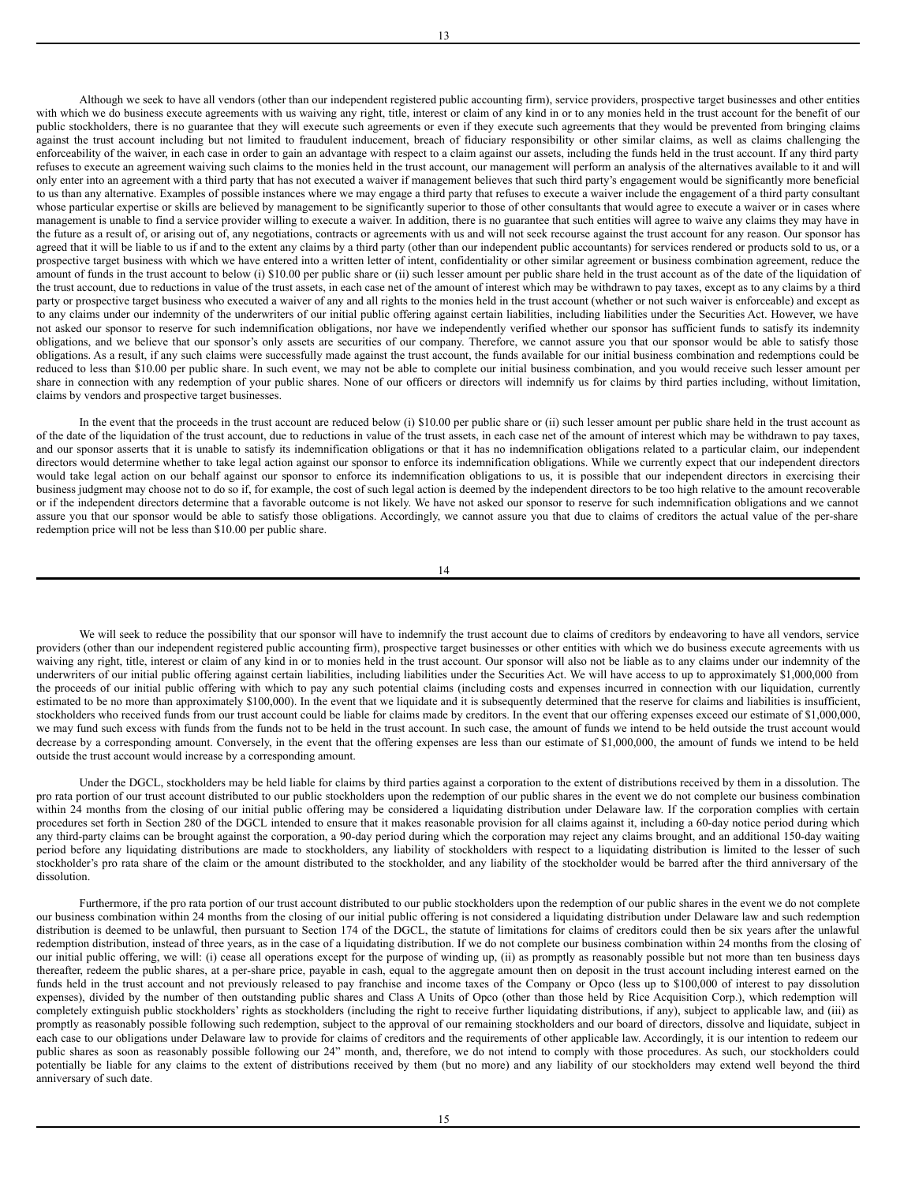Although we seek to have all vendors (other than our independent registered public accounting firm), service providers, prospective target businesses and other entities with which we do business execute agreements with us waiving any right, title, interest or claim of any kind in or to any monies held in the trust account for the benefit of our public stockholders, there is no guarantee that they will execute such agreements or even if they execute such agreements that they would be prevented from bringing claims against the trust account including but not limited to fraudulent inducement, breach of fiduciary responsibility or other similar claims, as well as claims challenging the enforceability of the waiver, in each case in order to gain an advantage with respect to a claim against our assets, including the funds held in the trust account. If any third party refuses to execute an agreement waiving such claims to the monies held in the trust account, our management will perform an analysis of the alternatives available to it and will only enter into an agreement with a third party that has not executed a waiver if management believes that such third party's engagement would be significantly more beneficial to us than any alternative. Examples of possible instances where we may engage a third party that refuses to execute a waiver include the engagement of a third party consultant whose particular expertise or skills are believed by management to be significantly superior to those of other consultants that would agree to execute a waiver or in cases where management is unable to find a service provider willing to execute a waiver. In addition, there is no guarantee that such entities will agree to waive any claims they may have in the future as a result of, or arising out of, any negotiations, contracts or agreements with us and will not seek recourse against the trust account for any reason. Our sponsor has agreed that it will be liable to us if and to the extent any claims by a third party (other than our independent public accountants) for services rendered or products sold to us, or a prospective target business with which we have entered into a written letter of intent, confidentiality or other similar agreement or business combination agreement, reduce the amount of funds in the trust account to below (i) $10.00 per public share or (ii) such lesser amount per public share held in the trust account as of the date of the liquidation of the trust account, due to reductions in value of the trust assets, in each case net of the amount of interest which may be withdrawn to pay taxes, except as to any claims by a third party or prospective target business who executed a waiver of any and all rights to the monies held in the trust account (whether or not such waiver is enforceable) and except as to any claims under our indemnity of the underwriters of our initial public offering against certain liabilities, including liabilities under the Securities Act. However, we have not asked our sponsor to reserve for such indemnification obligations, nor have we independently verified whether our sponsor has sufficient funds to satisfy its indemnity obligations, and we believe that our sponsor's only assets are securities of our company. Therefore, we cannot assure you that our sponsor would be able to satisfy those obligations. As a result, if any such claims were successfully made against the trust account, the funds available for our initial business combination and redemptions could be reduced to less than $10.00 per public share. In such event, we may not be able to complete our initial business combination, and you would receive such lesser amount per share in connection with any redemption of your public shares. None of our officers or directors will indemnify us for claims by third parties including, without limitation, claims by vendors and prospective target businesses.

In the event that the proceeds in the trust account are reduced below (i) $10.00 per public share or (ii) such lesser amount per public share held in the trust account as of the date of the liquidation of the trust account, due to reductions in value of the trust assets, in each case net of the amount of interest which may be withdrawn to pay taxes, and our sponsor asserts that it is unable to satisfy its indemnification obligations or that it has no indemnification obligations related to a particular claim, our independent directors would determine whether to take legal action against our sponsor to enforce its indemnification obligations. While we currently expect that our independent directors would take legal action on our behalf against our sponsor to enforce its indemnification obligations to us, it is possible that our independent directors in exercising their business judgment may choose not to do so if, for example, the cost of such legal action is deemed by the independent directors to be too high relative to the amount recoverable or if the independent directors determine that a favorable outcome is not likely. We have not asked our sponsor to reserve for such indemnification obligations and we cannot assure you that our sponsor would be able to satisfy those obligations. Accordingly, we cannot assure you that due to claims of creditors the actual value of the per-share redemption price will not be less than $10.00 per public share.

We will seek to reduce the possibility that our sponsor will have to indemnify the trust account due to claims of creditors by endeavoring to have all vendors, service providers (other than our independent registered public accounting firm), prospective target businesses or other entities with which we do business execute agreements with us waiving any right, title, interest or claim of any kind in or to monies held in the trust account. Our sponsor will also not be liable as to any claims under our indemnity of the underwriters of our initial public offering against certain liabilities, including liabilities under the Securities Act. We will have access to up to approximately $1,000,000 from the proceeds of our initial public offering with which to pay any such potential claims (including costs and expenses incurred in connection with our liquidation, currently estimated to be no more than approximately $100,000). In the event that we liquidate and it is subsequently determined that the reserve for claims and liabilities is insufficient, stockholders who received funds from our trust account could be liable for claims made by creditors. In the event that our offering expenses exceed our estimate of $1,000,000, we may fund such excess with funds from the funds not to be held in the trust account. In such case, the amount of funds we intend to be held outside the trust account would decrease by a corresponding amount. Conversely, in the event that the offering expenses are less than our estimate of $1,000,000, the amount of funds we intend to be held outside the trust account would increase by a corresponding amount.

Under the DGCL, stockholders may be held liable for claims by third parties against a corporation to the extent of distributions received by them in a dissolution. The pro rata portion of our trust account distributed to our public stockholders upon the redemption of our public shares in the event we do not complete our business combination within 24 months from the closing of our initial public offering may be considered a liquidating distribution under Delaware law. If the corporation complies with certain procedures set forth in Section 280 of the DGCL intended to ensure that it makes reasonable provision for all claims against it, including a 60-day notice period during which any third-party claims can be brought against the corporation, a 90-day period during which the corporation may reject any claims brought, and an additional 150-day waiting period before any liquidating distributions are made to stockholders, any liability of stockholders with respect to a liquidating distribution is limited to the lesser of such stockholder's pro rata share of the claim or the amount distributed to the stockholder, and any liability of the stockholder would be barred after the third anniversary of the dissolution.

Furthermore, if the pro rata portion of our trust account distributed to our public stockholders upon the redemption of our public shares in the event we do not complete our business combination within 24 months from the closing of our initial public offering is not considered a liquidating distribution under Delaware law and such redemption distribution is deemed to be unlawful, then pursuant to Section 174 of the DGCL, the statute of limitations for claims of creditors could then be six years after the unlawful redemption distribution, instead of three years, as in the case of a liquidating distribution. If we do not complete our business combination within 24 months from the closing of our initial public offering, we will: (i) cease all operations except for the purpose of winding up, (ii) as promptly as reasonably possible but not more than ten business days thereafter, redeem the public shares, at a per-share price, payable in cash, equal to the aggregate amount then on deposit in the trust account including interest earned on the funds held in the trust account and not previously released to pay franchise and income taxes of the Company or Opco (less up to $100,000 of interest to pay dissolution expenses), divided by the number of then outstanding public shares and Class A Units of Opco (other than those held by Rice Acquisition Corp.), which redemption will completely extinguish public stockholders' rights as stockholders (including the right to receive further liquidating distributions, if any), subject to applicable law, and (iii) as promptly as reasonably possible following such redemption, subject to the approval of our remaining stockholders and our board of directors, dissolve and liquidate, subject in each case to our obligations under Delaware law to provide for claims of creditors and the requirements of other applicable law. Accordingly, it is our intention to redeem our public shares as soon as reasonably possible following our 24" month, and, therefore, we do not intend to comply with those procedures. As such, our stockholders could potentially be liable for any claims to the extent of distributions received by them (but no more) and any liability of our stockholders may extend well beyond the third anniversary of such date.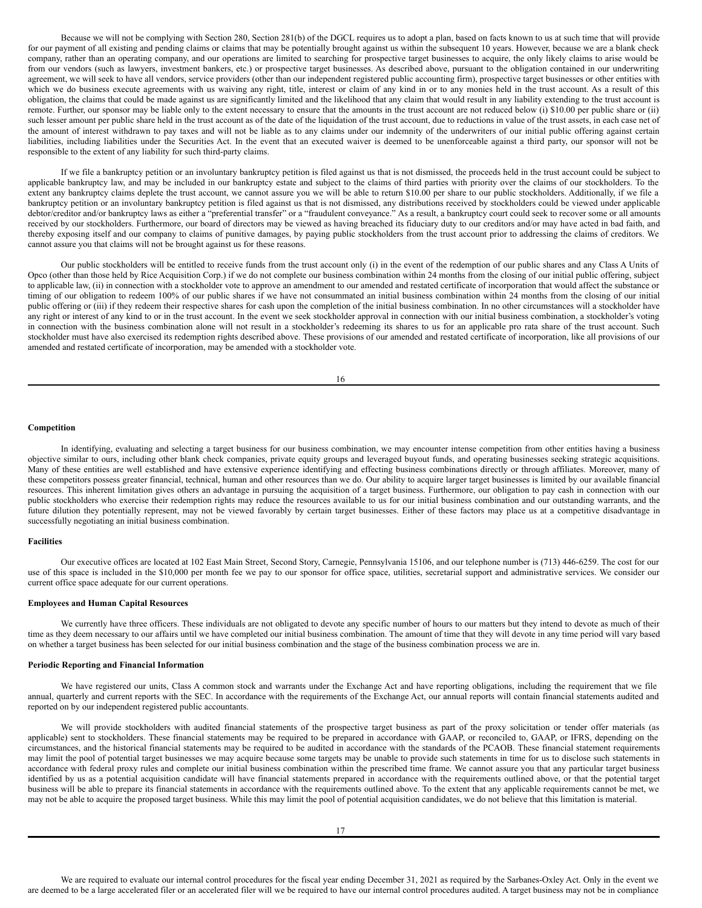Because we will not be complying with Section 280, Section 281(b) of the DGCL requires us to adopt a plan, based on facts known to us at such time that will provide for our payment of all existing and pending claims or claims that may be potentially brought against us within the subsequent 10 years. However, because we are a blank check company, rather than an operating company, and our operations are limited to searching for prospective target businesses to acquire, the only likely claims to arise would be from our vendors (such as lawyers, investment bankers, etc.) or prospective target businesses. As described above, pursuant to the obligation contained in our underwriting agreement, we will seek to have all vendors, service providers (other than our independent registered public accounting firm), prospective target businesses or other entities with which we do business execute agreements with us waiving any right, title, interest or claim of any kind in or to any monies held in the trust account. As a result of this obligation, the claims that could be made against us are significantly limited and the likelihood that any claim that would result in any liability extending to the trust account is remote. Further, our sponsor may be liable only to the extent necessary to ensure that the amounts in the trust account are not reduced below (i) $10.00 per public share or (ii) such lesser amount per public share held in the trust account as of the date of the liquidation of the trust account, due to reductions in value of the trust assets, in each case net of the amount of interest withdrawn to pay taxes and will not be liable as to any claims under our indemnity of the underwriters of our initial public offering against certain liabilities, including liabilities under the Securities Act. In the event that an executed waiver is deemed to be unenforceable against a third party, our sponsor will not be responsible to the extent of any liability for such third-party claims.

If we file a bankruptcy petition or an involuntary bankruptcy petition is filed against us that is not dismissed, the proceeds held in the trust account could be subject to applicable bankruptcy law, and may be included in our bankruptcy estate and subject to the claims of third parties with priority over the claims of our stockholders. To the extent any bankruptcy claims deplete the trust account, we cannot assure you we will be able to return $10.00 per share to our public stockholders. Additionally, if we file a bankruptcy petition or an involuntary bankruptcy petition is filed against us that is not dismissed, any distributions received by stockholders could be viewed under applicable debtor/creditor and/or bankruptcy laws as either a "preferential transfer" or a "fraudulent conveyance." As a result, a bankruptcy court could seek to recover some or all amounts received by our stockholders. Furthermore, our board of directors may be viewed as having breached its fiduciary duty to our creditors and/or may have acted in bad faith, and thereby exposing itself and our company to claims of punitive damages, by paying public stockholders from the trust account prior to addressing the claims of creditors. We cannot assure you that claims will not be brought against us for these reasons.

Our public stockholders will be entitled to receive funds from the trust account only (i) in the event of the redemption of our public shares and any Class A Units of Opco (other than those held by Rice Acquisition Corp.) if we do not complete our business combination within 24 months from the closing of our initial public offering, subject to applicable law, (ii) in connection with a stockholder vote to approve an amendment to our amended and restated certificate of incorporation that would affect the substance or timing of our obligation to redeem 100% of our public shares if we have not consummated an initial business combination within 24 months from the closing of our initial public offering or (iii) if they redeem their respective shares for cash upon the completion of the initial business combination. In no other circumstances will a stockholder have any right or interest of any kind to or in the trust account. In the event we seek stockholder approval in connection with our initial business combination, a stockholder's voting in connection with the business combination alone will not result in a stockholder's redeeming its shares to us for an applicable pro rata share of the trust account. Such stockholder must have also exercised its redemption rights described above. These provisions of our amended and restated certificate of incorporation, like all provisions of our amended and restated certificate of incorporation, may be amended with a stockholder vote.

**Competition**

In identifying, evaluating and selecting a target business for our business combination, we may encounter intense competition from other entities having a business objective similar to ours, including other blank check companies, private equity groups and leveraged buyout funds, and operating businesses seeking strategic acquisitions. Many of these entities are well established and have extensive experience identifying and effecting business combinations directly or through affiliates. Moreover, many of these competitors possess greater financial, technical, human and other resources than we do. Our ability to acquire larger target businesses is limited by our available financial resources. This inherent limitation gives others an advantage in pursuing the acquisition of a target business. Furthermore, our obligation to pay cash in connection with our public stockholders who exercise their redemption rights may reduce the resources available to us for our initial business combination and our outstanding warrants, and the future dilution they potentially represent, may not be viewed favorably by certain target businesses. Either of these factors may place us at a competitive disadvantage in successfully negotiating an initial business combination.

**Facilities**

Our executive offices are located at 102 East Main Street, Second Story, Carnegie, Pennsylvania 15106, and our telephone number is (713) 446-6259. The cost for our use of this space is included in the $10,000 per month fee we pay to our sponsor for office space, utilities, secretarial support and administrative services. We consider our current office space adequate for our current operations.

**Employees and Human Capital Resources**

We currently have three officers. These individuals are not obligated to devote any specific number of hours to our matters but they intend to devote as much of their time as they deem necessary to our affairs until we have completed our initial business combination. The amount of time that they will devote in any time period will vary based on whether a target business has been selected for our initial business combination and the stage of the business combination process we are in.

**Periodic Reporting and Financial Information**

We have registered our units, Class A common stock and warrants under the Exchange Act and have reporting obligations, including the requirement that we file annual, quarterly and current reports with the SEC. In accordance with the requirements of the Exchange Act, our annual reports will contain financial statements audited and reported on by our independent registered public accountants.

We will provide stockholders with audited financial statements of the prospective target business as part of the proxy solicitation or tender offer materials (as applicable) sent to stockholders. These financial statements may be required to be prepared in accordance with GAAP, or reconciled to, GAAP, or IFRS, depending on the circumstances, and the historical financial statements may be required to be audited in accordance with the standards of the PCAOB. These financial statement requirements may limit the pool of potential target businesses we may acquire because some targets may be unable to provide such statements in time for us to disclose such statements in accordance with federal proxy rules and complete our initial business combination within the prescribed time frame. We cannot assure you that any particular target business identified by us as a potential acquisition candidate will have financial statements prepared in accordance with the requirements outlined above, or that the potential target business will be able to prepare its financial statements in accordance with the requirements outlined above. To the extent that any applicable requirements cannot be met, we may not be able to acquire the proposed target business. While this may limit the pool of potential acquisition candidates, we do not believe that this limitation is material.

We are required to evaluate our internal control procedures for the fiscal year ending December 31, 2021 as required by the Sarbanes-Oxley Act. Only in the event we are deemed to be a large accelerated filer or an accelerated filer will we be required to have our internal control procedures audited. A target business may not be in compliance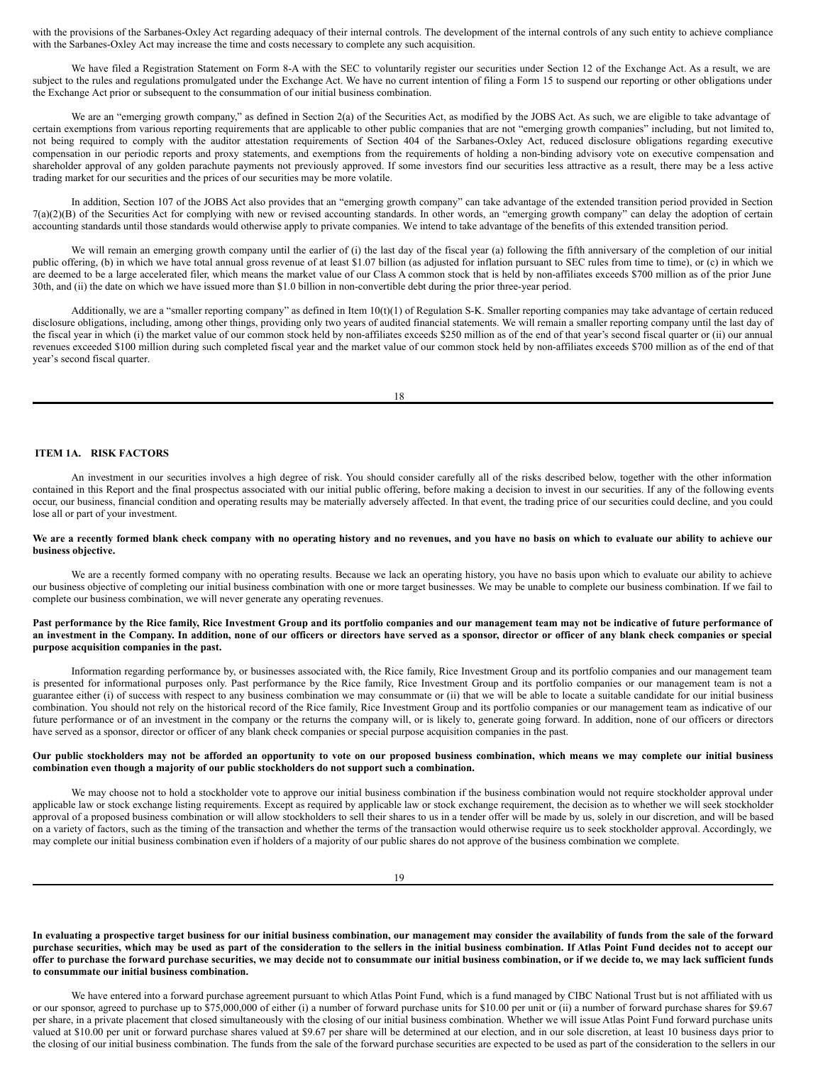with the provisions of the Sarbanes-Oxley Act regarding adequacy of their internal controls. The development of the internal controls of any such entity to achieve compliance with the Sarbanes-Oxley Act may increase the time and costs necessary to complete any such acquisition.

We have filed a Registration Statement on Form 8-A with the SEC to voluntarily register our securities under Section 12 of the Exchange Act. As a result, we are subject to the rules and regulations promulgated under the Exchange Act. We have no current intention of filing a Form 15 to suspend our reporting or other obligations under the Exchange Act prior or subsequent to the consummation of our initial business combination.

We are an "emerging growth company," as defined in Section 2(a) of the Securities Act, as modified by the JOBS Act. As such, we are eligible to take advantage of certain exemptions from various reporting requirements that are applicable to other public companies that are not "emerging growth companies" including, but not limited to, not being required to comply with the auditor attestation requirements of Section 404 of the Sarbanes-Oxley Act, reduced disclosure obligations regarding executive compensation in our periodic reports and proxy statements, and exemptions from the requirements of holding a non-binding advisory vote on executive compensation and shareholder approval of any golden parachute payments not previously approved. If some investors find our securities less attractive as a result, there may be a less active trading market for our securities and the prices of our securities may be more volatile.

In addition, Section 107 of the JOBS Act also provides that an "emerging growth company" can take advantage of the extended transition period provided in Section 7(a)(2)(B) of the Securities Act for complying with new or revised accounting standards. In other words, an "emerging growth company" can delay the adoption of certain accounting standards until those standards would otherwise apply to private companies. We intend to take advantage of the benefits of this extended transition period.

We will remain an emerging growth company until the earlier of (i) the last day of the fiscal year (a) following the fifth anniversary of the completion of our initial public offering, (b) in which we have total annual gross revenue of at least $1.07 billion (as adjusted for inflation pursuant to SEC rules from time to time), or (c) in which we are deemed to be a large accelerated filer, which means the market value of our Class A common stock that is held by non-affiliates exceeds $700 million as of the prior June 30th, and (ii) the date on which we have issued more than $1.0 billion in non-convertible debt during the prior three-year period.

Additionally, we are a "smaller reporting company" as defined in Item 10(t)(1) of Regulation S-K. Smaller reporting companies may take advantage of certain reduced disclosure obligations, including, among other things, providing only two years of audited financial statements. We will remain a smaller reporting company until the last day of the fiscal year in which (i) the market value of our common stock held by non-affiliates exceeds $250 million as of the end of that year's second fiscal quarter or (ii) our annual revenues exceeded $100 million during such completed fiscal year and the market value of our common stock held by non-affiliates exceeds $700 million as of the end of that year's second fiscal quarter.

## ITEM 1A. RISK FACTORS

An investment in our securities involves a high degree of risk. You should consider carefully all of the risks described below, together with the other information contained in this Report and the final prospectus associated with our initial public offering, before making a decision to invest in our securities. If any of the following events occur, our business, financial condition and operating results may be materially adversely affected. In that event, the trading price of our securities could decline, and you could lose all or part of your investment.

**We are a recently formed blank check company with no operating history and no revenues, and you have no basis on which to evaluate our ability to achieve our business objective.**

We are a recently formed company with no operating results. Because we lack an operating history, you have no basis upon which to evaluate our ability to achieve our business objective of completing our initial business combination with one or more target businesses. We may be unable to complete our business combination. If we fail to complete our business combination, we will never generate any operating revenues.

**Past performance by the Rice family, Rice Investment Group and its portfolio companies and our management team may not be indicative of future performance of an investment in the Company. In addition, none of our officers or directors have served as a sponsor, director or officer of any blank check companies or special purpose acquisition companies in the past.**

Information regarding performance by, or businesses associated with, the Rice family, Rice Investment Group and its portfolio companies and our management team is presented for informational purposes only. Past performance by the Rice family, Rice Investment Group and its portfolio companies or our management team is not a guarantee either (i) of success with respect to any business combination we may consummate or (ii) that we will be able to locate a suitable candidate for our initial business combination. You should not rely on the historical record of the Rice family, Rice Investment Group and its portfolio companies or our management team as indicative of our future performance or of an investment in the company or the returns the company will, or is likely to, generate going forward. In addition, none of our officers or directors have served as a sponsor, director or officer of any blank check companies or special purpose acquisition companies in the past.

**Our public stockholders may not be afforded an opportunity to vote on our proposed business combination, which means we may complete our initial business combination even though a majority of our public stockholders do not support such a combination.**

We may choose not to hold a stockholder vote to approve our initial business combination if the business combination would not require stockholder approval under applicable law or stock exchange listing requirements. Except as required by applicable law or stock exchange requirement, the decision as to whether we will seek stockholder approval of a proposed business combination or will allow stockholders to sell their shares to us in a tender offer will be made by us, solely in our discretion, and will be based on a variety of factors, such as the timing of the transaction and whether the terms of the transaction would otherwise require us to seek stockholder approval. Accordingly, we may complete our initial business combination even if holders of a majority of our public shares do not approve of the business combination we complete.

**In evaluating a prospective target business for our initial business combination, our management may consider the availability of funds from the sale of the forward purchase securities, which may be used as part of the consideration to the sellers in the initial business combination. If Atlas Point Fund decides not to accept our offer to purchase the forward purchase securities, we may decide not to consummate our initial business combination, or if we decide to, we may lack sufficient funds to consummate our initial business combination.**

We have entered into a forward purchase agreement pursuant to which Atlas Point Fund, which is a fund managed by CIBC National Trust but is not affiliated with us or our sponsor, agreed to purchase up to $75,000,000 of either (i) a number of forward purchase units for $10.00 per unit or (ii) a number of forward purchase shares for $9.67 per share, in a private placement that closed simultaneously with the closing of our initial business combination. Whether we will issue Atlas Point Fund forward purchase units valued at $10.00 per unit or forward purchase shares valued at $9.67 per share will be determined at our election, and in our sole discretion, at least 10 business days prior to the closing of our initial business combination. The funds from the sale of the forward purchase securities are expected to be used as part of the consideration to the sellers in our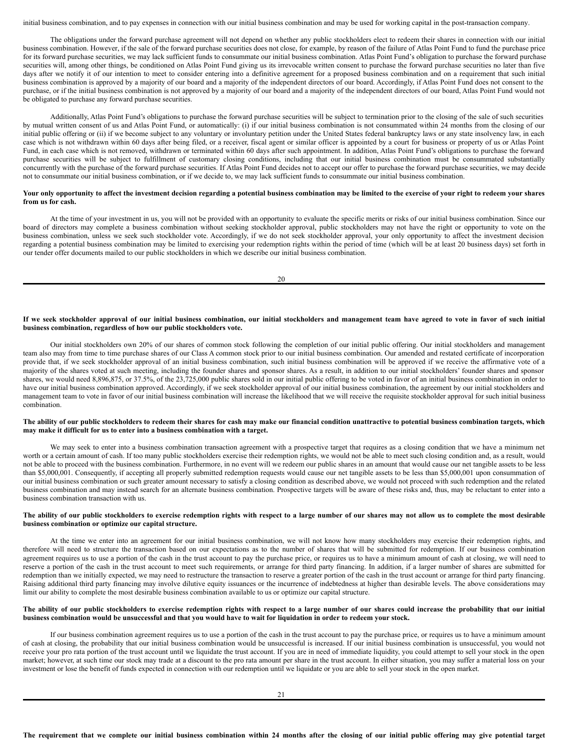initial business combination, and to pay expenses in connection with our initial business combination and may be used for working capital in the post-transaction company.

The obligations under the forward purchase agreement will not depend on whether any public stockholders elect to redeem their shares in connection with our initial business combination. However, if the sale of the forward purchase securities does not close, for example, by reason of the failure of Atlas Point Fund to fund the purchase price for its forward purchase securities, we may lack sufficient funds to consummate our initial business combination. Atlas Point Fund's obligation to purchase the forward purchase securities will, among other things, be conditioned on Atlas Point Fund giving us its irrevocable written consent to purchase the forward purchase securities no later than five days after we notify it of our intention to meet to consider entering into a definitive agreement for a proposed business combination and on a requirement that such initial business combination is approved by a majority of our board and a majority of the independent directors of our board. Accordingly, if Atlas Point Fund does not consent to the purchase, or if the initial business combination is not approved by a majority of our board and a majority of the independent directors of our board, Atlas Point Fund would not be obligated to purchase any forward purchase securities.

Additionally, Atlas Point Fund's obligations to purchase the forward purchase securities will be subject to termination prior to the closing of the sale of such securities by mutual written consent of us and Atlas Point Fund, or automatically: (i) if our initial business combination is not consummated within 24 months from the closing of our initial public offering or (ii) if we become subject to any voluntary or involuntary petition under the United States federal bankruptcy laws or any state insolvency law, in each case which is not withdrawn within 60 days after being filed, or a receiver, fiscal agent or similar officer is appointed by a court for business or property of us or Atlas Point Fund, in each case which is not removed, withdrawn or terminated within 60 days after such appointment. In addition, Atlas Point Fund's obligations to purchase the forward purchase securities will be subject to fulfillment of customary closing conditions, including that our initial business combination must be consummated substantially concurrently with the purchase of the forward purchase securities. If Atlas Point Fund decides not to accept our offer to purchase the forward purchase securities, we may decide not to consummate our initial business combination, or if we decide to, we may lack sufficient funds to consummate our initial business combination.

**Your only opportunity to affect the investment decision regarding a potential business combination may be limited to the exercise of your right to redeem your shares from us for cash.**

At the time of your investment in us, you will not be provided with an opportunity to evaluate the specific merits or risks of our initial business combination. Since our board of directors may complete a business combination without seeking stockholder approval, public stockholders may not have the right or opportunity to vote on the business combination, unless we seek such stockholder vote. Accordingly, if we do not seek stockholder approval, your only opportunity to affect the investment decision regarding a potential business combination may be limited to exercising your redemption rights within the period of time (which will be at least 20 business days) set forth in our tender offer documents mailed to our public stockholders in which we describe our initial business combination.

**If we seek stockholder approval of our initial business combination, our initial stockholders and management team have agreed to vote in favor of such initial business combination, regardless of how our public stockholders vote.**

Our initial stockholders own 20% of our shares of common stock following the completion of our initial public offering. Our initial stockholders and management team also may from time to time purchase shares of our Class A common stock prior to our initial business combination. Our amended and restated certificate of incorporation provide that, if we seek stockholder approval of an initial business combination, such initial business combination will be approved if we receive the affirmative vote of a majority of the shares voted at such meeting, including the founder shares and sponsor shares. As a result, in addition to our initial stockholders' founder shares and sponsor shares, we would need 8,896,875, or 37.5%, of the 23,725,000 public shares sold in our initial public offering to be voted in favor of an initial business combination in order to have our initial business combination approved. Accordingly, if we seek stockholder approval of our initial business combination, the agreement by our initial stockholders and management team to vote in favor of our initial business combination will increase the likelihood that we will receive the requisite stockholder approval for such initial business combination.

**The ability of our public stockholders to redeem their shares for cash may make our financial condition unattractive to potential business combination targets, which may make it difficult for us to enter into a business combination with a target.**

We may seek to enter into a business combination transaction agreement with a prospective target that requires as a closing condition that we have a minimum net worth or a certain amount of cash. If too many public stockholders exercise their redemption rights, we would not be able to meet such closing condition and, as a result, would not be able to proceed with the business combination. Furthermore, in no event will we redeem our public shares in an amount that would cause our net tangible assets to be less than $5,000,001. Consequently, if accepting all properly submitted redemption requests would cause our net tangible assets to be less than $5,000,001 upon consummation of our initial business combination or such greater amount necessary to satisfy a closing condition as described above, we would not proceed with such redemption and the related business combination and may instead search for an alternate business combination. Prospective targets will be aware of these risks and, thus, may be reluctant to enter into a business combination transaction with us.

**The ability of our public stockholders to exercise redemption rights with respect to a large number of our shares may not allow us to complete the most desirable business combination or optimize our capital structure.**

At the time we enter into an agreement for our initial business combination, we will not know how many stockholders may exercise their redemption rights, and therefore will need to structure the transaction based on our expectations as to the number of shares that will be submitted for redemption. If our business combination agreement requires us to use a portion of the cash in the trust account to pay the purchase price, or requires us to have a minimum amount of cash at closing, we will need to reserve a portion of the cash in the trust account to meet such requirements, or arrange for third party financing. In addition, if a larger number of shares are submitted for redemption than we initially expected, we may need to restructure the transaction to reserve a greater portion of the cash in the trust account or arrange for third party financing. Raising additional third party financing may involve dilutive equity issuances or the incurrence of indebtedness at higher than desirable levels. The above considerations may limit our ability to complete the most desirable business combination available to us or optimize our capital structure.

**The ability of our public stockholders to exercise redemption rights with respect to a large number of our shares could increase the probability that our initial business combination would be unsuccessful and that you would have to wait for liquidation in order to redeem your stock.**

If our business combination agreement requires us to use a portion of the cash in the trust account to pay the purchase price, or requires us to have a minimum amount of cash at closing, the probability that our initial business combination would be unsuccessful is increased. If our initial business combination is unsuccessful, you would not receive your pro rata portion of the trust account until we liquidate the trust account. If you are in need of immediate liquidity, you could attempt to sell your stock in the open market; however, at such time our stock may trade at a discount to the pro rata amount per share in the trust account. In either situation, you may suffer a material loss on your investment or lose the benefit of funds expected in connection with our redemption until we liquidate or you are able to sell your stock in the open market.

**The requirement that we complete our initial business combination within 24 months after the closing of our initial public offering may give potential target**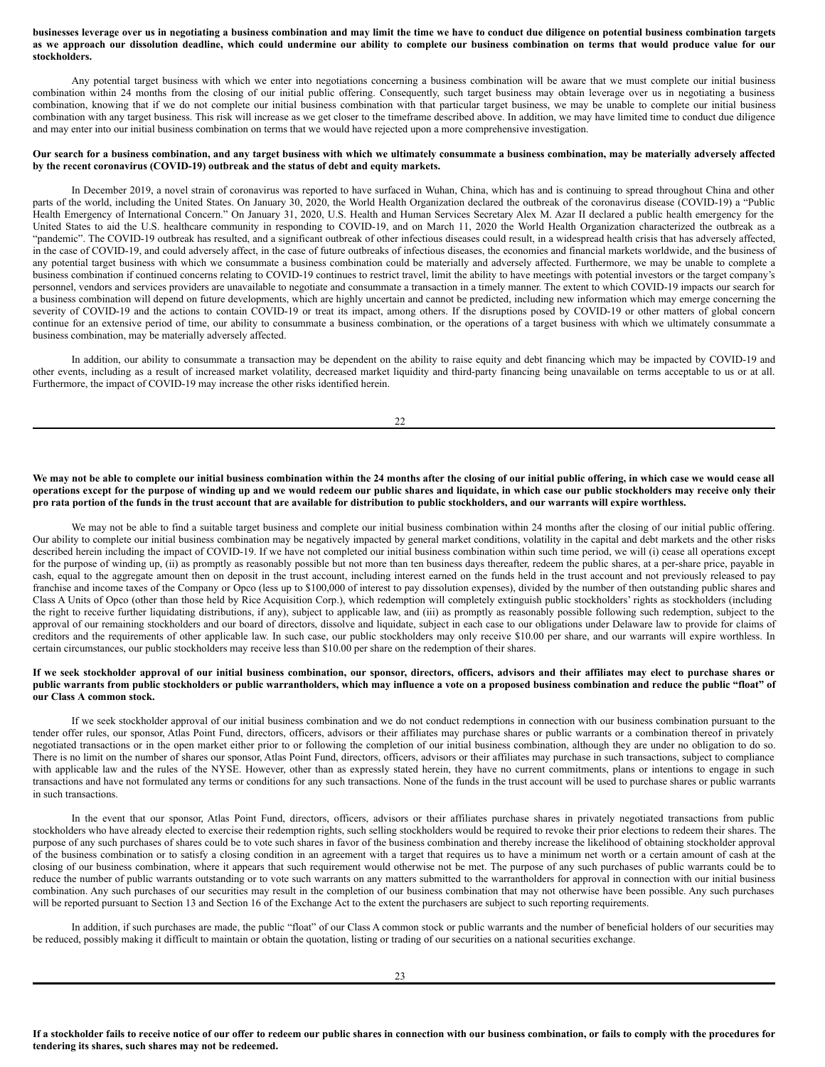**businesses leverage over us in negotiating a business combination and may limit the time we have to conduct due diligence on potential business combination targets as we approach our dissolution deadline, which could undermine our ability to complete our business combination on terms that would produce value for our stockholders.**

Any potential target business with which we enter into negotiations concerning a business combination will be aware that we must complete our initial business combination within 24 months from the closing of our initial public offering. Consequently, such target business may obtain leverage over us in negotiating a business combination, knowing that if we do not complete our initial business combination with that particular target business, we may be unable to complete our initial business combination with any target business. This risk will increase as we get closer to the timeframe described above. In addition, we may have limited time to conduct due diligence and may enter into our initial business combination on terms that we would have rejected upon a more comprehensive investigation.

**Our search for a business combination, and any target business with which we ultimately consummate a business combination, may be materially adversely affected by the recent coronavirus (COVID-19) outbreak and the status of debt and equity markets.**

In December 2019, a novel strain of coronavirus was reported to have surfaced in Wuhan, China, which has and is continuing to spread throughout China and other parts of the world, including the United States. On January 30, 2020, the World Health Organization declared the outbreak of the coronavirus disease (COVID-19) a "Public Health Emergency of International Concern." On January 31, 2020, U.S. Health and Human Services Secretary Alex M. Azar II declared a public health emergency for the United States to aid the U.S. healthcare community in responding to COVID-19, and on March 11, 2020 the World Health Organization characterized the outbreak as a "pandemic". The COVID-19 outbreak has resulted, and a significant outbreak of other infectious diseases could result, in a widespread health crisis that has adversely affected, in the case of COVID-19, and could adversely affect, in the case of future outbreaks of infectious diseases, the economies and financial markets worldwide, and the business of any potential target business with which we consummate a business combination could be materially and adversely affected. Furthermore, we may be unable to complete a business combination if continued concerns relating to COVID-19 continues to restrict travel, limit the ability to have meetings with potential investors or the target company's personnel, vendors and services providers are unavailable to negotiate and consummate a transaction in a timely manner. The extent to which COVID-19 impacts our search for a business combination will depend on future developments, which are highly uncertain and cannot be predicted, including new information which may emerge concerning the severity of COVID-19 and the actions to contain COVID-19 or treat its impact, among others. If the disruptions posed by COVID-19 or other matters of global concern continue for an extensive period of time, our ability to consummate a business combination, or the operations of a target business with which we ultimately consummate a business combination, may be materially adversely affected.

In addition, our ability to consummate a transaction may be dependent on the ability to raise equity and debt financing which may be impacted by COVID-19 and other events, including as a result of increased market volatility, decreased market liquidity and third-party financing being unavailable on terms acceptable to us or at all. Furthermore, the impact of COVID-19 may increase the other risks identified herein.

**We may not be able to complete our initial business combination within the 24 months after the closing of our initial public offering, in which case we would cease all operations except for the purpose of winding up and we would redeem our public shares and liquidate, in which case our public stockholders may receive only their pro rata portion of the funds in the trust account that are available for distribution to public stockholders, and our warrants will expire worthless.**

We may not be able to find a suitable target business and complete our initial business combination within 24 months after the closing of our initial public offering. Our ability to complete our initial business combination may be negatively impacted by general market conditions, volatility in the capital and debt markets and the other risks described herein including the impact of COVID-19. If we have not completed our initial business combination within such time period, we will (i) cease all operations except for the purpose of winding up, (ii) as promptly as reasonably possible but not more than ten business days thereafter, redeem the public shares, at a per-share price, payable in cash, equal to the aggregate amount then on deposit in the trust account, including interest earned on the funds held in the trust account and not previously released to pay franchise and income taxes of the Company or Opco (less up to $100,000 of interest to pay dissolution expenses), divided by the number of then outstanding public shares and Class A Units of Opco (other than those held by Rice Acquisition Corp.), which redemption will completely extinguish public stockholders' rights as stockholders (including the right to receive further liquidating distributions, if any), subject to applicable law, and (iii) as promptly as reasonably possible following such redemption, subject to the approval of our remaining stockholders and our board of directors, dissolve and liquidate, subject in each case to our obligations under Delaware law to provide for claims of creditors and the requirements of other applicable law. In such case, our public stockholders may only receive $10.00 per share, and our warrants will expire worthless. In certain circumstances, our public stockholders may receive less than $10.00 per share on the redemption of their shares.

**If we seek stockholder approval of our initial business combination, our sponsor, directors, officers, advisors and their affiliates may elect to purchase shares or public warrants from public stockholders or public warrantholders, which may influence a vote on a proposed business combination and reduce the public "float" of our Class A common stock.**

If we seek stockholder approval of our initial business combination and we do not conduct redemptions in connection with our business combination pursuant to the tender offer rules, our sponsor, Atlas Point Fund, directors, officers, advisors or their affiliates may purchase shares or public warrants or a combination thereof in privately negotiated transactions or in the open market either prior to or following the completion of our initial business combination, although they are under no obligation to do so. There is no limit on the number of shares our sponsor, Atlas Point Fund, directors, officers, advisors or their affiliates may purchase in such transactions, subject to compliance with applicable law and the rules of the NYSE. However, other than as expressly stated herein, they have no current commitments, plans or intentions to engage in such transactions and have not formulated any terms or conditions for any such transactions. None of the funds in the trust account will be used to purchase shares or public warrants in such transactions.

In the event that our sponsor, Atlas Point Fund, directors, officers, advisors or their affiliates purchase shares in privately negotiated transactions from public stockholders who have already elected to exercise their redemption rights, such selling stockholders would be required to revoke their prior elections to redeem their shares. The purpose of any such purchases of shares could be to vote such shares in favor of the business combination and thereby increase the likelihood of obtaining stockholder approval of the business combination or to satisfy a closing condition in an agreement with a target that requires us to have a minimum net worth or a certain amount of cash at the closing of our business combination, where it appears that such requirement would otherwise not be met. The purpose of any such purchases of public warrants could be to reduce the number of public warrants outstanding or to vote such warrants on any matters submitted to the warrantholders for approval in connection with our initial business combination. Any such purchases of our securities may result in the completion of our business combination that may not otherwise have been possible. Any such purchases will be reported pursuant to Section 13 and Section 16 of the Exchange Act to the extent the purchasers are subject to such reporting requirements.

In addition, if such purchases are made, the public "float" of our Class A common stock or public warrants and the number of beneficial holders of our securities may be reduced, possibly making it difficult to maintain or obtain the quotation, listing or trading of our securities on a national securities exchange.

**If a stockholder fails to receive notice of our offer to redeem our public shares in connection with our business combination, or fails to comply with the procedures for tendering its shares, such shares may not be redeemed.**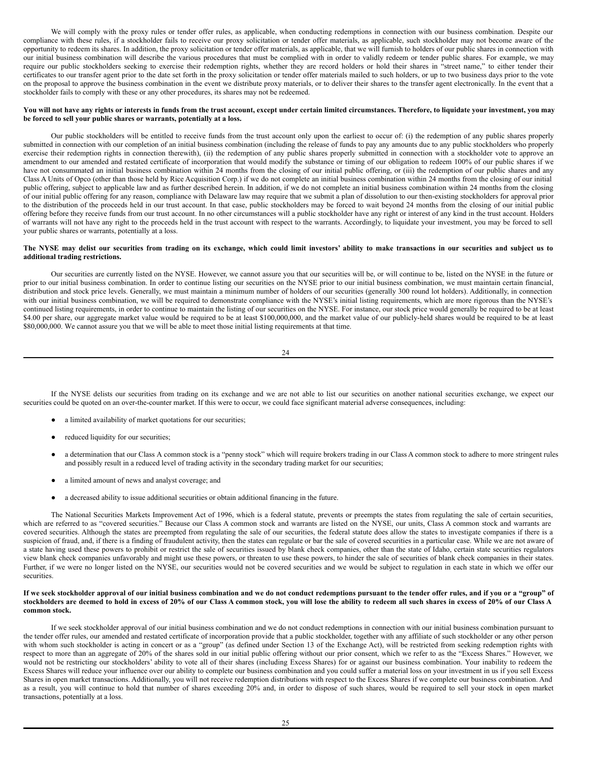We will comply with the proxy rules or tender offer rules, as applicable, when conducting redemptions in connection with our business combination. Despite our compliance with these rules, if a stockholder fails to receive our proxy solicitation or tender offer materials, as applicable, such stockholder may not become aware of the opportunity to redeem its shares. In addition, the proxy solicitation or tender offer materials, as applicable, that we will furnish to holders of our public shares in connection with our initial business combination will describe the various procedures that must be complied with in order to validly redeem or tender public shares. For example, we may require our public stockholders seeking to exercise their redemption rights, whether they are record holders or hold their shares in "street name," to either tender their certificates to our transfer agent prior to the date set forth in the proxy solicitation or tender offer materials mailed to such holders, or up to two business days prior to the vote on the proposal to approve the business combination in the event we distribute proxy materials, or to deliver their shares to the transfer agent electronically. In the event that a stockholder fails to comply with these or any other procedures, its shares may not be redeemed.

**You will not have any rights or interests in funds from the trust account, except under certain limited circumstances. Therefore, to liquidate your investment, you may be forced to sell your public shares or warrants, potentially at a loss.**

Our public stockholders will be entitled to receive funds from the trust account only upon the earliest to occur of: (i) the redemption of any public shares properly submitted in connection with our completion of an initial business combination (including the release of funds to pay any amounts due to any public stockholders who properly exercise their redemption rights in connection therewith), (ii) the redemption of any public shares properly submitted in connection with a stockholder vote to approve an amendment to our amended and restated certificate of incorporation that would modify the substance or timing of our obligation to redeem 100% of our public shares if we have not consummated an initial business combination within 24 months from the closing of our initial public offering, or (iii) the redemption of our public shares and any Class A Units of Opco (other than those held by Rice Acquisition Corp.) if we do not complete an initial business combination within 24 months from the closing of our initial public offering, subject to applicable law and as further described herein. In addition, if we do not complete an initial business combination within 24 months from the closing of our initial public offering for any reason, compliance with Delaware law may require that we submit a plan of dissolution to our then-existing stockholders for approval prior to the distribution of the proceeds held in our trust account. In that case, public stockholders may be forced to wait beyond 24 months from the closing of our initial public offering before they receive funds from our trust account. In no other circumstances will a public stockholder have any right or interest of any kind in the trust account. Holders of warrants will not have any right to the proceeds held in the trust account with respect to the warrants. Accordingly, to liquidate your investment, you may be forced to sell your public shares or warrants, potentially at a loss.

**The NYSE may delist our securities from trading on its exchange, which could limit investors' ability to make transactions in our securities and subject us to additional trading restrictions.**

Our securities are currently listed on the NYSE. However, we cannot assure you that our securities will be, or will continue to be, listed on the NYSE in the future or prior to our initial business combination. In order to continue listing our securities on the NYSE prior to our initial business combination, we must maintain certain financial, distribution and stock price levels. Generally, we must maintain a minimum number of holders of our securities (generally 300 round lot holders). Additionally, in connection with our initial business combination, we will be required to demonstrate compliance with the NYSE's initial listing requirements, which are more rigorous than the NYSE's continued listing requirements, in order to continue to maintain the listing of our securities on the NYSE. For instance, our stock price would generally be required to be at least $4.00 per share, our aggregate market value would be required to be at least $100,000,000, and the market value of our publicly-held shares would be required to be at least $80,000,000. We cannot assure you that we will be able to meet those initial listing requirements at that time.

If the NYSE delists our securities from trading on its exchange and we are not able to list our securities on another national securities exchange, we expect our securities could be quoted on an over-the-counter market. If this were to occur, we could face significant material adverse consequences, including:

- a limited availability of market quotations for our securities;
- reduced liquidity for our securities;
- a determination that our Class A common stock is a "penny stock" which will require brokers trading in our Class A common stock to adhere to more stringent rules and possibly result in a reduced level of trading activity in the secondary trading market for our securities;
- a limited amount of news and analyst coverage; and
- a decreased ability to issue additional securities or obtain additional financing in the future.

The National Securities Markets Improvement Act of 1996, which is a federal statute, prevents or preempts the states from regulating the sale of certain securities, which are referred to as "covered securities." Because our Class A common stock and warrants are listed on the NYSE, our units, Class A common stock and warrants are covered securities. Although the states are preempted from regulating the sale of our securities, the federal statute does allow the states to investigate companies if there is a suspicion of fraud, and, if there is a finding of fraudulent activity, then the states can regulate or bar the sale of covered securities in a particular case. While we are not aware of a state having used these powers to prohibit or restrict the sale of securities issued by blank check companies, other than the state of Idaho, certain state securities regulators view blank check companies unfavorably and might use these powers, or threaten to use these powers, to hinder the sale of securities of blank check companies in their states. Further, if we were no longer listed on the NYSE, our securities would not be covered securities and we would be subject to regulation in each state in which we offer our securities.

**If we seek stockholder approval of our initial business combination and we do not conduct redemptions pursuant to the tender offer rules, and if you or a "group" of stockholders are deemed to hold in excess of 20% of our Class A common stock, you will lose the ability to redeem all such shares in excess of 20% of our Class A common stock.**

If we seek stockholder approval of our initial business combination and we do not conduct redemptions in connection with our initial business combination pursuant to the tender offer rules, our amended and restated certificate of incorporation provide that a public stockholder, together with any affiliate of such stockholder or any other person with whom such stockholder is acting in concert or as a "group" (as defined under Section 13 of the Exchange Act), will be restricted from seeking redemption rights with respect to more than an aggregate of 20% of the shares sold in our initial public offering without our prior consent, which we refer to as the "Excess Shares." However, we would not be restricting our stockholders' ability to vote all of their shares (including Excess Shares) for or against our business combination. Your inability to redeem the Excess Shares will reduce your influence over our ability to complete our business combination and you could suffer a material loss on your investment in us if you sell Excess Shares in open market transactions. Additionally, you will not receive redemption distributions with respect to the Excess Shares if we complete our business combination. And as a result, you will continue to hold that number of shares exceeding 20% and, in order to dispose of such shares, would be required to sell your stock in open market transactions, potentially at a loss.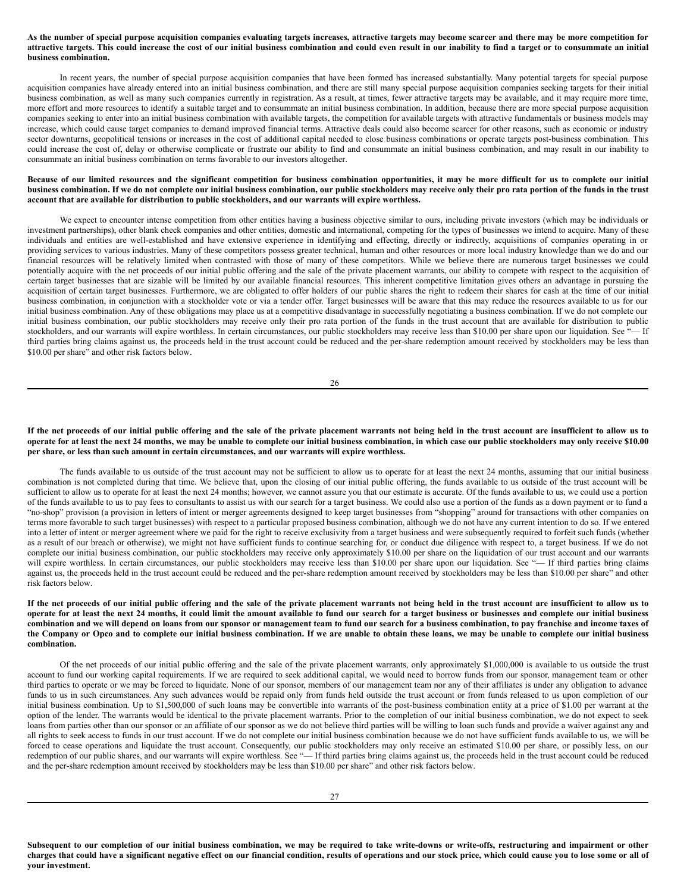**As the number of special purpose acquisition companies evaluating targets increases, attractive targets may become scarcer and there may be more competition for attractive targets. This could increase the cost of our initial business combination and could even result in our inability to find a target or to consummate an initial business combination.**

In recent years, the number of special purpose acquisition companies that have been formed has increased substantially. Many potential targets for special purpose acquisition companies have already entered into an initial business combination, and there are still many special purpose acquisition companies seeking targets for their initial business combination, as well as many such companies currently in registration. As a result, at times, fewer attractive targets may be available, and it may require more time, more effort and more resources to identify a suitable target and to consummate an initial business combination. In addition, because there are more special purpose acquisition companies seeking to enter into an initial business combination with available targets, the competition for available targets with attractive fundamentals or business models may increase, which could cause target companies to demand improved financial terms. Attractive deals could also become scarcer for other reasons, such as economic or industry sector downturns, geopolitical tensions or increases in the cost of additional capital needed to close business combinations or operate targets post-business combination. This could increase the cost of, delay or otherwise complicate or frustrate our ability to find and consummate an initial business combination, and may result in our inability to consummate an initial business combination on terms favorable to our investors altogether.

**Because of our limited resources and the significant competition for business combination opportunities, it may be more difficult for us to complete our initial business combination. If we do not complete our initial business combination, our public stockholders may receive only their pro rata portion of the funds in the trust account that are available for distribution to public stockholders, and our warrants will expire worthless.**

We expect to encounter intense competition from other entities having a business objective similar to ours, including private investors (which may be individuals or investment partnerships), other blank check companies and other entities, domestic and international, competing for the types of businesses we intend to acquire. Many of these individuals and entities are well-established and have extensive experience in identifying and effecting, directly or indirectly, acquisitions of companies operating in or providing services to various industries. Many of these competitors possess greater technical, human and other resources or more local industry knowledge than we do and our financial resources will be relatively limited when contrasted with those of many of these competitors. While we believe there are numerous target businesses we could potentially acquire with the net proceeds of our initial public offering and the sale of the private placement warrants, our ability to compete with respect to the acquisition of certain target businesses that are sizable will be limited by our available financial resources. This inherent competitive limitation gives others an advantage in pursuing the acquisition of certain target businesses. Furthermore, we are obligated to offer holders of our public shares the right to redeem their shares for cash at the time of our initial business combination, in conjunction with a stockholder vote or via a tender offer. Target businesses will be aware that this may reduce the resources available to us for our initial business combination. Any of these obligations may place us at a competitive disadvantage in successfully negotiating a business combination. If we do not complete our initial business combination, our public stockholders may receive only their pro rata portion of the funds in the trust account that are available for distribution to public stockholders, and our warrants will expire worthless. In certain circumstances, our public stockholders may receive less than $10.00 per share upon our liquidation. See "— If third parties bring claims against us, the proceeds held in the trust account could be reduced and the per-share redemption amount received by stockholders may be less than $10.00 per share" and other risk factors below.

**If the net proceeds of our initial public offering and the sale of the private placement warrants not being held in the trust account are insufficient to allow us to operate for at least the next 24 months, we may be unable to complete our initial business combination, in which case our public stockholders may only receive $10.00 per share, or less than such amount in certain circumstances, and our warrants will expire worthless.**

The funds available to us outside of the trust account may not be sufficient to allow us to operate for at least the next 24 months, assuming that our initial business combination is not completed during that time. We believe that, upon the closing of our initial public offering, the funds available to us outside of the trust account will be sufficient to allow us to operate for at least the next 24 months; however, we cannot assure you that our estimate is accurate. Of the funds available to us, we could use a portion of the funds available to us to pay fees to consultants to assist us with our search for a target business. We could also use a portion of the funds as a down payment or to fund a "no-shop" provision (a provision in letters of intent or merger agreements designed to keep target businesses from "shopping" around for transactions with other companies on terms more favorable to such target businesses) with respect to a particular proposed business combination, although we do not have any current intention to do so. If we entered into a letter of intent or merger agreement where we paid for the right to receive exclusivity from a target business and were subsequently required to forfeit such funds (whether as a result of our breach or otherwise), we might not have sufficient funds to continue searching for, or conduct due diligence with respect to, a target business. If we do not complete our initial business combination, our public stockholders may receive only approximately $10.00 per share on the liquidation of our trust account and our warrants will expire worthless. In certain circumstances, our public stockholders may receive less than $10.00 per share upon our liquidation. See "— If third parties bring claims against us, the proceeds held in the trust account could be reduced and the per-share redemption amount received by stockholders may be less than $10.00 per share" and other risk factors below.

**If the net proceeds of our initial public offering and the sale of the private placement warrants not being held in the trust account are insufficient to allow us to operate for at least the next 24 months, it could limit the amount available to fund our search for a target business or businesses and complete our initial business combination and we will depend on loans from our sponsor or management team to fund our search for a business combination, to pay franchise and income taxes of the Company or Opco and to complete our initial business combination. If we are unable to obtain these loans, we may be unable to complete our initial business combination.**

Of the net proceeds of our initial public offering and the sale of the private placement warrants, only approximately $1,000,000 is available to us outside the trust account to fund our working capital requirements. If we are required to seek additional capital, we would need to borrow funds from our sponsor, management team or other third parties to operate or we may be forced to liquidate. None of our sponsor, members of our management team nor any of their affiliates is under any obligation to advance funds to us in such circumstances. Any such advances would be repaid only from funds held outside the trust account or from funds released to us upon completion of our initial business combination. Up to $1,500,000 of such loans may be convertible into warrants of the post-business combination entity at a price of $1.00 per warrant at the option of the lender. The warrants would be identical to the private placement warrants. Prior to the completion of our initial business combination, we do not expect to seek loans from parties other than our sponsor or an affiliate of our sponsor as we do not believe third parties will be willing to loan such funds and provide a waiver against any and all rights to seek access to funds in our trust account. If we do not complete our initial business combination because we do not have sufficient funds available to us, we will be forced to cease operations and liquidate the trust account. Consequently, our public stockholders may only receive an estimated $10.00 per share, or possibly less, on our redemption of our public shares, and our warrants will expire worthless. See "— If third parties bring claims against us, the proceeds held in the trust account could be reduced and the per-share redemption amount received by stockholders may be less than $10.00 per share" and other risk factors below.

**Subsequent to our completion of our initial business combination, we may be required to take write-downs or write-offs, restructuring and impairment or other charges that could have a significant negative effect on our financial condition, results of operations and our stock price, which could cause you to lose some or all of your investment.**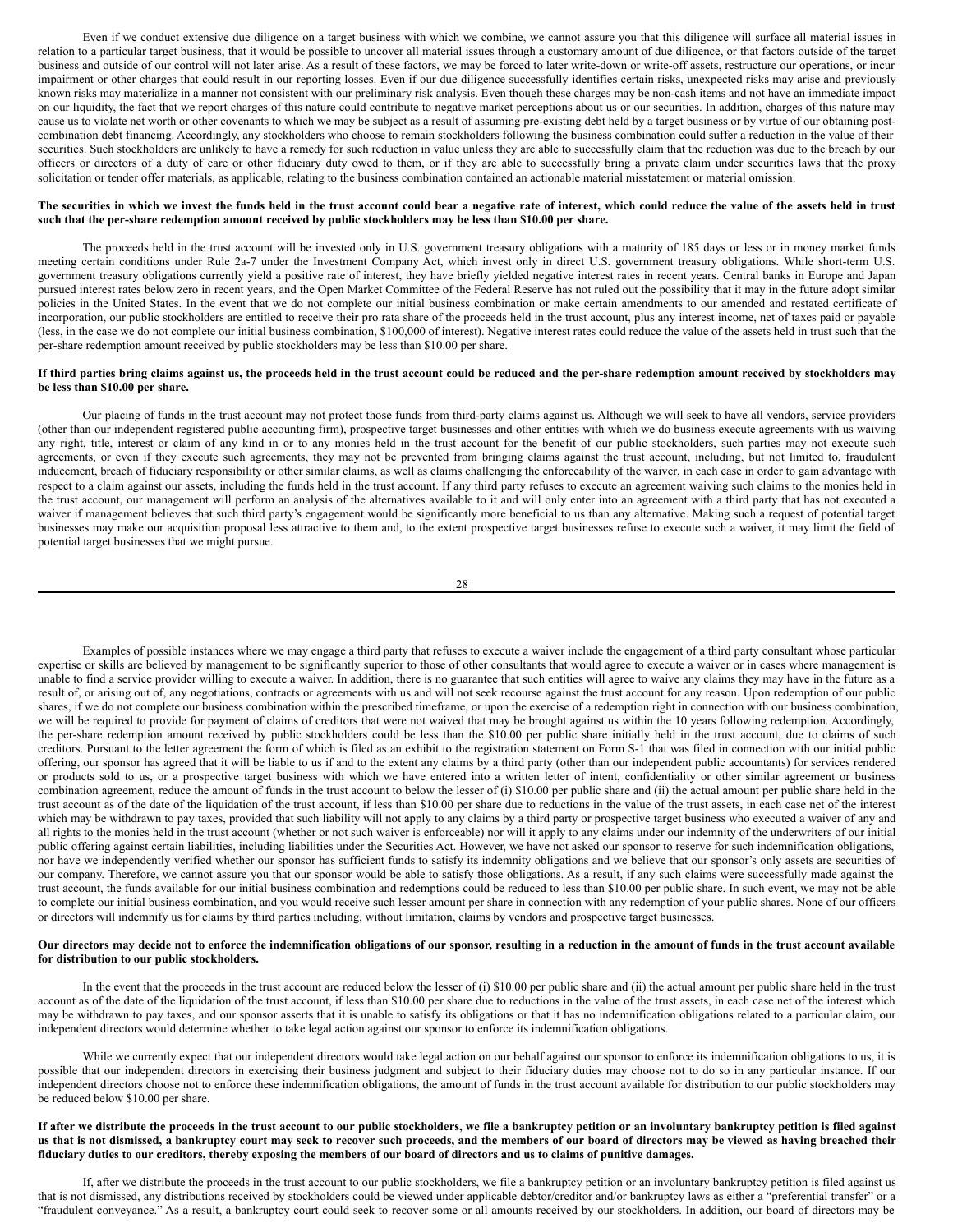Even if we conduct extensive due diligence on a target business with which we combine, we cannot assure you that this diligence will surface all material issues in relation to a particular target business, that it would be possible to uncover all material issues through a customary amount of due diligence, or that factors outside of the target business and outside of our control will not later arise. As a result of these factors, we may be forced to later write-down or write-off assets, restructure our operations, or incur impairment or other charges that could result in our reporting losses. Even if our due diligence successfully identifies certain risks, unexpected risks may arise and previously known risks may materialize in a manner not consistent with our preliminary risk analysis. Even though these charges may be non-cash items and not have an immediate impact on our liquidity, the fact that we report charges of this nature could contribute to negative market perceptions about us or our securities. In addition, charges of this nature may cause us to violate net worth or other covenants to which we may be subject as a result of assuming pre-existing debt held by a target business or by virtue of our obtaining post-combination debt financing. Accordingly, any stockholders who choose to remain stockholders following the business combination could suffer a reduction in the value of their securities. Such stockholders are unlikely to have a remedy for such reduction in value unless they are able to successfully claim that the reduction was due to the breach by our officers or directors of a duty of care or other fiduciary duty owed to them, or if they are able to successfully bring a private claim under securities laws that the proxy solicitation or tender offer materials, as applicable, relating to the business combination contained an actionable material misstatement or material omission.

**The securities in which we invest the funds held in the trust account could bear a negative rate of interest, which could reduce the value of the assets held in trust such that the per-share redemption amount received by public stockholders may be less than $10.00 per share.**

The proceeds held in the trust account will be invested only in U.S. government treasury obligations with a maturity of 185 days or less or in money market funds meeting certain conditions under Rule 2a-7 under the Investment Company Act, which invest only in direct U.S. government treasury obligations. While short-term U.S. government treasury obligations currently yield a positive rate of interest, they have briefly yielded negative interest rates in recent years. Central banks in Europe and Japan pursued interest rates below zero in recent years, and the Open Market Committee of the Federal Reserve has not ruled out the possibility that it may in the future adopt similar policies in the United States. In the event that we do not complete our initial business combination or make certain amendments to our amended and restated certificate of incorporation, our public stockholders are entitled to receive their pro rata share of the proceeds held in the trust account, plus any interest income, net of taxes paid or payable (less, in the case we do not complete our initial business combination, $100,000 of interest). Negative interest rates could reduce the value of the assets held in trust such that the per-share redemption amount received by public stockholders may be less than $10.00 per share.

**If third parties bring claims against us, the proceeds held in the trust account could be reduced and the per-share redemption amount received by stockholders may be less than $10.00 per share.**

Our placing of funds in the trust account may not protect those funds from third-party claims against us. Although we will seek to have all vendors, service providers (other than our independent registered public accounting firm), prospective target businesses and other entities with which we do business execute agreements with us waiving any right, title, interest or claim of any kind in or to any monies held in the trust account for the benefit of our public stockholders, such parties may not execute such agreements, or even if they execute such agreements, they may not be prevented from bringing claims against the trust account, including, but not limited to, fraudulent inducement, breach of fiduciary responsibility or other similar claims, as well as claims challenging the enforceability of the waiver, in each case in order to gain advantage with respect to a claim against our assets, including the funds held in the trust account. If any third party refuses to execute an agreement waiving such claims to the monies held in the trust account, our management will perform an analysis of the alternatives available to it and will only enter into an agreement with a third party that has not executed a waiver if management believes that such third party's engagement would be significantly more beneficial to us than any alternative. Making such a request of potential target businesses may make our acquisition proposal less attractive to them and, to the extent prospective target businesses refuse to execute such a waiver, it may limit the field of potential target businesses that we might pursue.

Examples of possible instances where we may engage a third party that refuses to execute a waiver include the engagement of a third party consultant whose particular expertise or skills are believed by management to be significantly superior to those of other consultants that would agree to execute a waiver or in cases where management is unable to find a service provider willing to execute a waiver. In addition, there is no guarantee that such entities will agree to waive any claims they may have in the future as a result of, or arising out of, any negotiations, contracts or agreements with us and will not seek recourse against the trust account for any reason. Upon redemption of our public shares, if we do not complete our business combination within the prescribed timeframe, or upon the exercise of a redemption right in connection with our business combination, we will be required to provide for payment of claims of creditors that were not waived that may be brought against us within the 10 years following redemption. Accordingly, the per-share redemption amount received by public stockholders could be less than the $10.00 per public share initially held in the trust account, due to claims of such creditors. Pursuant to the letter agreement the form of which is filed as an exhibit to the registration statement on Form S-1 that was filed in connection with our initial public offering, our sponsor has agreed that it will be liable to us if and to the extent any claims by a third party (other than our independent public accountants) for services rendered or products sold to us, or a prospective target business with which we have entered into a written letter of intent, confidentiality or other similar agreement or business combination agreement, reduce the amount of funds in the trust account to below the lesser of (i) $10.00 per public share and (ii) the actual amount per public share held in the trust account as of the date of the liquidation of the trust account, if less than $10.00 per share due to reductions in the value of the trust assets, in each case net of the interest which may be withdrawn to pay taxes, provided that such liability will not apply to any claims by a third party or prospective target business who executed a waiver of any and all rights to the monies held in the trust account (whether or not such waiver is enforceable) nor will it apply to any claims under our indemnity of the underwriters of our initial public offering against certain liabilities, including liabilities under the Securities Act. However, we have not asked our sponsor to reserve for such indemnification obligations, nor have we independently verified whether our sponsor has sufficient funds to satisfy its indemnity obligations and we believe that our sponsor's only assets are securities of our company. Therefore, we cannot assure you that our sponsor would be able to satisfy those obligations. As a result, if any such claims were successfully made against the trust account, the funds available for our initial business combination and redemptions could be reduced to less than $10.00 per public share. In such event, we may not be able to complete our initial business combination, and you would receive such lesser amount per share in connection with any redemption of your public shares. None of our officers or directors will indemnify us for claims by third parties including, without limitation, claims by vendors and prospective target businesses.

**Our directors may decide not to enforce the indemnification obligations of our sponsor, resulting in a reduction in the amount of funds in the trust account available for distribution to our public stockholders.**

In the event that the proceeds in the trust account are reduced below the lesser of (i) $10.00 per public share and (ii) the actual amount per public share held in the trust account as of the date of the liquidation of the trust account, if less than $10.00 per share due to reductions in the value of the trust assets, in each case net of the interest which may be withdrawn to pay taxes, and our sponsor asserts that it is unable to satisfy its obligations or that it has no indemnification obligations related to a particular claim, our independent directors would determine whether to take legal action against our sponsor to enforce its indemnification obligations.

While we currently expect that our independent directors would take legal action on our behalf against our sponsor to enforce its indemnification obligations to us, it is possible that our independent directors in exercising their business judgment and subject to their fiduciary duties may choose not to do so in any particular instance. If our independent directors choose not to enforce these indemnification obligations, the amount of funds in the trust account available for distribution to our public stockholders may be reduced below $10.00 per share.

**If after we distribute the proceeds in the trust account to our public stockholders, we file a bankruptcy petition or an involuntary bankruptcy petition is filed against us that is not dismissed, a bankruptcy court may seek to recover such proceeds, and the members of our board of directors may be viewed as having breached their fiduciary duties to our creditors, thereby exposing the members of our board of directors and us to claims of punitive damages.**

If, after we distribute the proceeds in the trust account to our public stockholders, we file a bankruptcy petition or an involuntary bankruptcy petition is filed against us that is not dismissed, any distributions received by stockholders could be viewed under applicable debtor/creditor and/or bankruptcy laws as either a "preferential transfer" or a "fraudulent conveyance." As a result, a bankruptcy court could seek to recover some or all amounts received by our stockholders. In addition, our board of directors may be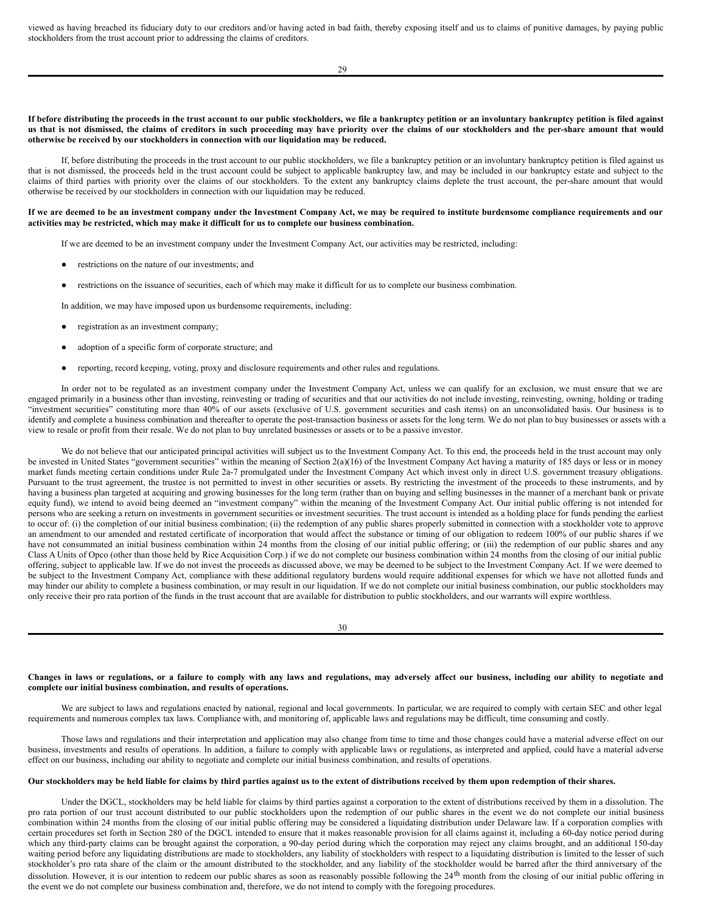viewed as having breached its fiduciary duty to our creditors and/or having acted in bad faith, thereby exposing itself and us to claims of punitive damages, by paying public stockholders from the trust account prior to addressing the claims of creditors.

**If before distributing the proceeds in the trust account to our public stockholders, we file a bankruptcy petition or an involuntary bankruptcy petition is filed against us that is not dismissed, the claims of creditors in such proceeding may have priority over the claims of our stockholders and the per-share amount that would otherwise be received by our stockholders in connection with our liquidation may be reduced.**

If, before distributing the proceeds in the trust account to our public stockholders, we file a bankruptcy petition or an involuntary bankruptcy petition is filed against us that is not dismissed, the proceeds held in the trust account could be subject to applicable bankruptcy law, and may be included in our bankruptcy estate and subject to the claims of third parties with priority over the claims of our stockholders. To the extent any bankruptcy claims deplete the trust account, the per-share amount that would otherwise be received by our stockholders in connection with our liquidation may be reduced.

**If we are deemed to be an investment company under the Investment Company Act, we may be required to institute burdensome compliance requirements and our activities may be restricted, which may make it difficult for us to complete our business combination.**

If we are deemed to be an investment company under the Investment Company Act, our activities may be restricted, including:

- restrictions on the nature of our investments; and
- restrictions on the issuance of securities, each of which may make it difficult for us to complete our business combination.

In addition, we may have imposed upon us burdensome requirements, including:

- registration as an investment company;
- adoption of a specific form of corporate structure; and
- reporting, record keeping, voting, proxy and disclosure requirements and other rules and regulations.

In order not to be regulated as an investment company under the Investment Company Act, unless we can qualify for an exclusion, we must ensure that we are engaged primarily in a business other than investing, reinvesting or trading of securities and that our activities do not include investing, reinvesting, owning, holding or trading "investment securities" constituting more than 40% of our assets (exclusive of U.S. government securities and cash items) on an unconsolidated basis. Our business is to identify and complete a business combination and thereafter to operate the post-transaction business or assets for the long term. We do not plan to buy businesses or assets with a view to resale or profit from their resale. We do not plan to buy unrelated businesses or assets or to be a passive investor.

We do not believe that our anticipated principal activities will subject us to the Investment Company Act. To this end, the proceeds held in the trust account may only be invested in United States "government securities" within the meaning of Section 2(a)(16) of the Investment Company Act having a maturity of 185 days or less or in money market funds meeting certain conditions under Rule 2a-7 promulgated under the Investment Company Act which invest only in direct U.S. government treasury obligations. Pursuant to the trust agreement, the trustee is not permitted to invest in other securities or assets. By restricting the investment of the proceeds to these instruments, and by having a business plan targeted at acquiring and growing businesses for the long term (rather than on buying and selling businesses in the manner of a merchant bank or private equity fund), we intend to avoid being deemed an "investment company" within the meaning of the Investment Company Act. Our initial public offering is not intended for persons who are seeking a return on investments in government securities or investment securities. The trust account is intended as a holding place for funds pending the earliest to occur of: (i) the completion of our initial business combination; (ii) the redemption of any public shares properly submitted in connection with a stockholder vote to approve an amendment to our amended and restated certificate of incorporation that would affect the substance or timing of our obligation to redeem 100% of our public shares if we have not consummated an initial business combination within 24 months from the closing of our initial public offering; or (iii) the redemption of our public shares and any Class A Units of Opco (other than those held by Rice Acquisition Corp.) if we do not complete our business combination within 24 months from the closing of our initial public offering, subject to applicable law. If we do not invest the proceeds as discussed above, we may be deemed to be subject to the Investment Company Act. If we were deemed to be subject to the Investment Company Act, compliance with these additional regulatory burdens would require additional expenses for which we have not allotted funds and may hinder our ability to complete a business combination, or may result in our liquidation. If we do not complete our initial business combination, our public stockholders may only receive their pro rata portion of the funds in the trust account that are available for distribution to public stockholders, and our warrants will expire worthless.

**Changes in laws or regulations, or a failure to comply with any laws and regulations, may adversely affect our business, including our ability to negotiate and complete our initial business combination, and results of operations.**

We are subject to laws and regulations enacted by national, regional and local governments. In particular, we are required to comply with certain SEC and other legal requirements and numerous complex tax laws. Compliance with, and monitoring of, applicable laws and regulations may be difficult, time consuming and costly.

Those laws and regulations and their interpretation and application may also change from time to time and those changes could have a material adverse effect on our business, investments and results of operations. In addition, a failure to comply with applicable laws or regulations, as interpreted and applied, could have a material adverse effect on our business, including our ability to negotiate and complete our initial business combination, and results of operations.

**Our stockholders may be held liable for claims by third parties against us to the extent of distributions received by them upon redemption of their shares.**

Under the DGCL, stockholders may be held liable for claims by third parties against a corporation to the extent of distributions received by them in a dissolution. The pro rata portion of our trust account distributed to our public stockholders upon the redemption of our public shares in the event we do not complete our initial business combination within 24 months from the closing of our initial public offering may be considered a liquidating distribution under Delaware law. If a corporation complies with certain procedures set forth in Section 280 of the DGCL intended to ensure that it makes reasonable provision for all claims against it, including a 60-day notice period during which any third-party claims can be brought against the corporation, a 90-day period during which the corporation may reject any claims brought, and an additional 150-day waiting period before any liquidating distributions are made to stockholders, any liability of stockholders with respect to a liquidating distribution is limited to the lesser of such stockholder's pro rata share of the claim or the amount distributed to the stockholder, and any liability of the stockholder would be barred after the third anniversary of the dissolution. However, it is our intention to redeem our public shares as soon as reasonably possible following the 24th month from the closing of our initial public offering in the event we do not complete our business combination and, therefore, we do not intend to comply with the foregoing procedures.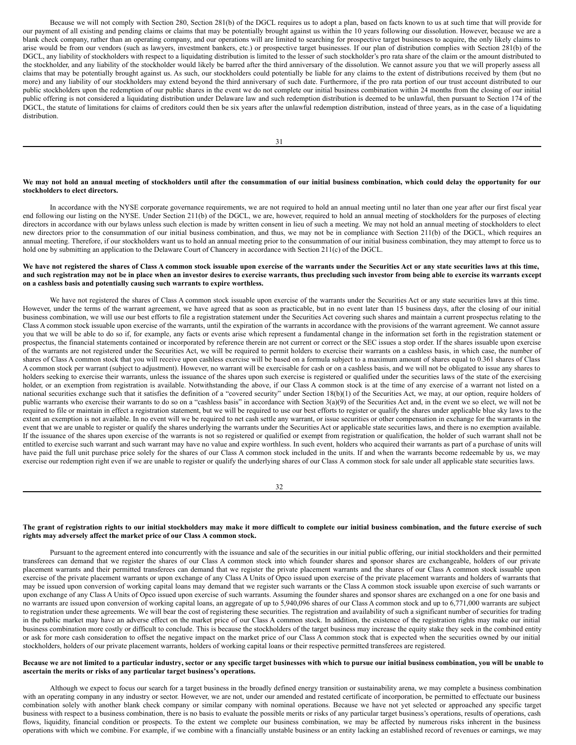Because we will not comply with Section 280, Section 281(b) of the DGCL requires us to adopt a plan, based on facts known to us at such time that will provide for our payment of all existing and pending claims or claims that may be potentially brought against us within the 10 years following our dissolution. However, because we are a blank check company, rather than an operating company, and our operations will are limited to searching for prospective target businesses to acquire, the only likely claims to arise would be from our vendors (such as lawyers, investment bankers, etc.) or prospective target businesses. If our plan of distribution complies with Section 281(b) of the DGCL, any liability of stockholders with respect to a liquidating distribution is limited to the lesser of such stockholder's pro rata share of the claim or the amount distributed to the stockholder, and any liability of the stockholder would likely be barred after the third anniversary of the dissolution. We cannot assure you that we will properly assess all claims that may be potentially brought against us. As such, our stockholders could potentially be liable for any claims to the extent of distributions received by them (but no more) and any liability of our stockholders may extend beyond the third anniversary of such date. Furthermore, if the pro rata portion of our trust account distributed to our public stockholders upon the redemption of our public shares in the event we do not complete our initial business combination within 24 months from the closing of our initial public offering is not considered a liquidating distribution under Delaware law and such redemption distribution is deemed to be unlawful, then pursuant to Section 174 of the DGCL, the statute of limitations for claims of creditors could then be six years after the unlawful redemption distribution, instead of three years, as in the case of a liquidating distribution.

**We may not hold an annual meeting of stockholders until after the consummation of our initial business combination, which could delay the opportunity for our stockholders to elect directors.**

In accordance with the NYSE corporate governance requirements, we are not required to hold an annual meeting until no later than one year after our first fiscal year end following our listing on the NYSE. Under Section 211(b) of the DGCL, we are, however, required to hold an annual meeting of stockholders for the purposes of electing directors in accordance with our bylaws unless such election is made by written consent in lieu of such a meeting. We may not hold an annual meeting of stockholders to elect new directors prior to the consummation of our initial business combination, and thus, we may not be in compliance with Section 211(b) of the DGCL, which requires an annual meeting. Therefore, if our stockholders want us to hold an annual meeting prior to the consummation of our initial business combination, they may attempt to force us to hold one by submitting an application to the Delaware Court of Chancery in accordance with Section 211(c) of the DGCL.

**We have not registered the shares of Class A common stock issuable upon exercise of the warrants under the Securities Act or any state securities laws at this time, and such registration may not be in place when an investor desires to exercise warrants, thus precluding such investor from being able to exercise its warrants except on a cashless basis and potentially causing such warrants to expire worthless.**

We have not registered the shares of Class A common stock issuable upon exercise of the warrants under the Securities Act or any state securities laws at this time. However, under the terms of the warrant agreement, we have agreed that as soon as practicable, but in no event later than 15 business days, after the closing of our initial business combination, we will use our best efforts to file a registration statement under the Securities Act covering such shares and maintain a current prospectus relating to the Class A common stock issuable upon exercise of the warrants, until the expiration of the warrants in accordance with the provisions of the warrant agreement. We cannot assure you that we will be able to do so if, for example, any facts or events arise which represent a fundamental change in the information set forth in the registration statement or prospectus, the financial statements contained or incorporated by reference therein are not current or correct or the SEC issues a stop order. If the shares issuable upon exercise of the warrants are not registered under the Securities Act, we will be required to permit holders to exercise their warrants on a cashless basis, in which case, the number of shares of Class A common stock that you will receive upon cashless exercise will be based on a formula subject to a maximum amount of shares equal to 0.361 shares of Class A common stock per warrant (subject to adjustment). However, no warrant will be exercisable for cash or on a cashless basis, and we will not be obligated to issue any shares to holders seeking to exercise their warrants, unless the issuance of the shares upon such exercise is registered or qualified under the securities laws of the state of the exercising holder, or an exemption from registration is available. Notwithstanding the above, if our Class A common stock is at the time of any exercise of a warrant not listed on a national securities exchange such that it satisfies the definition of a "covered security" under Section 18(b)(1) of the Securities Act, we may, at our option, require holders of public warrants who exercise their warrants to do so on a "cashless basis" in accordance with Section 3(a)(9) of the Securities Act and, in the event we so elect, we will not be required to file or maintain in effect a registration statement, but we will be required to use our best efforts to register or qualify the shares under applicable blue sky laws to the extent an exemption is not available. In no event will we be required to net cash settle any warrant, or issue securities or other compensation in exchange for the warrants in the event that we are unable to register or qualify the shares underlying the warrants under the Securities Act or applicable state securities laws, and there is no exemption available. If the issuance of the shares upon exercise of the warrants is not so registered or qualified or exempt from registration or qualification, the holder of such warrant shall not be entitled to exercise such warrant and such warrant may have no value and expire worthless. In such event, holders who acquired their warrants as part of a purchase of units will have paid the full unit purchase price solely for the shares of our Class A common stock included in the units. If and when the warrants become redeemable by us, we may exercise our redemption right even if we are unable to register or qualify the underlying shares of our Class A common stock for sale under all applicable state securities laws.

**The grant of registration rights to our initial stockholders may make it more difficult to complete our initial business combination, and the future exercise of such rights may adversely affect the market price of our Class A common stock.**

Pursuant to the agreement entered into concurrently with the issuance and sale of the securities in our initial public offering, our initial stockholders and their permitted transferees can demand that we register the shares of our Class A common stock into which founder shares and sponsor shares are exchangeable, holders of our private placement warrants and their permitted transferees can demand that we register the private placement warrants and the shares of our Class A common stock issuable upon exercise of the private placement warrants or upon exchange of any Class A Units of Opco issued upon exercise of the private placement warrants and holders of warrants that may be issued upon conversion of working capital loans may demand that we register such warrants or the Class A common stock issuable upon exercise of such warrants or upon exchange of any Class A Units of Opco issued upon exercise of such warrants. Assuming the founder shares and sponsor shares are exchanged on a one for one basis and no warrants are issued upon conversion of working capital loans, an aggregate of up to 5,940,096 shares of our Class A common stock and up to 6,771,000 warrants are subject to registration under these agreements. We will bear the cost of registering these securities. The registration and availability of such a significant number of securities for trading in the public market may have an adverse effect on the market price of our Class A common stock. In addition, the existence of the registration rights may make our initial business combination more costly or difficult to conclude. This is because the stockholders of the target business may increase the equity stake they seek in the combined entity or ask for more cash consideration to offset the negative impact on the market price of our Class A common stock that is expected when the securities owned by our initial stockholders, holders of our private placement warrants, holders of working capital loans or their respective permitted transferees are registered.

**Because we are not limited to a particular industry, sector or any specific target businesses with which to pursue our initial business combination, you will be unable to ascertain the merits or risks of any particular target business's operations.**

Although we expect to focus our search for a target business in the broadly defined energy transition or sustainability arena, we may complete a business combination with an operating company in any industry or sector. However, we are not, under our amended and restated certificate of incorporation, be permitted to effectuate our business combination solely with another blank check company or similar company with nominal operations. Because we have not yet selected or approached any specific target business with respect to a business combination, there is no basis to evaluate the possible merits or risks of any particular target business's operations, results of operations, cash flows, liquidity, financial condition or prospects. To the extent we complete our business combination, we may be affected by numerous risks inherent in the business operations with which we combine. For example, if we combine with a financially unstable business or an entity lacking an established record of revenues or earnings, we may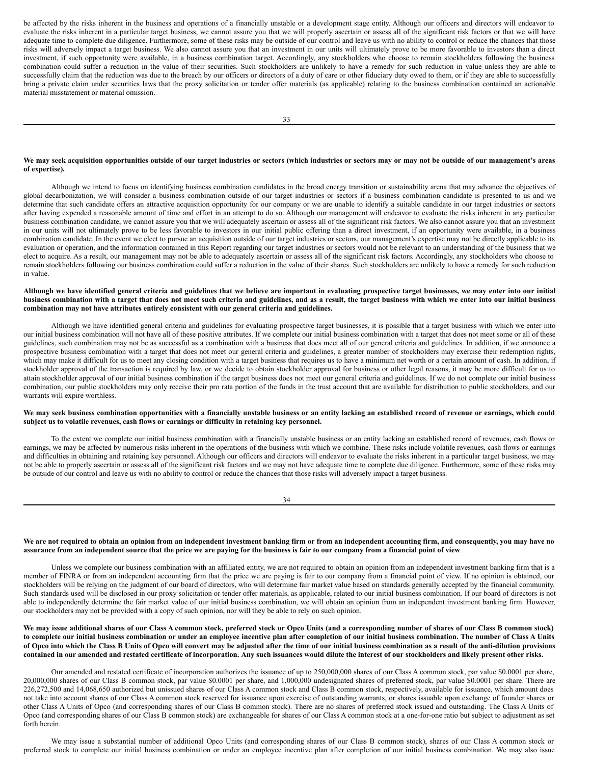be affected by the risks inherent in the business and operations of a financially unstable or a development stage entity. Although our officers and directors will endeavor to evaluate the risks inherent in a particular target business, we cannot assure you that we will properly ascertain or assess all of the significant risk factors or that we will have adequate time to complete due diligence. Furthermore, some of these risks may be outside of our control and leave us with no ability to control or reduce the chances that those risks will adversely impact a target business. We also cannot assure you that an investment in our units will ultimately prove to be more favorable to investors than a direct investment, if such opportunity were available, in a business combination target. Accordingly, any stockholders who choose to remain stockholders following the business combination could suffer a reduction in the value of their securities. Such stockholders are unlikely to have a remedy for such reduction in value unless they are able to successfully claim that the reduction was due to the breach by our officers or directors of a duty of care or other fiduciary duty owed to them, or if they are able to successfully bring a private claim under securities laws that the proxy solicitation or tender offer materials (as applicable) relating to the business combination contained an actionable material misstatement or material omission.

**We may seek acquisition opportunities outside of our target industries or sectors (which industries or sectors may or may not be outside of our management's areas of expertise).**

Although we intend to focus on identifying business combination candidates in the broad energy transition or sustainability arena that may advance the objectives of global decarbonization, we will consider a business combination outside of our target industries or sectors if a business combination candidate is presented to us and we determine that such candidate offers an attractive acquisition opportunity for our company or we are unable to identify a suitable candidate in our target industries or sectors after having expended a reasonable amount of time and effort in an attempt to do so. Although our management will endeavor to evaluate the risks inherent in any particular business combination candidate, we cannot assure you that we will adequately ascertain or assess all of the significant risk factors. We also cannot assure you that an investment in our units will not ultimately prove to be less favorable to investors in our initial public offering than a direct investment, if an opportunity were available, in a business combination candidate. In the event we elect to pursue an acquisition outside of our target industries or sectors, our management's expertise may not be directly applicable to its evaluation or operation, and the information contained in this Report regarding our target industries or sectors would not be relevant to an understanding of the business that we elect to acquire. As a result, our management may not be able to adequately ascertain or assess all of the significant risk factors. Accordingly, any stockholders who choose to remain stockholders following our business combination could suffer a reduction in the value of their shares. Such stockholders are unlikely to have a remedy for such reduction in value.

**Although we have identified general criteria and guidelines that we believe are important in evaluating prospective target businesses, we may enter into our initial business combination with a target that does not meet such criteria and guidelines, and as a result, the target business with which we enter into our initial business combination may not have attributes entirely consistent with our general criteria and guidelines.**

Although we have identified general criteria and guidelines for evaluating prospective target businesses, it is possible that a target business with which we enter into our initial business combination will not have all of these positive attributes. If we complete our initial business combination with a target that does not meet some or all of these guidelines, such combination may not be as successful as a combination with a business that does meet all of our general criteria and guidelines. In addition, if we announce a prospective business combination with a target that does not meet our general criteria and guidelines, a greater number of stockholders may exercise their redemption rights, which may make it difficult for us to meet any closing condition with a target business that requires us to have a minimum net worth or a certain amount of cash. In addition, if stockholder approval of the transaction is required by law, or we decide to obtain stockholder approval for business or other legal reasons, it may be more difficult for us to attain stockholder approval of our initial business combination if the target business does not meet our general criteria and guidelines. If we do not complete our initial business combination, our public stockholders may only receive their pro rata portion of the funds in the trust account that are available for distribution to public stockholders, and our warrants will expire worthless.

**We may seek business combination opportunities with a financially unstable business or an entity lacking an established record of revenue or earnings, which could subject us to volatile revenues, cash flows or earnings or difficulty in retaining key personnel.**

To the extent we complete our initial business combination with a financially unstable business or an entity lacking an established record of revenues, cash flows or earnings, we may be affected by numerous risks inherent in the operations of the business with which we combine. These risks include volatile revenues, cash flows or earnings and difficulties in obtaining and retaining key personnel. Although our officers and directors will endeavor to evaluate the risks inherent in a particular target business, we may not be able to properly ascertain or assess all of the significant risk factors and we may not have adequate time to complete due diligence. Furthermore, some of these risks may be outside of our control and leave us with no ability to control or reduce the chances that those risks will adversely impact a target business.

**We are not required to obtain an opinion from an independent investment banking firm or from an independent accounting firm, and consequently, you may have no assurance from an independent source that the price we are paying for the business is fair to our company from a financial point of view.**

Unless we complete our business combination with an affiliated entity, we are not required to obtain an opinion from an independent investment banking firm that is a member of FINRA or from an independent accounting firm that the price we are paying is fair to our company from a financial point of view. If no opinion is obtained, our stockholders will be relying on the judgment of our board of directors, who will determine fair market value based on standards generally accepted by the financial community. Such standards used will be disclosed in our proxy solicitation or tender offer materials, as applicable, related to our initial business combination. If our board of directors is not able to independently determine the fair market value of our initial business combination, we will obtain an opinion from an independent investment banking firm. However, our stockholders may not be provided with a copy of such opinion, nor will they be able to rely on such opinion.

**We may issue additional shares of our Class A common stock, preferred stock or Opco Units (and a corresponding number of shares of our Class B common stock) to complete our initial business combination or under an employee incentive plan after completion of our initial business combination. The number of Class A Units of Opco into which the Class B Units of Opco will convert may be adjusted after the time of our initial business combination as a result of the anti-dilution provisions contained in our amended and restated certificate of incorporation. Any such issuances would dilute the interest of our stockholders and likely present other risks.**

Our amended and restated certificate of incorporation authorizes the issuance of up to 250,000,000 shares of our Class A common stock, par value $0.0001 per share, 20,000,000 shares of our Class B common stock, par value $0.0001 per share, and 1,000,000 undesignated shares of preferred stock, par value $0.0001 per share. There are 226,272,500 and 14,068,650 authorized but unissued shares of our Class A common stock and Class B common stock, respectively, available for issuance, which amount does not take into account shares of our Class A common stock reserved for issuance upon exercise of outstanding warrants, or shares issuable upon exchange of founder shares or other Class A Units of Opco (and corresponding shares of our Class B common stock). There are no shares of preferred stock issued and outstanding. The Class A Units of Opco (and corresponding shares of our Class B common stock) are exchangeable for shares of our Class A common stock at a one-for-one ratio but subject to adjustment as set forth herein.

We may issue a substantial number of additional Opco Units (and corresponding shares of our Class B common stock), shares of our Class A common stock or preferred stock to complete our initial business combination or under an employee incentive plan after completion of our initial business combination. We may also issue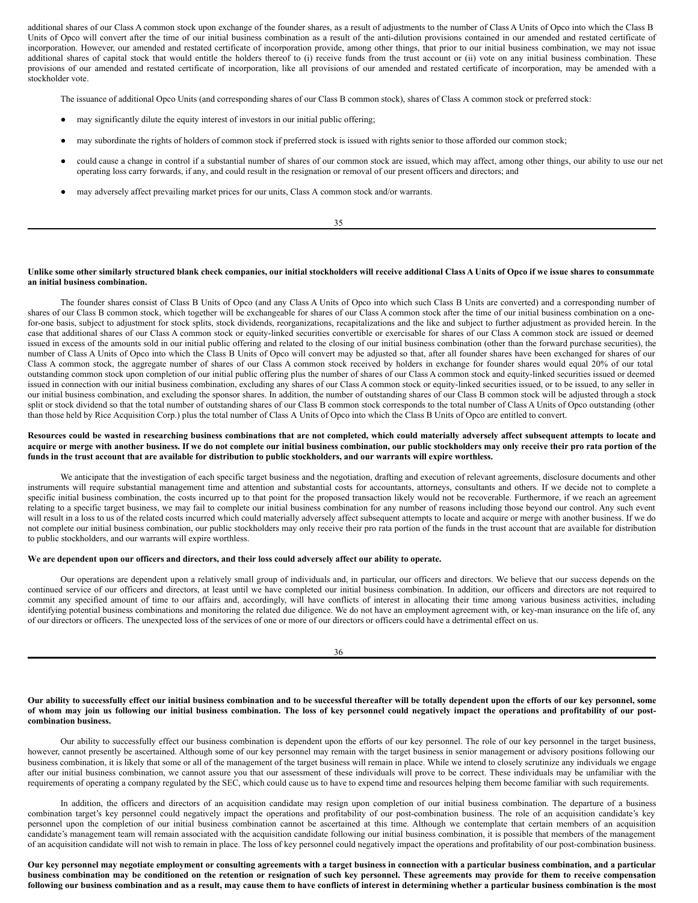additional shares of our Class A common stock upon exchange of the founder shares, as a result of adjustments to the number of Class A Units of Opco into which the Class B Units of Opco will convert after the time of our initial business combination as a result of the anti-dilution provisions contained in our amended and restated certificate of incorporation. However, our amended and restated certificate of incorporation provide, among other things, that prior to our initial business combination, we may not issue additional shares of capital stock that would entitle the holders thereof to (i) receive funds from the trust account or (ii) vote on any initial business combination. These provisions of our amended and restated certificate of incorporation, like all provisions of our amended and restated certificate of incorporation, may be amended with a stockholder vote.

The issuance of additional Opco Units (and corresponding shares of our Class B common stock), shares of Class A common stock or preferred stock:

- may significantly dilute the equity interest of investors in our initial public offering;
- may subordinate the rights of holders of common stock if preferred stock is issued with rights senior to those afforded our common stock;
- could cause a change in control if a substantial number of shares of our common stock are issued, which may affect, among other things, our ability to use our net operating loss carry forwards, if any, and could result in the resignation or removal of our present officers and directors; and
- may adversely affect prevailing market prices for our units, Class A common stock and/or warrants.

**Unlike some other similarly structured blank check companies, our initial stockholders will receive additional Class A Units of Opco if we issue shares to consummate an initial business combination.**

The founder shares consist of Class B Units of Opco (and any Class A Units of Opco into which such Class B Units are converted) and a corresponding number of shares of our Class B common stock, which together will be exchangeable for shares of our Class A common stock after the time of our initial business combination on a one-for-one basis, subject to adjustment for stock splits, stock dividends, reorganizations, recapitalizations and the like and subject to further adjustment as provided herein. In the case that additional shares of our Class A common stock or equity-linked securities convertible or exercisable for shares of our Class A common stock are issued or deemed issued in excess of the amounts sold in our initial public offering and related to the closing of our initial business combination (other than the forward purchase securities), the number of Class A Units of Opco into which the Class B Units of Opco will convert may be adjusted so that, after all founder shares have been exchanged for shares of our Class A common stock, the aggregate number of shares of our Class A common stock received by holders in exchange for founder shares would equal 20% of our total outstanding common stock upon completion of our initial public offering plus the number of shares of our Class A common stock and equity-linked securities issued or deemed issued in connection with our initial business combination, excluding any shares of our Class A common stock or equity-linked securities issued, or to be issued, to any seller in our initial business combination, and excluding the sponsor shares. In addition, the number of outstanding shares of our Class B common stock will be adjusted through a stock split or stock dividend so that the total number of outstanding shares of our Class B common stock corresponds to the total number of Class A Units of Opco outstanding (other than those held by Rice Acquisition Corp.) plus the total number of Class A Units of Opco into which the Class B Units of Opco are entitled to convert.

**Resources could be wasted in researching business combinations that are not completed, which could materially adversely affect subsequent attempts to locate and acquire or merge with another business. If we do not complete our initial business combination, our public stockholders may only receive their pro rata portion of the funds in the trust account that are available for distribution to public stockholders, and our warrants will expire worthless.**

We anticipate that the investigation of each specific target business and the negotiation, drafting and execution of relevant agreements, disclosure documents and other instruments will require substantial management time and attention and substantial costs for accountants, attorneys, consultants and others. If we decide not to complete a specific initial business combination, the costs incurred up to that point for the proposed transaction likely would not be recoverable. Furthermore, if we reach an agreement relating to a specific target business, we may fail to complete our initial business combination for any number of reasons including those beyond our control. Any such event will result in a loss to us of the related costs incurred which could materially adversely affect subsequent attempts to locate and acquire or merge with another business. If we do not complete our initial business combination, our public stockholders may only receive their pro rata portion of the funds in the trust account that are available for distribution to public stockholders, and our warrants will expire worthless.

**We are dependent upon our officers and directors, and their loss could adversely affect our ability to operate.**

Our operations are dependent upon a relatively small group of individuals and, in particular, our officers and directors. We believe that our success depends on the continued service of our officers and directors, at least until we have completed our initial business combination. In addition, our officers and directors are not required to commit any specified amount of time to our affairs and, accordingly, will have conflicts of interest in allocating their time among various business activities, including identifying potential business combinations and monitoring the related due diligence. We do not have an employment agreement with, or key-man insurance on the life of, any of our directors or officers. The unexpected loss of the services of one or more of our directors or officers could have a detrimental effect on us.

**Our ability to successfully effect our initial business combination and to be successful thereafter will be totally dependent upon the efforts of our key personnel, some of whom may join us following our initial business combination. The loss of key personnel could negatively impact the operations and profitability of our post-combination business.**

Our ability to successfully effect our business combination is dependent upon the efforts of our key personnel. The role of our key personnel in the target business, however, cannot presently be ascertained. Although some of our key personnel may remain with the target business in senior management or advisory positions following our business combination, it is likely that some or all of the management of the target business will remain in place. While we intend to closely scrutinize any individuals we engage after our initial business combination, we cannot assure you that our assessment of these individuals will prove to be correct. These individuals may be unfamiliar with the requirements of operating a company regulated by the SEC, which could cause us to have to expend time and resources helping them become familiar with such requirements.

In addition, the officers and directors of an acquisition candidate may resign upon completion of our initial business combination. The departure of a business combination target's key personnel could negatively impact the operations and profitability of our post-combination business. The role of an acquisition candidate's key personnel upon the completion of our initial business combination cannot be ascertained at this time. Although we contemplate that certain members of an acquisition candidate's management team will remain associated with the acquisition candidate following our initial business combination, it is possible that members of the management of an acquisition candidate will not wish to remain in place. The loss of key personnel could negatively impact the operations and profitability of our post-combination business.

**Our key personnel may negotiate employment or consulting agreements with a target business in connection with a particular business combination, and a particular business combination may be conditioned on the retention or resignation of such key personnel. These agreements may provide for them to receive compensation following our business combination and as a result, may cause them to have conflicts of interest in determining whether a particular business combination is the most**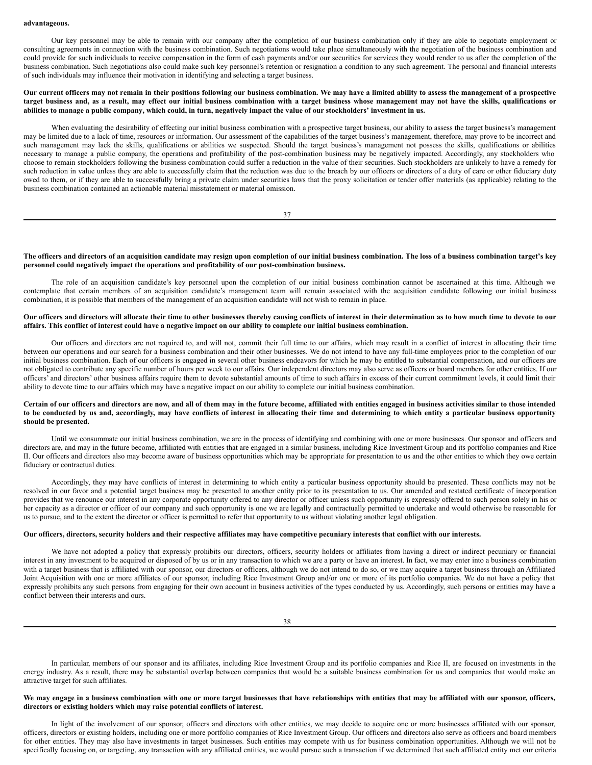**advantageous.**

Our key personnel may be able to remain with our company after the completion of our business combination only if they are able to negotiate employment or consulting agreements in connection with the business combination. Such negotiations would take place simultaneously with the negotiation of the business combination and could provide for such individuals to receive compensation in the form of cash payments and/or our securities for services they would render to us after the completion of the business combination. Such negotiations also could make such key personnel's retention or resignation a condition to any such agreement. The personal and financial interests of such individuals may influence their motivation in identifying and selecting a target business.

**Our current officers may not remain in their positions following our business combination. We may have a limited ability to assess the management of a prospective target business and, as a result, may effect our initial business combination with a target business whose management may not have the skills, qualifications or abilities to manage a public company, which could, in turn, negatively impact the value of our stockholders' investment in us.**

When evaluating the desirability of effecting our initial business combination with a prospective target business, our ability to assess the target business's management may be limited due to a lack of time, resources or information. Our assessment of the capabilities of the target business's management, therefore, may prove to be incorrect and such management may lack the skills, qualifications or abilities we suspected. Should the target business's management not possess the skills, qualifications or abilities necessary to manage a public company, the operations and profitability of the post-combination business may be negatively impacted. Accordingly, any stockholders who choose to remain stockholders following the business combination could suffer a reduction in the value of their securities. Such stockholders are unlikely to have a remedy for such reduction in value unless they are able to successfully claim that the reduction was due to the breach by our officers or directors of a duty of care or other fiduciary duty owed to them, or if they are able to successfully bring a private claim under securities laws that the proxy solicitation or tender offer materials (as applicable) relating to the business combination contained an actionable material misstatement or material omission.

**The officers and directors of an acquisition candidate may resign upon completion of our initial business combination. The loss of a business combination target's key personnel could negatively impact the operations and profitability of our post-combination business.**

The role of an acquisition candidate's key personnel upon the completion of our initial business combination cannot be ascertained at this time. Although we contemplate that certain members of an acquisition candidate's management team will remain associated with the acquisition candidate following our initial business combination, it is possible that members of the management of an acquisition candidate will not wish to remain in place.

**Our officers and directors will allocate their time to other businesses thereby causing conflicts of interest in their determination as to how much time to devote to our affairs. This conflict of interest could have a negative impact on our ability to complete our initial business combination.**

Our officers and directors are not required to, and will not, commit their full time to our affairs, which may result in a conflict of interest in allocating their time between our operations and our search for a business combination and their other businesses. We do not intend to have any full-time employees prior to the completion of our initial business combination. Each of our officers is engaged in several other business endeavors for which he may be entitled to substantial compensation, and our officers are not obligated to contribute any specific number of hours per week to our affairs. Our independent directors may also serve as officers or board members for other entities. If our officers' and directors' other business affairs require them to devote substantial amounts of time to such affairs in excess of their current commitment levels, it could limit their ability to devote time to our affairs which may have a negative impact on our ability to complete our initial business combination.

**Certain of our officers and directors are now, and all of them may in the future become, affiliated with entities engaged in business activities similar to those intended to be conducted by us and, accordingly, may have conflicts of interest in allocating their time and determining to which entity a particular business opportunity should be presented.**

Until we consummate our initial business combination, we are in the process of identifying and combining with one or more businesses. Our sponsor and officers and directors are, and may in the future become, affiliated with entities that are engaged in a similar business, including Rice Investment Group and its portfolio companies and Rice II. Our officers and directors also may become aware of business opportunities which may be appropriate for presentation to us and the other entities to which they owe certain fiduciary or contractual duties.

Accordingly, they may have conflicts of interest in determining to which entity a particular business opportunity should be presented. These conflicts may not be resolved in our favor and a potential target business may be presented to another entity prior to its presentation to us. Our amended and restated certificate of incorporation provides that we renounce our interest in any corporate opportunity offered to any director or officer unless such opportunity is expressly offered to such person solely in his or her capacity as a director or officer of our company and such opportunity is one we are legally and contractually permitted to undertake and would otherwise be reasonable for us to pursue, and to the extent the director or officer is permitted to refer that opportunity to us without violating another legal obligation.

**Our officers, directors, security holders and their respective affiliates may have competitive pecuniary interests that conflict with our interests.**

We have not adopted a policy that expressly prohibits our directors, officers, security holders or affiliates from having a direct or indirect pecuniary or financial interest in any investment to be acquired or disposed of by us or in any transaction to which we are a party or have an interest. In fact, we may enter into a business combination with a target business that is affiliated with our sponsor, our directors or officers, although we do not intend to do so, or we may acquire a target business through an Affiliated Joint Acquisition with one or more affiliates of our sponsor, including Rice Investment Group and/or one or more of its portfolio companies. We do not have a policy that expressly prohibits any such persons from engaging for their own account in business activities of the types conducted by us. Accordingly, such persons or entities may have a conflict between their interests and ours.

In particular, members of our sponsor and its affiliates, including Rice Investment Group and its portfolio companies and Rice II, are focused on investments in the energy industry. As a result, there may be substantial overlap between companies that would be a suitable business combination for us and companies that would make an attractive target for such affiliates.

**We may engage in a business combination with one or more target businesses that have relationships with entities that may be affiliated with our sponsor, officers, directors or existing holders which may raise potential conflicts of interest.**

In light of the involvement of our sponsor, officers and directors with other entities, we may decide to acquire one or more businesses affiliated with our sponsor, officers, directors or existing holders, including one or more portfolio companies of Rice Investment Group. Our officers and directors also serve as officers and board members for other entities. They may also have investments in target businesses. Such entities may compete with us for business combination opportunities. Although we will not be specifically focusing on, or targeting, any transaction with any affiliated entities, we would pursue such a transaction if we determined that such affiliated entity met our criteria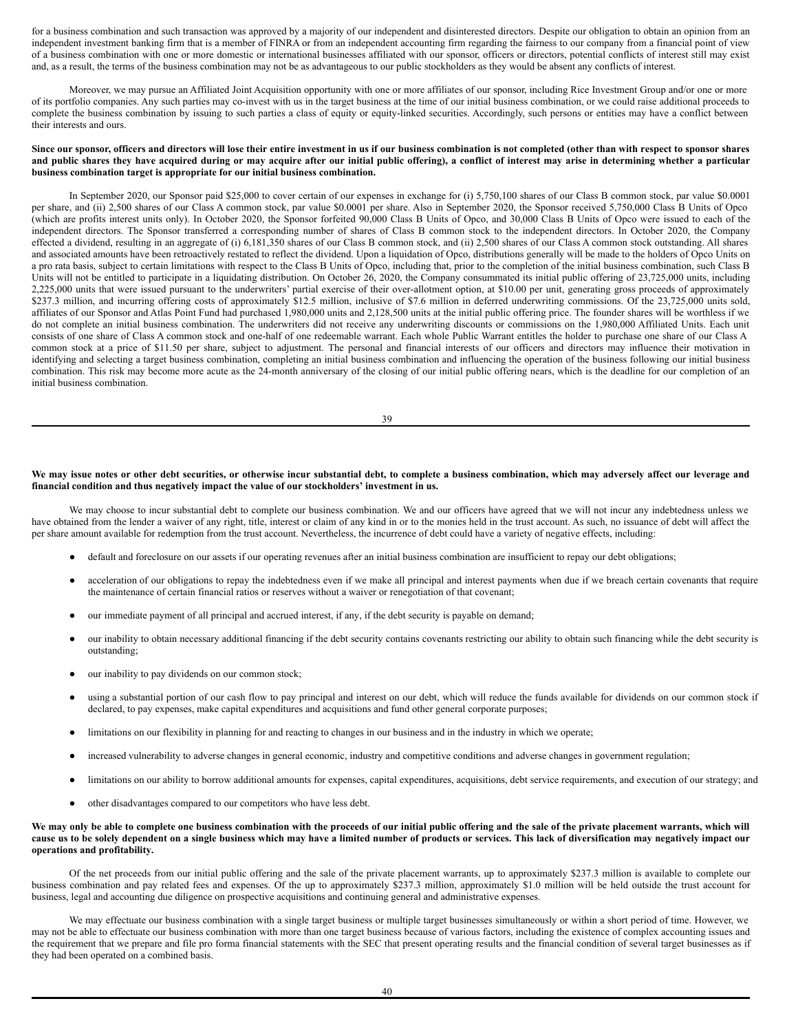for a business combination and such transaction was approved by a majority of our independent and disinterested directors. Despite our obligation to obtain an opinion from an independent investment banking firm that is a member of FINRA or from an independent accounting firm regarding the fairness to our company from a financial point of view of a business combination with one or more domestic or international businesses affiliated with our sponsor, officers or directors, potential conflicts of interest still may exist and, as a result, the terms of the business combination may not be as advantageous to our public stockholders as they would be absent any conflicts of interest.

Moreover, we may pursue an Affiliated Joint Acquisition opportunity with one or more affiliates of our sponsor, including Rice Investment Group and/or one or more of its portfolio companies. Any such parties may co-invest with us in the target business at the time of our initial business combination, or we could raise additional proceeds to complete the business combination by issuing to such parties a class of equity or equity-linked securities. Accordingly, such persons or entities may have a conflict between their interests and ours.

**Since our sponsor, officers and directors will lose their entire investment in us if our business combination is not completed (other than with respect to sponsor shares and public shares they have acquired during or may acquire after our initial public offering), a conflict of interest may arise in determining whether a particular business combination target is appropriate for our initial business combination.**

In September 2020, our Sponsor paid $25,000 to cover certain of our expenses in exchange for (i) 5,750,100 shares of our Class B common stock, par value $0.0001 per share, and (ii) 2,500 shares of our Class A common stock, par value $0.0001 per share. Also in September 2020, the Sponsor received 5,750,000 Class B Units of Opco (which are profits interest units only). In October 2020, the Sponsor forfeited 90,000 Class B Units of Opco, and 30,000 Class B Units of Opco were issued to each of the independent directors. The Sponsor transferred a corresponding number of shares of Class B common stock to the independent directors. In October 2020, the Company effected a dividend, resulting in an aggregate of (i) 6,181,350 shares of our Class B common stock, and (ii) 2,500 shares of our Class A common stock outstanding. All shares and associated amounts have been retroactively restated to reflect the dividend. Upon a liquidation of Opco, distributions generally will be made to the holders of Opco Units on a pro rata basis, subject to certain limitations with respect to the Class B Units of Opco, including that, prior to the completion of the initial business combination, such Class B Units will not be entitled to participate in a liquidating distribution. On October 26, 2020, the Company consummated its initial public offering of 23,725,000 units, including 2,225,000 units that were issued pursuant to the underwriters' partial exercise of their over-allotment option, at $10.00 per unit, generating gross proceeds of approximately $237.3 million, and incurring offering costs of approximately $12.5 million, inclusive of $7.6 million in deferred underwriting commissions. Of the 23,725,000 units sold, affiliates of our Sponsor and Atlas Point Fund had purchased 1,980,000 units and 2,128,500 units at the initial public offering price. The founder shares will be worthless if we do not complete an initial business combination. The underwriters did not receive any underwriting discounts or commissions on the 1,980,000 Affiliated Units. Each unit consists of one share of Class A common stock and one-half of one redeemable warrant. Each whole Public Warrant entitles the holder to purchase one share of our Class A common stock at a price of $11.50 per share, subject to adjustment. The personal and financial interests of our officers and directors may influence their motivation in identifying and selecting a target business combination, completing an initial business combination and influencing the operation of the business following our initial business combination. This risk may become more acute as the 24-month anniversary of the closing of our initial public offering nears, which is the deadline for our completion of an initial business combination.

**We may issue notes or other debt securities, or otherwise incur substantial debt, to complete a business combination, which may adversely affect our leverage and financial condition and thus negatively impact the value of our stockholders' investment in us.**

We may choose to incur substantial debt to complete our business combination. We and our officers have agreed that we will not incur any indebtedness unless we have obtained from the lender a waiver of any right, title, interest or claim of any kind in or to the monies held in the trust account. As such, no issuance of debt will affect the per share amount available for redemption from the trust account. Nevertheless, the incurrence of debt could have a variety of negative effects, including:

- default and foreclosure on our assets if our operating revenues after an initial business combination are insufficient to repay our debt obligations;
- acceleration of our obligations to repay the indebtedness even if we make all principal and interest payments when due if we breach certain covenants that require the maintenance of certain financial ratios or reserves without a waiver or renegotiation of that covenant;
- our immediate payment of all principal and accrued interest, if any, if the debt security is payable on demand;
- our inability to obtain necessary additional financing if the debt security contains covenants restricting our ability to obtain such financing while the debt security is outstanding;
- our inability to pay dividends on our common stock;
- using a substantial portion of our cash flow to pay principal and interest on our debt, which will reduce the funds available for dividends on our common stock if declared, to pay expenses, make capital expenditures and acquisitions and fund other general corporate purposes;
- limitations on our flexibility in planning for and reacting to changes in our business and in the industry in which we operate;
- increased vulnerability to adverse changes in general economic, industry and competitive conditions and adverse changes in government regulation;
- limitations on our ability to borrow additional amounts for expenses, capital expenditures, acquisitions, debt service requirements, and execution of our strategy; and
- other disadvantages compared to our competitors who have less debt.

**We may only be able to complete one business combination with the proceeds of our initial public offering and the sale of the private placement warrants, which will cause us to be solely dependent on a single business which may have a limited number of products or services. This lack of diversification may negatively impact our operations and profitability.**

Of the net proceeds from our initial public offering and the sale of the private placement warrants, up to approximately $237.3 million is available to complete our business combination and pay related fees and expenses. Of the up to approximately $237.3 million, approximately $1.0 million will be held outside the trust account for business, legal and accounting due diligence on prospective acquisitions and continuing general and administrative expenses.

We may effectuate our business combination with a single target business or multiple target businesses simultaneously or within a short period of time. However, we may not be able to effectuate our business combination with more than one target business because of various factors, including the existence of complex accounting issues and the requirement that we prepare and file pro forma financial statements with the SEC that present operating results and the financial condition of several target businesses as if they had been operated on a combined basis.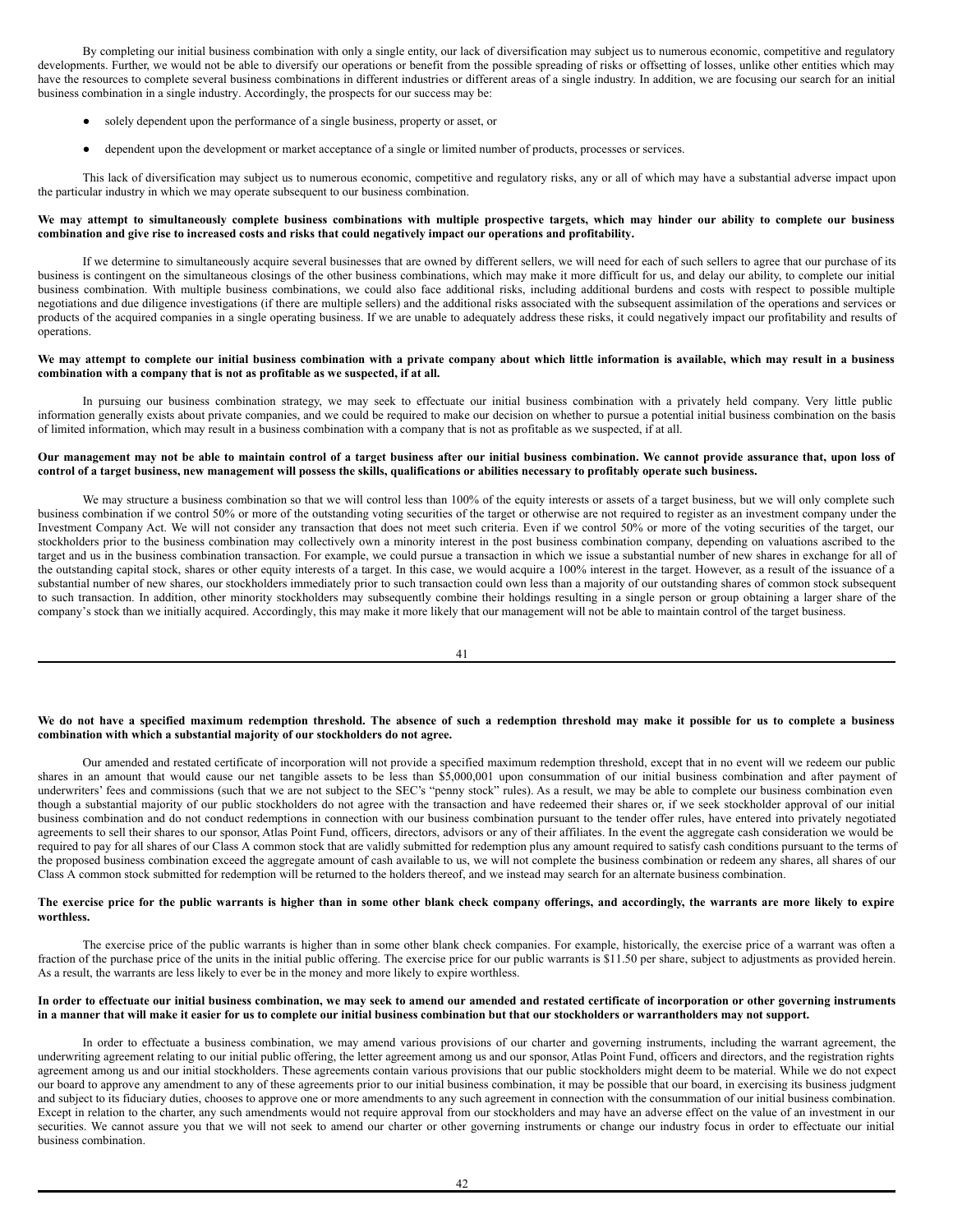By completing our initial business combination with only a single entity, our lack of diversification may subject us to numerous economic, competitive and regulatory developments. Further, we would not be able to diversify our operations or benefit from the possible spreading of risks or offsetting of losses, unlike other entities which may have the resources to complete several business combinations in different industries or different areas of a single industry. In addition, we are focusing our search for an initial business combination in a single industry. Accordingly, the prospects for our success may be:

- solely dependent upon the performance of a single business, property or asset, or
- dependent upon the development or market acceptance of a single or limited number of products, processes or services.

This lack of diversification may subject us to numerous economic, competitive and regulatory risks, any or all of which may have a substantial adverse impact upon the particular industry in which we may operate subsequent to our business combination.

**We may attempt to simultaneously complete business combinations with multiple prospective targets, which may hinder our ability to complete our business combination and give rise to increased costs and risks that could negatively impact our operations and profitability.**

If we determine to simultaneously acquire several businesses that are owned by different sellers, we will need for each of such sellers to agree that our purchase of its business is contingent on the simultaneous closings of the other business combinations, which may make it more difficult for us, and delay our ability, to complete our initial business combination. With multiple business combinations, we could also face additional risks, including additional burdens and costs with respect to possible multiple negotiations and due diligence investigations (if there are multiple sellers) and the additional risks associated with the subsequent assimilation of the operations and services or products of the acquired companies in a single operating business. If we are unable to adequately address these risks, it could negatively impact our profitability and results of operations.

**We may attempt to complete our initial business combination with a private company about which little information is available, which may result in a business combination with a company that is not as profitable as we suspected, if at all.**

In pursuing our business combination strategy, we may seek to effectuate our initial business combination with a privately held company. Very little public information generally exists about private companies, and we could be required to make our decision on whether to pursue a potential initial business combination on the basis of limited information, which may result in a business combination with a company that is not as profitable as we suspected, if at all.

**Our management may not be able to maintain control of a target business after our initial business combination. We cannot provide assurance that, upon loss of control of a target business, new management will possess the skills, qualifications or abilities necessary to profitably operate such business.**

We may structure a business combination so that we will control less than 100% of the equity interests or assets of a target business, but we will only complete such business combination if we control 50% or more of the outstanding voting securities of the target or otherwise are not required to register as an investment company under the Investment Company Act. We will not consider any transaction that does not meet such criteria. Even if we control 50% or more of the voting securities of the target, our stockholders prior to the business combination may collectively own a minority interest in the post business combination company, depending on valuations ascribed to the target and us in the business combination transaction. For example, we could pursue a transaction in which we issue a substantial number of new shares in exchange for all of the outstanding capital stock, shares or other equity interests of a target. In this case, we would acquire a 100% interest in the target. However, as a result of the issuance of a substantial number of new shares, our stockholders immediately prior to such transaction could own less than a majority of our outstanding shares of common stock subsequent to such transaction. In addition, other minority stockholders may subsequently combine their holdings resulting in a single person or group obtaining a larger share of the company's stock than we initially acquired. Accordingly, this may make it more likely that our management will not be able to maintain control of the target business.

**We do not have a specified maximum redemption threshold. The absence of such a redemption threshold may make it possible for us to complete a business combination with which a substantial majority of our stockholders do not agree.**

Our amended and restated certificate of incorporation will not provide a specified maximum redemption threshold, except that in no event will we redeem our public shares in an amount that would cause our net tangible assets to be less than $5,000,001 upon consummation of our initial business combination and after payment of underwriters' fees and commissions (such that we are not subject to the SEC's "penny stock" rules). As a result, we may be able to complete our business combination even though a substantial majority of our public stockholders do not agree with the transaction and have redeemed their shares or, if we seek stockholder approval of our initial business combination and do not conduct redemptions in connection with our business combination pursuant to the tender offer rules, have entered into privately negotiated agreements to sell their shares to our sponsor, Atlas Point Fund, officers, directors, advisors or any of their affiliates. In the event the aggregate cash consideration we would be required to pay for all shares of our Class A common stock that are validly submitted for redemption plus any amount required to satisfy cash conditions pursuant to the terms of the proposed business combination exceed the aggregate amount of cash available to us, we will not complete the business combination or redeem any shares, all shares of our Class A common stock submitted for redemption will be returned to the holders thereof, and we instead may search for an alternate business combination.

**The exercise price for the public warrants is higher than in some other blank check company offerings, and accordingly, the warrants are more likely to expire worthless.**

The exercise price of the public warrants is higher than in some other blank check companies. For example, historically, the exercise price of a warrant was often a fraction of the purchase price of the units in the initial public offering. The exercise price for our public warrants is $11.50 per share, subject to adjustments as provided herein. As a result, the warrants are less likely to ever be in the money and more likely to expire worthless.

**In order to effectuate our initial business combination, we may seek to amend our amended and restated certificate of incorporation or other governing instruments in a manner that will make it easier for us to complete our initial business combination but that our stockholders or warrantholders may not support.**

In order to effectuate a business combination, we may amend various provisions of our charter and governing instruments, including the warrant agreement, the underwriting agreement relating to our initial public offering, the letter agreement among us and our sponsor, Atlas Point Fund, officers and directors, and the registration rights agreement among us and our initial stockholders. These agreements contain various provisions that our public stockholders might deem to be material. While we do not expect our board to approve any amendment to any of these agreements prior to our initial business combination, it may be possible that our board, in exercising its business judgment and subject to its fiduciary duties, chooses to approve one or more amendments to any such agreement in connection with the consummation of our initial business combination. Except in relation to the charter, any such amendments would not require approval from our stockholders and may have an adverse effect on the value of an investment in our securities. We cannot assure you that we will not seek to amend our charter or other governing instruments or change our industry focus in order to effectuate our initial business combination.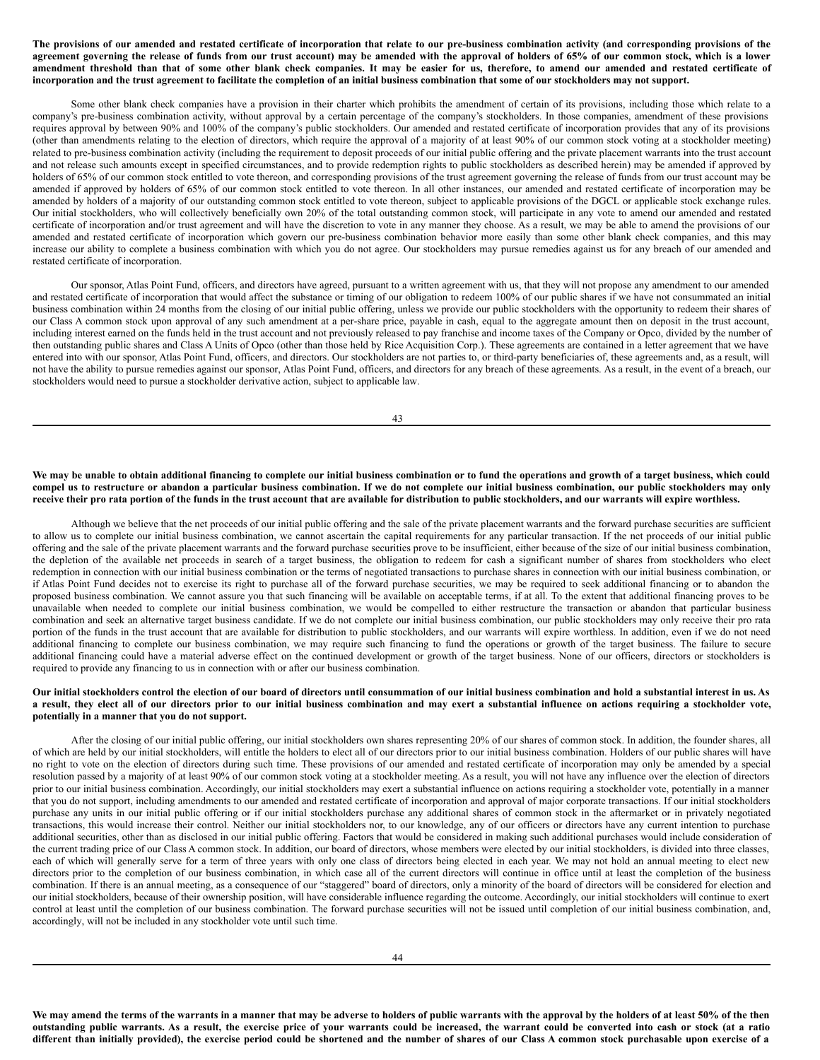**The provisions of our amended and restated certificate of incorporation that relate to our pre-business combination activity (and corresponding provisions of the agreement governing the release of funds from our trust account) may be amended with the approval of holders of 65% of our common stock, which is a lower amendment threshold than that of some other blank check companies. It may be easier for us, therefore, to amend our amended and restated certificate of incorporation and the trust agreement to facilitate the completion of an initial business combination that some of our stockholders may not support.**

Some other blank check companies have a provision in their charter which prohibits the amendment of certain of its provisions, including those which relate to a company's pre-business combination activity, without approval by a certain percentage of the company's stockholders. In those companies, amendment of these provisions requires approval by between 90% and 100% of the company's public stockholders. Our amended and restated certificate of incorporation provides that any of its provisions (other than amendments relating to the election of directors, which require the approval of a majority of at least 90% of our common stock voting at a stockholder meeting) related to pre-business combination activity (including the requirement to deposit proceeds of our initial public offering and the private placement warrants into the trust account and not release such amounts except in specified circumstances, and to provide redemption rights to public stockholders as described herein) may be amended if approved by holders of 65% of our common stock entitled to vote thereon, and corresponding provisions of the trust agreement governing the release of funds from our trust account may be amended if approved by holders of 65% of our common stock entitled to vote thereon. In all other instances, our amended and restated certificate of incorporation may be amended by holders of a majority of our outstanding common stock entitled to vote thereon, subject to applicable provisions of the DGCL or applicable stock exchange rules. Our initial stockholders, who will collectively beneficially own 20% of the total outstanding common stock, will participate in any vote to amend our amended and restated certificate of incorporation and/or trust agreement and will have the discretion to vote in any manner they choose. As a result, we may be able to amend the provisions of our amended and restated certificate of incorporation which govern our pre-business combination behavior more easily than some other blank check companies, and this may increase our ability to complete a business combination with which you do not agree. Our stockholders may pursue remedies against us for any breach of our amended and restated certificate of incorporation.

Our sponsor, Atlas Point Fund, officers, and directors have agreed, pursuant to a written agreement with us, that they will not propose any amendment to our amended and restated certificate of incorporation that would affect the substance or timing of our obligation to redeem 100% of our public shares if we have not consummated an initial business combination within 24 months from the closing of our initial public offering, unless we provide our public stockholders with the opportunity to redeem their shares of our Class A common stock upon approval of any such amendment at a per-share price, payable in cash, equal to the aggregate amount then on deposit in the trust account, including interest earned on the funds held in the trust account and not previously released to pay franchise and income taxes of the Company or Opco, divided by the number of then outstanding public shares and Class A Units of Opco (other than those held by Rice Acquisition Corp.). These agreements are contained in a letter agreement that we have entered into with our sponsor, Atlas Point Fund, officers, and directors. Our stockholders are not parties to, or third-party beneficiaries of, these agreements and, as a result, will not have the ability to pursue remedies against our sponsor, Atlas Point Fund, officers, and directors for any breach of these agreements. As a result, in the event of a breach, our stockholders would need to pursue a stockholder derivative action, subject to applicable law.

**We may be unable to obtain additional financing to complete our initial business combination or to fund the operations and growth of a target business, which could compel us to restructure or abandon a particular business combination. If we do not complete our initial business combination, our public stockholders may only receive their pro rata portion of the funds in the trust account that are available for distribution to public stockholders, and our warrants will expire worthless.**

Although we believe that the net proceeds of our initial public offering and the sale of the private placement warrants and the forward purchase securities are sufficient to allow us to complete our initial business combination, we cannot ascertain the capital requirements for any particular transaction. If the net proceeds of our initial public offering and the sale of the private placement warrants and the forward purchase securities prove to be insufficient, either because of the size of our initial business combination, the depletion of the available net proceeds in search of a target business, the obligation to redeem for cash a significant number of shares from stockholders who elect redemption in connection with our initial business combination or the terms of negotiated transactions to purchase shares in connection with our initial business combination, or if Atlas Point Fund decides not to exercise its right to purchase all of the forward purchase securities, we may be required to seek additional financing or to abandon the proposed business combination. We cannot assure you that such financing will be available on acceptable terms, if at all. To the extent that additional financing proves to be unavailable when needed to complete our initial business combination, we would be compelled to either restructure the transaction or abandon that particular business combination and seek an alternative target business candidate. If we do not complete our initial business combination, our public stockholders may only receive their pro rata portion of the funds in the trust account that are available for distribution to public stockholders, and our warrants will expire worthless. In addition, even if we do not need additional financing to complete our business combination, we may require such financing to fund the operations or growth of the target business. The failure to secure additional financing could have a material adverse effect on the continued development or growth of the target business. None of our officers, directors or stockholders is required to provide any financing to us in connection with or after our business combination.

**Our initial stockholders control the election of our board of directors until consummation of our initial business combination and hold a substantial interest in us. As a result, they elect all of our directors prior to our initial business combination and may exert a substantial influence on actions requiring a stockholder vote, potentially in a manner that you do not support.**

After the closing of our initial public offering, our initial stockholders own shares representing 20% of our shares of common stock. In addition, the founder shares, all of which are held by our initial stockholders, will entitle the holders to elect all of our directors prior to our initial business combination. Holders of our public shares will have no right to vote on the election of directors during such time. These provisions of our amended and restated certificate of incorporation may only be amended by a special resolution passed by a majority of at least 90% of our common stock voting at a stockholder meeting. As a result, you will not have any influence over the election of directors prior to our initial business combination. Accordingly, our initial stockholders may exert a substantial influence on actions requiring a stockholder vote, potentially in a manner that you do not support, including amendments to our amended and restated certificate of incorporation and approval of major corporate transactions. If our initial stockholders purchase any units in our initial public offering or if our initial stockholders purchase any additional shares of common stock in the aftermarket or in privately negotiated transactions, this would increase their control. Neither our initial stockholders nor, to our knowledge, any of our officers or directors have any current intention to purchase additional securities, other than as disclosed in our initial public offering. Factors that would be considered in making such additional purchases would include consideration of the current trading price of our Class A common stock. In addition, our board of directors, whose members were elected by our initial stockholders, is divided into three classes, each of which will generally serve for a term of three years with only one class of directors being elected in each year. We may not hold an annual meeting to elect new directors prior to the completion of our business combination, in which case all of the current directors will continue in office until at least the completion of the business combination. If there is an annual meeting, as a consequence of our "staggered" board of directors, only a minority of the board of directors will be considered for election and our initial stockholders, because of their ownership position, will have considerable influence regarding the outcome. Accordingly, our initial stockholders will continue to exert control at least until the completion of our business combination. The forward purchase securities will not be issued until completion of our initial business combination, and, accordingly, will not be included in any stockholder vote until such time.

**We may amend the terms of the warrants in a manner that may be adverse to holders of public warrants with the approval by the holders of at least 50% of the then outstanding public warrants. As a result, the exercise price of your warrants could be increased, the warrant could be converted into cash or stock (at a ratio different than initially provided), the exercise period could be shortened and the number of shares of our Class A common stock purchasable upon exercise of a**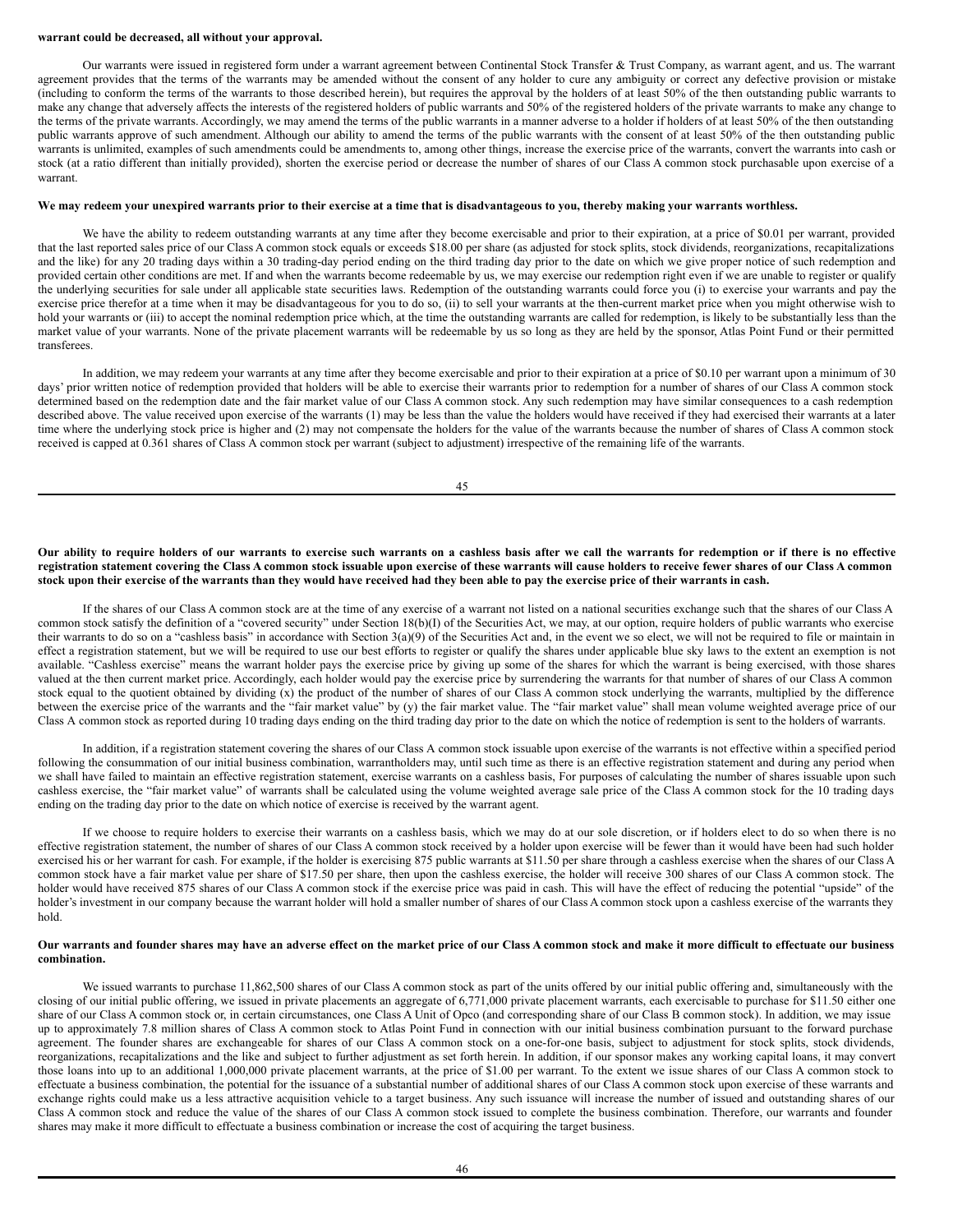**warrant could be decreased, all without your approval.**

Our warrants were issued in registered form under a warrant agreement between Continental Stock Transfer & Trust Company, as warrant agent, and us. The warrant agreement provides that the terms of the warrants may be amended without the consent of any holder to cure any ambiguity or correct any defective provision or mistake (including to conform the terms of the warrants to those described herein), but requires the approval by the holders of at least 50% of the then outstanding public warrants to make any change that adversely affects the interests of the registered holders of public warrants and 50% of the registered holders of the private warrants to make any change to the terms of the private warrants. Accordingly, we may amend the terms of the public warrants in a manner adverse to a holder if holders of at least 50% of the then outstanding public warrants approve of such amendment. Although our ability to amend the terms of the public warrants with the consent of at least 50% of the then outstanding public warrants is unlimited, examples of such amendments could be amendments to, among other things, increase the exercise price of the warrants, convert the warrants into cash or stock (at a ratio different than initially provided), shorten the exercise period or decrease the number of shares of our Class A common stock purchasable upon exercise of a warrant.

**We may redeem your unexpired warrants prior to their exercise at a time that is disadvantageous to you, thereby making your warrants worthless.**

We have the ability to redeem outstanding warrants at any time after they become exercisable and prior to their expiration, at a price of $0.01 per warrant, provided that the last reported sales price of our Class A common stock equals or exceeds $18.00 per share (as adjusted for stock splits, stock dividends, reorganizations, recapitalizations and the like) for any 20 trading days within a 30 trading-day period ending on the third trading day prior to the date on which we give proper notice of such redemption and provided certain other conditions are met. If and when the warrants become redeemable by us, we may exercise our redemption right even if we are unable to register or qualify the underlying securities for sale under all applicable state securities laws. Redemption of the outstanding warrants could force you (i) to exercise your warrants and pay the exercise price therefor at a time when it may be disadvantageous for you to do so, (ii) to sell your warrants at the then-current market price when you might otherwise wish to hold your warrants or (iii) to accept the nominal redemption price which, at the time the outstanding warrants are called for redemption, is likely to be substantially less than the market value of your warrants. None of the private placement warrants will be redeemable by us so long as they are held by the sponsor, Atlas Point Fund or their permitted transferees.

In addition, we may redeem your warrants at any time after they become exercisable and prior to their expiration at a price of $0.10 per warrant upon a minimum of 30 days' prior written notice of redemption provided that holders will be able to exercise their warrants prior to redemption for a number of shares of our Class A common stock determined based on the redemption date and the fair market value of our Class A common stock. Any such redemption may have similar consequences to a cash redemption described above. The value received upon exercise of the warrants (1) may be less than the value the holders would have received if they had exercised their warrants at a later time where the underlying stock price is higher and (2) may not compensate the holders for the value of the warrants because the number of shares of Class A common stock received is capped at 0.361 shares of Class A common stock per warrant (subject to adjustment) irrespective of the remaining life of the warrants.

**Our ability to require holders of our warrants to exercise such warrants on a cashless basis after we call the warrants for redemption or if there is no effective registration statement covering the Class A common stock issuable upon exercise of these warrants will cause holders to receive fewer shares of our Class A common stock upon their exercise of the warrants than they would have received had they been able to pay the exercise price of their warrants in cash.**

If the shares of our Class A common stock are at the time of any exercise of a warrant not listed on a national securities exchange such that the shares of our Class A common stock satisfy the definition of a "covered security" under Section 18(b)(I) of the Securities Act, we may, at our option, require holders of public warrants who exercise their warrants to do so on a "cashless basis" in accordance with Section 3(a)(9) of the Securities Act and, in the event we so elect, we will not be required to file or maintain in effect a registration statement, but we will be required to use our best efforts to register or qualify the shares under applicable blue sky laws to the extent an exemption is not available. "Cashless exercise" means the warrant holder pays the exercise price by giving up some of the shares for which the warrant is being exercised, with those shares valued at the then current market price. Accordingly, each holder would pay the exercise price by surrendering the warrants for that number of shares of our Class A common stock equal to the quotient obtained by dividing (x) the product of the number of shares of our Class A common stock underlying the warrants, multiplied by the difference between the exercise price of the warrants and the "fair market value" by (y) the fair market value. The "fair market value" shall mean volume weighted average price of our Class A common stock as reported during 10 trading days ending on the third trading day prior to the date on which the notice of redemption is sent to the holders of warrants.

In addition, if a registration statement covering the shares of our Class A common stock issuable upon exercise of the warrants is not effective within a specified period following the consummation of our initial business combination, warrantholders may, until such time as there is an effective registration statement and during any period when we shall have failed to maintain an effective registration statement, exercise warrants on a cashless basis, For purposes of calculating the number of shares issuable upon such cashless exercise, the "fair market value" of warrants shall be calculated using the volume weighted average sale price of the Class A common stock for the 10 trading days ending on the trading day prior to the date on which notice of exercise is received by the warrant agent.

If we choose to require holders to exercise their warrants on a cashless basis, which we may do at our sole discretion, or if holders elect to do so when there is no effective registration statement, the number of shares of our Class A common stock received by a holder upon exercise will be fewer than it would have been had such holder exercised his or her warrant for cash. For example, if the holder is exercising 875 public warrants at $11.50 per share through a cashless exercise when the shares of our Class A common stock have a fair market value per share of $17.50 per share, then upon the cashless exercise, the holder will receive 300 shares of our Class A common stock. The holder would have received 875 shares of our Class A common stock if the exercise price was paid in cash. This will have the effect of reducing the potential "upside" of the holder's investment in our company because the warrant holder will hold a smaller number of shares of our Class A common stock upon a cashless exercise of the warrants they hold.

**Our warrants and founder shares may have an adverse effect on the market price of our Class A common stock and make it more difficult to effectuate our business combination.**

We issued warrants to purchase 11,862,500 shares of our Class A common stock as part of the units offered by our initial public offering and, simultaneously with the closing of our initial public offering, we issued in private placements an aggregate of 6,771,000 private placement warrants, each exercisable to purchase for $11.50 either one share of our Class A common stock or, in certain circumstances, one Class A Unit of Opco (and corresponding share of our Class B common stock). In addition, we may issue up to approximately 7.8 million shares of Class A common stock to Atlas Point Fund in connection with our initial business combination pursuant to the forward purchase agreement. The founder shares are exchangeable for shares of our Class A common stock on a one-for-one basis, subject to adjustment for stock splits, stock dividends, reorganizations, recapitalizations and the like and subject to further adjustment as set forth herein. In addition, if our sponsor makes any working capital loans, it may convert those loans into up to an additional 1,000,000 private placement warrants, at the price of $1.00 per warrant. To the extent we issue shares of our Class A common stock to effectuate a business combination, the potential for the issuance of a substantial number of additional shares of our Class A common stock upon exercise of these warrants and exchange rights could make us a less attractive acquisition vehicle to a target business. Any such issuance will increase the number of issued and outstanding shares of our Class A common stock and reduce the value of the shares of our Class A common stock issued to complete the business combination. Therefore, our warrants and founder shares may make it more difficult to effectuate a business combination or increase the cost of acquiring the target business.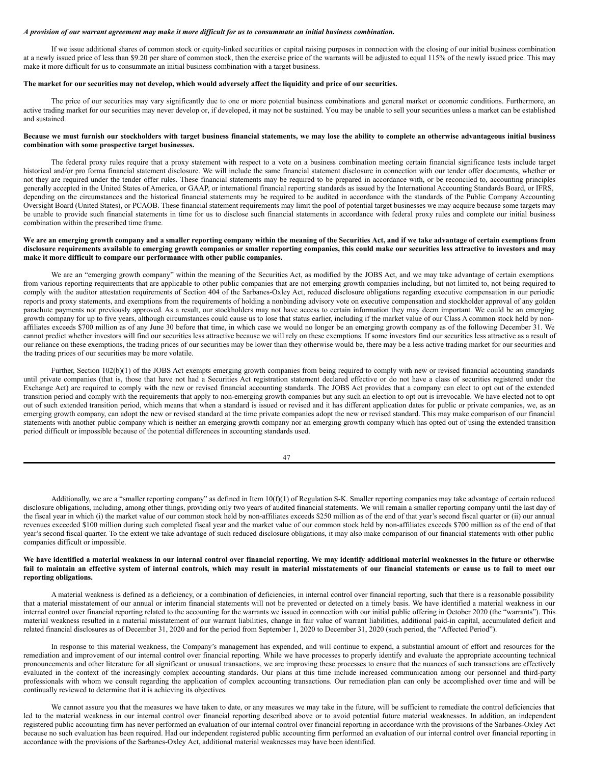***A provision of our warrant agreement may make it more difficult for us to consummate an initial business combination.***

If we issue additional shares of common stock or equity-linked securities or capital raising purposes in connection with the closing of our initial business combination at a newly issued price of less than $9.20 per share of common stock, then the exercise price of the warrants will be adjusted to equal 115% of the newly issued price. This may make it more difficult for us to consummate an initial business combination with a target business.

**The market for our securities may not develop, which would adversely affect the liquidity and price of our securities.**

The price of our securities may vary significantly due to one or more potential business combinations and general market or economic conditions. Furthermore, an active trading market for our securities may never develop or, if developed, it may not be sustained. You may be unable to sell your securities unless a market can be established and sustained.

**Because we must furnish our stockholders with target business financial statements, we may lose the ability to complete an otherwise advantageous initial business combination with some prospective target businesses.**

The federal proxy rules require that a proxy statement with respect to a vote on a business combination meeting certain financial significance tests include target historical and/or pro forma financial statement disclosure. We will include the same financial statement disclosure in connection with our tender offer documents, whether or not they are required under the tender offer rules. These financial statements may be required to be prepared in accordance with, or be reconciled to, accounting principles generally accepted in the United States of America, or GAAP, or international financial reporting standards as issued by the International Accounting Standards Board, or IFRS, depending on the circumstances and the historical financial statements may be required to be audited in accordance with the standards of the Public Company Accounting Oversight Board (United States), or PCAOB. These financial statement requirements may limit the pool of potential target businesses we may acquire because some targets may be unable to provide such financial statements in time for us to disclose such financial statements in accordance with federal proxy rules and complete our initial business combination within the prescribed time frame.

**We are an emerging growth company and a smaller reporting company within the meaning of the Securities Act, and if we take advantage of certain exemptions from disclosure requirements available to emerging growth companies or smaller reporting companies, this could make our securities less attractive to investors and may make it more difficult to compare our performance with other public companies.**

We are an "emerging growth company" within the meaning of the Securities Act, as modified by the JOBS Act, and we may take advantage of certain exemptions from various reporting requirements that are applicable to other public companies that are not emerging growth companies including, but not limited to, not being required to comply with the auditor attestation requirements of Section 404 of the Sarbanes-Oxley Act, reduced disclosure obligations regarding executive compensation in our periodic reports and proxy statements, and exemptions from the requirements of holding a nonbinding advisory vote on executive compensation and stockholder approval of any golden parachute payments not previously approved. As a result, our stockholders may not have access to certain information they may deem important. We could be an emerging growth company for up to five years, although circumstances could cause us to lose that status earlier, including if the market value of our Class A common stock held by non-affiliates exceeds $700 million as of any June 30 before that time, in which case we would no longer be an emerging growth company as of the following December 31. We cannot predict whether investors will find our securities less attractive because we will rely on these exemptions. If some investors find our securities less attractive as a result of our reliance on these exemptions, the trading prices of our securities may be lower than they otherwise would be, there may be a less active trading market for our securities and the trading prices of our securities may be more volatile.

Further, Section 102(b)(1) of the JOBS Act exempts emerging growth companies from being required to comply with new or revised financial accounting standards until private companies (that is, those that have not had a Securities Act registration statement declared effective or do not have a class of securities registered under the Exchange Act) are required to comply with the new or revised financial accounting standards. The JOBS Act provides that a company can elect to opt out of the extended transition period and comply with the requirements that apply to non-emerging growth companies but any such an election to opt out is irrevocable. We have elected not to opt out of such extended transition period, which means that when a standard is issued or revised and it has different application dates for public or private companies, we, as an emerging growth company, can adopt the new or revised standard at the time private companies adopt the new or revised standard. This may make comparison of our financial statements with another public company which is neither an emerging growth company nor an emerging growth company which has opted out of using the extended transition period difficult or impossible because of the potential differences in accounting standards used.

Additionally, we are a "smaller reporting company" as defined in Item 10(f)(1) of Regulation S-K. Smaller reporting companies may take advantage of certain reduced disclosure obligations, including, among other things, providing only two years of audited financial statements. We will remain a smaller reporting company until the last day of the fiscal year in which (i) the market value of our common stock held by non-affiliates exceeds $250 million as of the end of that year's second fiscal quarter or (ii) our annual revenues exceeded $100 million during such completed fiscal year and the market value of our common stock held by non-affiliates exceeds $700 million as of the end of that year's second fiscal quarter. To the extent we take advantage of such reduced disclosure obligations, it may also make comparison of our financial statements with other public companies difficult or impossible.

**We have identified a material weakness in our internal control over financial reporting. We may identify additional material weaknesses in the future or otherwise fail to maintain an effective system of internal controls, which may result in material misstatements of our financial statements or cause us to fail to meet our reporting obligations.**

A material weakness is defined as a deficiency, or a combination of deficiencies, in internal control over financial reporting, such that there is a reasonable possibility that a material misstatement of our annual or interim financial statements will not be prevented or detected on a timely basis. We have identified a material weakness in our internal control over financial reporting related to the accounting for the warrants we issued in connection with our initial public offering in October 2020 (the "warrants"). This material weakness resulted in a material misstatement of our warrant liabilities, change in fair value of warrant liabilities, additional paid-in capital, accumulated deficit and related financial disclosures as of December 31, 2020 and for the period from September 1, 2020 to December 31, 2020 (such period, the "Affected Period").

In response to this material weakness, the Company's management has expended, and will continue to expend, a substantial amount of effort and resources for the remediation and improvement of our internal control over financial reporting. While we have processes to properly identify and evaluate the appropriate accounting technical pronouncements and other literature for all significant or unusual transactions, we are improving these processes to ensure that the nuances of such transactions are effectively evaluated in the context of the increasingly complex accounting standards. Our plans at this time include increased communication among our personnel and third-party professionals with whom we consult regarding the application of complex accounting transactions. Our remediation plan can only be accomplished over time and will be continually reviewed to determine that it is achieving its objectives.

We cannot assure you that the measures we have taken to date, or any measures we may take in the future, will be sufficient to remediate the control deficiencies that led to the material weakness in our internal control over financial reporting described above or to avoid potential future material weaknesses. In addition, an independent registered public accounting firm has never performed an evaluation of our internal control over financial reporting in accordance with the provisions of the Sarbanes-Oxley Act because no such evaluation has been required. Had our independent registered public accounting firm performed an evaluation of our internal control over financial reporting in accordance with the provisions of the Sarbanes-Oxley Act, additional material weaknesses may have been identified.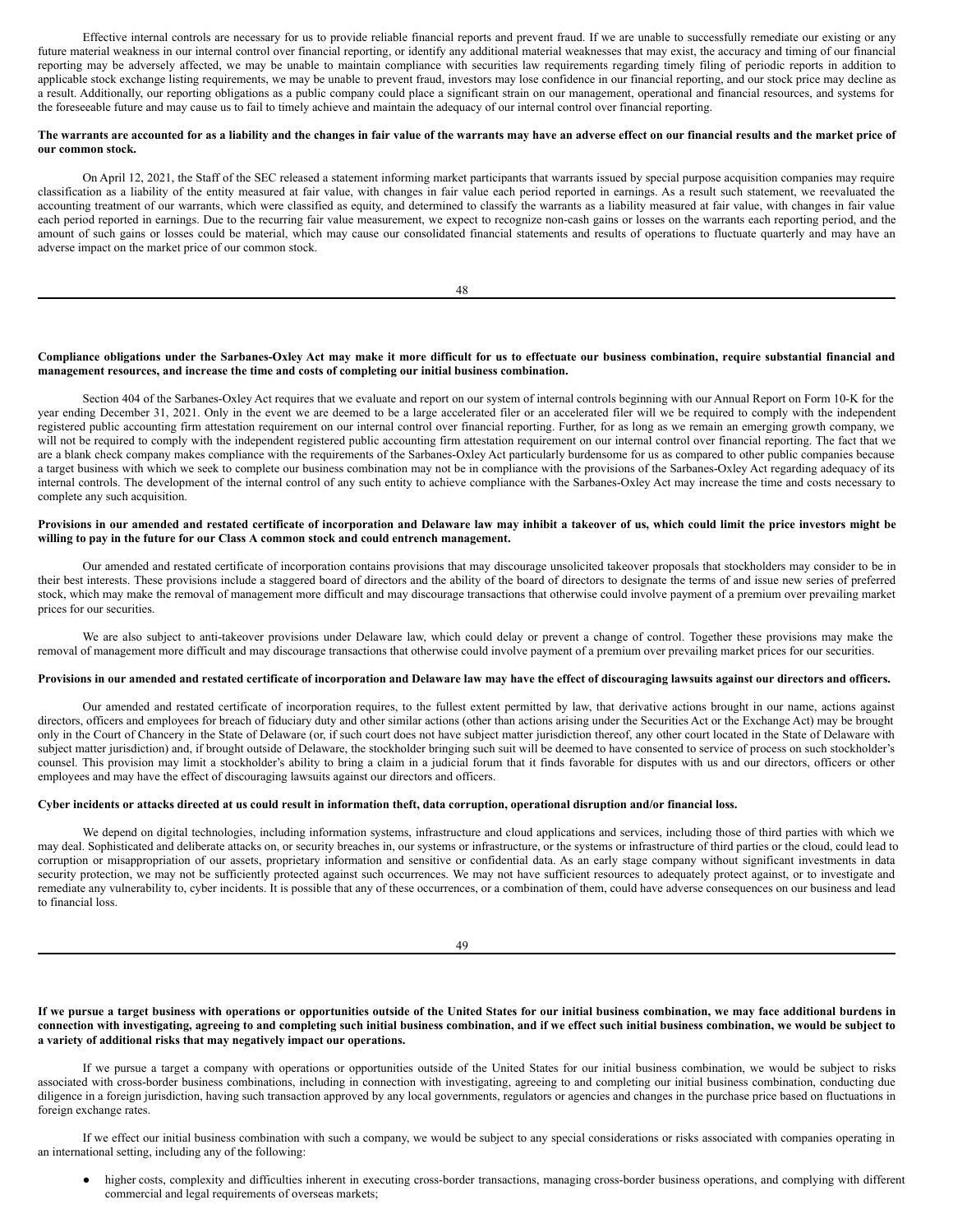Effective internal controls are necessary for us to provide reliable financial reports and prevent fraud. If we are unable to successfully remediate our existing or any future material weakness in our internal control over financial reporting, or identify any additional material weaknesses that may exist, the accuracy and timing of our financial reporting may be adversely affected, we may be unable to maintain compliance with securities law requirements regarding timely filing of periodic reports in addition to applicable stock exchange listing requirements, we may be unable to prevent fraud, investors may lose confidence in our financial reporting, and our stock price may decline as a result. Additionally, our reporting obligations as a public company could place a significant strain on our management, operational and financial resources, and systems for the foreseeable future and may cause us to fail to timely achieve and maintain the adequacy of our internal control over financial reporting.

**The warrants are accounted for as a liability and the changes in fair value of the warrants may have an adverse effect on our financial results and the market price of our common stock.**

On April 12, 2021, the Staff of the SEC released a statement informing market participants that warrants issued by special purpose acquisition companies may require classification as a liability of the entity measured at fair value, with changes in fair value each period reported in earnings. As a result such statement, we reevaluated the accounting treatment of our warrants, which were classified as equity, and determined to classify the warrants as a liability measured at fair value, with changes in fair value each period reported in earnings. Due to the recurring fair value measurement, we expect to recognize non-cash gains or losses on the warrants each reporting period, and the amount of such gains or losses could be material, which may cause our consolidated financial statements and results of operations to fluctuate quarterly and may have an adverse impact on the market price of our common stock.

**Compliance obligations under the Sarbanes-Oxley Act may make it more difficult for us to effectuate our business combination, require substantial financial and management resources, and increase the time and costs of completing our initial business combination.**

Section 404 of the Sarbanes-Oxley Act requires that we evaluate and report on our system of internal controls beginning with our Annual Report on Form 10-K for the year ending December 31, 2021. Only in the event we are deemed to be a large accelerated filer or an accelerated filer will we be required to comply with the independent registered public accounting firm attestation requirement on our internal control over financial reporting. Further, for as long as we remain an emerging growth company, we will not be required to comply with the independent registered public accounting firm attestation requirement on our internal control over financial reporting. The fact that we are a blank check company makes compliance with the requirements of the Sarbanes-Oxley Act particularly burdensome for us as compared to other public companies because a target business with which we seek to complete our business combination may not be in compliance with the provisions of the Sarbanes-Oxley Act regarding adequacy of its internal controls. The development of the internal control of any such entity to achieve compliance with the Sarbanes-Oxley Act may increase the time and costs necessary to complete any such acquisition.

**Provisions in our amended and restated certificate of incorporation and Delaware law may inhibit a takeover of us, which could limit the price investors might be willing to pay in the future for our Class A common stock and could entrench management.**

Our amended and restated certificate of incorporation contains provisions that may discourage unsolicited takeover proposals that stockholders may consider to be in their best interests. These provisions include a staggered board of directors and the ability of the board of directors to designate the terms of and issue new series of preferred stock, which may make the removal of management more difficult and may discourage transactions that otherwise could involve payment of a premium over prevailing market prices for our securities.

We are also subject to anti-takeover provisions under Delaware law, which could delay or prevent a change of control. Together these provisions may make the removal of management more difficult and may discourage transactions that otherwise could involve payment of a premium over prevailing market prices for our securities.

**Provisions in our amended and restated certificate of incorporation and Delaware law may have the effect of discouraging lawsuits against our directors and officers.**

Our amended and restated certificate of incorporation requires, to the fullest extent permitted by law, that derivative actions brought in our name, actions against directors, officers and employees for breach of fiduciary duty and other similar actions (other than actions arising under the Securities Act or the Exchange Act) may be brought only in the Court of Chancery in the State of Delaware (or, if such court does not have subject matter jurisdiction thereof, any other court located in the State of Delaware with subject matter jurisdiction) and, if brought outside of Delaware, the stockholder bringing such suit will be deemed to have consented to service of process on such stockholder's counsel. This provision may limit a stockholder's ability to bring a claim in a judicial forum that it finds favorable for disputes with us and our directors, officers or other employees and may have the effect of discouraging lawsuits against our directors and officers.

**Cyber incidents or attacks directed at us could result in information theft, data corruption, operational disruption and/or financial loss.**

We depend on digital technologies, including information systems, infrastructure and cloud applications and services, including those of third parties with which we may deal. Sophisticated and deliberate attacks on, or security breaches in, our systems or infrastructure, or the systems or infrastructure of third parties or the cloud, could lead to corruption or misappropriation of our assets, proprietary information and sensitive or confidential data. As an early stage company without significant investments in data security protection, we may not be sufficiently protected against such occurrences. We may not have sufficient resources to adequately protect against, or to investigate and remediate any vulnerability to, cyber incidents. It is possible that any of these occurrences, or a combination of them, could have adverse consequences on our business and lead to financial loss.

**If we pursue a target business with operations or opportunities outside of the United States for our initial business combination, we may face additional burdens in connection with investigating, agreeing to and completing such initial business combination, and if we effect such initial business combination, we would be subject to a variety of additional risks that may negatively impact our operations.**

If we pursue a target a company with operations or opportunities outside of the United States for our initial business combination, we would be subject to risks associated with cross-border business combinations, including in connection with investigating, agreeing to and completing our initial business combination, conducting due diligence in a foreign jurisdiction, having such transaction approved by any local governments, regulators or agencies and changes in the purchase price based on fluctuations in foreign exchange rates.

If we effect our initial business combination with such a company, we would be subject to any special considerations or risks associated with companies operating in an international setting, including any of the following:

- higher costs, complexity and difficulties inherent in executing cross-border transactions, managing cross-border business operations, and complying with different commercial and legal requirements of overseas markets;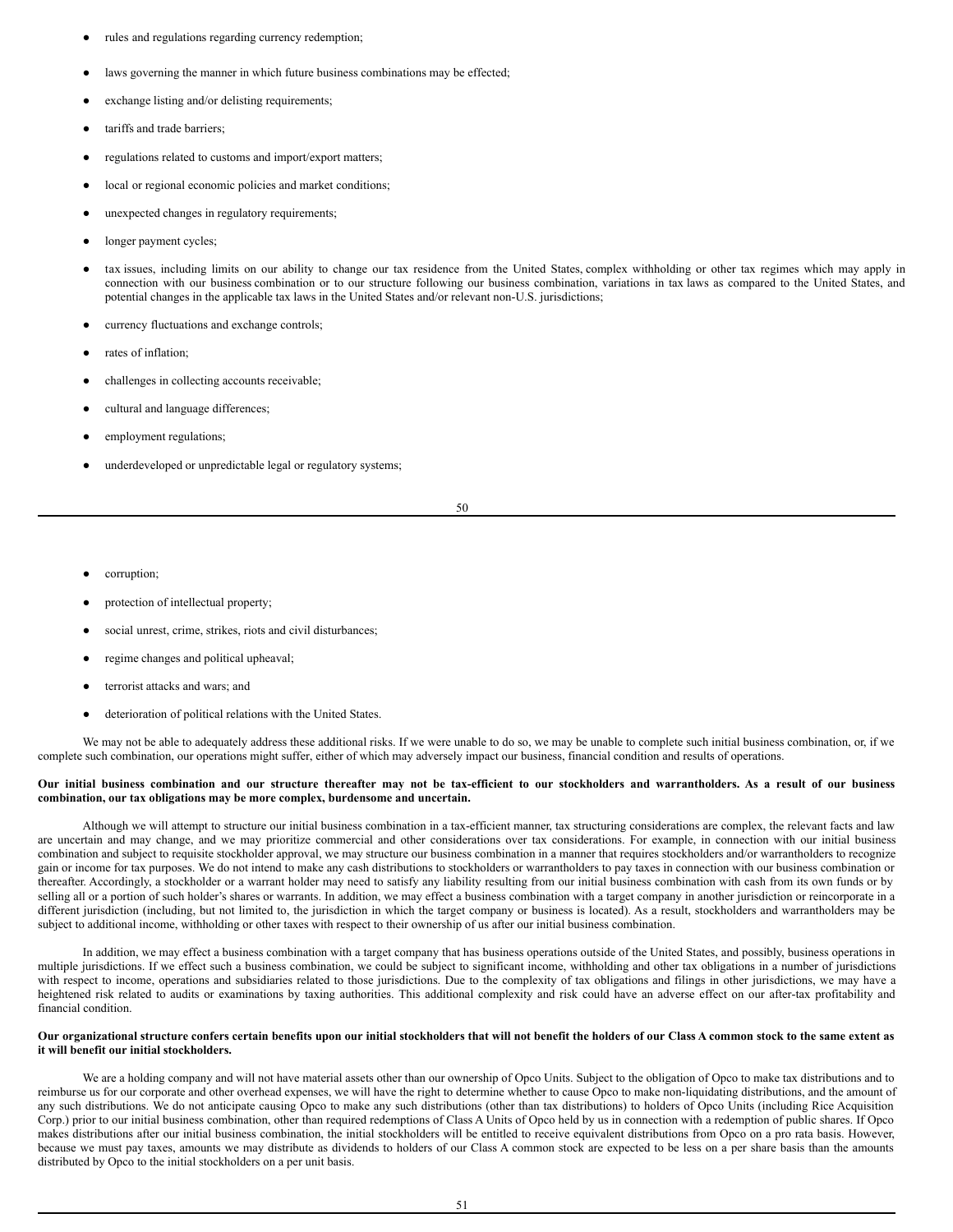- rules and regulations regarding currency redemption;
- laws governing the manner in which future business combinations may be effected;
- exchange listing and/or delisting requirements;
- tariffs and trade barriers;
- regulations related to customs and import/export matters;
- local or regional economic policies and market conditions;
- unexpected changes in regulatory requirements;
- longer payment cycles;
- tax issues, including limits on our ability to change our tax residence from the United States, complex withholding or other tax regimes which may apply in connection with our business combination or to our structure following our business combination, variations in tax laws as compared to the United States, and potential changes in the applicable tax laws in the United States and/or relevant non-U.S. jurisdictions;
- currency fluctuations and exchange controls;
- rates of inflation;
- challenges in collecting accounts receivable;
- cultural and language differences;
- employment regulations;
- underdeveloped or unpredictable legal or regulatory systems;
- corruption;
- protection of intellectual property;
- social unrest, crime, strikes, riots and civil disturbances;
- regime changes and political upheaval;
- terrorist attacks and wars; and
- deterioration of political relations with the United States.

We may not be able to adequately address these additional risks. If we were unable to do so, we may be unable to complete such initial business combination, or, if we complete such combination, our operations might suffer, either of which may adversely impact our business, financial condition and results of operations.

**Our initial business combination and our structure thereafter may not be tax-efficient to our stockholders and warrantholders. As a result of our business combination, our tax obligations may be more complex, burdensome and uncertain.**

Although we will attempt to structure our initial business combination in a tax-efficient manner, tax structuring considerations are complex, the relevant facts and law are uncertain and may change, and we may prioritize commercial and other considerations over tax considerations. For example, in connection with our initial business combination and subject to requisite stockholder approval, we may structure our business combination in a manner that requires stockholders and/or warrantholders to recognize gain or income for tax purposes. We do not intend to make any cash distributions to stockholders or warrantholders to pay taxes in connection with our business combination or thereafter. Accordingly, a stockholder or a warrant holder may need to satisfy any liability resulting from our initial business combination with cash from its own funds or by selling all or a portion of such holder's shares or warrants. In addition, we may effect a business combination with a target company in another jurisdiction or reincorporate in a different jurisdiction (including, but not limited to, the jurisdiction in which the target company or business is located). As a result, stockholders and warrantholders may be subject to additional income, withholding or other taxes with respect to their ownership of us after our initial business combination.

In addition, we may effect a business combination with a target company that has business operations outside of the United States, and possibly, business operations in multiple jurisdictions. If we effect such a business combination, we could be subject to significant income, withholding and other tax obligations in a number of jurisdictions with respect to income, operations and subsidiaries related to those jurisdictions. Due to the complexity of tax obligations and filings in other jurisdictions, we may have a heightened risk related to audits or examinations by taxing authorities. This additional complexity and risk could have an adverse effect on our after-tax profitability and financial condition.

**Our organizational structure confers certain benefits upon our initial stockholders that will not benefit the holders of our Class A common stock to the same extent as it will benefit our initial stockholders.**

We are a holding company and will not have material assets other than our ownership of Opco Units. Subject to the obligation of Opco to make tax distributions and to reimburse us for our corporate and other overhead expenses, we will have the right to determine whether to cause Opco to make non-liquidating distributions, and the amount of any such distributions. We do not anticipate causing Opco to make any such distributions (other than tax distributions) to holders of Opco Units (including Rice Acquisition Corp.) prior to our initial business combination, other than required redemptions of Class A Units of Opco held by us in connection with a redemption of public shares. If Opco makes distributions after our initial business combination, the initial stockholders will be entitled to receive equivalent distributions from Opco on a pro rata basis. However, because we must pay taxes, amounts we may distribute as dividends to holders of our Class A common stock are expected to be less on a per share basis than the amounts distributed by Opco to the initial stockholders on a per unit basis.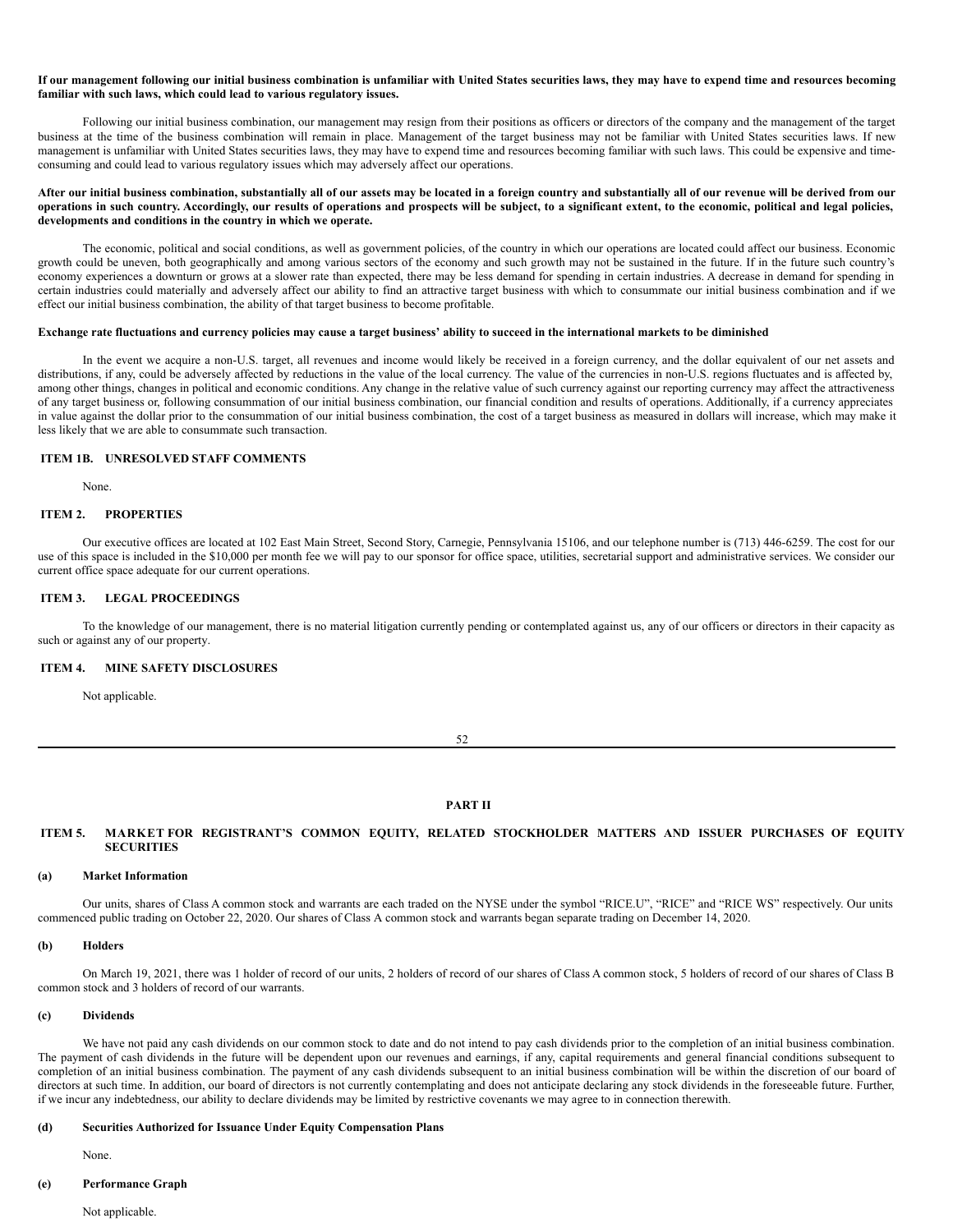**If our management following our initial business combination is unfamiliar with United States securities laws, they may have to expend time and resources becoming familiar with such laws, which could lead to various regulatory issues.**

Following our initial business combination, our management may resign from their positions as officers or directors of the company and the management of the target business at the time of the business combination will remain in place. Management of the target business may not be familiar with United States securities laws. If new management is unfamiliar with United States securities laws, they may have to expend time and resources becoming familiar with such laws. This could be expensive and time-consuming and could lead to various regulatory issues which may adversely affect our operations.

**After our initial business combination, substantially all of our assets may be located in a foreign country and substantially all of our revenue will be derived from our operations in such country. Accordingly, our results of operations and prospects will be subject, to a significant extent, to the economic, political and legal policies, developments and conditions in the country in which we operate.**

The economic, political and social conditions, as well as government policies, of the country in which our operations are located could affect our business. Economic growth could be uneven, both geographically and among various sectors of the economy and such growth may not be sustained in the future. If in the future such country's economy experiences a downturn or grows at a slower rate than expected, there may be less demand for spending in certain industries. A decrease in demand for spending in certain industries could materially and adversely affect our ability to find an attractive target business with which to consummate our initial business combination and if we effect our initial business combination, the ability of that target business to become profitable.

**Exchange rate fluctuations and currency policies may cause a target business' ability to succeed in the international markets to be diminished**

In the event we acquire a non-U.S. target, all revenues and income would likely be received in a foreign currency, and the dollar equivalent of our net assets and distributions, if any, could be adversely affected by reductions in the value of the local currency. The value of the currencies in non-U.S. regions fluctuates and is affected by, among other things, changes in political and economic conditions. Any change in the relative value of such currency against our reporting currency may affect the attractiveness of any target business or, following consummation of our initial business combination, our financial condition and results of operations. Additionally, if a currency appreciates in value against the dollar prior to the consummation of our initial business combination, the cost of a target business as measured in dollars will increase, which may make it less likely that we are able to consummate such transaction.

## ITEM 1B. UNRESOLVED STAFF COMMENTS

None.

## ITEM 2. PROPERTIES

Our executive offices are located at 102 East Main Street, Second Story, Carnegie, Pennsylvania 15106, and our telephone number is (713) 446-6259. The cost for our use of this space is included in the $10,000 per month fee we will pay to our sponsor for office space, utilities, secretarial support and administrative services. We consider our current office space adequate for our current operations.

## ITEM 3. LEGAL PROCEEDINGS

To the knowledge of our management, there is no material litigation currently pending or contemplated against us, any of our officers or directors in their capacity as such or against any of our property.

## ITEM 4. MINE SAFETY DISCLOSURES

Not applicable.

# PART II

## ITEM 5. MARKET FOR REGISTRANT'S COMMON EQUITY, RELATED STOCKHOLDER MATTERS AND ISSUER PURCHASES OF EQUITY SECURITIES

### (a) Market Information

Our units, shares of Class A common stock and warrants are each traded on the NYSE under the symbol "RICE.U", "RICE" and "RICE WS" respectively. Our units commenced public trading on October 22, 2020. Our shares of Class A common stock and warrants began separate trading on December 14, 2020.

### (b) Holders

On March 19, 2021, there was 1 holder of record of our units, 2 holders of record of our shares of Class A common stock, 5 holders of record of our shares of Class B common stock and 3 holders of record of our warrants.

### (c) Dividends

We have not paid any cash dividends on our common stock to date and do not intend to pay cash dividends prior to the completion of an initial business combination. The payment of cash dividends in the future will be dependent upon our revenues and earnings, if any, capital requirements and general financial conditions subsequent to completion of an initial business combination. The payment of any cash dividends subsequent to an initial business combination will be within the discretion of our board of directors at such time. In addition, our board of directors is not currently contemplating and does not anticipate declaring any stock dividends in the foreseeable future. Further, if we incur any indebtedness, our ability to declare dividends may be limited by restrictive covenants we may agree to in connection therewith.

### (d) Securities Authorized for Issuance Under Equity Compensation Plans

None.

### (e) Performance Graph

Not applicable.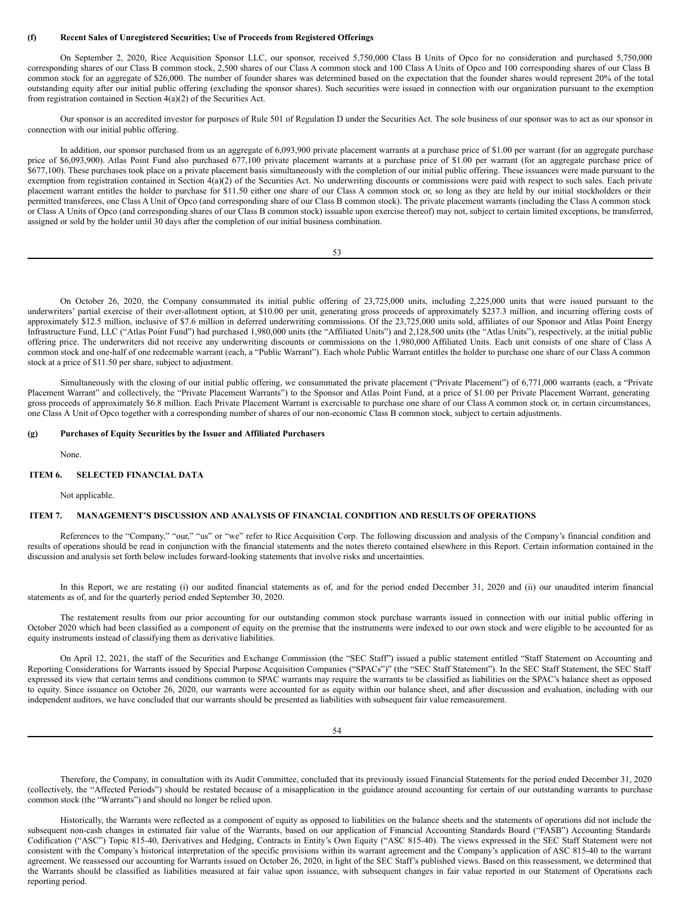**(f) Recent Sales of Unregistered Securities; Use of Proceeds from Registered Offerings**

On September 2, 2020, Rice Acquisition Sponsor LLC, our sponsor, received 5,750,000 Class B Units of Opco for no consideration and purchased 5,750,000 corresponding shares of our Class B common stock, 2,500 shares of our Class A common stock and 100 Class A Units of Opco and 100 corresponding shares of our Class B common stock for an aggregate of $26,000. The number of founder shares was determined based on the expectation that the founder shares would represent 20% of the total outstanding equity after our initial public offering (excluding the sponsor shares). Such securities were issued in connection with our organization pursuant to the exemption from registration contained in Section 4(a)(2) of the Securities Act.

Our sponsor is an accredited investor for purposes of Rule 501 of Regulation D under the Securities Act. The sole business of our sponsor was to act as our sponsor in connection with our initial public offering.

In addition, our sponsor purchased from us an aggregate of 6,093,900 private placement warrants at a purchase price of $1.00 per warrant (for an aggregate purchase price of $6,093,900). Atlas Point Fund also purchased 677,100 private placement warrants at a purchase price of $1.00 per warrant (for an aggregate purchase price of $677,100). These purchases took place on a private placement basis simultaneously with the completion of our initial public offering. These issuances were made pursuant to the exemption from registration contained in Section 4(a)(2) of the Securities Act. No underwriting discounts or commissions were paid with respect to such sales. Each private placement warrant entitles the holder to purchase for $11.50 either one share of our Class A common stock or, so long as they are held by our initial stockholders or their permitted transferees, one Class A Unit of Opco (and corresponding share of our Class B common stock). The private placement warrants (including the Class A common stock or Class A Units of Opco (and corresponding shares of our Class B common stock) issuable upon exercise thereof) may not, subject to certain limited exceptions, be transferred, assigned or sold by the holder until 30 days after the completion of our initial business combination.

On October 26, 2020, the Company consummated its initial public offering of 23,725,000 units, including 2,225,000 units that were issued pursuant to the underwriters' partial exercise of their over-allotment option, at $10.00 per unit, generating gross proceeds of approximately $237.3 million, and incurring offering costs of approximately $12.5 million, inclusive of $7.6 million in deferred underwriting commissions. Of the 23,725,000 units sold, affiliates of our Sponsor and Atlas Point Energy Infrastructure Fund, LLC ("Atlas Point Fund") had purchased 1,980,000 units (the "Affiliated Units") and 2,128,500 units (the "Atlas Units"), respectively, at the initial public offering price. The underwriters did not receive any underwriting discounts or commissions on the 1,980,000 Affiliated Units. Each unit consists of one share of Class A common stock and one-half of one redeemable warrant (each, a "Public Warrant"). Each whole Public Warrant entitles the holder to purchase one share of our Class A common stock at a price of $11.50 per share, subject to adjustment.

Simultaneously with the closing of our initial public offering, we consummated the private placement ("Private Placement") of 6,771,000 warrants (each, a "Private Placement Warrant" and collectively, the "Private Placement Warrants") to the Sponsor and Atlas Point Fund, at a price of $1.00 per Private Placement Warrant, generating gross proceeds of approximately $6.8 million. Each Private Placement Warrant is exercisable to purchase one share of our Class A common stock or, in certain circumstances, one Class A Unit of Opco together with a corresponding number of shares of our non-economic Class B common stock, subject to certain adjustments.

**(g) Purchases of Equity Securities by the Issuer and Affiliated Purchasers**

None.

## ITEM 6. SELECTED FINANCIAL DATA

Not applicable.

## ITEM 7. MANAGEMENT'S DISCUSSION AND ANALYSIS OF FINANCIAL CONDITION AND RESULTS OF OPERATIONS

References to the "Company," "our," "us" or "we" refer to Rice Acquisition Corp. The following discussion and analysis of the Company's financial condition and results of operations should be read in conjunction with the financial statements and the notes thereto contained elsewhere in this Report. Certain information contained in the discussion and analysis set forth below includes forward-looking statements that involve risks and uncertainties.

In this Report, we are restating (i) our audited financial statements as of, and for the period ended December 31, 2020 and (ii) our unaudited interim financial statements as of, and for the quarterly period ended September 30, 2020.

The restatement results from our prior accounting for our outstanding common stock purchase warrants issued in connection with our initial public offering in October 2020 which had been classified as a component of equity on the premise that the instruments were indexed to our own stock and were eligible to be accounted for as equity instruments instead of classifying them as derivative liabilities.

On April 12, 2021, the staff of the Securities and Exchange Commission (the "SEC Staff") issued a public statement entitled "Staff Statement on Accounting and Reporting Considerations for Warrants issued by Special Purpose Acquisition Companies ("SPACs")" (the "SEC Staff Statement"). In the SEC Staff Statement, the SEC Staff expressed its view that certain terms and conditions common to SPAC warrants may require the warrants to be classified as liabilities on the SPAC's balance sheet as opposed to equity. Since issuance on October 26, 2020, our warrants were accounted for as equity within our balance sheet, and after discussion and evaluation, including with our independent auditors, we have concluded that our warrants should be presented as liabilities with subsequent fair value remeasurement.

Therefore, the Company, in consultation with its Audit Committee, concluded that its previously issued Financial Statements for the period ended December 31, 2020 (collectively, the "Affected Periods") should be restated because of a misapplication in the guidance around accounting for certain of our outstanding warrants to purchase common stock (the "Warrants") and should no longer be relied upon.

Historically, the Warrants were reflected as a component of equity as opposed to liabilities on the balance sheets and the statements of operations did not include the subsequent non-cash changes in estimated fair value of the Warrants, based on our application of Financial Accounting Standards Board ("FASB") Accounting Standards Codification ("ASC") Topic 815-40, Derivatives and Hedging, Contracts in Entity's Own Equity ("ASC 815-40). The views expressed in the SEC Staff Statement were not consistent with the Company's historical interpretation of the specific provisions within its warrant agreement and the Company's application of ASC 815-40 to the warrant agreement. We reassessed our accounting for Warrants issued on October 26, 2020, in light of the SEC Staff's published views. Based on this reassessment, we determined that the Warrants should be classified as liabilities measured at fair value upon issuance, with subsequent changes in fair value reported in our Statement of Operations each reporting period.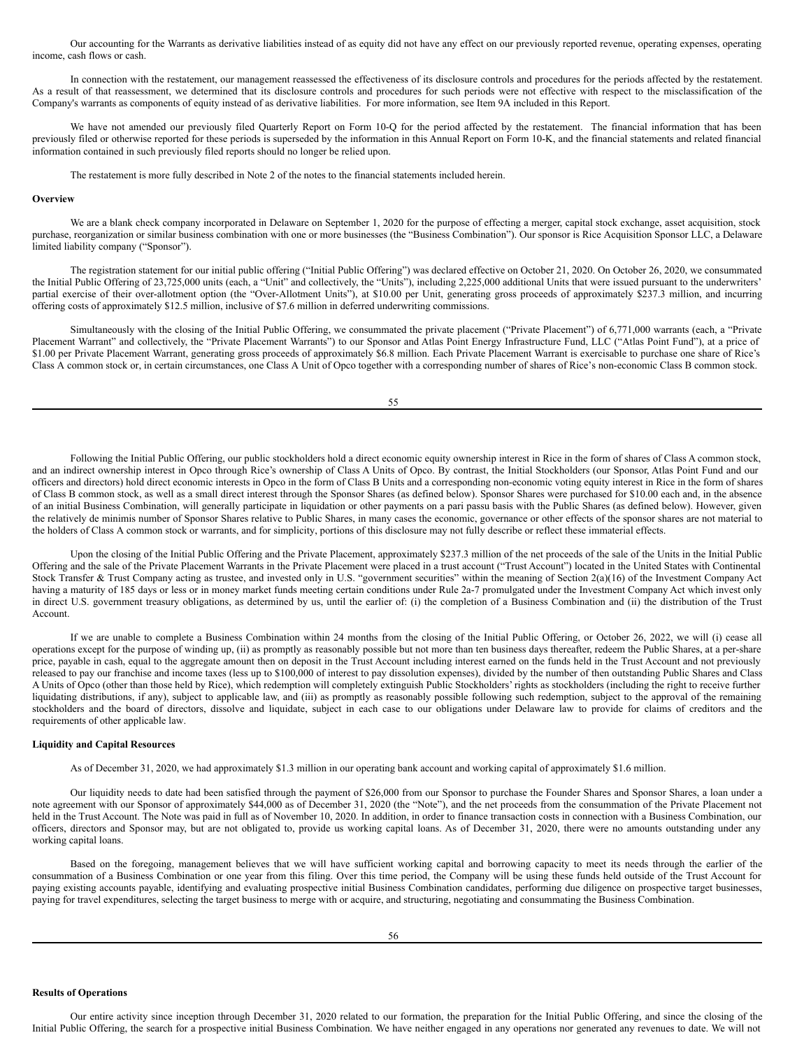Our accounting for the Warrants as derivative liabilities instead of as equity did not have any effect on our previously reported revenue, operating expenses, operating income, cash flows or cash.

In connection with the restatement, our management reassessed the effectiveness of its disclosure controls and procedures for the periods affected by the restatement. As a result of that reassessment, we determined that its disclosure controls and procedures for such periods were not effective with respect to the misclassification of the Company's warrants as components of equity instead of as derivative liabilities. For more information, see Item 9A included in this Report.

We have not amended our previously filed Quarterly Report on Form 10-Q for the period affected by the restatement. The financial information that has been previously filed or otherwise reported for these periods is superseded by the information in this Annual Report on Form 10-K, and the financial statements and related financial information contained in such previously filed reports should no longer be relied upon.

The restatement is more fully described in Note 2 of the notes to the financial statements included herein.

**Overview**

We are a blank check company incorporated in Delaware on September 1, 2020 for the purpose of effecting a merger, capital stock exchange, asset acquisition, stock purchase, reorganization or similar business combination with one or more businesses (the "Business Combination"). Our sponsor is Rice Acquisition Sponsor LLC, a Delaware limited liability company ("Sponsor").

The registration statement for our initial public offering ("Initial Public Offering") was declared effective on October 21, 2020. On October 26, 2020, we consummated the Initial Public Offering of 23,725,000 units (each, a "Unit" and collectively, the "Units"), including 2,225,000 additional Units that were issued pursuant to the underwriters' partial exercise of their over-allotment option (the "Over-Allotment Units"), at $10.00 per Unit, generating gross proceeds of approximately $237.3 million, and incurring offering costs of approximately $12.5 million, inclusive of $7.6 million in deferred underwriting commissions.

Simultaneously with the closing of the Initial Public Offering, we consummated the private placement ("Private Placement") of 6,771,000 warrants (each, a "Private Placement Warrant" and collectively, the "Private Placement Warrants") to our Sponsor and Atlas Point Energy Infrastructure Fund, LLC ("Atlas Point Fund"), at a price of $1.00 per Private Placement Warrant, generating gross proceeds of approximately $6.8 million. Each Private Placement Warrant is exercisable to purchase one share of Rice's Class A common stock or, in certain circumstances, one Class A Unit of Opco together with a corresponding number of shares of Rice's non-economic Class B common stock.

Following the Initial Public Offering, our public stockholders hold a direct economic equity ownership interest in Rice in the form of shares of Class A common stock, and an indirect ownership interest in Opco through Rice's ownership of Class A Units of Opco. By contrast, the Initial Stockholders (our Sponsor, Atlas Point Fund and our officers and directors) hold direct economic interests in Opco in the form of Class B Units and a corresponding non-economic voting equity interest in Rice in the form of shares of Class B common stock, as well as a small direct interest through the Sponsor Shares (as defined below). Sponsor Shares were purchased for $10.00 each and, in the absence of an initial Business Combination, will generally participate in liquidation or other payments on a pari passu basis with the Public Shares (as defined below). However, given the relatively de minimis number of Sponsor Shares relative to Public Shares, in many cases the economic, governance or other effects of the sponsor shares are not material to the holders of Class A common stock or warrants, and for simplicity, portions of this disclosure may not fully describe or reflect these immaterial effects.

Upon the closing of the Initial Public Offering and the Private Placement, approximately $237.3 million of the net proceeds of the sale of the Units in the Initial Public Offering and the sale of the Private Placement Warrants in the Private Placement were placed in a trust account ("Trust Account") located in the United States with Continental Stock Transfer & Trust Company acting as trustee, and invested only in U.S. "government securities" within the meaning of Section 2(a)(16) of the Investment Company Act having a maturity of 185 days or less or in money market funds meeting certain conditions under Rule 2a-7 promulgated under the Investment Company Act which invest only in direct U.S. government treasury obligations, as determined by us, until the earlier of: (i) the completion of a Business Combination and (ii) the distribution of the Trust Account.

If we are unable to complete a Business Combination within 24 months from the closing of the Initial Public Offering, or October 26, 2022, we will (i) cease all operations except for the purpose of winding up, (ii) as promptly as reasonably possible but not more than ten business days thereafter, redeem the Public Shares, at a per-share price, payable in cash, equal to the aggregate amount then on deposit in the Trust Account including interest earned on the funds held in the Trust Account and not previously released to pay our franchise and income taxes (less up to $100,000 of interest to pay dissolution expenses), divided by the number of then outstanding Public Shares and Class A Units of Opco (other than those held by Rice), which redemption will completely extinguish Public Stockholders' rights as stockholders (including the right to receive further liquidating distributions, if any), subject to applicable law, and (iii) as promptly as reasonably possible following such redemption, subject to the approval of the remaining stockholders and the board of directors, dissolve and liquidate, subject in each case to our obligations under Delaware law to provide for claims of creditors and the requirements of other applicable law.

**Liquidity and Capital Resources**

As of December 31, 2020, we had approximately $1.3 million in our operating bank account and working capital of approximately $1.6 million.

Our liquidity needs to date had been satisfied through the payment of $26,000 from our Sponsor to purchase the Founder Shares and Sponsor Shares, a loan under a note agreement with our Sponsor of approximately $44,000 as of December 31, 2020 (the "Note"), and the net proceeds from the consummation of the Private Placement not held in the Trust Account. The Note was paid in full as of November 10, 2020. In addition, in order to finance transaction costs in connection with a Business Combination, our officers, directors and Sponsor may, but are not obligated to, provide us working capital loans. As of December 31, 2020, there were no amounts outstanding under any working capital loans.

Based on the foregoing, management believes that we will have sufficient working capital and borrowing capacity to meet its needs through the earlier of the consummation of a Business Combination or one year from this filing. Over this time period, the Company will be using these funds held outside of the Trust Account for paying existing accounts payable, identifying and evaluating prospective initial Business Combination candidates, performing due diligence on prospective target businesses, paying for travel expenditures, selecting the target business to merge with or acquire, and structuring, negotiating and consummating the Business Combination.

**Results of Operations**

Our entire activity since inception through December 31, 2020 related to our formation, the preparation for the Initial Public Offering, and since the closing of the Initial Public Offering, the search for a prospective initial Business Combination. We have neither engaged in any operations nor generated any revenues to date. We will not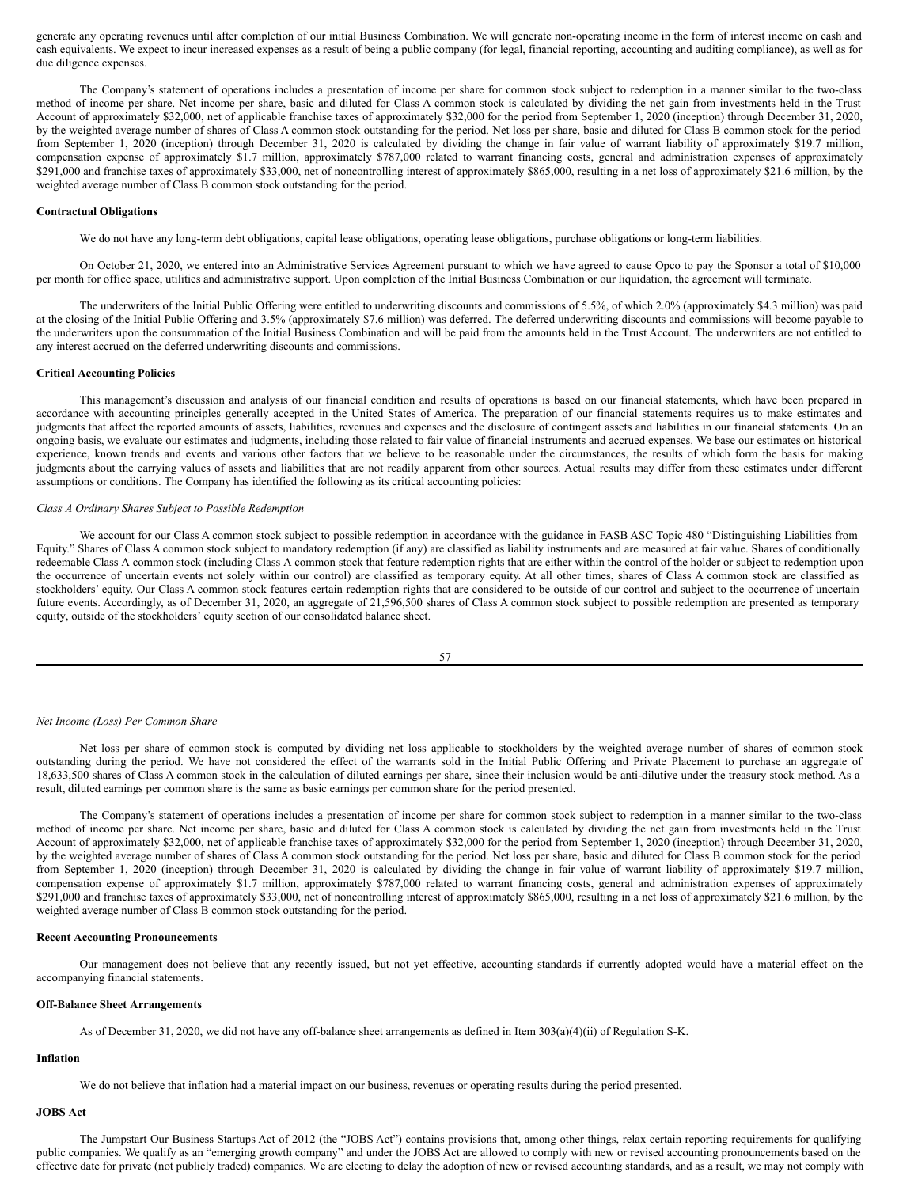generate any operating revenues until after completion of our initial Business Combination. We will generate non-operating income in the form of interest income on cash and cash equivalents. We expect to incur increased expenses as a result of being a public company (for legal, financial reporting, accounting and auditing compliance), as well as for due diligence expenses.

The Company's statement of operations includes a presentation of income per share for common stock subject to redemption in a manner similar to the two-class method of income per share. Net income per share, basic and diluted for Class A common stock is calculated by dividing the net gain from investments held in the Trust Account of approximately $32,000, net of applicable franchise taxes of approximately $32,000 for the period from September 1, 2020 (inception) through December 31, 2020, by the weighted average number of shares of Class A common stock outstanding for the period. Net loss per share, basic and diluted for Class B common stock for the period from September 1, 2020 (inception) through December 31, 2020 is calculated by dividing the change in fair value of warrant liability of approximately $19.7 million, compensation expense of approximately $1.7 million, approximately $787,000 related to warrant financing costs, general and administration expenses of approximately $291,000 and franchise taxes of approximately $33,000, net of noncontrolling interest of approximately $865,000, resulting in a net loss of approximately $21.6 million, by the weighted average number of Class B common stock outstanding for the period.

**Contractual Obligations**

We do not have any long-term debt obligations, capital lease obligations, operating lease obligations, purchase obligations or long-term liabilities.

On October 21, 2020, we entered into an Administrative Services Agreement pursuant to which we have agreed to cause Opco to pay the Sponsor a total of $10,000 per month for office space, utilities and administrative support. Upon completion of the Initial Business Combination or our liquidation, the agreement will terminate.

The underwriters of the Initial Public Offering were entitled to underwriting discounts and commissions of 5.5%, of which 2.0% (approximately $4.3 million) was paid at the closing of the Initial Public Offering and 3.5% (approximately $7.6 million) was deferred. The deferred underwriting discounts and commissions will become payable to the underwriters upon the consummation of the Initial Business Combination and will be paid from the amounts held in the Trust Account. The underwriters are not entitled to any interest accrued on the deferred underwriting discounts and commissions.

**Critical Accounting Policies**

This management's discussion and analysis of our financial condition and results of operations is based on our financial statements, which have been prepared in accordance with accounting principles generally accepted in the United States of America. The preparation of our financial statements requires us to make estimates and judgments that affect the reported amounts of assets, liabilities, revenues and expenses and the disclosure of contingent assets and liabilities in our financial statements. On an ongoing basis, we evaluate our estimates and judgments, including those related to fair value of financial instruments and accrued expenses. We base our estimates on historical experience, known trends and events and various other factors that we believe to be reasonable under the circumstances, the results of which form the basis for making judgments about the carrying values of assets and liabilities that are not readily apparent from other sources. Actual results may differ from these estimates under different assumptions or conditions. The Company has identified the following as its critical accounting policies:

*Class A Ordinary Shares Subject to Possible Redemption*

We account for our Class A common stock subject to possible redemption in accordance with the guidance in FASB ASC Topic 480 "Distinguishing Liabilities from Equity." Shares of Class A common stock subject to mandatory redemption (if any) are classified as liability instruments and are measured at fair value. Shares of conditionally redeemable Class A common stock (including Class A common stock that feature redemption rights that are either within the control of the holder or subject to redemption upon the occurrence of uncertain events not solely within our control) are classified as temporary equity. At all other times, shares of Class A common stock are classified as stockholders' equity. Our Class A common stock features certain redemption rights that are considered to be outside of our control and subject to the occurrence of uncertain future events. Accordingly, as of December 31, 2020, an aggregate of 21,596,500 shares of Class A common stock subject to possible redemption are presented as temporary equity, outside of the stockholders' equity section of our consolidated balance sheet.

*Net Income (Loss) Per Common Share*

Net loss per share of common stock is computed by dividing net loss applicable to stockholders by the weighted average number of shares of common stock outstanding during the period. We have not considered the effect of the warrants sold in the Initial Public Offering and Private Placement to purchase an aggregate of 18,633,500 shares of Class A common stock in the calculation of diluted earnings per share, since their inclusion would be anti-dilutive under the treasury stock method. As a result, diluted earnings per common share is the same as basic earnings per common share for the period presented.

The Company's statement of operations includes a presentation of income per share for common stock subject to redemption in a manner similar to the two-class method of income per share. Net income per share, basic and diluted for Class A common stock is calculated by dividing the net gain from investments held in the Trust Account of approximately $32,000, net of applicable franchise taxes of approximately $32,000 for the period from September 1, 2020 (inception) through December 31, 2020, by the weighted average number of shares of Class A common stock outstanding for the period. Net loss per share, basic and diluted for Class B common stock for the period from September 1, 2020 (inception) through December 31, 2020 is calculated by dividing the change in fair value of warrant liability of approximately $19.7 million, compensation expense of approximately $1.7 million, approximately $787,000 related to warrant financing costs, general and administration expenses of approximately $291,000 and franchise taxes of approximately $33,000, net of noncontrolling interest of approximately $865,000, resulting in a net loss of approximately $21.6 million, by the weighted average number of Class B common stock outstanding for the period.

**Recent Accounting Pronouncements**

Our management does not believe that any recently issued, but not yet effective, accounting standards if currently adopted would have a material effect on the accompanying financial statements.

**Off-Balance Sheet Arrangements**

As of December 31, 2020, we did not have any off-balance sheet arrangements as defined in Item 303(a)(4)(ii) of Regulation S-K.

**Inflation**

We do not believe that inflation had a material impact on our business, revenues or operating results during the period presented.

**JOBS Act**

The Jumpstart Our Business Startups Act of 2012 (the "JOBS Act") contains provisions that, among other things, relax certain reporting requirements for qualifying public companies. We qualify as an "emerging growth company" and under the JOBS Act are allowed to comply with new or revised accounting pronouncements based on the effective date for private (not publicly traded) companies. We are electing to delay the adoption of new or revised accounting standards, and as a result, we may not comply with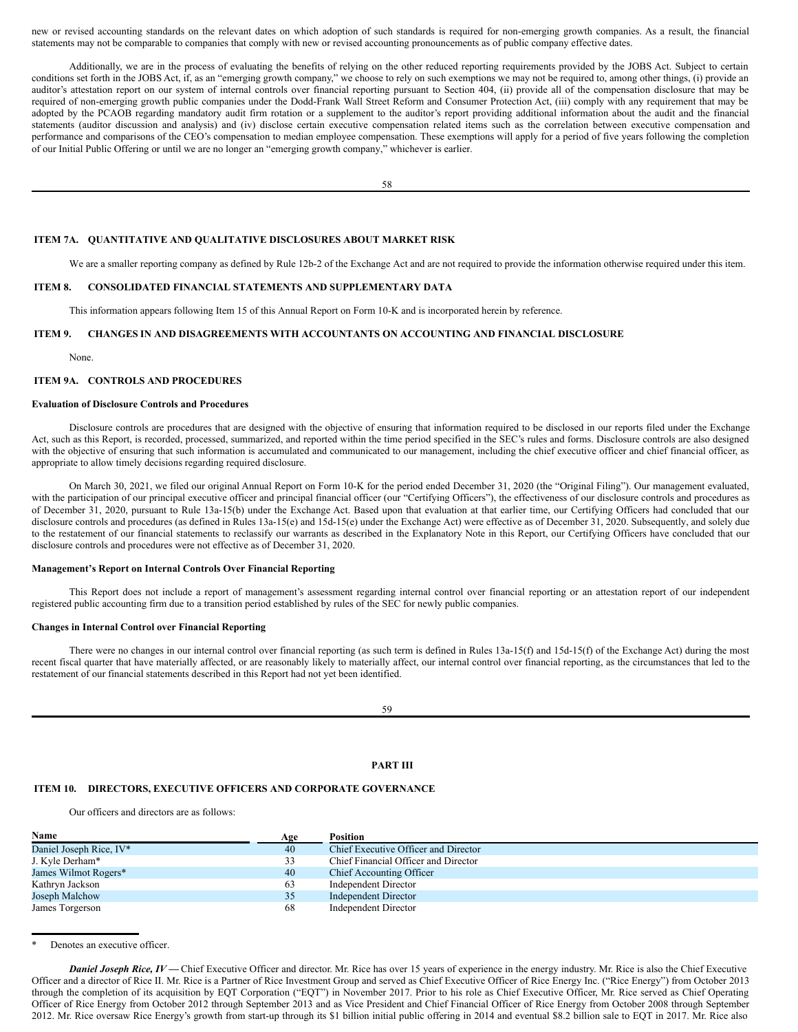new or revised accounting standards on the relevant dates on which adoption of such standards is required for non-emerging growth companies. As a result, the financial statements may not be comparable to companies that comply with new or revised accounting pronouncements as of public company effective dates.

Additionally, we are in the process of evaluating the benefits of relying on the other reduced reporting requirements provided by the JOBS Act. Subject to certain conditions set forth in the JOBS Act, if, as an "emerging growth company," we choose to rely on such exemptions we may not be required to, among other things, (i) provide an auditor's attestation report on our system of internal controls over financial reporting pursuant to Section 404, (ii) provide all of the compensation disclosure that may be required of non-emerging growth public companies under the Dodd-Frank Wall Street Reform and Consumer Protection Act, (iii) comply with any requirement that may be adopted by the PCAOB regarding mandatory audit firm rotation or a supplement to the auditor's report providing additional information about the audit and the financial statements (auditor discussion and analysis) and (iv) disclose certain executive compensation related items such as the correlation between executive compensation and performance and comparisons of the CEO's compensation to median employee compensation. These exemptions will apply for a period of five years following the completion of our Initial Public Offering or until we are no longer an "emerging growth company," whichever is earlier.

## ITEM 7A. QUANTITATIVE AND QUALITATIVE DISCLOSURES ABOUT MARKET RISK

We are a smaller reporting company as defined by Rule 12b-2 of the Exchange Act and are not required to provide the information otherwise required under this item.

## ITEM 8. CONSOLIDATED FINANCIAL STATEMENTS AND SUPPLEMENTARY DATA

This information appears following Item 15 of this Annual Report on Form 10-K and is incorporated herein by reference.

## ITEM 9. CHANGES IN AND DISAGREEMENTS WITH ACCOUNTANTS ON ACCOUNTING AND FINANCIAL DISCLOSURE

None.

## ITEM 9A. CONTROLS AND PROCEDURES

### Evaluation of Disclosure Controls and Procedures

Disclosure controls are procedures that are designed with the objective of ensuring that information required to be disclosed in our reports filed under the Exchange Act, such as this Report, is recorded, processed, summarized, and reported within the time period specified in the SEC's rules and forms. Disclosure controls are also designed with the objective of ensuring that such information is accumulated and communicated to our management, including the chief executive officer and chief financial officer, as appropriate to allow timely decisions regarding required disclosure.

On March 30, 2021, we filed our original Annual Report on Form 10-K for the period ended December 31, 2020 (the "Original Filing"). Our management evaluated, with the participation of our principal executive officer and principal financial officer (our "Certifying Officers"), the effectiveness of our disclosure controls and procedures as of December 31, 2020, pursuant to Rule 13a-15(b) under the Exchange Act. Based upon that evaluation at that earlier time, our Certifying Officers had concluded that our disclosure controls and procedures (as defined in Rules 13a-15(e) and 15d-15(e) under the Exchange Act) were effective as of December 31, 2020. Subsequently, and solely due to the restatement of our financial statements to reclassify our warrants as described in the Explanatory Note in this Report, our Certifying Officers have concluded that our disclosure controls and procedures were not effective as of December 31, 2020.

### Management's Report on Internal Controls Over Financial Reporting

This Report does not include a report of management's assessment regarding internal control over financial reporting or an attestation report of our independent registered public accounting firm due to a transition period established by rules of the SEC for newly public companies.

### Changes in Internal Control over Financial Reporting

There were no changes in our internal control over financial reporting (as such term is defined in Rules 13a-15(f) and 15d-15(f) of the Exchange Act) during the most recent fiscal quarter that have materially affected, or are reasonably likely to materially affect, our internal control over financial reporting, as the circumstances that led to the restatement of our financial statements described in this Report had not yet been identified.

# PART III

## ITEM 10. DIRECTORS, EXECUTIVE OFFICERS AND CORPORATE GOVERNANCE

Our officers and directors are as follows:

| Name | Age | Position |
|---|---|---|
| Daniel Joseph Rice, IV* | 40 | Chief Executive Officer and Director |
| J. Kyle Derham* | 33 | Chief Financial Officer and Director |
| James Wilmot Rogers* | 40 | Chief Accounting Officer |
| Kathryn Jackson | 63 | Independent Director |
| Joseph Malchow | 35 | Independent Director |
| James Torgerson | 68 | Independent Director |

\* Denotes an executive officer.

***Daniel Joseph Rice, IV*** — Chief Executive Officer and director. Mr. Rice has over 15 years of experience in the energy industry. Mr. Rice is also the Chief Executive Officer and a director of Rice II. Mr. Rice is a Partner of Rice Investment Group and served as Chief Executive Officer of Rice Energy Inc. ("Rice Energy") from October 2013 through the completion of its acquisition by EQT Corporation ("EQT") in November 2017. Prior to his role as Chief Executive Officer, Mr. Rice served as Chief Operating Officer of Rice Energy from October 2012 through September 2013 and as Vice President and Chief Financial Officer of Rice Energy from October 2008 through September 2012. Mr. Rice oversaw Rice Energy's growth from start-up through its $1 billion initial public offering in 2014 and eventual $8.2 billion sale to EQT in 2017. Mr. Rice also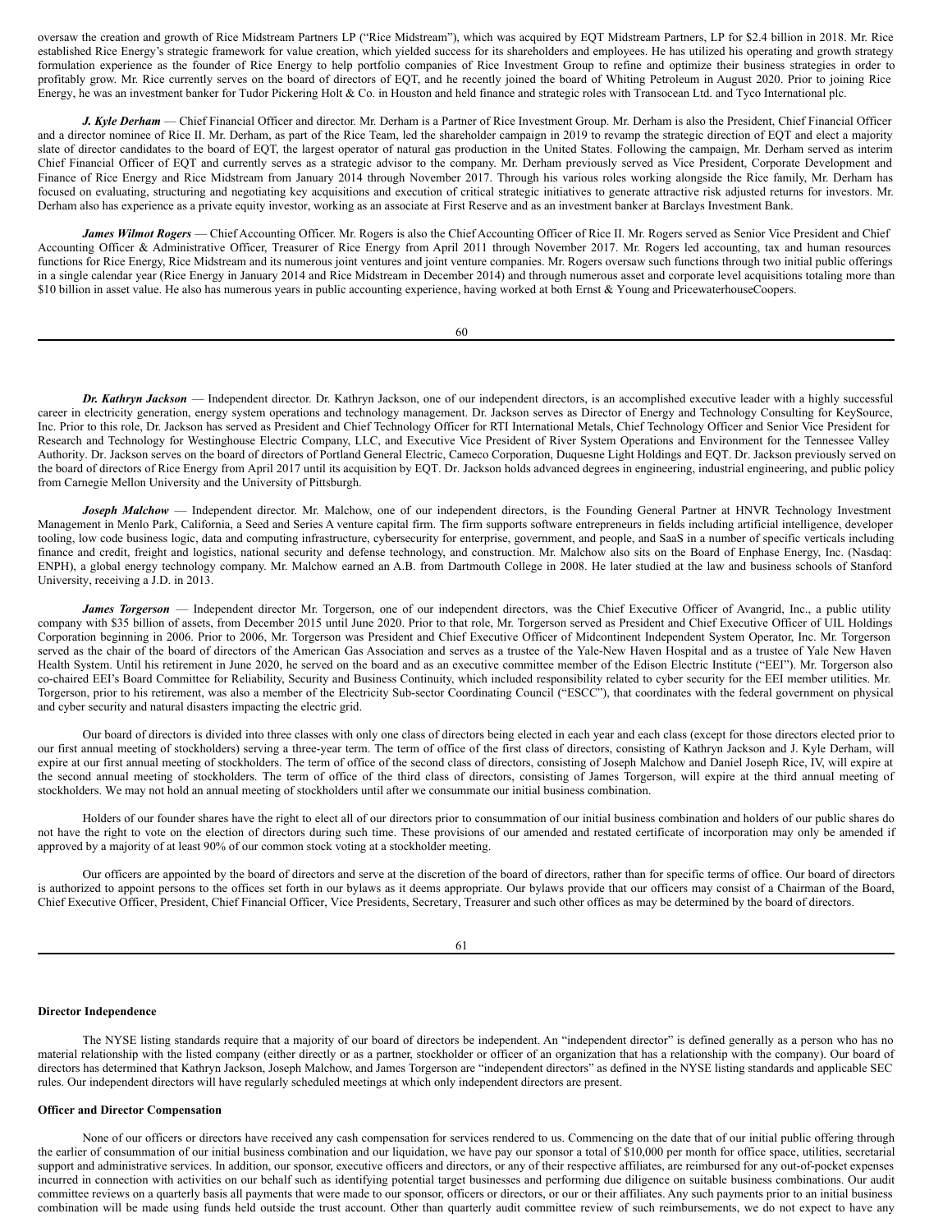oversaw the creation and growth of Rice Midstream Partners LP ("Rice Midstream"), which was acquired by EQT Midstream Partners, LP for $2.4 billion in 2018. Mr. Rice established Rice Energy's strategic framework for value creation, which yielded success for its shareholders and employees. He has utilized his operating and growth strategy formulation experience as the founder of Rice Energy to help portfolio companies of Rice Investment Group to refine and optimize their business strategies in order to profitably grow. Mr. Rice currently serves on the board of directors of EQT, and he recently joined the board of Whiting Petroleum in August 2020. Prior to joining Rice Energy, he was an investment banker for Tudor Pickering Holt & Co. in Houston and held finance and strategic roles with Transocean Ltd. and Tyco International plc.

***J. Kyle Derham*** — Chief Financial Officer and director. Mr. Derham is a Partner of Rice Investment Group. Mr. Derham is also the President, Chief Financial Officer and a director nominee of Rice II. Mr. Derham, as part of the Rice Team, led the shareholder campaign in 2019 to revamp the strategic direction of EQT and elect a majority slate of director candidates to the board of EQT, the largest operator of natural gas production in the United States. Following the campaign, Mr. Derham served as interim Chief Financial Officer of EQT and currently serves as a strategic advisor to the company. Mr. Derham previously served as Vice President, Corporate Development and Finance of Rice Energy and Rice Midstream from January 2014 through November 2017. Through his various roles working alongside the Rice family, Mr. Derham has focused on evaluating, structuring and negotiating key acquisitions and execution of critical strategic initiatives to generate attractive risk adjusted returns for investors. Mr. Derham also has experience as a private equity investor, working as an associate at First Reserve and as an investment banker at Barclays Investment Bank.

***James Wilmot Rogers*** — Chief Accounting Officer. Mr. Rogers is also the Chief Accounting Officer of Rice II. Mr. Rogers served as Senior Vice President and Chief Accounting Officer & Administrative Officer, Treasurer of Rice Energy from April 2011 through November 2017. Mr. Rogers led accounting, tax and human resources functions for Rice Energy, Rice Midstream and its numerous joint ventures and joint venture companies. Mr. Rogers oversaw such functions through two initial public offerings in a single calendar year (Rice Energy in January 2014 and Rice Midstream in December 2014) and through numerous asset and corporate level acquisitions totaling more than $10 billion in asset value. He also has numerous years in public accounting experience, having worked at both Ernst & Young and PricewaterhouseCoopers.

***Dr. Kathryn Jackson*** — Independent director. Dr. Kathryn Jackson, one of our independent directors, is an accomplished executive leader with a highly successful career in electricity generation, energy system operations and technology management. Dr. Jackson serves as Director of Energy and Technology Consulting for KeySource, Inc. Prior to this role, Dr. Jackson has served as President and Chief Technology Officer for RTI International Metals, Chief Technology Officer and Senior Vice President for Research and Technology for Westinghouse Electric Company, LLC, and Executive Vice President of River System Operations and Environment for the Tennessee Valley Authority. Dr. Jackson serves on the board of directors of Portland General Electric, Cameco Corporation, Duquesne Light Holdings and EQT. Dr. Jackson previously served on the board of directors of Rice Energy from April 2017 until its acquisition by EQT. Dr. Jackson holds advanced degrees in engineering, industrial engineering, and public policy from Carnegie Mellon University and the University of Pittsburgh.

***Joseph Malchow*** — Independent director. Mr. Malchow, one of our independent directors, is the Founding General Partner at HNVR Technology Investment Management in Menlo Park, California, a Seed and Series A venture capital firm. The firm supports software entrepreneurs in fields including artificial intelligence, developer tooling, low code business logic, data and computing infrastructure, cybersecurity for enterprise, government, and people, and SaaS in a number of specific verticals including finance and credit, freight and logistics, national security and defense technology, and construction. Mr. Malchow also sits on the Board of Enphase Energy, Inc. (Nasdaq: ENPH), a global energy technology company. Mr. Malchow earned an A.B. from Dartmouth College in 2008. He later studied at the law and business schools of Stanford University, receiving a J.D. in 2013.

***James Torgerson*** — Independent director Mr. Torgerson, one of our independent directors, was the Chief Executive Officer of Avangrid, Inc., a public utility company with $35 billion of assets, from December 2015 until June 2020. Prior to that role, Mr. Torgerson served as President and Chief Executive Officer of UIL Holdings Corporation beginning in 2006. Prior to 2006, Mr. Torgerson was President and Chief Executive Officer of Midcontinent Independent System Operator, Inc. Mr. Torgerson served as the chair of the board of directors of the American Gas Association and serves as a trustee of the Yale-New Haven Hospital and as a trustee of Yale New Haven Health System. Until his retirement in June 2020, he served on the board and as an executive committee member of the Edison Electric Institute ("EEI"). Mr. Torgerson also co-chaired EEI's Board Committee for Reliability, Security and Business Continuity, which included responsibility related to cyber security for the EEI member utilities. Mr. Torgerson, prior to his retirement, was also a member of the Electricity Sub-sector Coordinating Council ("ESCC"), that coordinates with the federal government on physical and cyber security and natural disasters impacting the electric grid.

Our board of directors is divided into three classes with only one class of directors being elected in each year and each class (except for those directors elected prior to our first annual meeting of stockholders) serving a three-year term. The term of office of the first class of directors, consisting of Kathryn Jackson and J. Kyle Derham, will expire at our first annual meeting of stockholders. The term of office of the second class of directors, consisting of Joseph Malchow and Daniel Joseph Rice, IV, will expire at the second annual meeting of stockholders. The term of office of the third class of directors, consisting of James Torgerson, will expire at the third annual meeting of stockholders. We may not hold an annual meeting of stockholders until after we consummate our initial business combination.

Holders of our founder shares have the right to elect all of our directors prior to consummation of our initial business combination and holders of our public shares do not have the right to vote on the election of directors during such time. These provisions of our amended and restated certificate of incorporation may only be amended if approved by a majority of at least 90% of our common stock voting at a stockholder meeting.

Our officers are appointed by the board of directors and serve at the discretion of the board of directors, rather than for specific terms of office. Our board of directors is authorized to appoint persons to the offices set forth in our bylaws as it deems appropriate. Our bylaws provide that our officers may consist of a Chairman of the Board, Chief Executive Officer, President, Chief Financial Officer, Vice Presidents, Secretary, Treasurer and such other offices as may be determined by the board of directors.

**Director Independence**

The NYSE listing standards require that a majority of our board of directors be independent. An "independent director" is defined generally as a person who has no material relationship with the listed company (either directly or as a partner, stockholder or officer of an organization that has a relationship with the company). Our board of directors has determined that Kathryn Jackson, Joseph Malchow, and James Torgerson are "independent directors" as defined in the NYSE listing standards and applicable SEC rules. Our independent directors will have regularly scheduled meetings at which only independent directors are present.

**Officer and Director Compensation**

None of our officers or directors have received any cash compensation for services rendered to us. Commencing on the date that of our initial public offering through the earlier of consummation of our initial business combination and our liquidation, we have pay our sponsor a total of $10,000 per month for office space, utilities, secretarial support and administrative services. In addition, our sponsor, executive officers and directors, or any of their respective affiliates, are reimbursed for any out-of-pocket expenses incurred in connection with activities on our behalf such as identifying potential target businesses and performing due diligence on suitable business combinations. Our audit committee reviews on a quarterly basis all payments that were made to our sponsor, officers or directors, or our or their affiliates. Any such payments prior to an initial business combination will be made using funds held outside the trust account. Other than quarterly audit committee review of such reimbursements, we do not expect to have any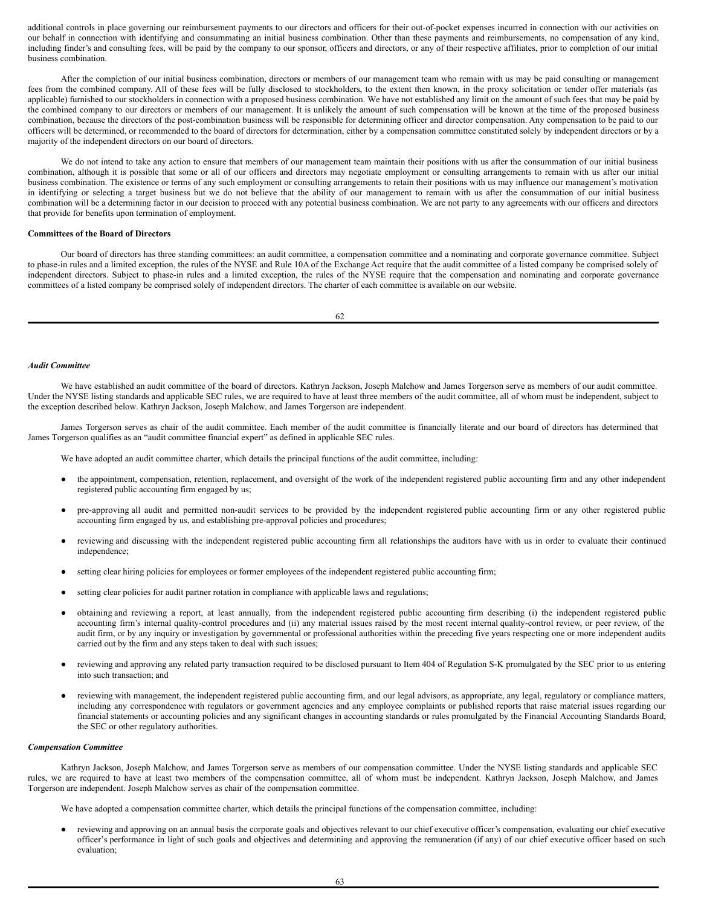additional controls in place governing our reimbursement payments to our directors and officers for their out-of-pocket expenses incurred in connection with our activities on our behalf in connection with identifying and consummating an initial business combination. Other than these payments and reimbursements, no compensation of any kind, including finder's and consulting fees, will be paid by the company to our sponsor, officers and directors, or any of their respective affiliates, prior to completion of our initial business combination.

After the completion of our initial business combination, directors or members of our management team who remain with us may be paid consulting or management fees from the combined company. All of these fees will be fully disclosed to stockholders, to the extent then known, in the proxy solicitation or tender offer materials (as applicable) furnished to our stockholders in connection with a proposed business combination. We have not established any limit on the amount of such fees that may be paid by the combined company to our directors or members of our management. It is unlikely the amount of such compensation will be known at the time of the proposed business combination, because the directors of the post-combination business will be responsible for determining officer and director compensation. Any compensation to be paid to our officers will be determined, or recommended to the board of directors for determination, either by a compensation committee constituted solely by independent directors or by a majority of the independent directors on our board of directors.

We do not intend to take any action to ensure that members of our management team maintain their positions with us after the consummation of our initial business combination, although it is possible that some or all of our officers and directors may negotiate employment or consulting arrangements to remain with us after our initial business combination. The existence or terms of any such employment or consulting arrangements to retain their positions with us may influence our management's motivation in identifying or selecting a target business but we do not believe that the ability of our management to remain with us after the consummation of our initial business combination will be a determining factor in our decision to proceed with any potential business combination. We are not party to any agreements with our officers and directors that provide for benefits upon termination of employment.

**Committees of the Board of Directors**

Our board of directors has three standing committees: an audit committee, a compensation committee and a nominating and corporate governance committee. Subject to phase-in rules and a limited exception, the rules of the NYSE and Rule 10A of the Exchange Act require that the audit committee of a listed company be comprised solely of independent directors. Subject to phase-in rules and a limited exception, the rules of the NYSE require that the compensation and nominating and corporate governance committees of a listed company be comprised solely of independent directors. The charter of each committee is available on our website.

***Audit Committee***

We have established an audit committee of the board of directors. Kathryn Jackson, Joseph Malchow and James Torgerson serve as members of our audit committee. Under the NYSE listing standards and applicable SEC rules, we are required to have at least three members of the audit committee, all of whom must be independent, subject to the exception described below. Kathryn Jackson, Joseph Malchow, and James Torgerson are independent.

James Torgerson serves as chair of the audit committee. Each member of the audit committee is financially literate and our board of directors has determined that James Torgerson qualifies as an "audit committee financial expert" as defined in applicable SEC rules.

We have adopted an audit committee charter, which details the principal functions of the audit committee, including:

- the appointment, compensation, retention, replacement, and oversight of the work of the independent registered public accounting firm and any other independent registered public accounting firm engaged by us;
- pre-approving all audit and permitted non-audit services to be provided by the independent registered public accounting firm or any other registered public accounting firm engaged by us, and establishing pre-approval policies and procedures;
- reviewing and discussing with the independent registered public accounting firm all relationships the auditors have with us in order to evaluate their continued independence;
- setting clear hiring policies for employees or former employees of the independent registered public accounting firm;
- setting clear policies for audit partner rotation in compliance with applicable laws and regulations;
- obtaining and reviewing a report, at least annually, from the independent registered public accounting firm describing (i) the independent registered public accounting firm's internal quality-control procedures and (ii) any material issues raised by the most recent internal quality-control review, or peer review, of the audit firm, or by any inquiry or investigation by governmental or professional authorities within the preceding five years respecting one or more independent audits carried out by the firm and any steps taken to deal with such issues;
- reviewing and approving any related party transaction required to be disclosed pursuant to Item 404 of Regulation S-K promulgated by the SEC prior to us entering into such transaction; and
- reviewing with management, the independent registered public accounting firm, and our legal advisors, as appropriate, any legal, regulatory or compliance matters, including any correspondence with regulators or government agencies and any employee complaints or published reports that raise material issues regarding our financial statements or accounting policies and any significant changes in accounting standards or rules promulgated by the Financial Accounting Standards Board, the SEC or other regulatory authorities.

***Compensation Committee***

Kathryn Jackson, Joseph Malchow, and James Torgerson serve as members of our compensation committee. Under the NYSE listing standards and applicable SEC rules, we are required to have at least two members of the compensation committee, all of whom must be independent. Kathryn Jackson, Joseph Malchow, and James Torgerson are independent. Joseph Malchow serves as chair of the compensation committee.

We have adopted a compensation committee charter, which details the principal functions of the compensation committee, including:

- reviewing and approving on an annual basis the corporate goals and objectives relevant to our chief executive officer's compensation, evaluating our chief executive officer's performance in light of such goals and objectives and determining and approving the remuneration (if any) of our chief executive officer based on such evaluation;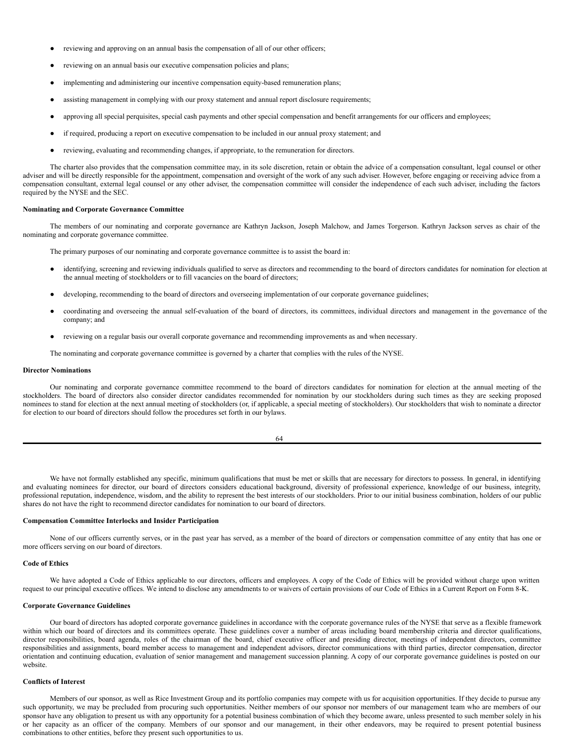- reviewing and approving on an annual basis the compensation of all of our other officers;
- reviewing on an annual basis our executive compensation policies and plans;
- implementing and administering our incentive compensation equity-based remuneration plans;
- assisting management in complying with our proxy statement and annual report disclosure requirements;
- approving all special perquisites, special cash payments and other special compensation and benefit arrangements for our officers and employees;
- if required, producing a report on executive compensation to be included in our annual proxy statement; and
- reviewing, evaluating and recommending changes, if appropriate, to the remuneration for directors.

The charter also provides that the compensation committee may, in its sole discretion, retain or obtain the advice of a compensation consultant, legal counsel or other adviser and will be directly responsible for the appointment, compensation and oversight of the work of any such adviser. However, before engaging or receiving advice from a compensation consultant, external legal counsel or any other adviser, the compensation committee will consider the independence of each such adviser, including the factors required by the NYSE and the SEC.

**Nominating and Corporate Governance Committee**

The members of our nominating and corporate governance are Kathryn Jackson, Joseph Malchow, and James Torgerson. Kathryn Jackson serves as chair of the nominating and corporate governance committee.

The primary purposes of our nominating and corporate governance committee is to assist the board in:

- identifying, screening and reviewing individuals qualified to serve as directors and recommending to the board of directors candidates for nomination for election at the annual meeting of stockholders or to fill vacancies on the board of directors;
- developing, recommending to the board of directors and overseeing implementation of our corporate governance guidelines;
- coordinating and overseeing the annual self-evaluation of the board of directors, its committees, individual directors and management in the governance of the company; and
- reviewing on a regular basis our overall corporate governance and recommending improvements as and when necessary.

The nominating and corporate governance committee is governed by a charter that complies with the rules of the NYSE.

**Director Nominations**

Our nominating and corporate governance committee recommend to the board of directors candidates for nomination for election at the annual meeting of the stockholders. The board of directors also consider director candidates recommended for nomination by our stockholders during such times as they are seeking proposed nominees to stand for election at the next annual meeting of stockholders (or, if applicable, a special meeting of stockholders). Our stockholders that wish to nominate a director for election to our board of directors should follow the procedures set forth in our bylaws.

We have not formally established any specific, minimum qualifications that must be met or skills that are necessary for directors to possess. In general, in identifying and evaluating nominees for director, our board of directors considers educational background, diversity of professional experience, knowledge of our business, integrity, professional reputation, independence, wisdom, and the ability to represent the best interests of our stockholders. Prior to our initial business combination, holders of our public shares do not have the right to recommend director candidates for nomination to our board of directors.

**Compensation Committee Interlocks and Insider Participation**

None of our officers currently serves, or in the past year has served, as a member of the board of directors or compensation committee of any entity that has one or more officers serving on our board of directors.

**Code of Ethics**

We have adopted a Code of Ethics applicable to our directors, officers and employees. A copy of the Code of Ethics will be provided without charge upon written request to our principal executive offices. We intend to disclose any amendments to or waivers of certain provisions of our Code of Ethics in a Current Report on Form 8-K.

**Corporate Governance Guidelines**

Our board of directors has adopted corporate governance guidelines in accordance with the corporate governance rules of the NYSE that serve as a flexible framework within which our board of directors and its committees operate. These guidelines cover a number of areas including board membership criteria and director qualifications, director responsibilities, board agenda, roles of the chairman of the board, chief executive officer and presiding director, meetings of independent directors, committee responsibilities and assignments, board member access to management and independent advisors, director communications with third parties, director compensation, director orientation and continuing education, evaluation of senior management and management succession planning. A copy of our corporate governance guidelines is posted on our website.

**Conflicts of Interest**

Members of our sponsor, as well as Rice Investment Group and its portfolio companies may compete with us for acquisition opportunities. If they decide to pursue any such opportunity, we may be precluded from procuring such opportunities. Neither members of our sponsor nor members of our management team who are members of our sponsor have any obligation to present us with any opportunity for a potential business combination of which they become aware, unless presented to such member solely in his or her capacity as an officer of the company. Members of our sponsor and our management, in their other endeavors, may be required to present potential business combinations to other entities, before they present such opportunities to us.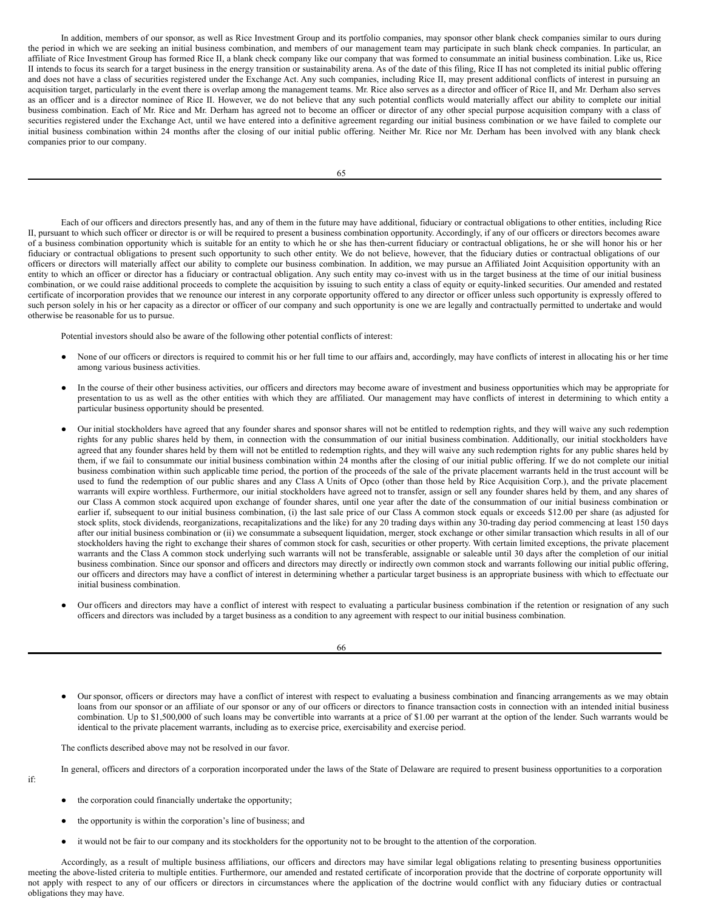In addition, members of our sponsor, as well as Rice Investment Group and its portfolio companies, may sponsor other blank check companies similar to ours during the period in which we are seeking an initial business combination, and members of our management team may participate in such blank check companies. In particular, an affiliate of Rice Investment Group has formed Rice II, a blank check company like our company that was formed to consummate an initial business combination. Like us, Rice II intends to focus its search for a target business in the energy transition or sustainability arena. As of the date of this filing, Rice II has not completed its initial public offering and does not have a class of securities registered under the Exchange Act. Any such companies, including Rice II, may present additional conflicts of interest in pursuing an acquisition target, particularly in the event there is overlap among the management teams. Mr. Rice also serves as a director and officer of Rice II, and Mr. Derham also serves as an officer and is a director nominee of Rice II. However, we do not believe that any such potential conflicts would materially affect our ability to complete our initial business combination. Each of Mr. Rice and Mr. Derham has agreed not to become an officer or director of any other special purpose acquisition company with a class of securities registered under the Exchange Act, until we have entered into a definitive agreement regarding our initial business combination or we have failed to complete our initial business combination within 24 months after the closing of our initial public offering. Neither Mr. Rice nor Mr. Derham has been involved with any blank check companies prior to our company.

Each of our officers and directors presently has, and any of them in the future may have additional, fiduciary or contractual obligations to other entities, including Rice II, pursuant to which such officer or director is or will be required to present a business combination opportunity. Accordingly, if any of our officers or directors becomes aware of a business combination opportunity which is suitable for an entity to which he or she has then-current fiduciary or contractual obligations, he or she will honor his or her fiduciary or contractual obligations to present such opportunity to such other entity. We do not believe, however, that the fiduciary duties or contractual obligations of our officers or directors will materially affect our ability to complete our business combination. In addition, we may pursue an Affiliated Joint Acquisition opportunity with an entity to which an officer or director has a fiduciary or contractual obligation. Any such entity may co-invest with us in the target business at the time of our initial business combination, or we could raise additional proceeds to complete the acquisition by issuing to such entity a class of equity or equity-linked securities. Our amended and restated certificate of incorporation provides that we renounce our interest in any corporate opportunity offered to any director or officer unless such opportunity is expressly offered to such person solely in his or her capacity as a director or officer of our company and such opportunity is one we are legally and contractually permitted to undertake and would otherwise be reasonable for us to pursue.

Potential investors should also be aware of the following other potential conflicts of interest:

- None of our officers or directors is required to commit his or her full time to our affairs and, accordingly, may have conflicts of interest in allocating his or her time among various business activities.
- In the course of their other business activities, our officers and directors may become aware of investment and business opportunities which may be appropriate for presentation to us as well as the other entities with which they are affiliated. Our management may have conflicts of interest in determining to which entity a particular business opportunity should be presented.
- Our initial stockholders have agreed that any founder shares and sponsor shares will not be entitled to redemption rights, and they will waive any such redemption rights for any public shares held by them, in connection with the consummation of our initial business combination. Additionally, our initial stockholders have agreed that any founder shares held by them will not be entitled to redemption rights, and they will waive any such redemption rights for any public shares held by them, if we fail to consummate our initial business combination within 24 months after the closing of our initial public offering. If we do not complete our initial business combination within such applicable time period, the portion of the proceeds of the sale of the private placement warrants held in the trust account will be used to fund the redemption of our public shares and any Class A Units of Opco (other than those held by Rice Acquisition Corp.), and the private placement warrants will expire worthless. Furthermore, our initial stockholders have agreed not to transfer, assign or sell any founder shares held by them, and any shares of our Class A common stock acquired upon exchange of founder shares, until one year after the date of the consummation of our initial business combination or earlier if, subsequent to our initial business combination, (i) the last sale price of our Class A common stock equals or exceeds $12.00 per share (as adjusted for stock splits, stock dividends, reorganizations, recapitalizations and the like) for any 20 trading days within any 30-trading day period commencing at least 150 days after our initial business combination or (ii) we consummate a subsequent liquidation, merger, stock exchange or other similar transaction which results in all of our stockholders having the right to exchange their shares of common stock for cash, securities or other property. With certain limited exceptions, the private placement warrants and the Class A common stock underlying such warrants will not be transferable, assignable or saleable until 30 days after the completion of our initial business combination. Since our sponsor and officers and directors may directly or indirectly own common stock and warrants following our initial public offering, our officers and directors may have a conflict of interest in determining whether a particular target business is an appropriate business with which to effectuate our initial business combination.
- Our officers and directors may have a conflict of interest with respect to evaluating a particular business combination if the retention or resignation of any such officers and directors was included by a target business as a condition to any agreement with respect to our initial business combination.
- Our sponsor, officers or directors may have a conflict of interest with respect to evaluating a business combination and financing arrangements as we may obtain loans from our sponsor or an affiliate of our sponsor or any of our officers or directors to finance transaction costs in connection with an intended initial business combination. Up to $1,500,000 of such loans may be convertible into warrants at a price of $1.00 per warrant at the option of the lender. Such warrants would be identical to the private placement warrants, including as to exercise price, exercisability and exercise period.

The conflicts described above may not be resolved in our favor.

In general, officers and directors of a corporation incorporated under the laws of the State of Delaware are required to present business opportunities to a corporation if:

- the corporation could financially undertake the opportunity;
- the opportunity is within the corporation's line of business; and
- it would not be fair to our company and its stockholders for the opportunity not to be brought to the attention of the corporation.

Accordingly, as a result of multiple business affiliations, our officers and directors may have similar legal obligations relating to presenting business opportunities meeting the above-listed criteria to multiple entities. Furthermore, our amended and restated certificate of incorporation provide that the doctrine of corporate opportunity will not apply with respect to any of our officers or directors in circumstances where the application of the doctrine would conflict with any fiduciary duties or contractual obligations they may have.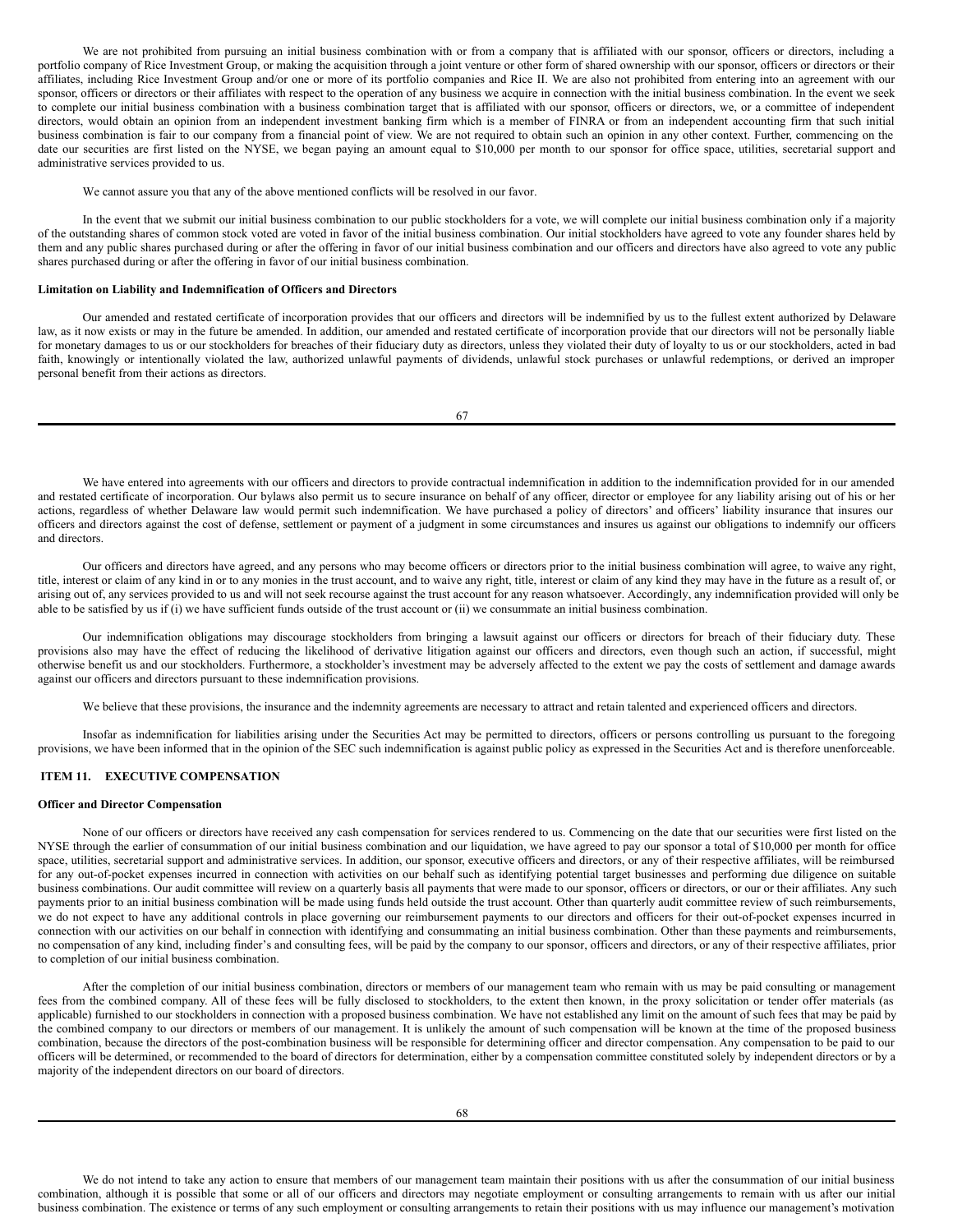We are not prohibited from pursuing an initial business combination with or from a company that is affiliated with our sponsor, officers or directors, including a portfolio company of Rice Investment Group, or making the acquisition through a joint venture or other form of shared ownership with our sponsor, officers or directors or their affiliates, including Rice Investment Group and/or one or more of its portfolio companies and Rice II. We are also not prohibited from entering into an agreement with our sponsor, officers or directors or their affiliates with respect to the operation of any business we acquire in connection with the initial business combination. In the event we seek to complete our initial business combination with a business combination target that is affiliated with our sponsor, officers or directors, we, or a committee of independent directors, would obtain an opinion from an independent investment banking firm which is a member of FINRA or from an independent accounting firm that such initial business combination is fair to our company from a financial point of view. We are not required to obtain such an opinion in any other context. Further, commencing on the date our securities are first listed on the NYSE, we began paying an amount equal to $10,000 per month to our sponsor for office space, utilities, secretarial support and administrative services provided to us.

We cannot assure you that any of the above mentioned conflicts will be resolved in our favor.

In the event that we submit our initial business combination to our public stockholders for a vote, we will complete our initial business combination only if a majority of the outstanding shares of common stock voted are voted in favor of the initial business combination. Our initial stockholders have agreed to vote any founder shares held by them and any public shares purchased during or after the offering in favor of our initial business combination and our officers and directors have also agreed to vote any public shares purchased during or after the offering in favor of our initial business combination.

**Limitation on Liability and Indemnification of Officers and Directors**

Our amended and restated certificate of incorporation provides that our officers and directors will be indemnified by us to the fullest extent authorized by Delaware law, as it now exists or may in the future be amended. In addition, our amended and restated certificate of incorporation provide that our directors will not be personally liable for monetary damages to us or our stockholders for breaches of their fiduciary duty as directors, unless they violated their duty of loyalty to us or our stockholders, acted in bad faith, knowingly or intentionally violated the law, authorized unlawful payments of dividends, unlawful stock purchases or unlawful redemptions, or derived an improper personal benefit from their actions as directors.

We have entered into agreements with our officers and directors to provide contractual indemnification in addition to the indemnification provided for in our amended and restated certificate of incorporation. Our bylaws also permit us to secure insurance on behalf of any officer, director or employee for any liability arising out of his or her actions, regardless of whether Delaware law would permit such indemnification. We have purchased a policy of directors' and officers' liability insurance that insures our officers and directors against the cost of defense, settlement or payment of a judgment in some circumstances and insures us against our obligations to indemnify our officers and directors.

Our officers and directors have agreed, and any persons who may become officers or directors prior to the initial business combination will agree, to waive any right, title, interest or claim of any kind in or to any monies in the trust account, and to waive any right, title, interest or claim of any kind they may have in the future as a result of, or arising out of, any services provided to us and will not seek recourse against the trust account for any reason whatsoever. Accordingly, any indemnification provided will only be able to be satisfied by us if (i) we have sufficient funds outside of the trust account or (ii) we consummate an initial business combination.

Our indemnification obligations may discourage stockholders from bringing a lawsuit against our officers or directors for breach of their fiduciary duty. These provisions also may have the effect of reducing the likelihood of derivative litigation against our officers and directors, even though such an action, if successful, might otherwise benefit us and our stockholders. Furthermore, a stockholder's investment may be adversely affected to the extent we pay the costs of settlement and damage awards against our officers and directors pursuant to these indemnification provisions.

We believe that these provisions, the insurance and the indemnity agreements are necessary to attract and retain talented and experienced officers and directors.

Insofar as indemnification for liabilities arising under the Securities Act may be permitted to directors, officers or persons controlling us pursuant to the foregoing provisions, we have been informed that in the opinion of the SEC such indemnification is against public policy as expressed in the Securities Act and is therefore unenforceable.

## ITEM 11. EXECUTIVE COMPENSATION

**Officer and Director Compensation**

None of our officers or directors have received any cash compensation for services rendered to us. Commencing on the date that our securities were first listed on the NYSE through the earlier of consummation of our initial business combination and our liquidation, we have agreed to pay our sponsor a total of $10,000 per month for office space, utilities, secretarial support and administrative services. In addition, our sponsor, executive officers and directors, or any of their respective affiliates, will be reimbursed for any out-of-pocket expenses incurred in connection with activities on our behalf such as identifying potential target businesses and performing due diligence on suitable business combinations. Our audit committee will review on a quarterly basis all payments that were made to our sponsor, officers or directors, or our or their affiliates. Any such payments prior to an initial business combination will be made using funds held outside the trust account. Other than quarterly audit committee review of such reimbursements, we do not expect to have any additional controls in place governing our reimbursement payments to our directors and officers for their out-of-pocket expenses incurred in connection with our activities on our behalf in connection with identifying and consummating an initial business combination. Other than these payments and reimbursements, no compensation of any kind, including finder's and consulting fees, will be paid by the company to our sponsor, officers and directors, or any of their respective affiliates, prior to completion of our initial business combination.

After the completion of our initial business combination, directors or members of our management team who remain with us may be paid consulting or management fees from the combined company. All of these fees will be fully disclosed to stockholders, to the extent then known, in the proxy solicitation or tender offer materials (as applicable) furnished to our stockholders in connection with a proposed business combination. We have not established any limit on the amount of such fees that may be paid by the combined company to our directors or members of our management. It is unlikely the amount of such compensation will be known at the time of the proposed business combination, because the directors of the post-combination business will be responsible for determining officer and director compensation. Any compensation to be paid to our officers will be determined, or recommended to the board of directors for determination, either by a compensation committee constituted solely by independent directors or by a majority of the independent directors on our board of directors.

We do not intend to take any action to ensure that members of our management team maintain their positions with us after the consummation of our initial business combination, although it is possible that some or all of our officers and directors may negotiate employment or consulting arrangements to remain with us after our initial business combination. The existence or terms of any such employment or consulting arrangements to retain their positions with us may influence our management's motivation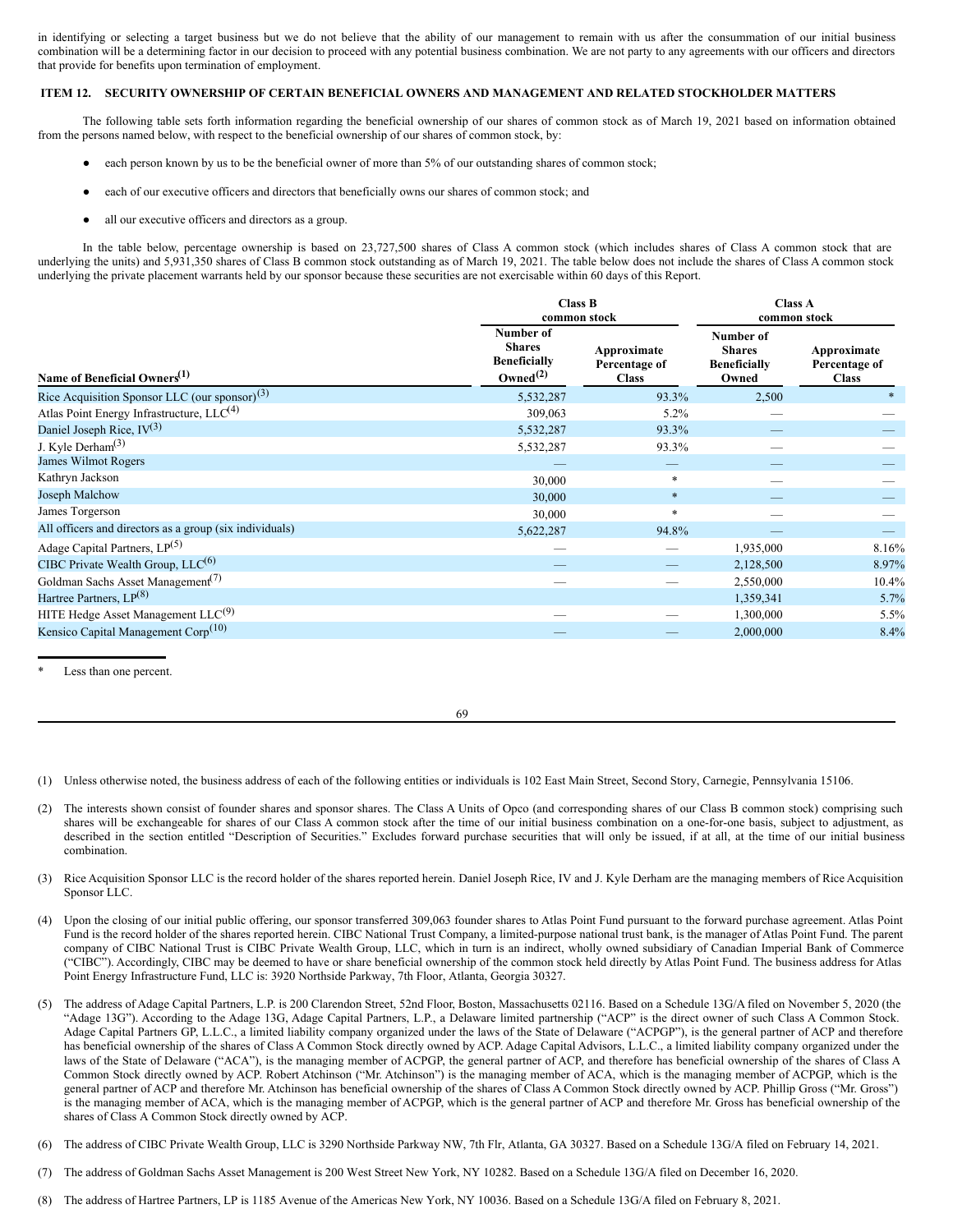in identifying or selecting a target business but we do not believe that the ability of our management to remain with us after the consummation of our initial business combination will be a determining factor in our decision to proceed with any potential business combination. We are not party to any agreements with our officers and directors that provide for benefits upon termination of employment.

## ITEM 12. SECURITY OWNERSHIP OF CERTAIN BENEFICIAL OWNERS AND MANAGEMENT AND RELATED STOCKHOLDER MATTERS

The following table sets forth information regarding the beneficial ownership of our shares of common stock as of March 19, 2021 based on information obtained from the persons named below, with respect to the beneficial ownership of our shares of common stock, by:

- each person known by us to be the beneficial owner of more than 5% of our outstanding shares of common stock;
- each of our executive officers and directors that beneficially owns our shares of common stock; and
- all our executive officers and directors as a group.

In the table below, percentage ownership is based on 23,727,500 shares of Class A common stock (which includes shares of Class A common stock that are underlying the units) and 5,931,350 shares of Class B common stock outstanding as of March 19, 2021. The table below does not include the shares of Class A common stock underlying the private placement warrants held by our sponsor because these securities are not exercisable within 60 days of this Report.

| | Class B common stock | | Class A common stock | |
|---|---|---|---|---|
| Name of Beneficial Owners[(1)] | Number of Shares Beneficially Owned[(2)] | Approximate Percentage of Class | Number of Shares Beneficially Owned | Approximate Percentage of Class |
| Rice Acquisition Sponsor LLC (our sponsor)[(3)] | 5,532,287 | 93.3% | 2,500 | * |
| Atlas Point Energy Infrastructure, LLC[(4)] | 309,063 | 5.2% | — | — |
| Daniel Joseph Rice, IV[(3)] | 5,532,287 | 93.3% | — | — |
| J. Kyle Derham[(3)] | 5,532,287 | 93.3% | — | — |
| James Wilmot Rogers | — | — | — | — |
| Kathryn Jackson | 30,000 | * | — | — |
| Joseph Malchow | 30,000 | * | — | — |
| James Torgerson | 30,000 | * | — | — |
| All officers and directors as a group (six individuals) | 5,622,287 | 94.8% | — | — |
| Adage Capital Partners, LP[(5)] | — | — | 1,935,000 | 8.16% |
| CIBC Private Wealth Group, LLC[(6)] | — | — | 2,128,500 | 8.97% |
| Goldman Sachs Asset Management[(7)] | — | — | 2,550,000 | 10.4% |
| Hartree Partners, LP[(8)] | | | 1,359,341 | 5.7% |
| HITE Hedge Asset Management LLC[(9)] | — | — | 1,300,000 | 5.5% |
| Kensico Capital Management Corp[(10)] | — | — | 2,000,000 | 8.4% |

\* Less than one percent.

(1) Unless otherwise noted, the business address of each of the following entities or individuals is 102 East Main Street, Second Story, Carnegie, Pennsylvania 15106.

(2) The interests shown consist of founder shares and sponsor shares. The Class A Units of Opco (and corresponding shares of our Class B common stock) comprising such shares will be exchangeable for shares of our Class A common stock after the time of our initial business combination on a one-for-one basis, subject to adjustment, as described in the section entitled "Description of Securities." Excludes forward purchase securities that will only be issued, if at all, at the time of our initial business combination.

(3) Rice Acquisition Sponsor LLC is the record holder of the shares reported herein. Daniel Joseph Rice, IV and J. Kyle Derham are the managing members of Rice Acquisition Sponsor LLC.

(4) Upon the closing of our initial public offering, our sponsor transferred 309,063 founder shares to Atlas Point Fund pursuant to the forward purchase agreement. Atlas Point Fund is the record holder of the shares reported herein. CIBC National Trust Company, a limited-purpose national trust bank, is the manager of Atlas Point Fund. The parent company of CIBC National Trust is CIBC Private Wealth Group, LLC, which in turn is an indirect, wholly owned subsidiary of Canadian Imperial Bank of Commerce ("CIBC"). Accordingly, CIBC may be deemed to have or share beneficial ownership of the common stock held directly by Atlas Point Fund. The business address for Atlas Point Energy Infrastructure Fund, LLC is: 3920 Northside Parkway, 7th Floor, Atlanta, Georgia 30327.

(5) The address of Adage Capital Partners, L.P. is 200 Clarendon Street, 52nd Floor, Boston, Massachusetts 02116. Based on a Schedule 13G/A filed on November 5, 2020 (the "Adage 13G"). According to the Adage 13G, Adage Capital Partners, L.P., a Delaware limited partnership ("ACP" is the direct owner of such Class A Common Stock. Adage Capital Partners GP, L.L.C., a limited liability company organized under the laws of the State of Delaware ("ACPGP"), is the general partner of ACP and therefore has beneficial ownership of the shares of Class A Common Stock directly owned by ACP. Adage Capital Advisors, L.L.C., a limited liability company organized under the laws of the State of Delaware ("ACA"), is the managing member of ACPGP, the general partner of ACP, and therefore has beneficial ownership of the shares of Class A Common Stock directly owned by ACP. Robert Atchinson ("Mr. Atchinson") is the managing member of ACA, which is the managing member of ACPGP, which is the general partner of ACP and therefore Mr. Atchinson has beneficial ownership of the shares of Class A Common Stock directly owned by ACP. Phillip Gross ("Mr. Gross") is the managing member of ACA, which is the managing member of ACPGP, which is the general partner of ACP and therefore Mr. Gross has beneficial ownership of the shares of Class A Common Stock directly owned by ACP.

(6) The address of CIBC Private Wealth Group, LLC is 3290 Northside Parkway NW, 7th Flr, Atlanta, GA 30327. Based on a Schedule 13G/A filed on February 14, 2021.

(7) The address of Goldman Sachs Asset Management is 200 West Street New York, NY 10282. Based on a Schedule 13G/A filed on December 16, 2020.

(8) The address of Hartree Partners, LP is 1185 Avenue of the Americas New York, NY 10036. Based on a Schedule 13G/A filed on February 8, 2021.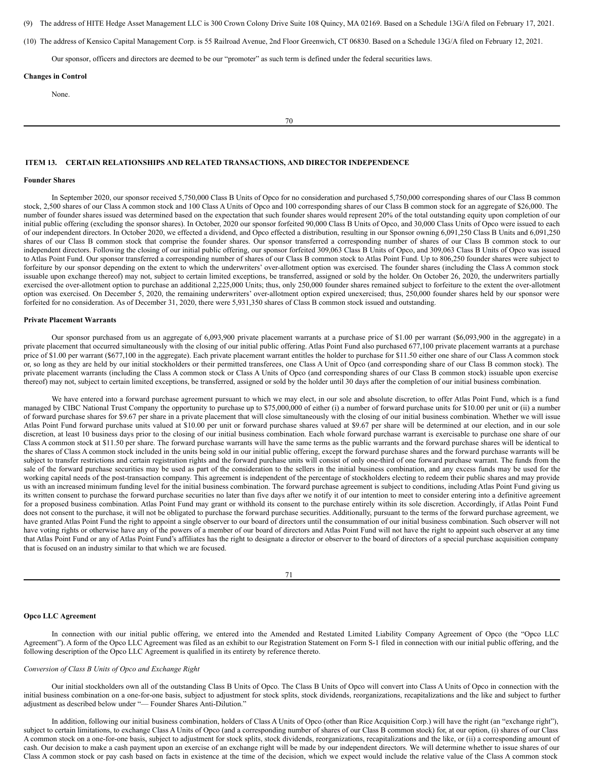(9) The address of HITE Hedge Asset Management LLC is 300 Crown Colony Drive Suite 108 Quincy, MA 02169. Based on a Schedule 13G/A filed on February 17, 2021.

(10) The address of Kensico Capital Management Corp. is 55 Railroad Avenue, 2nd Floor Greenwich, CT 06830. Based on a Schedule 13G/A filed on February 12, 2021.

Our sponsor, officers and directors are deemed to be our "promoter" as such term is defined under the federal securities laws.

**Changes in Control**

None.

## ITEM 13. CERTAIN RELATIONSHIPS AND RELATED TRANSACTIONS, AND DIRECTOR INDEPENDENCE

**Founder Shares**

In September 2020, our sponsor received 5,750,000 Class B Units of Opco for no consideration and purchased 5,750,000 corresponding shares of our Class B common stock, 2,500 shares of our Class A common stock and 100 Class A Units of Opco and 100 corresponding shares of our Class B common stock for an aggregate of $26,000. The number of founder shares issued was determined based on the expectation that such founder shares would represent 20% of the total outstanding equity upon completion of our initial public offering (excluding the sponsor shares). In October, 2020 our sponsor forfeited 90,000 Class B Units of Opco, and 30,000 Class Units of Opco were issued to each of our independent directors. In October 2020, we effected a dividend, and Opco effected a distribution, resulting in our Sponsor owning 6,091,250 Class B Units and 6,091,250 shares of our Class B common stock that comprise the founder shares. Our sponsor transferred a corresponding number of shares of our Class B common stock to our independent directors. Following the closing of our initial public offering, our sponsor forfeited 309,063 Class B Units of Opco, and 309,063 Class B Units of Opco was issued to Atlas Point Fund. Our sponsor transferred a corresponding number of shares of our Class B common stock to Atlas Point Fund. Up to 806,250 founder shares were subject to forfeiture by our sponsor depending on the extent to which the underwriters' over-allotment option was exercised. The founder shares (including the Class A common stock issuable upon exchange thereof) may not, subject to certain limited exceptions, be transferred, assigned or sold by the holder. On October 26, 2020, the underwriters partially exercised the over-allotment option to purchase an additional 2,225,000 Units; thus, only 250,000 founder shares remained subject to forfeiture to the extent the over-allotment option was exercised. On December 5, 2020, the remaining underwriters' over-allotment option expired unexercised; thus, 250,000 founder shares held by our sponsor were forfeited for no consideration. As of December 31, 2020, there were 5,931,350 shares of Class B common stock issued and outstanding.

**Private Placement Warrants**

Our sponsor purchased from us an aggregate of 6,093,900 private placement warrants at a purchase price of $1.00 per warrant ($6,093,900 in the aggregate) in a private placement that occurred simultaneously with the closing of our initial public offering. Atlas Point Fund also purchased 677,100 private placement warrants at a purchase price of $1.00 per warrant ($677,100 in the aggregate). Each private placement warrant entitles the holder to purchase for $11.50 either one share of our Class A common stock or, so long as they are held by our initial stockholders or their permitted transferees, one Class A Unit of Opco (and corresponding share of our Class B common stock). The private placement warrants (including the Class A common stock or Class A Units of Opco (and corresponding shares of our Class B common stock) issuable upon exercise thereof) may not, subject to certain limited exceptions, be transferred, assigned or sold by the holder until 30 days after the completion of our initial business combination.

We have entered into a forward purchase agreement pursuant to which we may elect, in our sole and absolute discretion, to offer Atlas Point Fund, which is a fund managed by CIBC National Trust Company the opportunity to purchase up to $75,000,000 of either (i) a number of forward purchase units for $10.00 per unit or (ii) a number of forward purchase shares for $9.67 per share in a private placement that will close simultaneously with the closing of our initial business combination. Whether we will issue Atlas Point Fund forward purchase units valued at $10.00 per unit or forward purchase shares valued at $9.67 per share will be determined at our election, and in our sole discretion, at least 10 business days prior to the closing of our initial business combination. Each whole forward purchase warrant is exercisable to purchase one share of our Class A common stock at $11.50 per share. The forward purchase warrants will have the same terms as the public warrants and the forward purchase shares will be identical to the shares of Class A common stock included in the units being sold in our initial public offering, except the forward purchase shares and the forward purchase warrants will be subject to transfer restrictions and certain registration rights and the forward purchase units will consist of only one-third of one forward purchase warrant. The funds from the sale of the forward purchase securities may be used as part of the consideration to the sellers in the initial business combination, and any excess funds may be used for the working capital needs of the post-transaction company. This agreement is independent of the percentage of stockholders electing to redeem their public shares and may provide us with an increased minimum funding level for the initial business combination. The forward purchase agreement is subject to conditions, including Atlas Point Fund giving us its written consent to purchase the forward purchase securities no later than five days after we notify it of our intention to meet to consider entering into a definitive agreement for a proposed business combination. Atlas Point Fund may grant or withhold its consent to the purchase entirely within its sole discretion. Accordingly, if Atlas Point Fund does not consent to the purchase, it will not be obligated to purchase the forward purchase securities. Additionally, pursuant to the terms of the forward purchase agreement, we have granted Atlas Point Fund the right to appoint a single observer to our board of directors until the consummation of our initial business combination. Such observer will not have voting rights or otherwise have any of the powers of a member of our board of directors and Atlas Point Fund will not have the right to appoint such observer at any time that Atlas Point Fund or any of Atlas Point Fund's affiliates has the right to designate a director or observer to the board of directors of a special purchase acquisition company that is focused on an industry similar to that which we are focused.

**Opco LLC Agreement**

In connection with our initial public offering, we entered into the Amended and Restated Limited Liability Company Agreement of Opco (the "Opco LLC Agreement"). A form of the Opco LLC Agreement was filed as an exhibit to our Registration Statement on Form S-1 filed in connection with our initial public offering, and the following description of the Opco LLC Agreement is qualified in its entirety by reference thereto.

*Conversion of Class B Units of Opco and Exchange Right*

Our initial stockholders own all of the outstanding Class B Units of Opco. The Class B Units of Opco will convert into Class A Units of Opco in connection with the initial business combination on a one-for-one basis, subject to adjustment for stock splits, stock dividends, reorganizations, recapitalizations and the like and subject to further adjustment as described below under "— Founder Shares Anti-Dilution."

In addition, following our initial business combination, holders of Class A Units of Opco (other than Rice Acquisition Corp.) will have the right (an "exchange right"), subject to certain limitations, to exchange Class A Units of Opco (and a corresponding number of shares of our Class B common stock) for, at our option, (i) shares of our Class A common stock on a one-for-one basis, subject to adjustment for stock splits, stock dividends, reorganizations, recapitalizations and the like, or (ii) a corresponding amount of cash. Our decision to make a cash payment upon an exercise of an exchange right will be made by our independent directors. We will determine whether to issue shares of our Class A common stock or pay cash based on facts in existence at the time of the decision, which we expect would include the relative value of the Class A common stock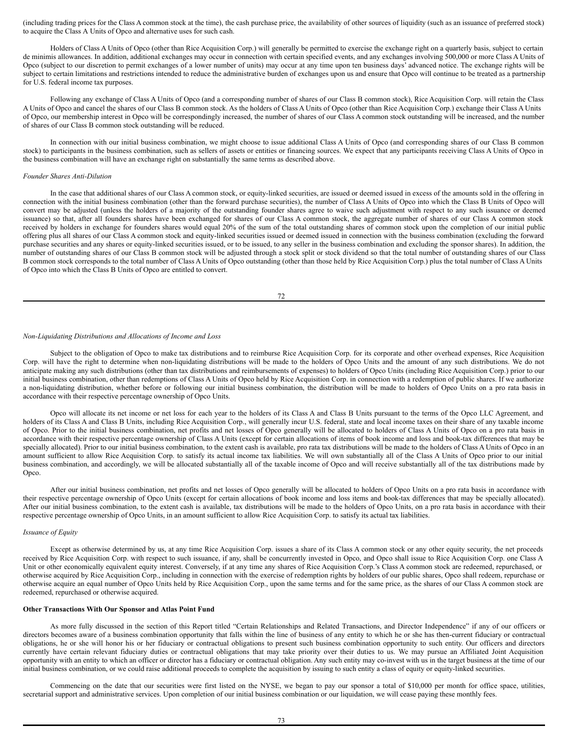(including trading prices for the Class A common stock at the time), the cash purchase price, the availability of other sources of liquidity (such as an issuance of preferred stock) to acquire the Class A Units of Opco and alternative uses for such cash.

Holders of Class A Units of Opco (other than Rice Acquisition Corp.) will generally be permitted to exercise the exchange right on a quarterly basis, subject to certain de minimis allowances. In addition, additional exchanges may occur in connection with certain specified events, and any exchanges involving 500,000 or more Class A Units of Opco (subject to our discretion to permit exchanges of a lower number of units) may occur at any time upon ten business days' advanced notice. The exchange rights will be subject to certain limitations and restrictions intended to reduce the administrative burden of exchanges upon us and ensure that Opco will continue to be treated as a partnership for U.S. federal income tax purposes.

Following any exchange of Class A Units of Opco (and a corresponding number of shares of our Class B common stock), Rice Acquisition Corp. will retain the Class A Units of Opco and cancel the shares of our Class B common stock. As the holders of Class A Units of Opco (other than Rice Acquisition Corp.) exchange their Class A Units of Opco, our membership interest in Opco will be correspondingly increased, the number of shares of our Class A common stock outstanding will be increased, and the number of shares of our Class B common stock outstanding will be reduced.

In connection with our initial business combination, we might choose to issue additional Class A Units of Opco (and corresponding shares of our Class B common stock) to participants in the business combination, such as sellers of assets or entities or financing sources. We expect that any participants receiving Class A Units of Opco in the business combination will have an exchange right on substantially the same terms as described above.

*Founder Shares Anti-Dilution*

In the case that additional shares of our Class A common stock, or equity-linked securities, are issued or deemed issued in excess of the amounts sold in the offering in connection with the initial business combination (other than the forward purchase securities), the number of Class A Units of Opco into which the Class B Units of Opco will convert may be adjusted (unless the holders of a majority of the outstanding founder shares agree to waive such adjustment with respect to any such issuance or deemed issuance) so that, after all founders shares have been exchanged for shares of our Class A common stock, the aggregate number of shares of our Class A common stock received by holders in exchange for founders shares would equal 20% of the sum of the total outstanding shares of common stock upon the completion of our initial public offering plus all shares of our Class A common stock and equity-linked securities issued or deemed issued in connection with the business combination (excluding the forward purchase securities and any shares or equity-linked securities issued, or to be issued, to any seller in the business combination and excluding the sponsor shares). In addition, the number of outstanding shares of our Class B common stock will be adjusted through a stock split or stock dividend so that the total number of outstanding shares of our Class B common stock corresponds to the total number of Class A Units of Opco outstanding (other than those held by Rice Acquisition Corp.) plus the total number of Class A Units of Opco into which the Class B Units of Opco are entitled to convert.

*Non-Liquidating Distributions and Allocations of Income and Loss*

Subject to the obligation of Opco to make tax distributions and to reimburse Rice Acquisition Corp. for its corporate and other overhead expenses, Rice Acquisition Corp. will have the right to determine when non-liquidating distributions will be made to the holders of Opco Units and the amount of any such distributions. We do not anticipate making any such distributions (other than tax distributions and reimbursements of expenses) to holders of Opco Units (including Rice Acquisition Corp.) prior to our initial business combination, other than redemptions of Class A Units of Opco held by Rice Acquisition Corp. in connection with a redemption of public shares. If we authorize a non-liquidating distribution, whether before or following our initial business combination, the distribution will be made to holders of Opco Units on a pro rata basis in accordance with their respective percentage ownership of Opco Units.

Opco will allocate its net income or net loss for each year to the holders of its Class A and Class B Units pursuant to the terms of the Opco LLC Agreement, and holders of its Class A and Class B Units, including Rice Acquisition Corp., will generally incur U.S. federal, state and local income taxes on their share of any taxable income of Opco. Prior to the initial business combination, net profits and net losses of Opco generally will be allocated to holders of Class A Units of Opco on a pro rata basis in accordance with their respective percentage ownership of Class A Units (except for certain allocations of items of book income and loss and book-tax differences that may be specially allocated). Prior to our initial business combination, to the extent cash is available, pro rata tax distributions will be made to the holders of Class A Units of Opco in an amount sufficient to allow Rice Acquisition Corp. to satisfy its actual income tax liabilities. We will own substantially all of the Class A Units of Opco prior to our initial business combination, and accordingly, we will be allocated substantially all of the taxable income of Opco and will receive substantially all of the tax distributions made by Opco.

After our initial business combination, net profits and net losses of Opco generally will be allocated to holders of Opco Units on a pro rata basis in accordance with their respective percentage ownership of Opco Units (except for certain allocations of book income and loss items and book-tax differences that may be specially allocated). After our initial business combination, to the extent cash is available, tax distributions will be made to the holders of Opco Units, on a pro rata basis in accordance with their respective percentage ownership of Opco Units, in an amount sufficient to allow Rice Acquisition Corp. to satisfy its actual tax liabilities.

*Issuance of Equity*

Except as otherwise determined by us, at any time Rice Acquisition Corp. issues a share of its Class A common stock or any other equity security, the net proceeds received by Rice Acquisition Corp. with respect to such issuance, if any, shall be concurrently invested in Opco, and Opco shall issue to Rice Acquisition Corp. one Class A Unit or other economically equivalent equity interest. Conversely, if at any time any shares of Rice Acquisition Corp.'s Class A common stock are redeemed, repurchased, or otherwise acquired by Rice Acquisition Corp., including in connection with the exercise of redemption rights by holders of our public shares, Opco shall redeem, repurchase or otherwise acquire an equal number of Opco Units held by Rice Acquisition Corp., upon the same terms and for the same price, as the shares of our Class A common stock are redeemed, repurchased or otherwise acquired.

**Other Transactions With Our Sponsor and Atlas Point Fund**

As more fully discussed in the section of this Report titled "Certain Relationships and Related Transactions, and Director Independence" if any of our officers or directors becomes aware of a business combination opportunity that falls within the line of business of any entity to which he or she has then-current fiduciary or contractual obligations, he or she will honor his or her fiduciary or contractual obligations to present such business combination opportunity to such entity. Our officers and directors currently have certain relevant fiduciary duties or contractual obligations that may take priority over their duties to us. We may pursue an Affiliated Joint Acquisition opportunity with an entity to which an officer or director has a fiduciary or contractual obligation. Any such entity may co-invest with us in the target business at the time of our initial business combination, or we could raise additional proceeds to complete the acquisition by issuing to such entity a class of equity or equity-linked securities.

Commencing on the date that our securities were first listed on the NYSE, we began to pay our sponsor a total of $10,000 per month for office space, utilities, secretarial support and administrative services. Upon completion of our initial business combination or our liquidation, we will cease paying these monthly fees.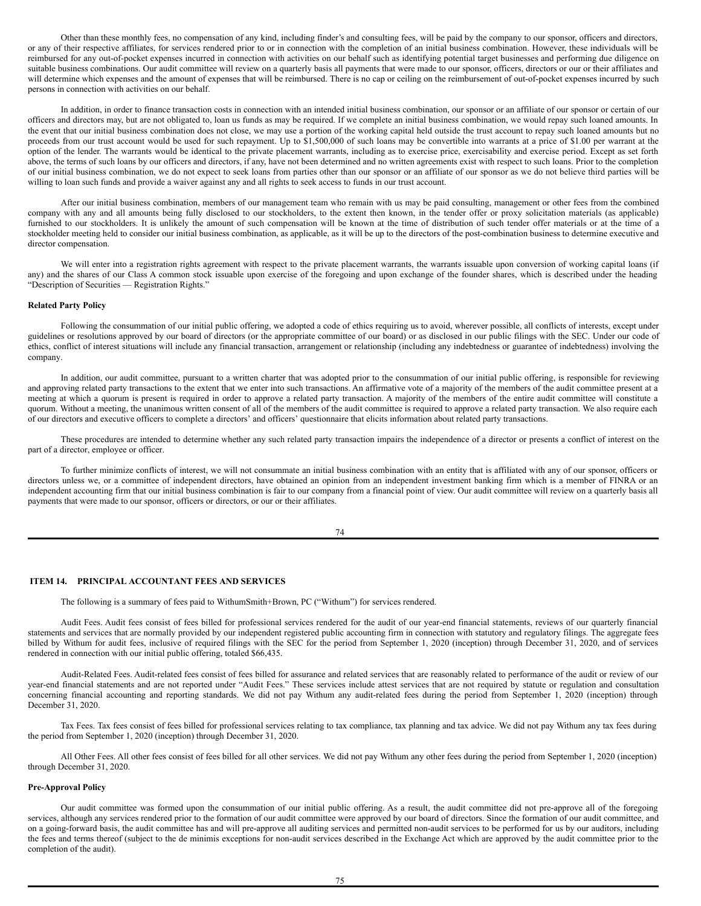Other than these monthly fees, no compensation of any kind, including finder's and consulting fees, will be paid by the company to our sponsor, officers and directors, or any of their respective affiliates, for services rendered prior to or in connection with the completion of an initial business combination. However, these individuals will be reimbursed for any out-of-pocket expenses incurred in connection with activities on our behalf such as identifying potential target businesses and performing due diligence on suitable business combinations. Our audit committee will review on a quarterly basis all payments that were made to our sponsor, officers, directors or our or their affiliates and will determine which expenses and the amount of expenses that will be reimbursed. There is no cap or ceiling on the reimbursement of out-of-pocket expenses incurred by such persons in connection with activities on our behalf.

In addition, in order to finance transaction costs in connection with an intended initial business combination, our sponsor or an affiliate of our sponsor or certain of our officers and directors may, but are not obligated to, loan us funds as may be required. If we complete an initial business combination, we would repay such loaned amounts. In the event that our initial business combination does not close, we may use a portion of the working capital held outside the trust account to repay such loaned amounts but no proceeds from our trust account would be used for such repayment. Up to $1,500,000 of such loans may be convertible into warrants at a price of $1.00 per warrant at the option of the lender. The warrants would be identical to the private placement warrants, including as to exercise price, exercisability and exercise period. Except as set forth above, the terms of such loans by our officers and directors, if any, have not been determined and no written agreements exist with respect to such loans. Prior to the completion of our initial business combination, we do not expect to seek loans from parties other than our sponsor or an affiliate of our sponsor as we do not believe third parties will be willing to loan such funds and provide a waiver against any and all rights to seek access to funds in our trust account.

After our initial business combination, members of our management team who remain with us may be paid consulting, management or other fees from the combined company with any and all amounts being fully disclosed to our stockholders, to the extent then known, in the tender offer or proxy solicitation materials (as applicable) furnished to our stockholders. It is unlikely the amount of such compensation will be known at the time of distribution of such tender offer materials or at the time of a stockholder meeting held to consider our initial business combination, as applicable, as it will be up to the directors of the post-combination business to determine executive and director compensation.

We will enter into a registration rights agreement with respect to the private placement warrants, the warrants issuable upon conversion of working capital loans (if any) and the shares of our Class A common stock issuable upon exercise of the foregoing and upon exchange of the founder shares, which is described under the heading "Description of Securities — Registration Rights."

**Related Party Policy**

Following the consummation of our initial public offering, we adopted a code of ethics requiring us to avoid, wherever possible, all conflicts of interests, except under guidelines or resolutions approved by our board of directors (or the appropriate committee of our board) or as disclosed in our public filings with the SEC. Under our code of ethics, conflict of interest situations will include any financial transaction, arrangement or relationship (including any indebtedness or guarantee of indebtedness) involving the company.

In addition, our audit committee, pursuant to a written charter that was adopted prior to the consummation of our initial public offering, is responsible for reviewing and approving related party transactions to the extent that we enter into such transactions. An affirmative vote of a majority of the members of the audit committee present at a meeting at which a quorum is present is required in order to approve a related party transaction. A majority of the members of the entire audit committee will constitute a quorum. Without a meeting, the unanimous written consent of all of the members of the audit committee is required to approve a related party transaction. We also require each of our directors and executive officers to complete a directors' and officers' questionnaire that elicits information about related party transactions.

These procedures are intended to determine whether any such related party transaction impairs the independence of a director or presents a conflict of interest on the part of a director, employee or officer.

To further minimize conflicts of interest, we will not consummate an initial business combination with an entity that is affiliated with any of our sponsor, officers or directors unless we, or a committee of independent directors, have obtained an opinion from an independent investment banking firm which is a member of FINRA or an independent accounting firm that our initial business combination is fair to our company from a financial point of view. Our audit committee will review on a quarterly basis all payments that were made to our sponsor, officers or directors, or our or their affiliates.

## ITEM 14. PRINCIPAL ACCOUNTANT FEES AND SERVICES

The following is a summary of fees paid to WithumSmith+Brown, PC ("Withum") for services rendered.

Audit Fees. Audit fees consist of fees billed for professional services rendered for the audit of our year-end financial statements, reviews of our quarterly financial statements and services that are normally provided by our independent registered public accounting firm in connection with statutory and regulatory filings. The aggregate fees billed by Withum for audit fees, inclusive of required filings with the SEC for the period from September 1, 2020 (inception) through December 31, 2020, and of services rendered in connection with our initial public offering, totaled $66,435.

Audit-Related Fees. Audit-related fees consist of fees billed for assurance and related services that are reasonably related to performance of the audit or review of our year-end financial statements and are not reported under "Audit Fees." These services include attest services that are not required by statute or regulation and consultation concerning financial accounting and reporting standards. We did not pay Withum any audit-related fees during the period from September 1, 2020 (inception) through December 31, 2020.

Tax Fees. Tax fees consist of fees billed for professional services relating to tax compliance, tax planning and tax advice. We did not pay Withum any tax fees during the period from September 1, 2020 (inception) through December 31, 2020.

All Other Fees. All other fees consist of fees billed for all other services. We did not pay Withum any other fees during the period from September 1, 2020 (inception) through December 31, 2020.

**Pre-Approval Policy**

Our audit committee was formed upon the consummation of our initial public offering. As a result, the audit committee did not pre-approve all of the foregoing services, although any services rendered prior to the formation of our audit committee were approved by our board of directors. Since the formation of our audit committee, and on a going-forward basis, the audit committee has and will pre-approve all auditing services and permitted non-audit services to be performed for us by our auditors, including the fees and terms thereof (subject to the de minimis exceptions for non-audit services described in the Exchange Act which are approved by the audit committee prior to the completion of the audit).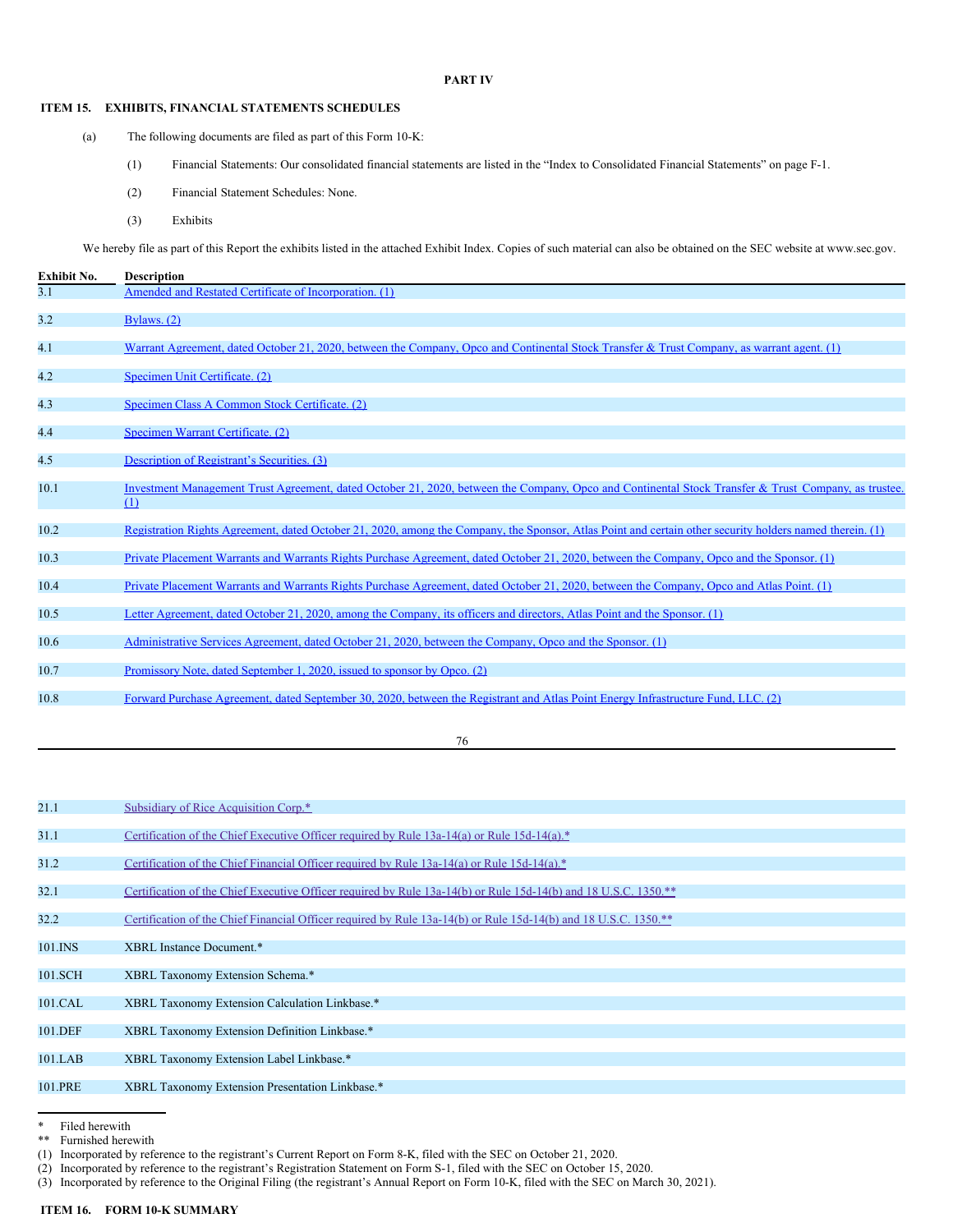## PART IV

### ITEM 15. EXHIBITS, FINANCIAL STATEMENTS SCHEDULES

(a) The following documents are filed as part of this Form 10-K:

(1) Financial Statements: Our consolidated financial statements are listed in the "Index to Consolidated Financial Statements" on page F-1.

(2) Financial Statement Schedules: None.

(3) Exhibits

We hereby file as part of this Report the exhibits listed in the attached Exhibit Index. Copies of such material can also be obtained on the SEC website at www.sec.gov.

| Exhibit No. | Description |
|---|---|
| 3.1 | Amended and Restated Certificate of Incorporation. (1) |
| 3.2 | Bylaws. (2) |
| 4.1 | Warrant Agreement, dated October 21, 2020, between the Company, Opco and Continental Stock Transfer & Trust Company, as warrant agent. (1) |
| 4.2 | Specimen Unit Certificate. (2) |
| 4.3 | Specimen Class A Common Stock Certificate. (2) |
| 4.4 | Specimen Warrant Certificate. (2) |
| 4.5 | Description of Registrant's Securities. (3) |
| 10.1 | Investment Management Trust Agreement, dated October 21, 2020, between the Company, Opco and Continental Stock Transfer & Trust Company, as trustee. (1) |
| 10.2 | Registration Rights Agreement, dated October 21, 2020, among the Company, the Sponsor, Atlas Point and certain other security holders named therein. (1) |
| 10.3 | Private Placement Warrants and Warrants Rights Purchase Agreement, dated October 21, 2020, between the Company, Opco and the Sponsor. (1) |
| 10.4 | Private Placement Warrants and Warrants Rights Purchase Agreement, dated October 21, 2020, between the Company, Opco and Atlas Point. (1) |
| 10.5 | Letter Agreement, dated October 21, 2020, among the Company, its officers and directors, Atlas Point and the Sponsor. (1) |
| 10.6 | Administrative Services Agreement, dated October 21, 2020, between the Company, Opco and the Sponsor. (1) |
| 10.7 | Promissory Note, dated September 1, 2020, issued to sponsor by Opco. (2) |
| 10.8 | Forward Purchase Agreement, dated September 30, 2020, between the Registrant and Atlas Point Energy Infrastructure Fund, LLC. (2) |
| 21.1 | Subsidiary of Rice Acquisition Corp.* |
| 31.1 | Certification of the Chief Executive Officer required by Rule 13a-14(a) or Rule 15d-14(a).* |
| 31.2 | Certification of the Chief Financial Officer required by Rule 13a-14(a) or Rule 15d-14(a).* |
| 32.1 | Certification of the Chief Executive Officer required by Rule 13a-14(b) or Rule 15d-14(b) and 18 U.S.C. 1350.** |
| 32.2 | Certification of the Chief Financial Officer required by Rule 13a-14(b) or Rule 15d-14(b) and 18 U.S.C. 1350.** |
| 101.INS | XBRL Instance Document.* |
| 101.SCH | XBRL Taxonomy Extension Schema.* |
| 101.CAL | XBRL Taxonomy Extension Calculation Linkbase.* |
| 101.DEF | XBRL Taxonomy Extension Definition Linkbase.* |
| 101.LAB | XBRL Taxonomy Extension Label Linkbase.* |
| 101.PRE | XBRL Taxonomy Extension Presentation Linkbase.* |

\* Filed herewith
\*\* Furnished herewith
(1) Incorporated by reference to the registrant's Current Report on Form 8-K, filed with the SEC on October 21, 2020.
(2) Incorporated by reference to the registrant's Registration Statement on Form S-1, filed with the SEC on October 15, 2020.
(3) Incorporated by reference to the Original Filing (the registrant's Annual Report on Form 10-K, filed with the SEC on March 30, 2021).

### ITEM 16. FORM 10-K SUMMARY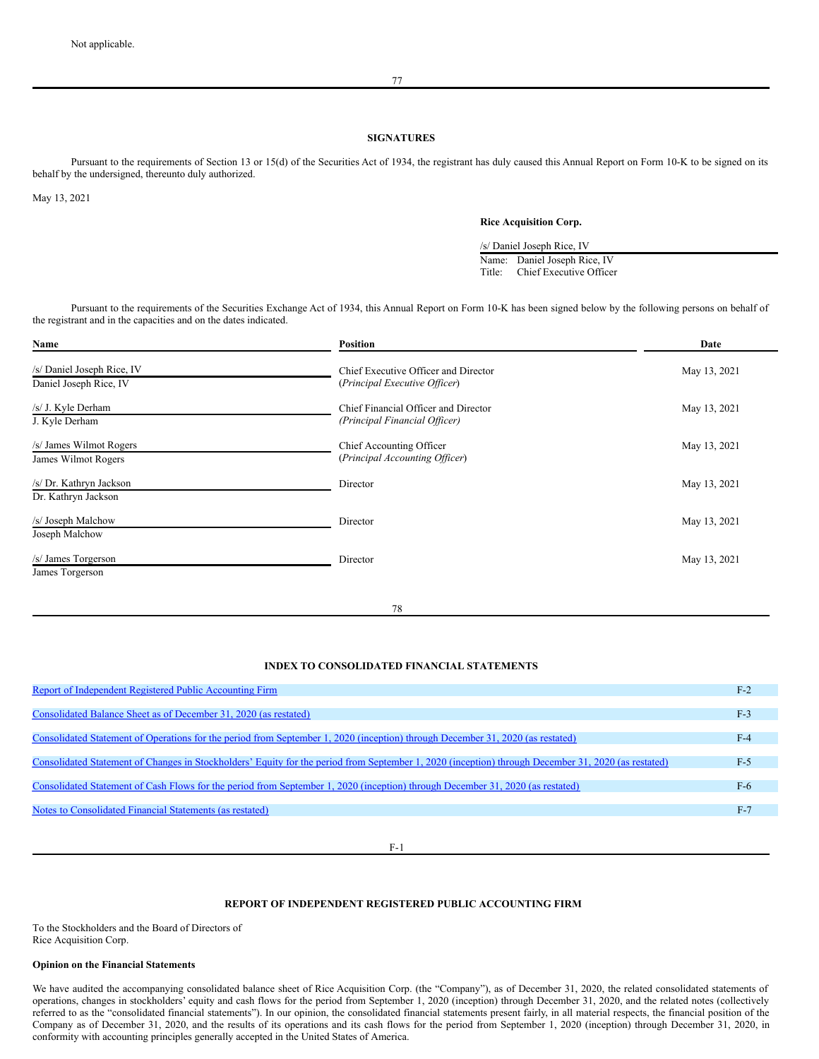Not applicable.

## SIGNATURES

Pursuant to the requirements of Section 13 or 15(d) of the Securities Act of 1934, the registrant has duly caused this Annual Report on Form 10-K to be signed on its behalf by the undersigned, thereunto duly authorized.

May 13, 2021

**Rice Acquisition Corp.**

/s/ Daniel Joseph Rice, IV
Name: Daniel Joseph Rice, IV
Title: Chief Executive Officer

Pursuant to the requirements of the Securities Exchange Act of 1934, this Annual Report on Form 10-K has been signed below by the following persons on behalf of the registrant and in the capacities and on the dates indicated.

| Name | Position | Date |
|---|---|---|
| /s/ Daniel Joseph Rice, IV<br>Daniel Joseph Rice, IV | Chief Executive Officer and Director<br>(*Principal Executive Officer*) | May 13, 2021 |
| /s/ J. Kyle Derham<br>J. Kyle Derham | Chief Financial Officer and Director<br>*(Principal Financial Officer)* | May 13, 2021 |
| /s/ James Wilmot Rogers<br>James Wilmot Rogers | Chief Accounting Officer<br>(*Principal Accounting Officer*) | May 13, 2021 |
| /s/ Dr. Kathryn Jackson<br>Dr. Kathryn Jackson | Director | May 13, 2021 |
| /s/ Joseph Malchow<br>Joseph Malchow | Director | May 13, 2021 |
| /s/ James Torgerson<br>James Torgerson | Director | May 13, 2021 |

## INDEX TO CONSOLIDATED FINANCIAL STATEMENTS

| | |
|---|---|
| Report of Independent Registered Public Accounting Firm | F-2 |
| Consolidated Balance Sheet as of December 31, 2020 (as restated) | F-3 |
| Consolidated Statement of Operations for the period from September 1, 2020 (inception) through December 31, 2020 (as restated) | F-4 |
| Consolidated Statement of Changes in Stockholders' Equity for the period from September 1, 2020 (inception) through December 31, 2020 (as restated) | F-5 |
| Consolidated Statement of Cash Flows for the period from September 1, 2020 (inception) through December 31, 2020 (as restated) | F-6 |
| Notes to Consolidated Financial Statements (as restated) | F-7 |

## REPORT OF INDEPENDENT REGISTERED PUBLIC ACCOUNTING FIRM

To the Stockholders and the Board of Directors of
Rice Acquisition Corp.

**Opinion on the Financial Statements**

We have audited the accompanying consolidated balance sheet of Rice Acquisition Corp. (the "Company"), as of December 31, 2020, the related consolidated statements of operations, changes in stockholders' equity and cash flows for the period from September 1, 2020 (inception) through December 31, 2020, and the related notes (collectively referred to as the "consolidated financial statements"). In our opinion, the consolidated financial statements present fairly, in all material respects, the financial position of the Company as of December 31, 2020, and the results of its operations and its cash flows for the period from September 1, 2020 (inception) through December 31, 2020, in conformity with accounting principles generally accepted in the United States of America.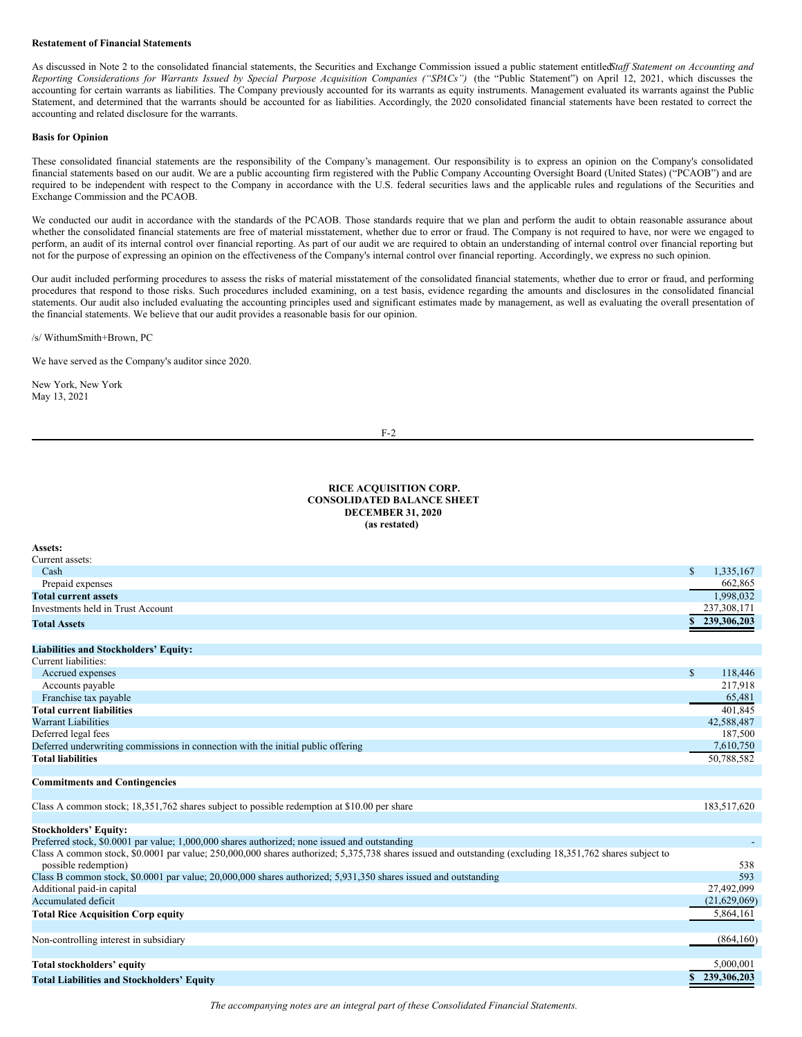**Restatement of Financial Statements**

As discussed in Note 2 to the consolidated financial statements, the Securities and Exchange Commission issued a public statement entitled *Staff Statement on Accounting and Reporting Considerations for Warrants Issued by Special Purpose Acquisition Companies (“SPACs”)* (the “Public Statement”) on April 12, 2021, which discusses the accounting for certain warrants as liabilities. The Company previously accounted for its warrants as equity instruments. Management evaluated its warrants against the Public Statement, and determined that the warrants should be accounted for as liabilities. Accordingly, the 2020 consolidated financial statements have been restated to correct the accounting and related disclosure for the warrants.

**Basis for Opinion**

These consolidated financial statements are the responsibility of the Company’s management. Our responsibility is to express an opinion on the Company's consolidated financial statements based on our audit. We are a public accounting firm registered with the Public Company Accounting Oversight Board (United States) (“PCAOB”) and are required to be independent with respect to the Company in accordance with the U.S. federal securities laws and the applicable rules and regulations of the Securities and Exchange Commission and the PCAOB.

We conducted our audit in accordance with the standards of the PCAOB. Those standards require that we plan and perform the audit to obtain reasonable assurance about whether the consolidated financial statements are free of material misstatement, whether due to error or fraud. The Company is not required to have, nor were we engaged to perform, an audit of its internal control over financial reporting. As part of our audit we are required to obtain an understanding of internal control over financial reporting but not for the purpose of expressing an opinion on the effectiveness of the Company's internal control over financial reporting. Accordingly, we express no such opinion.

Our audit included performing procedures to assess the risks of material misstatement of the consolidated financial statements, whether due to error or fraud, and performing procedures that respond to those risks. Such procedures included examining, on a test basis, evidence regarding the amounts and disclosures in the consolidated financial statements. Our audit also included evaluating the accounting principles used and significant estimates made by management, as well as evaluating the overall presentation of the financial statements. We believe that our audit provides a reasonable basis for our opinion.

/s/ WithumSmith+Brown, PC

We have served as the Company's auditor since 2020.

New York, New York
May 13, 2021

**RICE ACQUISITION CORP.**
**CONSOLIDATED BALANCE SHEET**
**DECEMBER 31, 2020**
**(as restated)**

| | |
|---|---|
| **Assets:** | |
| Current assets: | |
| Cash | $ 1,335,167 |
| Prepaid expenses | 662,865 |
| **Total current assets** | 1,998,032 |
| Investments held in Trust Account | 237,308,171 |
| **Total Assets** | **$ 239,306,203** |
| | |
| **Liabilities and Stockholders’ Equity:** | |
| Current liabilities: | |
| Accrued expenses | $ 118,446 |
| Accounts payable | 217,918 |
| Franchise tax payable | 65,481 |
| **Total current liabilities** | 401,845 |
| Warrant Liabilities | 42,588,487 |
| Deferred legal fees | 187,500 |
| Deferred underwriting commissions in connection with the initial public offering | 7,610,750 |
| **Total liabilities** | 50,788,582 |
| | |
| **Commitments and Contingencies** | |
| | |
| Class A common stock; 18,351,762 shares subject to possible redemption at $10.00 per share | 183,517,620 |
| | |
| **Stockholders’ Equity:** | |
| Preferred stock, $0.0001 par value; 1,000,000 shares authorized; none issued and outstanding | - |
| Class A common stock, $0.0001 par value; 250,000,000 shares authorized; 5,375,738 shares issued and outstanding (excluding 18,351,762 shares subject to possible redemption) | 538 |
| Class B common stock, $0.0001 par value; 20,000,000 shares authorized; 5,931,350 shares issued and outstanding | 593 |
| Additional paid-in capital | 27,492,099 |
| Accumulated deficit | (21,629,069) |
| **Total Rice Acquisition Corp equity** | 5,864,161 |
| | |
| Non-controlling interest in subsidiary | (864,160) |
| | |
| **Total stockholders’ equity** | 5,000,001 |
| **Total Liabilities and Stockholders’ Equity** | **$ 239,306,203** |

*The accompanying notes are an integral part of these Consolidated Financial Statements.*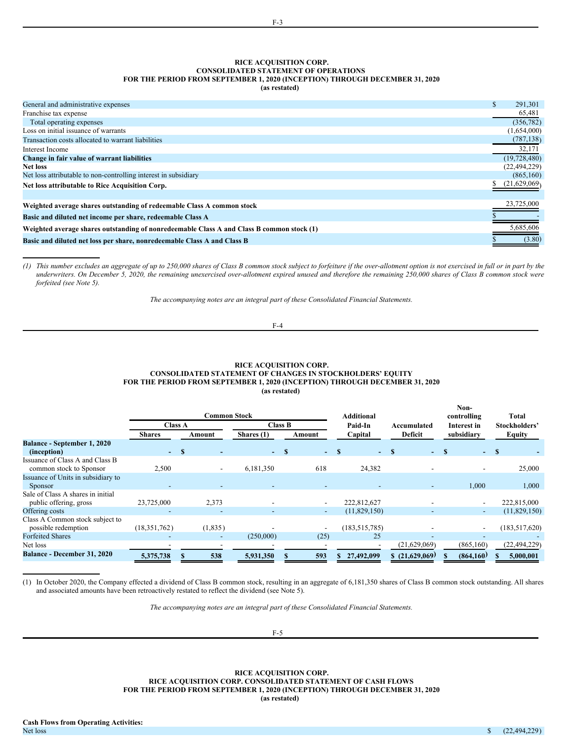### RICE ACQUISITION CORP.
### CONSOLIDATED STATEMENT OF OPERATIONS
### FOR THE PERIOD FROM SEPTEMBER 1, 2020 (INCEPTION) THROUGH DECEMBER 31, 2020
### (as restated)

| | |
|---|---|
| General and administrative expenses | $ 291,301 |
| Franchise tax expense | 65,481 |
| Total operating expenses | (356,782) |
| Loss on initial issuance of warrants | (1,654,000) |
| Transaction costs allocated to warrant liabilities | (787,138) |
| Interest Income | 32,171 |
| **Change in fair value of warrant liabilities** | (19,728,480) |
| **Net loss** | (22,494,229) |
| Net loss attributable to non-controlling interest in subsidiary | (865,160) |
| **Net loss attributable to Rice Acquisition Corp.** | $ (21,629,069) |
| | |
| **Weighted average shares outstanding of redeemable Class A common stock** | 23,725,000 |
| **Basic and diluted net income per share, redeemable Class A** | $ - |
| **Weighted average shares outstanding of nonredeemable Class A and Class B common stock (1)** | 5,685,606 |
| **Basic and diluted net loss per share, nonredeemable Class A and Class B** | $ (3.80) |

*(1) This number excludes an aggregate of up to 250,000 shares of Class B common stock subject to forfeiture if the over-allotment option is not exercised in full or in part by the underwriters. On December 5, 2020, the remaining unexercised over-allotment expired unused and therefore the remaining 250,000 shares of Class B common stock were forfeited (see Note 5).*

*The accompanying notes are an integral part of these Consolidated Financial Statements.*

### RICE ACQUISITION CORP.
### CONSOLIDATED STATEMENT OF CHANGES IN STOCKHOLDERS' EQUITY
### FOR THE PERIOD FROM SEPTEMBER 1, 2020 (INCEPTION) THROUGH DECEMBER 31, 2020
### (as restated)

| | Common Stock | | | | Additional Paid-In Capital | Accumulated Deficit | Non-controlling Interest in subsidiary | Total Stockholders' Equity |
|---|---|---|---|---|---|---|---|---|
| | Class A | | Class B | | | | | |
| | Shares | Amount | Shares (1) | Amount | | | | |
| **Balance - September 1, 2020 (inception)** | - | $ - | - | $ - | $ - | $ - | $ - | $ - |
| Issuance of Class A and Class B common stock to Sponsor | 2,500 | - | 6,181,350 | 618 | 24,382 | - | - | 25,000 |
| Issuance of Units in subsidiary to Sponsor | - | - | - | - | - | - | 1,000 | 1,000 |
| Sale of Class A shares in initial public offering, gross | 23,725,000 | 2,373 | - | - | 222,812,627 | - | - | 222,815,000 |
| Offering costs | - | - | - | - | (11,829,150) | - | - | (11,829,150) |
| Class A Common stock subject to possible redemption | (18,351,762) | (1,835) | - | - | (183,515,785) | - | - | (183,517,620) |
| Forfeited Shares | - | - | (250,000) | (25) | 25 | - | - | - |
| Net loss | - | - | - | - | - | (21,629,069) | (865,160) | (22,494,229) |
| **Balance - December 31, 2020** | 5,375,738 | $ 538 | 5,931,350 | $ 593 | $ 27,492,099 | $ (21,629,069) | $ (864,160) | $ 5,000,001 |

(1) In October 2020, the Company effected a dividend of Class B common stock, resulting in an aggregate of 6,181,350 shares of Class B common stock outstanding. All shares and associated amounts have been retroactively restated to reflect the dividend (see Note 5).

*The accompanying notes are an integral part of these Consolidated Financial Statements.*

### RICE ACQUISITION CORP.
### RICE ACQUISITION CORP. CONSOLIDATED STATEMENT OF CASH FLOWS
### FOR THE PERIOD FROM SEPTEMBER 1, 2020 (INCEPTION) THROUGH DECEMBER 31, 2020
### (as restated)

| | |
|---|---|
| **Cash Flows from Operating Activities:** | |
| Net loss | $ (22,494,229) |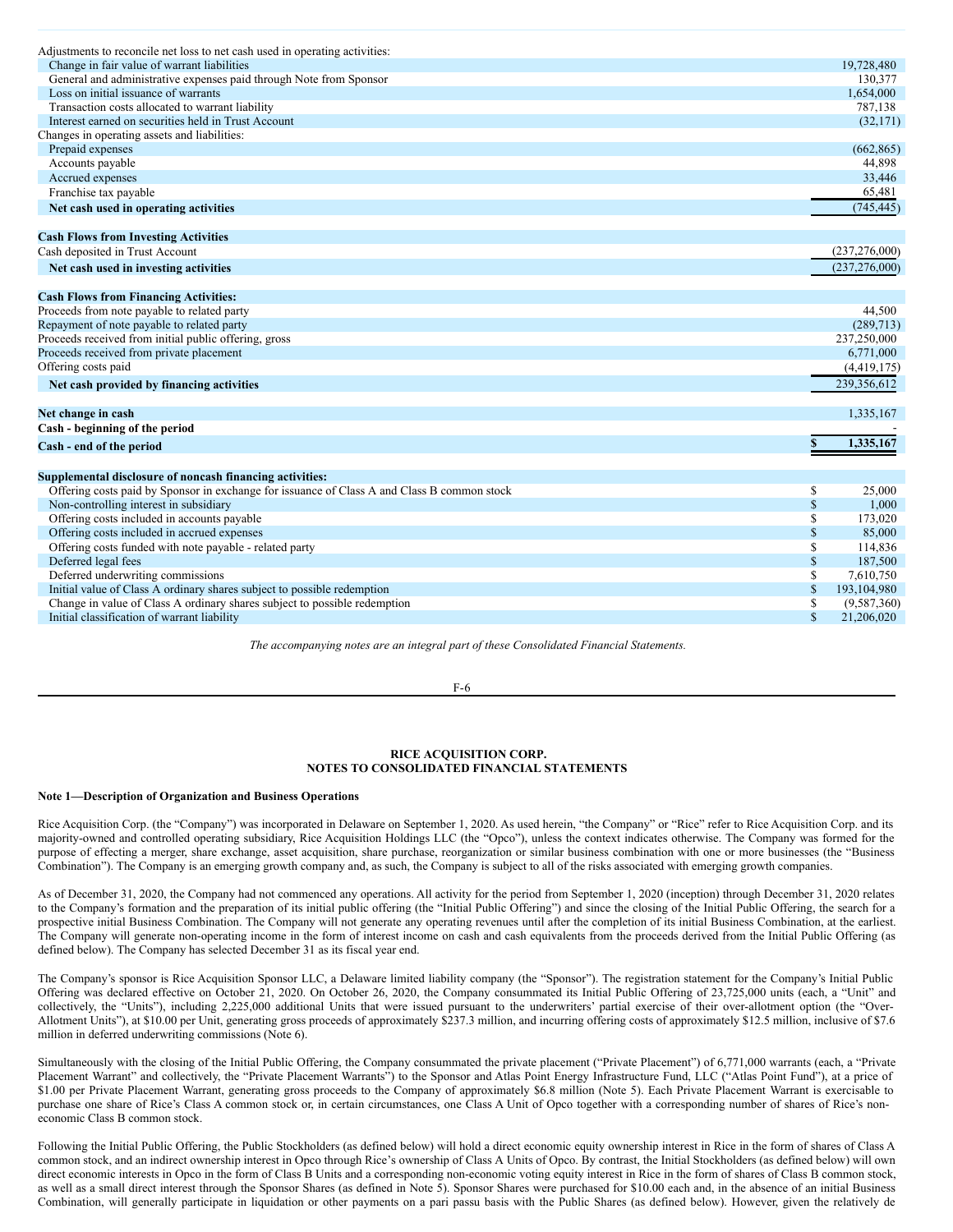| | |
|---|---|
| Adjustments to reconcile net loss to net cash used in operating activities: | |
| Change in fair value of warrant liabilities | 19,728,480 |
| General and administrative expenses paid through Note from Sponsor | 130,377 |
| Loss on initial issuance of warrants | 1,654,000 |
| Transaction costs allocated to warrant liability | 787,138 |
| Interest earned on securities held in Trust Account | (32,171) |
| Changes in operating assets and liabilities: | |
| Prepaid expenses | (662,865) |
| Accounts payable | 44,898 |
| Accrued expenses | 33,446 |
| Franchise tax payable | 65,481 |
| **Net cash used in operating activities** | (745,445) |
| | |
| **Cash Flows from Investing Activities** | |
| Cash deposited in Trust Account | (237,276,000) |
| **Net cash used in investing activities** | (237,276,000) |
| | |
| **Cash Flows from Financing Activities:** | |
| Proceeds from note payable to related party | 44,500 |
| Repayment of note payable to related party | (289,713) |
| Proceeds received from initial public offering, gross | 237,250,000 |
| Proceeds received from private placement | 6,771,000 |
| Offering costs paid | (4,419,175) |
| **Net cash provided by financing activities** | 239,356,612 |
| | |
| **Net change in cash** | 1,335,167 |
| **Cash - beginning of the period** | - |
| **Cash - end of the period** | **$ 1,335,167** |
| | |
| **Supplemental disclosure of noncash financing activities:** | |
| Offering costs paid by Sponsor in exchange for issuance of Class A and Class B common stock | $ 25,000 |
| Non-controlling interest in subsidiary | $ 1,000 |
| Offering costs included in accounts payable | $ 173,020 |
| Offering costs included in accrued expenses | $ 85,000 |
| Offering costs funded with note payable - related party | $ 114,836 |
| Deferred legal fees | $ 187,500 |
| Deferred underwriting commissions | $ 7,610,750 |
| Initial value of Class A ordinary shares subject to possible redemption | $ 193,104,980 |
| Change in value of Class A ordinary shares subject to possible redemption | $ (9,587,360) |
| Initial classification of warrant liability | $ 21,206,020 |

*The accompanying notes are an integral part of these Consolidated Financial Statements.*

## RICE ACQUISITION CORP.
## NOTES TO CONSOLIDATED FINANCIAL STATEMENTS

### Note 1—Description of Organization and Business Operations

Rice Acquisition Corp. (the "Company") was incorporated in Delaware on September 1, 2020. As used herein, "the Company" or "Rice" refer to Rice Acquisition Corp. and its majority-owned and controlled operating subsidiary, Rice Acquisition Holdings LLC (the "Opco"), unless the context indicates otherwise. The Company was formed for the purpose of effecting a merger, share exchange, asset acquisition, share purchase, reorganization or similar business combination with one or more businesses (the "Business Combination"). The Company is an emerging growth company and, as such, the Company is subject to all of the risks associated with emerging growth companies.

As of December 31, 2020, the Company had not commenced any operations. All activity for the period from September 1, 2020 (inception) through December 31, 2020 relates to the Company's formation and the preparation of its initial public offering (the "Initial Public Offering") and since the closing of the Initial Public Offering, the search for a prospective initial Business Combination. The Company will not generate any operating revenues until after the completion of its initial Business Combination, at the earliest. The Company will generate non-operating income in the form of interest income on cash and cash equivalents from the proceeds derived from the Initial Public Offering (as defined below). The Company has selected December 31 as its fiscal year end.

The Company's sponsor is Rice Acquisition Sponsor LLC, a Delaware limited liability company (the "Sponsor"). The registration statement for the Company's Initial Public Offering was declared effective on October 21, 2020. On October 26, 2020, the Company consummated its Initial Public Offering of 23,725,000 units (each, a "Unit" and collectively, the "Units"), including 2,225,000 additional Units that were issued pursuant to the underwriters' partial exercise of their over-allotment option (the "Over-Allotment Units"), at $10.00 per Unit, generating gross proceeds of approximately $237.3 million, and incurring offering costs of approximately $12.5 million, inclusive of $7.6 million in deferred underwriting commissions (Note 6).

Simultaneously with the closing of the Initial Public Offering, the Company consummated the private placement ("Private Placement") of 6,771,000 warrants (each, a "Private Placement Warrant" and collectively, the "Private Placement Warrants") to the Sponsor and Atlas Point Energy Infrastructure Fund, LLC ("Atlas Point Fund"), at a price of $1.00 per Private Placement Warrant, generating gross proceeds to the Company of approximately $6.8 million (Note 5). Each Private Placement Warrant is exercisable to purchase one share of Rice's Class A common stock or, in certain circumstances, one Class A Unit of Opco together with a corresponding number of shares of Rice's non-economic Class B common stock.

Following the Initial Public Offering, the Public Stockholders (as defined below) will hold a direct economic equity ownership interest in Rice in the form of shares of Class A common stock, and an indirect ownership interest in Opco through Rice's ownership of Class A Units of Opco. By contrast, the Initial Stockholders (as defined below) will own direct economic interests in Opco in the form of Class B Units and a corresponding non-economic voting equity interest in Rice in the form of shares of Class B common stock, as well as a small direct interest through the Sponsor Shares (as defined in Note 5). Sponsor Shares were purchased for $10.00 each and, in the absence of an initial Business Combination, will generally participate in liquidation or other payments on a pari passu basis with the Public Shares (as defined below). However, given the relatively de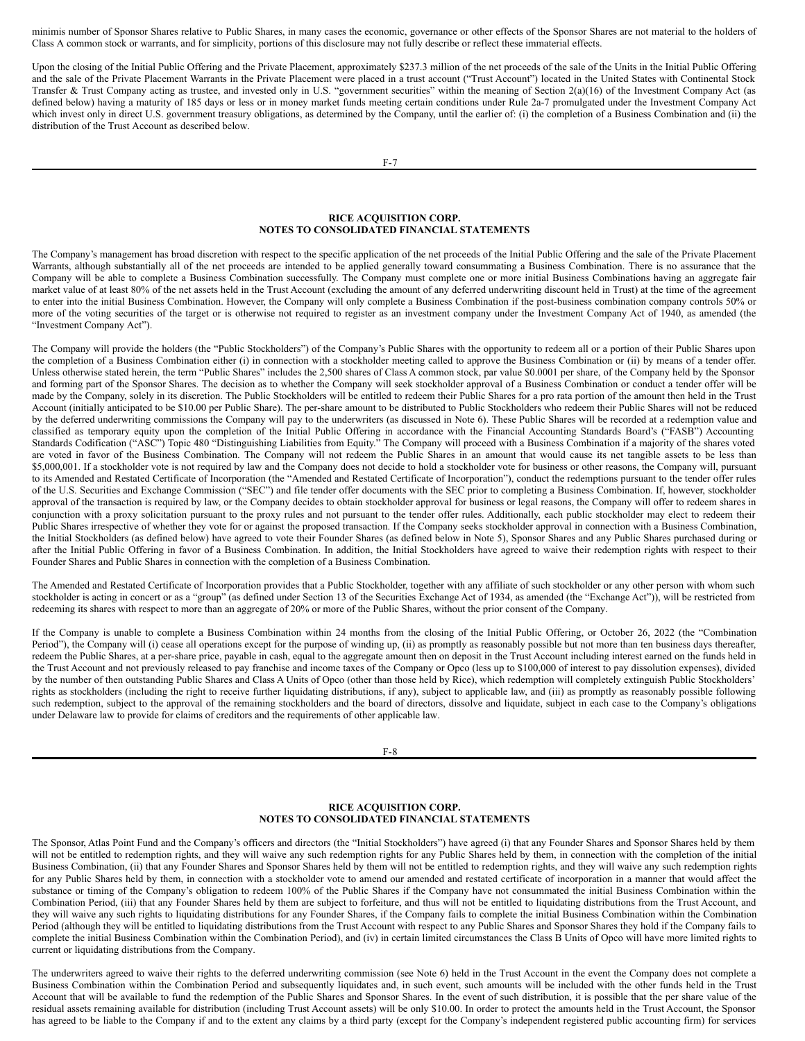minimis number of Sponsor Shares relative to Public Shares, in many cases the economic, governance or other effects of the Sponsor Shares are not material to the holders of Class A common stock or warrants, and for simplicity, portions of this disclosure may not fully describe or reflect these immaterial effects.

Upon the closing of the Initial Public Offering and the Private Placement, approximately $237.3 million of the net proceeds of the sale of the Units in the Initial Public Offering and the sale of the Private Placement Warrants in the Private Placement were placed in a trust account ("Trust Account") located in the United States with Continental Stock Transfer & Trust Company acting as trustee, and invested only in U.S. "government securities" within the meaning of Section 2(a)(16) of the Investment Company Act (as defined below) having a maturity of 185 days or less or in money market funds meeting certain conditions under Rule 2a-7 promulgated under the Investment Company Act which invest only in direct U.S. government treasury obligations, as determined by the Company, until the earlier of: (i) the completion of a Business Combination and (ii) the distribution of the Trust Account as described below.

## RICE ACQUISITION CORP.
## NOTES TO CONSOLIDATED FINANCIAL STATEMENTS

The Company's management has broad discretion with respect to the specific application of the net proceeds of the Initial Public Offering and the sale of the Private Placement Warrants, although substantially all of the net proceeds are intended to be applied generally toward consummating a Business Combination. There is no assurance that the Company will be able to complete a Business Combination successfully. The Company must complete one or more initial Business Combinations having an aggregate fair market value of at least 80% of the net assets held in the Trust Account (excluding the amount of any deferred underwriting discount held in Trust) at the time of the agreement to enter into the initial Business Combination. However, the Company will only complete a Business Combination if the post-business combination company controls 50% or more of the voting securities of the target or is otherwise not required to register as an investment company under the Investment Company Act of 1940, as amended (the "Investment Company Act").

The Company will provide the holders (the "Public Stockholders") of the Company's Public Shares with the opportunity to redeem all or a portion of their Public Shares upon the completion of a Business Combination either (i) in connection with a stockholder meeting called to approve the Business Combination or (ii) by means of a tender offer. Unless otherwise stated herein, the term "Public Shares" includes the 2,500 shares of Class A common stock, par value $0.0001 per share, of the Company held by the Sponsor and forming part of the Sponsor Shares. The decision as to whether the Company will seek stockholder approval of a Business Combination or conduct a tender offer will be made by the Company, solely in its discretion. The Public Stockholders will be entitled to redeem their Public Shares for a pro rata portion of the amount then held in the Trust Account (initially anticipated to be $10.00 per Public Share). The per-share amount to be distributed to Public Stockholders who redeem their Public Shares will not be reduced by the deferred underwriting commissions the Company will pay to the underwriters (as discussed in Note 6). These Public Shares will be recorded at a redemption value and classified as temporary equity upon the completion of the Initial Public Offering in accordance with the Financial Accounting Standards Board's ("FASB") Accounting Standards Codification ("ASC") Topic 480 "Distinguishing Liabilities from Equity." The Company will proceed with a Business Combination if a majority of the shares voted are voted in favor of the Business Combination. The Company will not redeem the Public Shares in an amount that would cause its net tangible assets to be less than $5,000,001. If a stockholder vote is not required by law and the Company does not decide to hold a stockholder vote for business or other reasons, the Company will, pursuant to its Amended and Restated Certificate of Incorporation (the "Amended and Restated Certificate of Incorporation"), conduct the redemptions pursuant to the tender offer rules of the U.S. Securities and Exchange Commission ("SEC") and file tender offer documents with the SEC prior to completing a Business Combination. If, however, stockholder approval of the transaction is required by law, or the Company decides to obtain stockholder approval for business or legal reasons, the Company will offer to redeem shares in conjunction with a proxy solicitation pursuant to the proxy rules and not pursuant to the tender offer rules. Additionally, each public stockholder may elect to redeem their Public Shares irrespective of whether they vote for or against the proposed transaction. If the Company seeks stockholder approval in connection with a Business Combination, the Initial Stockholders (as defined below) have agreed to vote their Founder Shares (as defined below in Note 5), Sponsor Shares and any Public Shares purchased during or after the Initial Public Offering in favor of a Business Combination. In addition, the Initial Stockholders have agreed to waive their redemption rights with respect to their Founder Shares and Public Shares in connection with the completion of a Business Combination.

The Amended and Restated Certificate of Incorporation provides that a Public Stockholder, together with any affiliate of such stockholder or any other person with whom such stockholder is acting in concert or as a "group" (as defined under Section 13 of the Securities Exchange Act of 1934, as amended (the "Exchange Act")), will be restricted from redeeming its shares with respect to more than an aggregate of 20% or more of the Public Shares, without the prior consent of the Company.

If the Company is unable to complete a Business Combination within 24 months from the closing of the Initial Public Offering, or October 26, 2022 (the "Combination Period"), the Company will (i) cease all operations except for the purpose of winding up, (ii) as promptly as reasonably possible but not more than ten business days thereafter, redeem the Public Shares, at a per-share price, payable in cash, equal to the aggregate amount then on deposit in the Trust Account including interest earned on the funds held in the Trust Account and not previously released to pay franchise and income taxes of the Company or Opco (less up to $100,000 of interest to pay dissolution expenses), divided by the number of then outstanding Public Shares and Class A Units of Opco (other than those held by Rice), which redemption will completely extinguish Public Stockholders' rights as stockholders (including the right to receive further liquidating distributions, if any), subject to applicable law, and (iii) as promptly as reasonably possible following such redemption, subject to the approval of the remaining stockholders and the board of directors, dissolve and liquidate, subject in each case to the Company's obligations under Delaware law to provide for claims of creditors and the requirements of other applicable law.

## RICE ACQUISITION CORP.
## NOTES TO CONSOLIDATED FINANCIAL STATEMENTS

The Sponsor, Atlas Point Fund and the Company's officers and directors (the "Initial Stockholders") have agreed (i) that any Founder Shares and Sponsor Shares held by them will not be entitled to redemption rights, and they will waive any such redemption rights for any Public Shares held by them, in connection with the completion of the initial Business Combination, (ii) that any Founder Shares and Sponsor Shares held by them will not be entitled to redemption rights, and they will waive any such redemption rights for any Public Shares held by them, in connection with a stockholder vote to amend our amended and restated certificate of incorporation in a manner that would affect the substance or timing of the Company's obligation to redeem 100% of the Public Shares if the Company have not consummated the initial Business Combination within the Combination Period, (iii) that any Founder Shares held by them are subject to forfeiture, and thus will not be entitled to liquidating distributions from the Trust Account, and they will waive any such rights to liquidating distributions for any Founder Shares, if the Company fails to complete the initial Business Combination within the Combination Period (although they will be entitled to liquidating distributions from the Trust Account with respect to any Public Shares and Sponsor Shares they hold if the Company fails to complete the initial Business Combination within the Combination Period), and (iv) in certain limited circumstances the Class B Units of Opco will have more limited rights to current or liquidating distributions from the Company.

The underwriters agreed to waive their rights to the deferred underwriting commission (see Note 6) held in the Trust Account in the event the Company does not complete a Business Combination within the Combination Period and subsequently liquidates and, in such event, such amounts will be included with the other funds held in the Trust Account that will be available to fund the redemption of the Public Shares and Sponsor Shares. In the event of such distribution, it is possible that the per share value of the residual assets remaining available for distribution (including Trust Account assets) will be only $10.00. In order to protect the amounts held in the Trust Account, the Sponsor has agreed to be liable to the Company if and to the extent any claims by a third party (except for the Company's independent registered public accounting firm) for services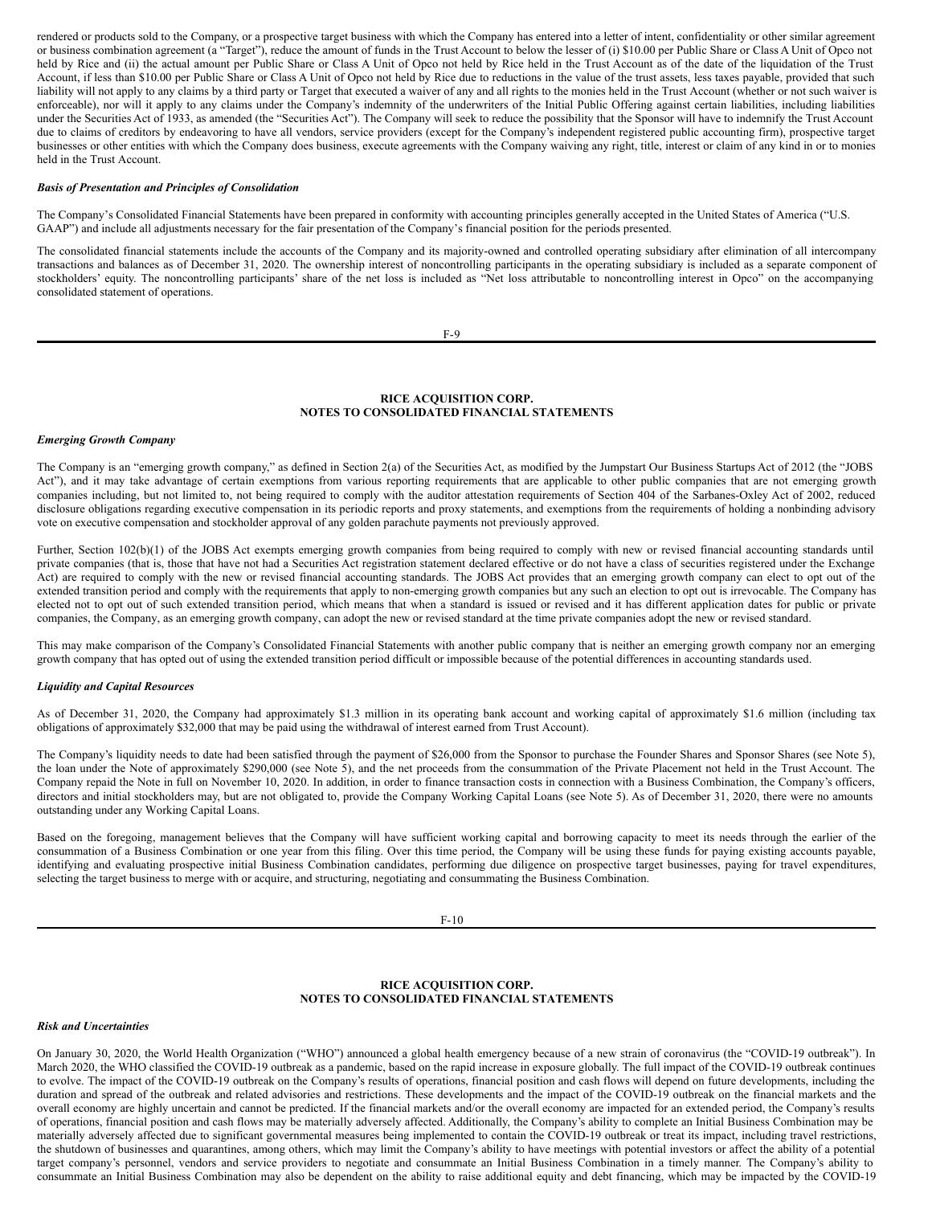rendered or products sold to the Company, or a prospective target business with which the Company has entered into a letter of intent, confidentiality or other similar agreement or business combination agreement (a "Target"), reduce the amount of funds in the Trust Account to below the lesser of (i) $10.00 per Public Share or Class A Unit of Opco not held by Rice and (ii) the actual amount per Public Share or Class A Unit of Opco not held by Rice held in the Trust Account as of the date of the liquidation of the Trust Account, if less than $10.00 per Public Share or Class A Unit of Opco not held by Rice due to reductions in the value of the trust assets, less taxes payable, provided that such liability will not apply to any claims by a third party or Target that executed a waiver of any and all rights to the monies held in the Trust Account (whether or not such waiver is enforceable), nor will it apply to any claims under the Company's indemnity of the underwriters of the Initial Public Offering against certain liabilities, including liabilities under the Securities Act of 1933, as amended (the "Securities Act"). The Company will seek to reduce the possibility that the Sponsor will have to indemnify the Trust Account due to claims of creditors by endeavoring to have all vendors, service providers (except for the Company's independent registered public accounting firm), prospective target businesses or other entities with which the Company does business, execute agreements with the Company waiving any right, title, interest or claim of any kind in or to monies held in the Trust Account.

***Basis of Presentation and Principles of Consolidation***

The Company's Consolidated Financial Statements have been prepared in conformity with accounting principles generally accepted in the United States of America ("U.S. GAAP") and include all adjustments necessary for the fair presentation of the Company's financial position for the periods presented.

The consolidated financial statements include the accounts of the Company and its majority-owned and controlled operating subsidiary after elimination of all intercompany transactions and balances as of December 31, 2020. The ownership interest of noncontrolling participants in the operating subsidiary is included as a separate component of stockholders' equity. The noncontrolling participants' share of the net loss is included as "Net loss attributable to noncontrolling interest in Opco" on the accompanying consolidated statement of operations.

**RICE ACQUISITION CORP.**
**NOTES TO CONSOLIDATED FINANCIAL STATEMENTS**

***Emerging Growth Company***

The Company is an "emerging growth company," as defined in Section 2(a) of the Securities Act, as modified by the Jumpstart Our Business Startups Act of 2012 (the "JOBS Act"), and it may take advantage of certain exemptions from various reporting requirements that are applicable to other public companies that are not emerging growth companies including, but not limited to, not being required to comply with the auditor attestation requirements of Section 404 of the Sarbanes-Oxley Act of 2002, reduced disclosure obligations regarding executive compensation in its periodic reports and proxy statements, and exemptions from the requirements of holding a nonbinding advisory vote on executive compensation and stockholder approval of any golden parachute payments not previously approved.

Further, Section 102(b)(1) of the JOBS Act exempts emerging growth companies from being required to comply with new or revised financial accounting standards until private companies (that is, those that have not had a Securities Act registration statement declared effective or do not have a class of securities registered under the Exchange Act) are required to comply with the new or revised financial accounting standards. The JOBS Act provides that an emerging growth company can elect to opt out of the extended transition period and comply with the requirements that apply to non-emerging growth companies but any such an election to opt out is irrevocable. The Company has elected not to opt out of such extended transition period, which means that when a standard is issued or revised and it has different application dates for public or private companies, the Company, as an emerging growth company, can adopt the new or revised standard at the time private companies adopt the new or revised standard.

This may make comparison of the Company's Consolidated Financial Statements with another public company that is neither an emerging growth company nor an emerging growth company that has opted out of using the extended transition period difficult or impossible because of the potential differences in accounting standards used.

***Liquidity and Capital Resources***

As of December 31, 2020, the Company had approximately $1.3 million in its operating bank account and working capital of approximately $1.6 million (including tax obligations of approximately $32,000 that may be paid using the withdrawal of interest earned from Trust Account).

The Company's liquidity needs to date had been satisfied through the payment of $26,000 from the Sponsor to purchase the Founder Shares and Sponsor Shares (see Note 5), the loan under the Note of approximately $290,000 (see Note 5), and the net proceeds from the consummation of the Private Placement not held in the Trust Account. The Company repaid the Note in full on November 10, 2020. In addition, in order to finance transaction costs in connection with a Business Combination, the Company's officers, directors and initial stockholders may, but are not obligated to, provide the Company Working Capital Loans (see Note 5). As of December 31, 2020, there were no amounts outstanding under any Working Capital Loans.

Based on the foregoing, management believes that the Company will have sufficient working capital and borrowing capacity to meet its needs through the earlier of the consummation of a Business Combination or one year from this filing. Over this time period, the Company will be using these funds for paying existing accounts payable, identifying and evaluating prospective initial Business Combination candidates, performing due diligence on prospective target businesses, paying for travel expenditures, selecting the target business to merge with or acquire, and structuring, negotiating and consummating the Business Combination.

**RICE ACQUISITION CORP.**
**NOTES TO CONSOLIDATED FINANCIAL STATEMENTS**

***Risk and Uncertainties***

On January 30, 2020, the World Health Organization ("WHO") announced a global health emergency because of a new strain of coronavirus (the "COVID-19 outbreak"). In March 2020, the WHO classified the COVID-19 outbreak as a pandemic, based on the rapid increase in exposure globally. The full impact of the COVID-19 outbreak continues to evolve. The impact of the COVID-19 outbreak on the Company's results of operations, financial position and cash flows will depend on future developments, including the duration and spread of the outbreak and related advisories and restrictions. These developments and the impact of the COVID-19 outbreak on the financial markets and the overall economy are highly uncertain and cannot be predicted. If the financial markets and/or the overall economy are impacted for an extended period, the Company's results of operations, financial position and cash flows may be materially adversely affected. Additionally, the Company's ability to complete an Initial Business Combination may be materially adversely affected due to significant governmental measures being implemented to contain the COVID-19 outbreak or treat its impact, including travel restrictions, the shutdown of businesses and quarantines, among others, which may limit the Company's ability to have meetings with potential investors or affect the ability of a potential target company's personnel, vendors and service providers to negotiate and consummate an Initial Business Combination in a timely manner. The Company's ability to consummate an Initial Business Combination may also be dependent on the ability to raise additional equity and debt financing, which may be impacted by the COVID-19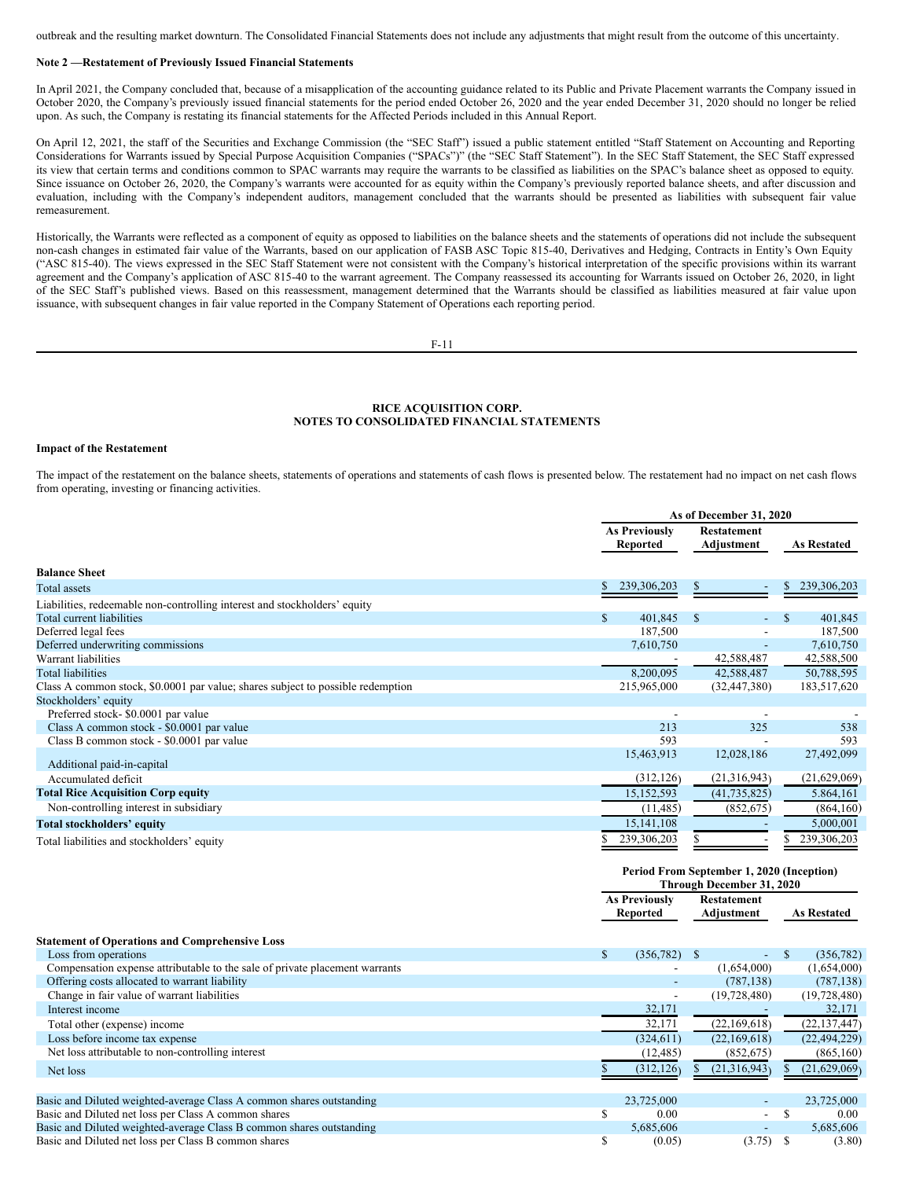outbreak and the resulting market downturn. The Consolidated Financial Statements does not include any adjustments that might result from the outcome of this uncertainty.

**Note 2 —Restatement of Previously Issued Financial Statements**

In April 2021, the Company concluded that, because of a misapplication of the accounting guidance related to its Public and Private Placement warrants the Company issued in October 2020, the Company's previously issued financial statements for the period ended October 26, 2020 and the year ended December 31, 2020 should no longer be relied upon. As such, the Company is restating its financial statements for the Affected Periods included in this Annual Report.

On April 12, 2021, the staff of the Securities and Exchange Commission (the "SEC Staff") issued a public statement entitled "Staff Statement on Accounting and Reporting Considerations for Warrants issued by Special Purpose Acquisition Companies ("SPACs")" (the "SEC Staff Statement"). In the SEC Staff Statement, the SEC Staff expressed its view that certain terms and conditions common to SPAC warrants may require the warrants to be classified as liabilities on the SPAC's balance sheet as opposed to equity. Since issuance on October 26, 2020, the Company's warrants were accounted for as equity within the Company's previously reported balance sheets, and after discussion and evaluation, including with the Company's independent auditors, management concluded that the warrants should be presented as liabilities with subsequent fair value remeasurement.

Historically, the Warrants were reflected as a component of equity as opposed to liabilities on the balance sheets and the statements of operations did not include the subsequent non-cash changes in estimated fair value of the Warrants, based on our application of FASB ASC Topic 815-40, Derivatives and Hedging, Contracts in Entity's Own Equity ("ASC 815-40). The views expressed in the SEC Staff Statement were not consistent with the Company's historical interpretation of the specific provisions within its warrant agreement and the Company's application of ASC 815-40 to the warrant agreement. The Company reassessed its accounting for Warrants issued on October 26, 2020, in light of the SEC Staff's published views. Based on this reassessment, management determined that the Warrants should be classified as liabilities measured at fair value upon issuance, with subsequent changes in fair value reported in the Company Statement of Operations each reporting period.

**RICE ACQUISITION CORP.**
**NOTES TO CONSOLIDATED FINANCIAL STATEMENTS**

**Impact of the Restatement**

The impact of the restatement on the balance sheets, statements of operations and statements of cash flows is presented below. The restatement had no impact on net cash flows from operating, investing or financing activities.

| | As of December 31, 2020 | | |
|---|---|---|---|
| | As Previously Reported | Restatement Adjustment | As Restated |
| **Balance Sheet** | | | |
| Total assets | $ 239,306,203 | $ - | $ 239,306,203 |
| Liabilities, redeemable non-controlling interest and stockholders' equity | | | |
| Total current liabilities | $ 401,845 | $ - | $ 401,845 |
| Deferred legal fees | 187,500 | - | 187,500 |
| Deferred underwriting commissions | 7,610,750 | - | 7,610,750 |
| Warrant liabilities | - | 42,588,487 | 42,588,500 |
| Total liabilities | 8,200,095 | 42,588,487 | 50,788,595 |
| Class A common stock, $0.0001 par value; shares subject to possible redemption | 215,965,000 | (32,447,380) | 183,517,620 |
| Stockholders' equity | | | |
| Preferred stock- $0.0001 par value | - | - | - |
| Class A common stock - $0.0001 par value | 213 | 325 | 538 |
| Class B common stock - $0.0001 par value | 593 | - | 593 |
| Additional paid-in-capital | 15,463,913 | 12,028,186 | 27,492,099 |
| Accumulated deficit | (312,126) | (21,316,943) | (21,629,069) |
| **Total Rice Acquisition Corp equity** | 15,152,593 | (41,735,825) | 5,864,161 |
| Non-controlling interest in subsidiary | (11,485) | (852,675) | (864,160) |
| **Total stockholders' equity** | 15,141,108 | - | 5,000,001 |
| Total liabilities and stockholders' equity | $ 239,306,203 | $ - | $ 239,306,203 |

| | Period From September 1, 2020 (Inception) Through December 31, 2020 | | |
|---|---|---|---|
| | As Previously Reported | Restatement Adjustment | As Restated |
| **Statement of Operations and Comprehensive Loss** | | | |
| Loss from operations | $ (356,782) | $ - | $ (356,782) |
| Compensation expense attributable to the sale of private placement warrants | - | (1,654,000) | (1,654,000) |
| Offering costs allocated to warrant liability | - | (787,138) | (787,138) |
| Change in fair value of warrant liabilities | - | (19,728,480) | (19,728,480) |
| Interest income | 32,171 | - | 32,171 |
| Total other (expense) income | 32,171 | (22,169,618) | (22,137,447) |
| Loss before income tax expense | (324,611) | (22,169,618) | (22,494,229) |
| Net loss attributable to non-controlling interest | (12,485) | (852,675) | (865,160) |
| Net loss | $ (312,126) | $ (21,316,943) | $ (21,629,069) |
| | | | |
| Basic and Diluted weighted-average Class A common shares outstanding | 23,725,000 | - | 23,725,000 |
| Basic and Diluted net loss per Class A common shares | $ 0.00 | - | $ 0.00 |
| Basic and Diluted weighted-average Class B common shares outstanding | 5,685,606 | - | 5,685,606 |
| Basic and Diluted net loss per Class B common shares | $ (0.05) | (3.75) | $ (3.80) |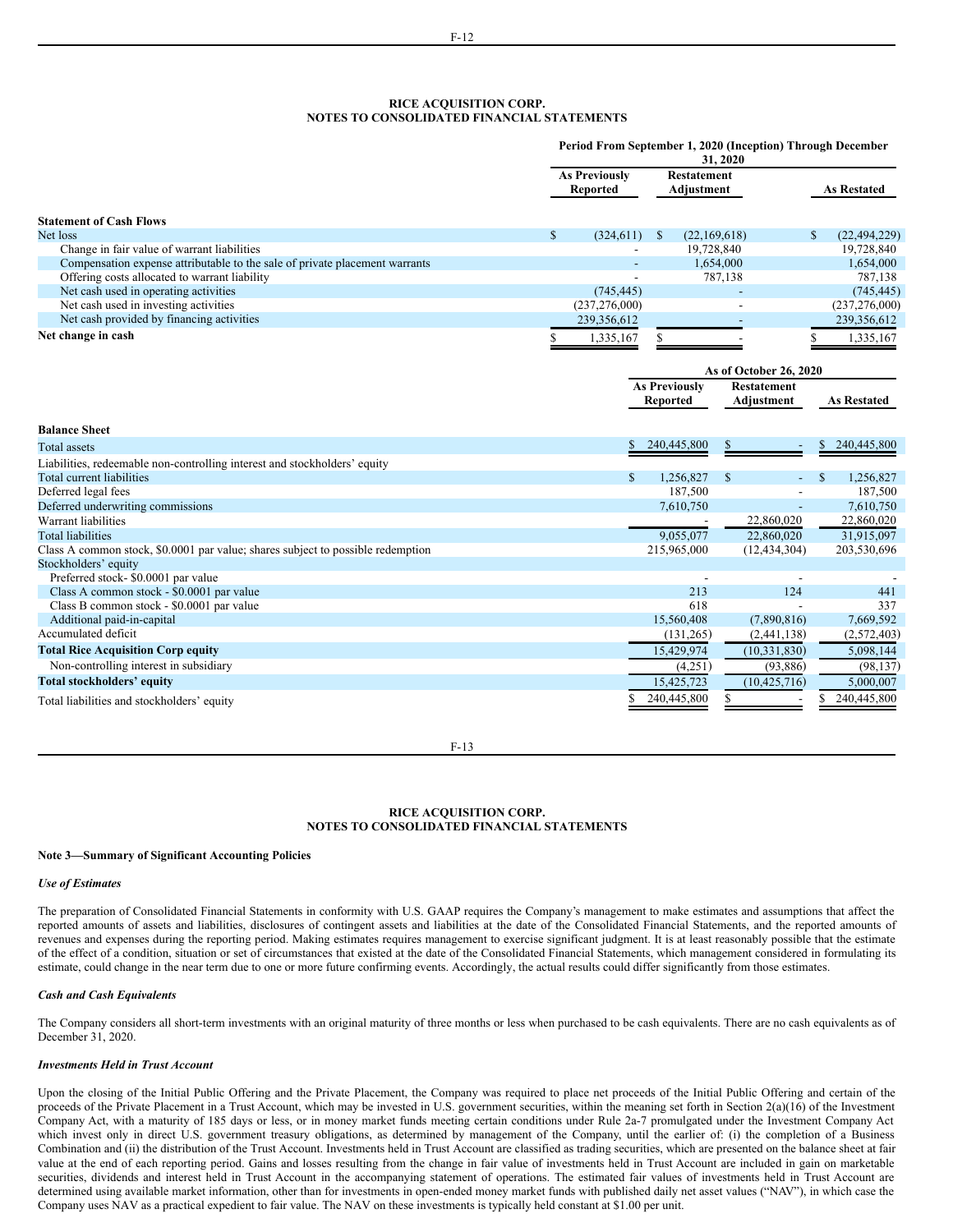# RICE ACQUISITION CORP.
## NOTES TO CONSOLIDATED FINANCIAL STATEMENTS

| | Period From September 1, 2020 (Inception) Through December 31, 2020 | | |
|---|---|---|---|
| | As Previously Reported | Restatement Adjustment | As Restated |
| **Statement of Cash Flows** | | | |
| Net loss | $ (324,611) | $ (22,169,618) | $ (22,494,229) |
| Change in fair value of warrant liabilities | - | 19,728,840 | 19,728,840 |
| Compensation expense attributable to the sale of private placement warrants | - | 1,654,000 | 1,654,000 |
| Offering costs allocated to warrant liability | - | 787,138 | 787,138 |
| Net cash used in operating activities | (745,445) | - | (745,445) |
| Net cash used in investing activities | (237,276,000) | - | (237,276,000) |
| Net cash provided by financing activities | 239,356,612 | - | 239,356,612 |
| **Net change in cash** | $ 1,335,167 | $ - | $ 1,335,167 |

| | As of October 26, 2020 | | |
|---|---|---|---|
| | As Previously Reported | Restatement Adjustment | As Restated |
| **Balance Sheet** | | | |
| Total assets | $ 240,445,800 | $ - | $ 240,445,800 |
| Liabilities, redeemable non-controlling interest and stockholders' equity | | | |
| Total current liabilities | $ 1,256,827 | $ - | $ 1,256,827 |
| Deferred legal fees | 187,500 | - | 187,500 |
| Deferred underwriting commissions | 7,610,750 | - | 7,610,750 |
| Warrant liabilities | - | 22,860,020 | 22,860,020 |
| Total liabilities | 9,055,077 | 22,860,020 | 31,915,097 |
| Class A common stock, $0.0001 par value; shares subject to possible redemption | 215,965,000 | (12,434,304) | 203,530,696 |
| Stockholders' equity | | | |
| Preferred stock- $0.0001 par value | - | - | - |
| Class A common stock - $0.0001 par value | 213 | 124 | 441 |
| Class B common stock - $0.0001 par value | 618 | - | 337 |
| Additional paid-in-capital | 15,560,408 | (7,890,816) | 7,669,592 |
| Accumulated deficit | (131,265) | (2,441,138) | (2,572,403) |
| **Total Rice Acquisition Corp equity** | 15,429,974 | (10,331,830) | 5,098,144 |
| Non-controlling interest in subsidiary | (4,251) | (93,886) | (98,137) |
| **Total stockholders' equity** | 15,425,723 | (10,425,716) | 5,000,007 |
| Total liabilities and stockholders' equity | $ 240,445,800 | $ - | $ 240,445,800 |

# RICE ACQUISITION CORP.
## NOTES TO CONSOLIDATED FINANCIAL STATEMENTS

### Note 3—Summary of Significant Accounting Policies

***Use of Estimates***

The preparation of Consolidated Financial Statements in conformity with U.S. GAAP requires the Company's management to make estimates and assumptions that affect the reported amounts of assets and liabilities, disclosures of contingent assets and liabilities at the date of the Consolidated Financial Statements, and the reported amounts of revenues and expenses during the reporting period. Making estimates requires management to exercise significant judgment. It is at least reasonably possible that the estimate of the effect of a condition, situation or set of circumstances that existed at the date of the Consolidated Financial Statements, which management considered in formulating its estimate, could change in the near term due to one or more future confirming events. Accordingly, the actual results could differ significantly from those estimates.

***Cash and Cash Equivalents***

The Company considers all short-term investments with an original maturity of three months or less when purchased to be cash equivalents. There are no cash equivalents as of December 31, 2020.

***Investments Held in Trust Account***

Upon the closing of the Initial Public Offering and the Private Placement, the Company was required to place net proceeds of the Initial Public Offering and certain of the proceeds of the Private Placement in a Trust Account, which may be invested in U.S. government securities, within the meaning set forth in Section 2(a)(16) of the Investment Company Act, with a maturity of 185 days or less, or in money market funds meeting certain conditions under Rule 2a-7 promulgated under the Investment Company Act which invest only in direct U.S. government treasury obligations, as determined by management of the Company, until the earlier of: (i) the completion of a Business Combination and (ii) the distribution of the Trust Account. Investments held in Trust Account are classified as trading securities, which are presented on the balance sheet at fair value at the end of each reporting period. Gains and losses resulting from the change in fair value of investments held in Trust Account are included in gain on marketable securities, dividends and interest held in Trust Account in the accompanying statement of operations. The estimated fair values of investments held in Trust Account are determined using available market information, other than for investments in open-ended money market funds with published daily net asset values ("NAV"), in which case the Company uses NAV as a practical expedient to fair value. The NAV on these investments is typically held constant at $1.00 per unit.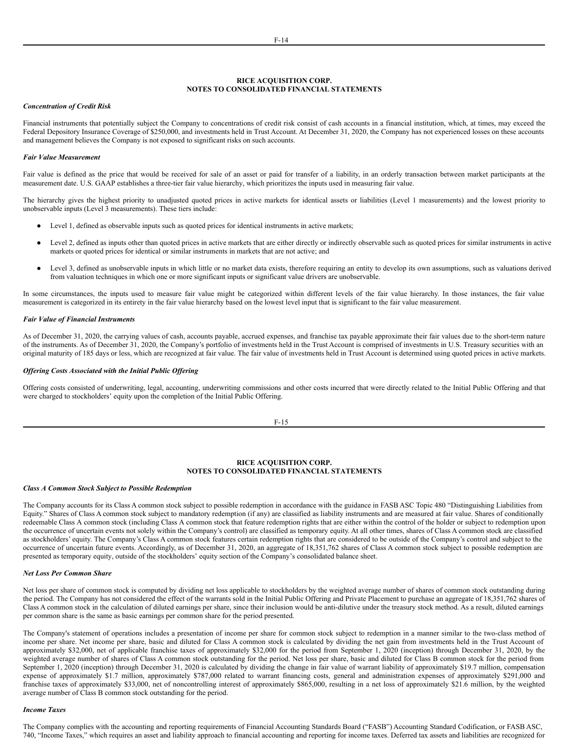### RICE ACQUISITION CORP.
### NOTES TO CONSOLIDATED FINANCIAL STATEMENTS

***Concentration of Credit Risk***

Financial instruments that potentially subject the Company to concentrations of credit risk consist of cash accounts in a financial institution, which, at times, may exceed the Federal Depository Insurance Coverage of $250,000, and investments held in Trust Account. At December 31, 2020, the Company has not experienced losses on these accounts and management believes the Company is not exposed to significant risks on such accounts.

***Fair Value Measurement***

Fair value is defined as the price that would be received for sale of an asset or paid for transfer of a liability, in an orderly transaction between market participants at the measurement date. U.S. GAAP establishes a three-tier fair value hierarchy, which prioritizes the inputs used in measuring fair value.

The hierarchy gives the highest priority to unadjusted quoted prices in active markets for identical assets or liabilities (Level 1 measurements) and the lowest priority to unobservable inputs (Level 3 measurements). These tiers include:

- Level 1, defined as observable inputs such as quoted prices for identical instruments in active markets;
- Level 2, defined as inputs other than quoted prices in active markets that are either directly or indirectly observable such as quoted prices for similar instruments in active markets or quoted prices for identical or similar instruments in markets that are not active; and
- Level 3, defined as unobservable inputs in which little or no market data exists, therefore requiring an entity to develop its own assumptions, such as valuations derived from valuation techniques in which one or more significant inputs or significant value drivers are unobservable.

In some circumstances, the inputs used to measure fair value might be categorized within different levels of the fair value hierarchy. In those instances, the fair value measurement is categorized in its entirety in the fair value hierarchy based on the lowest level input that is significant to the fair value measurement.

***Fair Value of Financial Instruments***

As of December 31, 2020, the carrying values of cash, accounts payable, accrued expenses, and franchise tax payable approximate their fair values due to the short-term nature of the instruments. As of December 31, 2020, the Company's portfolio of investments held in the Trust Account is comprised of investments in U.S. Treasury securities with an original maturity of 185 days or less, which are recognized at fair value. The fair value of investments held in Trust Account is determined using quoted prices in active markets.

***Offering Costs Associated with the Initial Public Offering***

Offering costs consisted of underwriting, legal, accounting, underwriting commissions and other costs incurred that were directly related to the Initial Public Offering and that were charged to stockholders' equity upon the completion of the Initial Public Offering.

### RICE ACQUISITION CORP.
### NOTES TO CONSOLIDATED FINANCIAL STATEMENTS

***Class A Common Stock Subject to Possible Redemption***

The Company accounts for its Class A common stock subject to possible redemption in accordance with the guidance in FASB ASC Topic 480 "Distinguishing Liabilities from Equity." Shares of Class A common stock subject to mandatory redemption (if any) are classified as liability instruments and are measured at fair value. Shares of conditionally redeemable Class A common stock (including Class A common stock that feature redemption rights that are either within the control of the holder or subject to redemption upon the occurrence of uncertain events not solely within the Company's control) are classified as temporary equity. At all other times, shares of Class A common stock are classified as stockholders' equity. The Company's Class A common stock features certain redemption rights that are considered to be outside of the Company's control and subject to the occurrence of uncertain future events. Accordingly, as of December 31, 2020, an aggregate of 18,351,762 shares of Class A common stock subject to possible redemption are presented as temporary equity, outside of the stockholders' equity section of the Company's consolidated balance sheet.

***Net Loss Per Common Share***

Net loss per share of common stock is computed by dividing net loss applicable to stockholders by the weighted average number of shares of common stock outstanding during the period. The Company has not considered the effect of the warrants sold in the Initial Public Offering and Private Placement to purchase an aggregate of 18,351,762 shares of Class A common stock in the calculation of diluted earnings per share, since their inclusion would be anti-dilutive under the treasury stock method. As a result, diluted earnings per common share is the same as basic earnings per common share for the period presented.

The Company's statement of operations includes a presentation of income per share for common stock subject to redemption in a manner similar to the two-class method of income per share. Net income per share, basic and diluted for Class A common stock is calculated by dividing the net gain from investments held in the Trust Account of approximately $32,000, net of applicable franchise taxes of approximately $32,000 for the period from September 1, 2020 (inception) through December 31, 2020, by the weighted average number of shares of Class A common stock outstanding for the period. Net loss per share, basic and diluted for Class B common stock for the period from September 1, 2020 (inception) through December 31, 2020 is calculated by dividing the change in fair value of warrant liability of approximately $19.7 million, compensation expense of approximately $1.7 million, approximately $787,000 related to warrant financing costs, general and administration expenses of approximately $291,000 and franchise taxes of approximately $33,000, net of noncontrolling interest of approximately $865,000, resulting in a net loss of approximately $21.6 million, by the weighted average number of Class B common stock outstanding for the period.

***Income Taxes***

The Company complies with the accounting and reporting requirements of Financial Accounting Standards Board ("FASB") Accounting Standard Codification, or FASB ASC, 740, "Income Taxes," which requires an asset and liability approach to financial accounting and reporting for income taxes. Deferred tax assets and liabilities are recognized for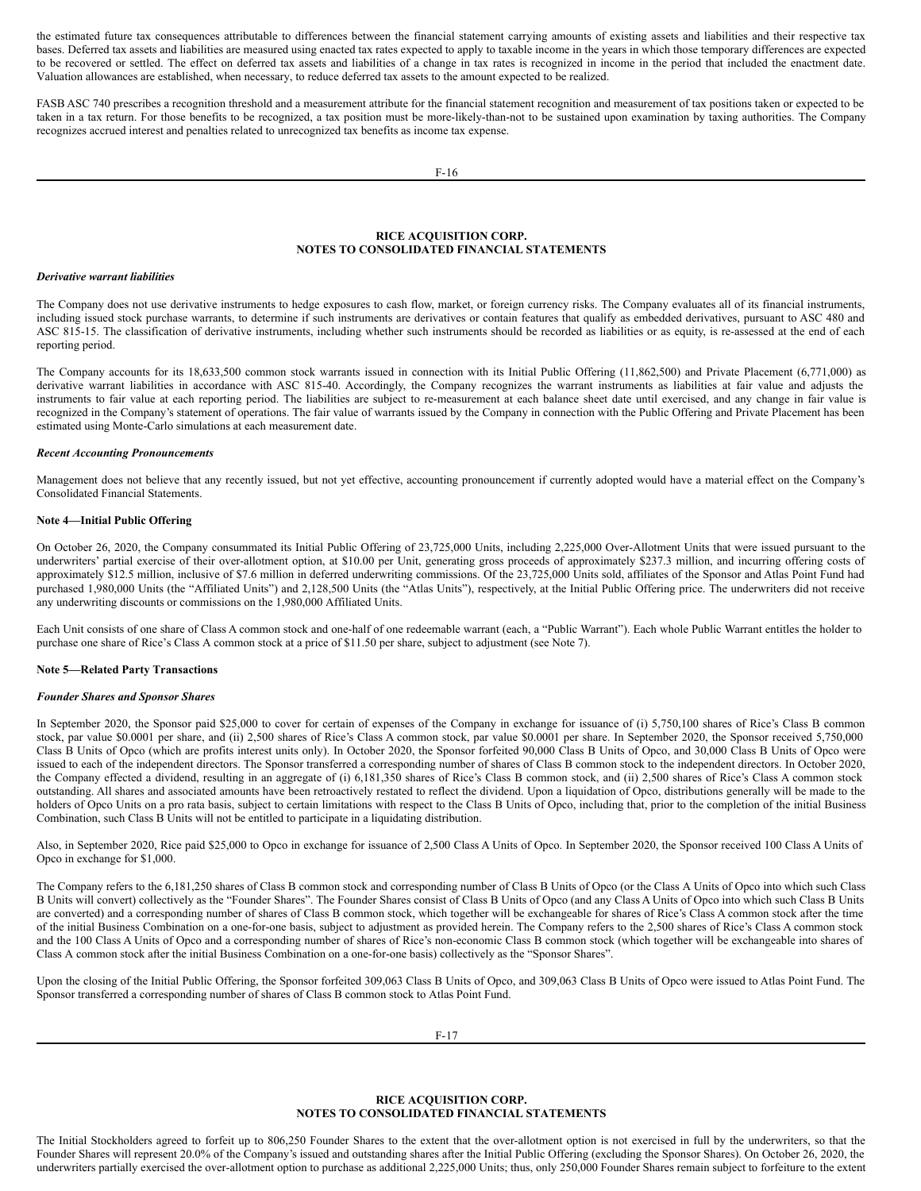the estimated future tax consequences attributable to differences between the financial statement carrying amounts of existing assets and liabilities and their respective tax bases. Deferred tax assets and liabilities are measured using enacted tax rates expected to apply to taxable income in the years in which those temporary differences are expected to be recovered or settled. The effect on deferred tax assets and liabilities of a change in tax rates is recognized in income in the period that included the enactment date. Valuation allowances are established, when necessary, to reduce deferred tax assets to the amount expected to be realized.

FASB ASC 740 prescribes a recognition threshold and a measurement attribute for the financial statement recognition and measurement of tax positions taken or expected to be taken in a tax return. For those benefits to be recognized, a tax position must be more-likely-than-not to be sustained upon examination by taxing authorities. The Company recognizes accrued interest and penalties related to unrecognized tax benefits as income tax expense.

***Derivative warrant liabilities***

The Company does not use derivative instruments to hedge exposures to cash flow, market, or foreign currency risks. The Company evaluates all of its financial instruments, including issued stock purchase warrants, to determine if such instruments are derivatives or contain features that qualify as embedded derivatives, pursuant to ASC 480 and ASC 815-15. The classification of derivative instruments, including whether such instruments should be recorded as liabilities or as equity, is re-assessed at the end of each reporting period.

The Company accounts for its 18,633,500 common stock warrants issued in connection with its Initial Public Offering (11,862,500) and Private Placement (6,771,000) as derivative warrant liabilities in accordance with ASC 815-40. Accordingly, the Company recognizes the warrant instruments as liabilities at fair value and adjusts the instruments to fair value at each reporting period. The liabilities are subject to re-measurement at each balance sheet date until exercised, and any change in fair value is recognized in the Company's statement of operations. The fair value of warrants issued by the Company in connection with the Public Offering and Private Placement has been estimated using Monte-Carlo simulations at each measurement date.

***Recent Accounting Pronouncements***

Management does not believe that any recently issued, but not yet effective, accounting pronouncement if currently adopted would have a material effect on the Company's Consolidated Financial Statements.

**Note 4—Initial Public Offering**

On October 26, 2020, the Company consummated its Initial Public Offering of 23,725,000 Units, including 2,225,000 Over-Allotment Units that were issued pursuant to the underwriters' partial exercise of their over-allotment option, at $10.00 per Unit, generating gross proceeds of approximately $237.3 million, and incurring offering costs of approximately $12.5 million, inclusive of $7.6 million in deferred underwriting commissions. Of the 23,725,000 Units sold, affiliates of the Sponsor and Atlas Point Fund had purchased 1,980,000 Units (the "Affiliated Units") and 2,128,500 Units (the "Atlas Units"), respectively, at the Initial Public Offering price. The underwriters did not receive any underwriting discounts or commissions on the 1,980,000 Affiliated Units.

Each Unit consists of one share of Class A common stock and one-half of one redeemable warrant (each, a "Public Warrant"). Each whole Public Warrant entitles the holder to purchase one share of Rice's Class A common stock at a price of $11.50 per share, subject to adjustment (see Note 7).

**Note 5—Related Party Transactions**

***Founder Shares and Sponsor Shares***

In September 2020, the Sponsor paid $25,000 to cover for certain of expenses of the Company in exchange for issuance of (i) 5,750,100 shares of Rice's Class B common stock, par value $0.0001 per share, and (ii) 2,500 shares of Rice's Class A common stock, par value $0.0001 per share. In September 2020, the Sponsor received 5,750,000 Class B Units of Opco (which are profits interest units only). In October 2020, the Sponsor forfeited 90,000 Class B Units of Opco, and 30,000 Class B Units of Opco were issued to each of the independent directors. The Sponsor transferred a corresponding number of shares of Class B common stock to the independent directors. In October 2020, the Company effected a dividend, resulting in an aggregate of (i) 6,181,350 shares of Rice's Class B common stock, and (ii) 2,500 shares of Rice's Class A common stock outstanding. All shares and associated amounts have been retroactively restated to reflect the dividend. Upon a liquidation of Opco, distributions generally will be made to the holders of Opco Units on a pro rata basis, subject to certain limitations with respect to the Class B Units of Opco, including that, prior to the completion of the initial Business Combination, such Class B Units will not be entitled to participate in a liquidating distribution.

Also, in September 2020, Rice paid $25,000 to Opco in exchange for issuance of 2,500 Class A Units of Opco. In September 2020, the Sponsor received 100 Class A Units of Opco in exchange for $1,000.

The Company refers to the 6,181,250 shares of Class B common stock and corresponding number of Class B Units of Opco (or the Class A Units of Opco into which such Class B Units will convert) collectively as the "Founder Shares". The Founder Shares consist of Class B Units of Opco (and any Class A Units of Opco into which such Class B Units are converted) and a corresponding number of shares of Class B common stock, which together will be exchangeable for shares of Rice's Class A common stock after the time of the initial Business Combination on a one-for-one basis, subject to adjustment as provided herein. The Company refers to the 2,500 shares of Rice's Class A common stock and the 100 Class A Units of Opco and a corresponding number of shares of Rice's non-economic Class B common stock (which together will be exchangeable into shares of Class A common stock after the initial Business Combination on a one-for-one basis) collectively as the "Sponsor Shares".

Upon the closing of the Initial Public Offering, the Sponsor forfeited 309,063 Class B Units of Opco, and 309,063 Class B Units of Opco were issued to Atlas Point Fund. The Sponsor transferred a corresponding number of shares of Class B common stock to Atlas Point Fund.

The Initial Stockholders agreed to forfeit up to 806,250 Founder Shares to the extent that the over-allotment option is not exercised in full by the underwriters, so that the Founder Shares will represent 20.0% of the Company's issued and outstanding shares after the Initial Public Offering (excluding the Sponsor Shares). On October 26, 2020, the underwriters partially exercised the over-allotment option to purchase as additional 2,225,000 Units; thus, only 250,000 Founder Shares remain subject to forfeiture to the extent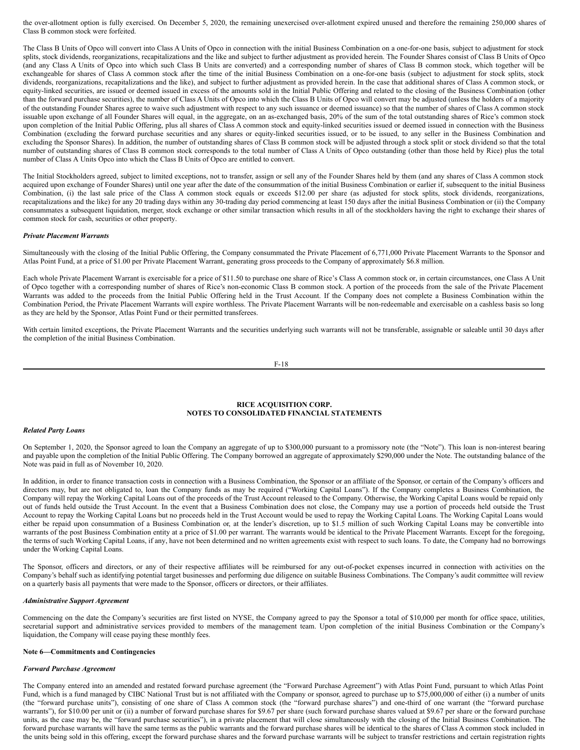the over-allotment option is fully exercised. On December 5, 2020, the remaining unexercised over-allotment expired unused and therefore the remaining 250,000 shares of Class B common stock were forfeited.

The Class B Units of Opco will convert into Class A Units of Opco in connection with the initial Business Combination on a one-for-one basis, subject to adjustment for stock splits, stock dividends, reorganizations, recapitalizations and the like and subject to further adjustment as provided herein. The Founder Shares consist of Class B Units of Opco (and any Class A Units of Opco into which such Class B Units are converted) and a corresponding number of shares of Class B common stock, which together will be exchangeable for shares of Class A common stock after the time of the initial Business Combination on a one-for-one basis (subject to adjustment for stock splits, stock dividends, reorganizations, recapitalizations and the like), and subject to further adjustment as provided herein. In the case that additional shares of Class A common stock, or equity-linked securities, are issued or deemed issued in excess of the amounts sold in the Initial Public Offering and related to the closing of the Business Combination (other than the forward purchase securities), the number of Class A Units of Opco into which the Class B Units of Opco will convert may be adjusted (unless the holders of a majority of the outstanding Founder Shares agree to waive such adjustment with respect to any such issuance or deemed issuance) so that the number of shares of Class A common stock issuable upon exchange of all Founder Shares will equal, in the aggregate, on an as-exchanged basis, 20% of the sum of the total outstanding shares of Rice's common stock upon completion of the Initial Public Offering, plus all shares of Class A common stock and equity-linked securities issued or deemed issued in connection with the Business Combination (excluding the forward purchase securities and any shares or equity-linked securities issued, or to be issued, to any seller in the Business Combination and excluding the Sponsor Shares). In addition, the number of outstanding shares of Class B common stock will be adjusted through a stock split or stock dividend so that the total number of outstanding shares of Class B common stock corresponds to the total number of Class A Units of Opco outstanding (other than those held by Rice) plus the total number of Class A Units Opco into which the Class B Units of Opco are entitled to convert.

The Initial Stockholders agreed, subject to limited exceptions, not to transfer, assign or sell any of the Founder Shares held by them (and any shares of Class A common stock acquired upon exchange of Founder Shares) until one year after the date of the consummation of the initial Business Combination or earlier if, subsequent to the initial Business Combination, (i) the last sale price of the Class A common stock equals or exceeds $12.00 per share (as adjusted for stock splits, stock dividends, reorganizations, recapitalizations and the like) for any 20 trading days within any 30-trading day period commencing at least 150 days after the initial Business Combination or (ii) the Company consummates a subsequent liquidation, merger, stock exchange or other similar transaction which results in all of the stockholders having the right to exchange their shares of common stock for cash, securities or other property.

***Private Placement Warrants***

Simultaneously with the closing of the Initial Public Offering, the Company consummated the Private Placement of 6,771,000 Private Placement Warrants to the Sponsor and Atlas Point Fund, at a price of $1.00 per Private Placement Warrant, generating gross proceeds to the Company of approximately $6.8 million.

Each whole Private Placement Warrant is exercisable for a price of $11.50 to purchase one share of Rice's Class A common stock or, in certain circumstances, one Class A Unit of Opco together with a corresponding number of shares of Rice's non-economic Class B common stock. A portion of the proceeds from the sale of the Private Placement Warrants was added to the proceeds from the Initial Public Offering held in the Trust Account. If the Company does not complete a Business Combination within the Combination Period, the Private Placement Warrants will expire worthless. The Private Placement Warrants will be non-redeemable and exercisable on a cashless basis so long as they are held by the Sponsor, Atlas Point Fund or their permitted transferees.

With certain limited exceptions, the Private Placement Warrants and the securities underlying such warrants will not be transferable, assignable or saleable until 30 days after the completion of the initial Business Combination.

***Related Party Loans***

On September 1, 2020, the Sponsor agreed to loan the Company an aggregate of up to $300,000 pursuant to a promissory note (the "Note"). This loan is non-interest bearing and payable upon the completion of the Initial Public Offering. The Company borrowed an aggregate of approximately $290,000 under the Note. The outstanding balance of the Note was paid in full as of November 10, 2020.

In addition, in order to finance transaction costs in connection with a Business Combination, the Sponsor or an affiliate of the Sponsor, or certain of the Company's officers and directors may, but are not obligated to, loan the Company funds as may be required ("Working Capital Loans"). If the Company completes a Business Combination, the Company will repay the Working Capital Loans out of the proceeds of the Trust Account released to the Company. Otherwise, the Working Capital Loans would be repaid only out of funds held outside the Trust Account. In the event that a Business Combination does not close, the Company may use a portion of proceeds held outside the Trust Account to repay the Working Capital Loans but no proceeds held in the Trust Account would be used to repay the Working Capital Loans. The Working Capital Loans would either be repaid upon consummation of a Business Combination or, at the lender's discretion, up to $1.5 million of such Working Capital Loans may be convertible into warrants of the post Business Combination entity at a price of $1.00 per warrant. The warrants would be identical to the Private Placement Warrants. Except for the foregoing, the terms of such Working Capital Loans, if any, have not been determined and no written agreements exist with respect to such loans. To date, the Company had no borrowings under the Working Capital Loans.

The Sponsor, officers and directors, or any of their respective affiliates will be reimbursed for any out-of-pocket expenses incurred in connection with activities on the Company's behalf such as identifying potential target businesses and performing due diligence on suitable Business Combinations. The Company's audit committee will review on a quarterly basis all payments that were made to the Sponsor, officers or directors, or their affiliates.

***Administrative Support Agreement***

Commencing on the date the Company's securities are first listed on NYSE, the Company agreed to pay the Sponsor a total of $10,000 per month for office space, utilities, secretarial support and administrative services provided to members of the management team. Upon completion of the initial Business Combination or the Company's liquidation, the Company will cease paying these monthly fees.

**Note 6—Commitments and Contingencies**

***Forward Purchase Agreement***

The Company entered into an amended and restated forward purchase agreement (the "Forward Purchase Agreement") with Atlas Point Fund, pursuant to which Atlas Point Fund, which is a fund managed by CIBC National Trust but is not affiliated with the Company or sponsor, agreed to purchase up to $75,000,000 of either (i) a number of units (the "forward purchase units"), consisting of one share of Class A common stock (the "forward purchase shares") and one-third of one warrant (the "forward purchase warrants"), for $10.00 per unit or (ii) a number of forward purchase shares for $9.67 per share (such forward purchase shares valued at $9.67 per share or the forward purchase units, as the case may be, the "forward purchase securities"), in a private placement that will close simultaneously with the closing of the Initial Business Combination. The forward purchase warrants will have the same terms as the public warrants and the forward purchase shares will be identical to the shares of Class A common stock included in the units being sold in this offering, except the forward purchase shares and the forward purchase warrants will be subject to transfer restrictions and certain registration rights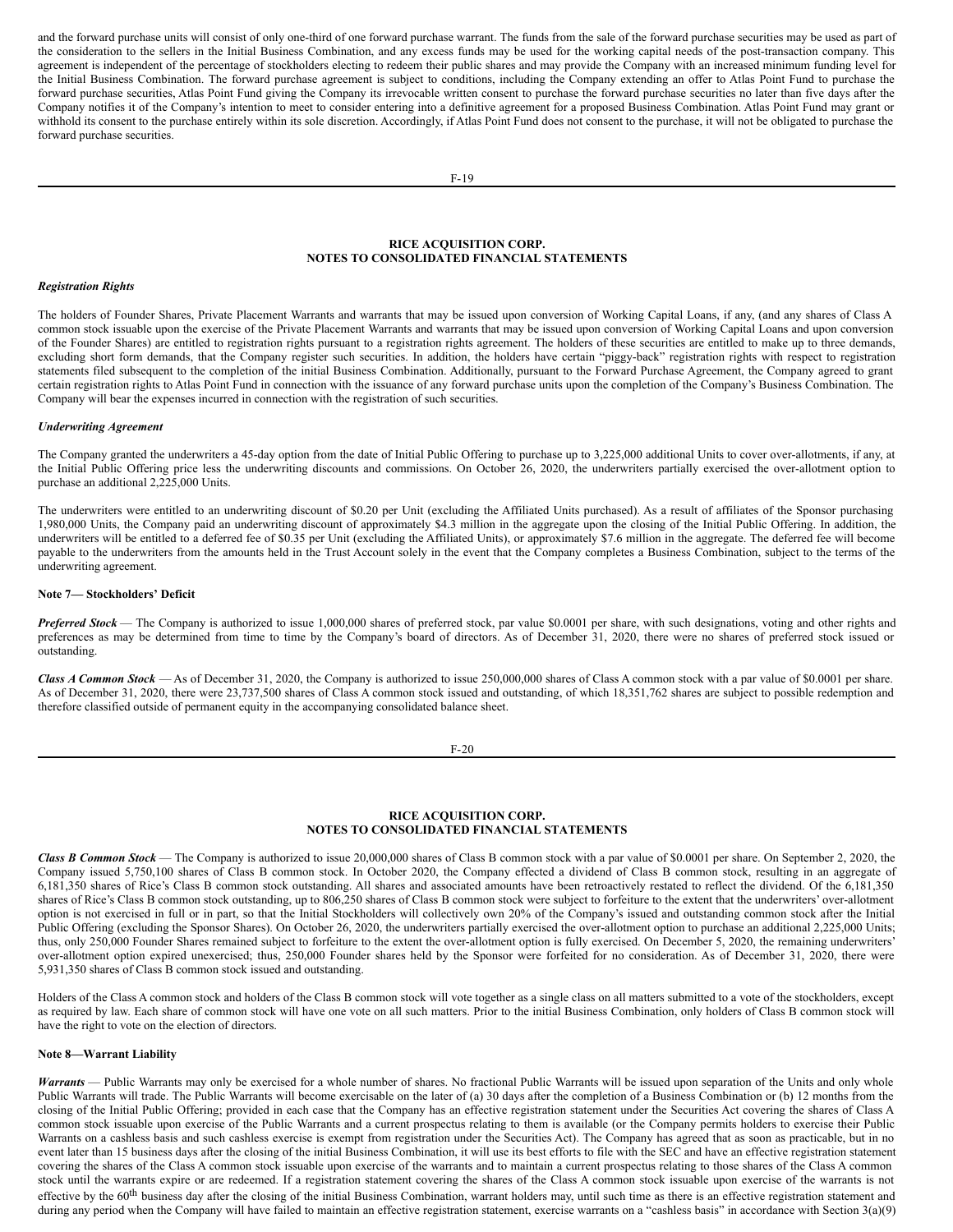and the forward purchase units will consist of only one-third of one forward purchase warrant. The funds from the sale of the forward purchase securities may be used as part of the consideration to the sellers in the Initial Business Combination, and any excess funds may be used for the working capital needs of the post-transaction company. This agreement is independent of the percentage of stockholders electing to redeem their public shares and may provide the Company with an increased minimum funding level for the Initial Business Combination. The forward purchase agreement is subject to conditions, including the Company extending an offer to Atlas Point Fund to purchase the forward purchase securities, Atlas Point Fund giving the Company its irrevocable written consent to purchase the forward purchase securities no later than five days after the Company notifies it of the Company's intention to meet to consider entering into a definitive agreement for a proposed Business Combination. Atlas Point Fund may grant or withhold its consent to the purchase entirely within its sole discretion. Accordingly, if Atlas Point Fund does not consent to the purchase, it will not be obligated to purchase the forward purchase securities.

***Registration Rights***

The holders of Founder Shares, Private Placement Warrants and warrants that may be issued upon conversion of Working Capital Loans, if any, (and any shares of Class A common stock issuable upon the exercise of the Private Placement Warrants and warrants that may be issued upon conversion of Working Capital Loans and upon conversion of the Founder Shares) are entitled to registration rights pursuant to a registration rights agreement. The holders of these securities are entitled to make up to three demands, excluding short form demands, that the Company register such securities. In addition, the holders have certain "piggy-back" registration rights with respect to registration statements filed subsequent to the completion of the initial Business Combination. Additionally, pursuant to the Forward Purchase Agreement, the Company agreed to grant certain registration rights to Atlas Point Fund in connection with the issuance of any forward purchase units upon the completion of the Company's Business Combination. The Company will bear the expenses incurred in connection with the registration of such securities.

***Underwriting Agreement***

The Company granted the underwriters a 45-day option from the date of Initial Public Offering to purchase up to 3,225,000 additional Units to cover over-allotments, if any, at the Initial Public Offering price less the underwriting discounts and commissions. On October 26, 2020, the underwriters partially exercised the over-allotment option to purchase an additional 2,225,000 Units.

The underwriters were entitled to an underwriting discount of $0.20 per Unit (excluding the Affiliated Units purchased). As a result of affiliates of the Sponsor purchasing 1,980,000 Units, the Company paid an underwriting discount of approximately $4.3 million in the aggregate upon the closing of the Initial Public Offering. In addition, the underwriters will be entitled to a deferred fee of $0.35 per Unit (excluding the Affiliated Units), or approximately $7.6 million in the aggregate. The deferred fee will become payable to the underwriters from the amounts held in the Trust Account solely in the event that the Company completes a Business Combination, subject to the terms of the underwriting agreement.

**Note 7— Stockholders' Deficit**

***Preferred Stock*** — The Company is authorized to issue 1,000,000 shares of preferred stock, par value $0.0001 per share, with such designations, voting and other rights and preferences as may be determined from time to time by the Company's board of directors. As of December 31, 2020, there were no shares of preferred stock issued or outstanding.

***Class A Common Stock*** — As of December 31, 2020, the Company is authorized to issue 250,000,000 shares of Class A common stock with a par value of $0.0001 per share. As of December 31, 2020, there were 23,737,500 shares of Class A common stock issued and outstanding, of which 18,351,762 shares are subject to possible redemption and therefore classified outside of permanent equity in the accompanying consolidated balance sheet.

***Class B Common Stock*** — The Company is authorized to issue 20,000,000 shares of Class B common stock with a par value of $0.0001 per share. On September 2, 2020, the Company issued 5,750,100 shares of Class B common stock. In October 2020, the Company effected a dividend of Class B common stock, resulting in an aggregate of 6,181,350 shares of Rice's Class B common stock outstanding. All shares and associated amounts have been retroactively restated to reflect the dividend. Of the 6,181,350 shares of Rice's Class B common stock outstanding, up to 806,250 shares of Class B common stock were subject to forfeiture to the extent that the underwriters' over-allotment option is not exercised in full or in part, so that the Initial Stockholders will collectively own 20% of the Company's issued and outstanding common stock after the Initial Public Offering (excluding the Sponsor Shares). On October 26, 2020, the underwriters partially exercised the over-allotment option to purchase an additional 2,225,000 Units; thus, only 250,000 Founder Shares remained subject to forfeiture to the extent the over-allotment option is fully exercised. On December 5, 2020, the remaining underwriters' over-allotment option expired unexercised; thus, 250,000 Founder shares held by the Sponsor were forfeited for no consideration. As of December 31, 2020, there were 5,931,350 shares of Class B common stock issued and outstanding.

Holders of the Class A common stock and holders of the Class B common stock will vote together as a single class on all matters submitted to a vote of the stockholders, except as required by law. Each share of common stock will have one vote on all such matters. Prior to the initial Business Combination, only holders of Class B common stock will have the right to vote on the election of directors.

**Note 8—Warrant Liability**

***Warrants*** — Public Warrants may only be exercised for a whole number of shares. No fractional Public Warrants will be issued upon separation of the Units and only whole Public Warrants will trade. The Public Warrants will become exercisable on the later of (a) 30 days after the completion of a Business Combination or (b) 12 months from the closing of the Initial Public Offering; provided in each case that the Company has an effective registration statement under the Securities Act covering the shares of Class A common stock issuable upon exercise of the Public Warrants and a current prospectus relating to them is available (or the Company permits holders to exercise their Public Warrants on a cashless basis and such cashless exercise is exempt from registration under the Securities Act). The Company has agreed that as soon as practicable, but in no event later than 15 business days after the closing of the initial Business Combination, it will use its best efforts to file with the SEC and have an effective registration statement covering the shares of the Class A common stock issuable upon exercise of the warrants and to maintain a current prospectus relating to those shares of the Class A common stock until the warrants expire or are redeemed. If a registration statement covering the shares of the Class A common stock issuable upon exercise of the warrants is not effective by the 60th business day after the closing of the initial Business Combination, warrant holders may, until such time as there is an effective registration statement and during any period when the Company will have failed to maintain an effective registration statement, exercise warrants on a "cashless basis" in accordance with Section 3(a)(9)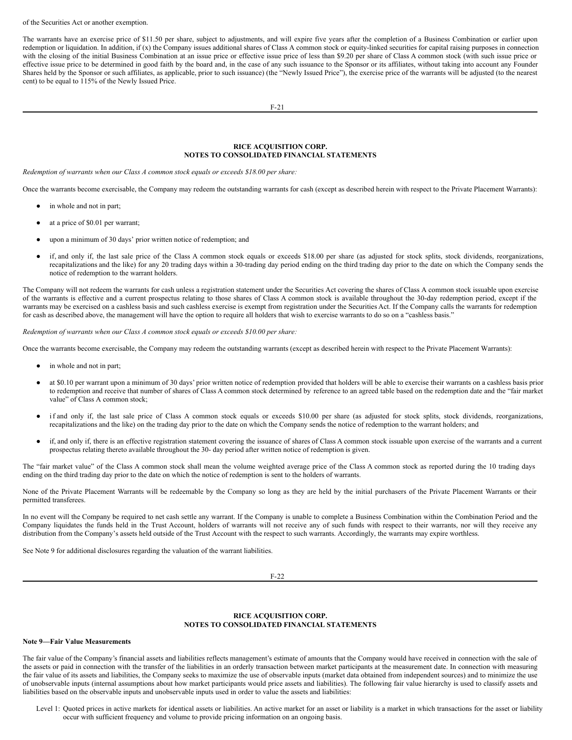of the Securities Act or another exemption.

The warrants have an exercise price of $11.50 per share, subject to adjustments, and will expire five years after the completion of a Business Combination or earlier upon redemption or liquidation. In addition, if (x) the Company issues additional shares of Class A common stock or equity-linked securities for capital raising purposes in connection with the closing of the initial Business Combination at an issue price or effective issue price of less than $9.20 per share of Class A common stock (with such issue price or effective issue price to be determined in good faith by the board and, in the case of any such issuance to the Sponsor or its affiliates, without taking into account any Founder Shares held by the Sponsor or such affiliates, as applicable, prior to such issuance) (the "Newly Issued Price"), the exercise price of the warrants will be adjusted (to the nearest cent) to be equal to 115% of the Newly Issued Price.

*Redemption of warrants when our Class A common stock equals or exceeds $18.00 per share:*

Once the warrants become exercisable, the Company may redeem the outstanding warrants for cash (except as described herein with respect to the Private Placement Warrants):

- in whole and not in part;
- at a price of $0.01 per warrant;
- upon a minimum of 30 days' prior written notice of redemption; and
- if, and only if, the last sale price of the Class A common stock equals or exceeds $18.00 per share (as adjusted for stock splits, stock dividends, reorganizations, recapitalizations and the like) for any 20 trading days within a 30-trading day period ending on the third trading day prior to the date on which the Company sends the notice of redemption to the warrant holders.

The Company will not redeem the warrants for cash unless a registration statement under the Securities Act covering the shares of Class A common stock issuable upon exercise of the warrants is effective and a current prospectus relating to those shares of Class A common stock is available throughout the 30-day redemption period, except if the warrants may be exercised on a cashless basis and such cashless exercise is exempt from registration under the Securities Act. If the Company calls the warrants for redemption for cash as described above, the management will have the option to require all holders that wish to exercise warrants to do so on a "cashless basis."

*Redemption of warrants when our Class A common stock equals or exceeds $10.00 per share:*

Once the warrants become exercisable, the Company may redeem the outstanding warrants (except as described herein with respect to the Private Placement Warrants):

- in whole and not in part;
- at $0.10 per warrant upon a minimum of 30 days' prior written notice of redemption provided that holders will be able to exercise their warrants on a cashless basis prior to redemption and receive that number of shares of Class A common stock determined by reference to an agreed table based on the redemption date and the "fair market value" of Class A common stock;
- if and only if, the last sale price of Class A common stock equals or exceeds $10.00 per share (as adjusted for stock splits, stock dividends, reorganizations, recapitalizations and the like) on the trading day prior to the date on which the Company sends the notice of redemption to the warrant holders; and
- if, and only if, there is an effective registration statement covering the issuance of shares of Class A common stock issuable upon exercise of the warrants and a current prospectus relating thereto available throughout the 30- day period after written notice of redemption is given.

The "fair market value" of the Class A common stock shall mean the volume weighted average price of the Class A common stock as reported during the 10 trading days ending on the third trading day prior to the date on which the notice of redemption is sent to the holders of warrants.

None of the Private Placement Warrants will be redeemable by the Company so long as they are held by the initial purchasers of the Private Placement Warrants or their permitted transferees.

In no event will the Company be required to net cash settle any warrant. If the Company is unable to complete a Business Combination within the Combination Period and the Company liquidates the funds held in the Trust Account, holders of warrants will not receive any of such funds with respect to their warrants, nor will they receive any distribution from the Company's assets held outside of the Trust Account with the respect to such warrants. Accordingly, the warrants may expire worthless.

See Note 9 for additional disclosures regarding the valuation of the warrant liabilities.

### Note 9—Fair Value Measurements

The fair value of the Company's financial assets and liabilities reflects management's estimate of amounts that the Company would have received in connection with the sale of the assets or paid in connection with the transfer of the liabilities in an orderly transaction between market participants at the measurement date. In connection with measuring the fair value of its assets and liabilities, the Company seeks to maximize the use of observable inputs (market data obtained from independent sources) and to minimize the use of unobservable inputs (internal assumptions about how market participants would price assets and liabilities). The following fair value hierarchy is used to classify assets and liabilities based on the observable inputs and unobservable inputs used in order to value the assets and liabilities:

Level 1: Quoted prices in active markets for identical assets or liabilities. An active market for an asset or liability is a market in which transactions for the asset or liability occur with sufficient frequency and volume to provide pricing information on an ongoing basis.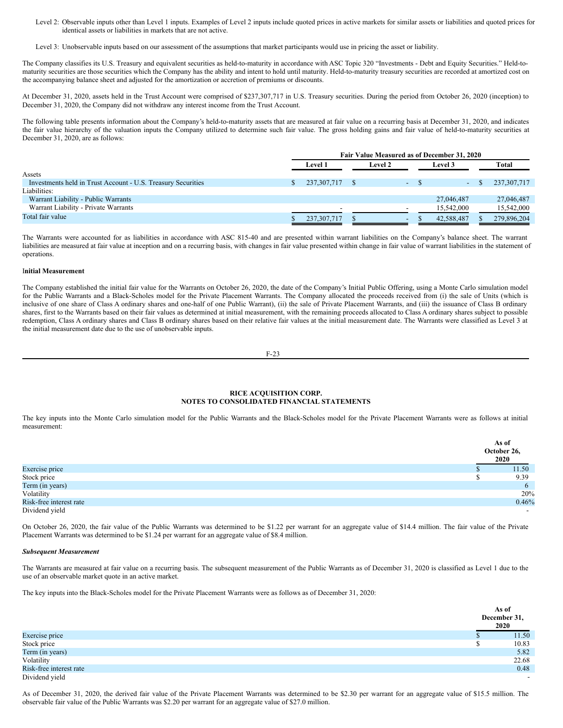Level 2: Observable inputs other than Level 1 inputs. Examples of Level 2 inputs include quoted prices in active markets for similar assets or liabilities and quoted prices for identical assets or liabilities in markets that are not active.

Level 3: Unobservable inputs based on our assessment of the assumptions that market participants would use in pricing the asset or liability.

The Company classifies its U.S. Treasury and equivalent securities as held-to-maturity in accordance with ASC Topic 320 "Investments - Debt and Equity Securities." Held-to-maturity securities are those securities which the Company has the ability and intent to hold until maturity. Held-to-maturity treasury securities are recorded at amortized cost on the accompanying balance sheet and adjusted for the amortization or accretion of premiums or discounts.

At December 31, 2020, assets held in the Trust Account were comprised of $237,307,717 in U.S. Treasury securities. During the period from October 26, 2020 (inception) to December 31, 2020, the Company did not withdraw any interest income from the Trust Account.

The following table presents information about the Company's held-to-maturity assets that are measured at fair value on a recurring basis at December 31, 2020, and indicates the fair value hierarchy of the valuation inputs the Company utilized to determine such fair value. The gross holding gains and fair value of held-to-maturity securities at December 31, 2020, are as follows:

| | Fair Value Measured as of December 31, 2020 | | | |
|---|---|---|---|---|
| | Level 1 | Level 2 | Level 3 | Total |
| Assets | | | | |
| Investments held in Trust Account - U.S. Treasury Securities | $ 237,307,717 | $ - | $ - | $ 237,307,717 |
| Liabilities: | | | | |
| Warrant Liability - Public Warrants | | | 27,046,487 | 27,046,487 |
| Warrant Liability - Private Warrants | - | - | 15,542,000 | 15,542,000 |
| Total fair value | $ 237,307,717 | $ - | $ 42,588,487 | $ 279,896,204 |

The Warrants were accounted for as liabilities in accordance with ASC 815-40 and are presented within warrant liabilities on the Company's balance sheet. The warrant liabilities are measured at fair value at inception and on a recurring basis, with changes in fair value presented within change in fair value of warrant liabilities in the statement of operations.

**Initial Measurement**

The Company established the initial fair value for the Warrants on October 26, 2020, the date of the Company's Initial Public Offering, using a Monte Carlo simulation model for the Public Warrants and a Black-Scholes model for the Private Placement Warrants. The Company allocated the proceeds received from (i) the sale of Units (which is inclusive of one share of Class A ordinary shares and one-half of one Public Warrant), (ii) the sale of Private Placement Warrants, and (iii) the issuance of Class B ordinary shares, first to the Warrants based on their fair values as determined at initial measurement, with the remaining proceeds allocated to Class A ordinary shares subject to possible redemption, Class A ordinary shares and Class B ordinary shares based on their relative fair values at the initial measurement date. The Warrants were classified as Level 3 at the initial measurement date due to the use of unobservable inputs.

**RICE ACQUISITION CORP.**
**NOTES TO CONSOLIDATED FINANCIAL STATEMENTS**

The key inputs into the Monte Carlo simulation model for the Public Warrants and the Black-Scholes model for the Private Placement Warrants were as follows at initial measurement:

| | As of October 26, 2020 |
|---|---|
| Exercise price | $ 11.50 |
| Stock price | $ 9.39 |
| Term (in years) | 6 |
| Volatility | 20% |
| Risk-free interest rate | 0.46% |
| Dividend yield | - |

On October 26, 2020, the fair value of the Public Warrants was determined to be $1.22 per warrant for an aggregate value of $14.4 million. The fair value of the Private Placement Warrants was determined to be $1.24 per warrant for an aggregate value of $8.4 million.

***Subsequent Measurement***

The Warrants are measured at fair value on a recurring basis. The subsequent measurement of the Public Warrants as of December 31, 2020 is classified as Level 1 due to the use of an observable market quote in an active market.

The key inputs into the Black-Scholes model for the Private Placement Warrants were as follows as of December 31, 2020:

| | As of December 31, 2020 |
|---|---|
| Exercise price | $ 11.50 |
| Stock price | $ 10.83 |
| Term (in years) | 5.82 |
| Volatility | 22.68 |
| Risk-free interest rate | 0.48 |
| Dividend yield | - |

As of December 31, 2020, the derived fair value of the Private Placement Warrants was determined to be $2.30 per warrant for an aggregate value of $15.5 million. The observable fair value of the Public Warrants was $2.20 per warrant for an aggregate value of $27.0 million.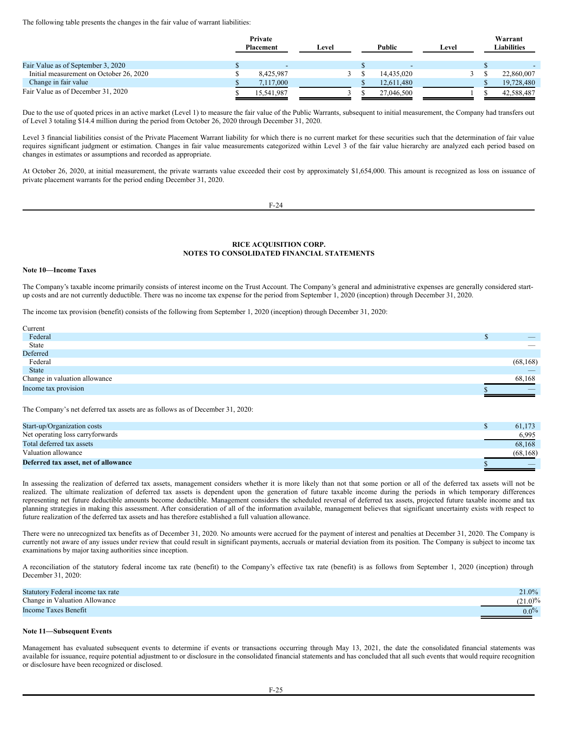The following table presents the changes in the fair value of warrant liabilities:

| | Private Placement | Level | Public | Level | Warrant Liabilities |
|---|---|---|---|---|---|
| Fair Value as of September 3, 2020 | $ - | | $ - | | $ - |
| Initial measurement on October 26, 2020 | $ 8,425,987 | 3 | $ 14,435,020 | 3 | $ 22,860,007 |
| Change in fair value | $ 7,117,000 | | $ 12,611,480 | | $ 19,728,480 |
| Fair Value as of December 31, 2020 | $ 15,541,987 | 3 | $ 27,046,500 | 1 | $ 42,588,487 |

Due to the use of quoted prices in an active market (Level 1) to measure the fair value of the Public Warrants, subsequent to initial measurement, the Company had transfers out of Level 3 totaling $14.4 million during the period from October 26, 2020 through December 31, 2020.

Level 3 financial liabilities consist of the Private Placement Warrant liability for which there is no current market for these securities such that the determination of fair value requires significant judgment or estimation. Changes in fair value measurements categorized within Level 3 of the fair value hierarchy are analyzed each period based on changes in estimates or assumptions and recorded as appropriate.

At October 26, 2020, at initial measurement, the private warrants value exceeded their cost by approximately $1,654,000. This amount is recognized as loss on issuance of private placement warrants for the period ending December 31, 2020.

**RICE ACQUISITION CORP.**
**NOTES TO CONSOLIDATED FINANCIAL STATEMENTS**

**Note 10—Income Taxes**

The Company's taxable income primarily consists of interest income on the Trust Account. The Company's general and administrative expenses are generally considered start-up costs and are not currently deductible. There was no income tax expense for the period from September 1, 2020 (inception) through December 31, 2020.

The income tax provision (benefit) consists of the following from September 1, 2020 (inception) through December 31, 2020:

| | |
|---|---|
| Current | |
| Federal | $ — |
| State | — |
| Deferred | |
| Federal | (68,168) |
| State | — |
| Change in valuation allowance | 68,168 |
| Income tax provision | $ — |

The Company's net deferred tax assets are as follows as of December 31, 2020:

| | |
|---|---|
| Start-up/Organization costs | $ 61,173 |
| Net operating loss carryforwards | 6,995 |
| Total deferred tax assets | 68,168 |
| Valuation allowance | (68,168) |
| **Deferred tax asset, net of allowance** | $ — |

In assessing the realization of deferred tax assets, management considers whether it is more likely than not that some portion or all of the deferred tax assets will not be realized. The ultimate realization of deferred tax assets is dependent upon the generation of future taxable income during the periods in which temporary differences representing net future deductible amounts become deductible. Management considers the scheduled reversal of deferred tax assets, projected future taxable income and tax planning strategies in making this assessment. After consideration of all of the information available, management believes that significant uncertainty exists with respect to future realization of the deferred tax assets and has therefore established a full valuation allowance.

There were no unrecognized tax benefits as of December 31, 2020. No amounts were accrued for the payment of interest and penalties at December 31, 2020. The Company is currently not aware of any issues under review that could result in significant payments, accruals or material deviation from its position. The Company is subject to income tax examinations by major taxing authorities since inception.

A reconciliation of the statutory federal income tax rate (benefit) to the Company's effective tax rate (benefit) is as follows from September 1, 2020 (inception) through December 31, 2020:

| | |
|---|---|
| Statutory Federal income tax rate | 21.0% |
| Change in Valuation Allowance | (21.0)% |
| Income Taxes Benefit | 0.0% |

**Note 11—Subsequent Events**

Management has evaluated subsequent events to determine if events or transactions occurring through May 13, 2021, the date the consolidated financial statements was available for issuance, require potential adjustment to or disclosure in the consolidated financial statements and has concluded that all such events that would require recognition or disclosure have been recognized or disclosed.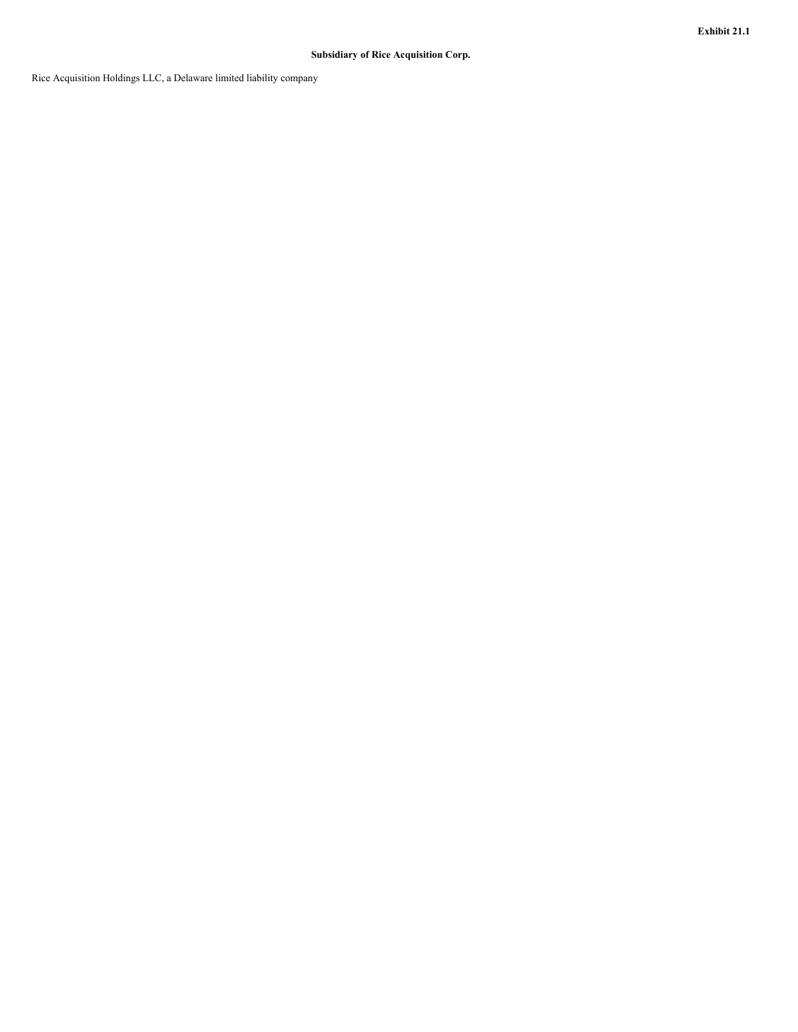**Exhibit 21.1**

**Subsidiary of Rice Acquisition Corp.**

Rice Acquisition Holdings LLC, a Delaware limited liability company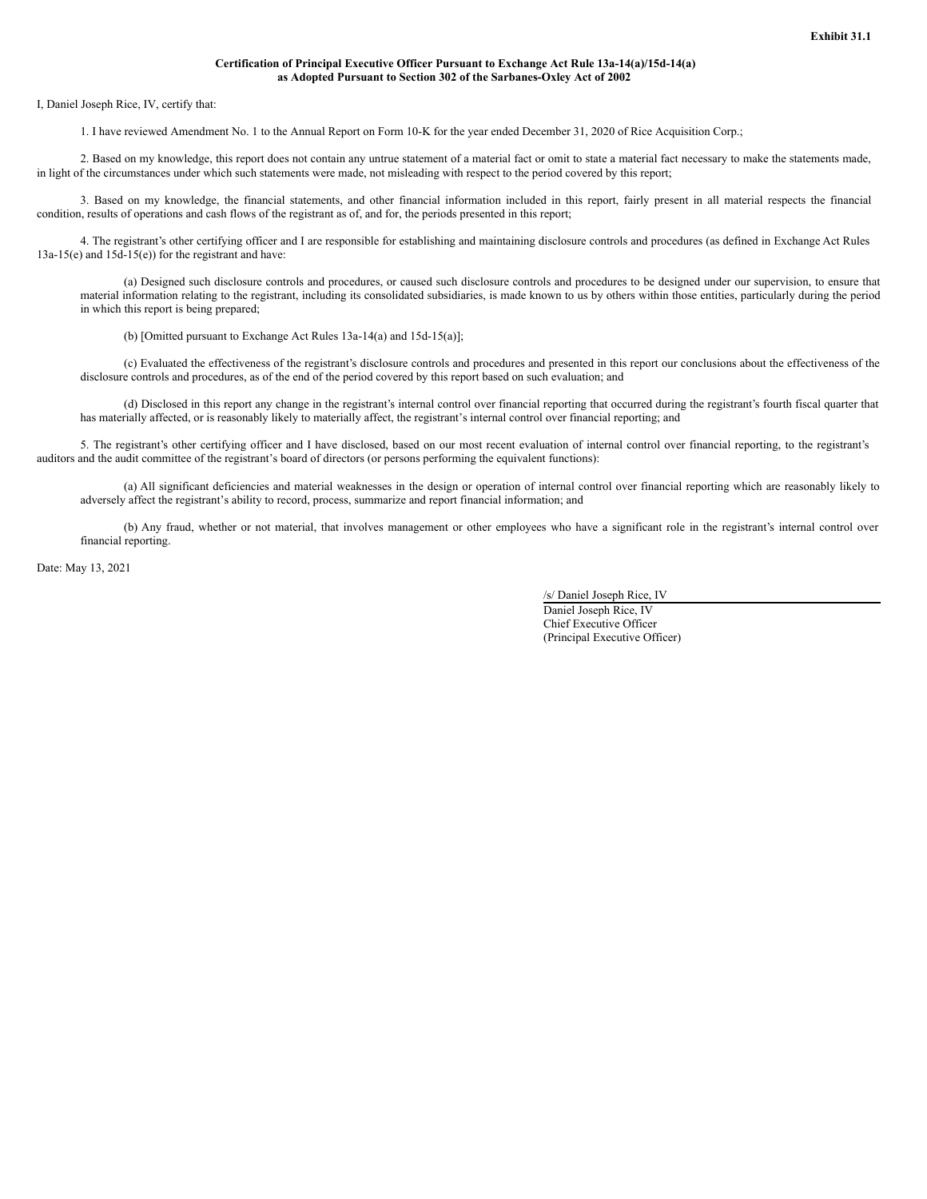**Exhibit 31.1**

**Certification of Principal Executive Officer Pursuant to Exchange Act Rule 13a-14(a)/15d-14(a) as Adopted Pursuant to Section 302 of the Sarbanes-Oxley Act of 2002**

I, Daniel Joseph Rice, IV, certify that:

1. I have reviewed Amendment No. 1 to the Annual Report on Form 10-K for the year ended December 31, 2020 of Rice Acquisition Corp.;

2. Based on my knowledge, this report does not contain any untrue statement of a material fact or omit to state a material fact necessary to make the statements made, in light of the circumstances under which such statements were made, not misleading with respect to the period covered by this report;

3. Based on my knowledge, the financial statements, and other financial information included in this report, fairly present in all material respects the financial condition, results of operations and cash flows of the registrant as of, and for, the periods presented in this report;

4. The registrant's other certifying officer and I are responsible for establishing and maintaining disclosure controls and procedures (as defined in Exchange Act Rules 13a-15(e) and 15d-15(e)) for the registrant and have:

(a) Designed such disclosure controls and procedures, or caused such disclosure controls and procedures to be designed under our supervision, to ensure that material information relating to the registrant, including its consolidated subsidiaries, is made known to us by others within those entities, particularly during the period in which this report is being prepared;

(b) [Omitted pursuant to Exchange Act Rules 13a-14(a) and 15d-15(a)];

(c) Evaluated the effectiveness of the registrant's disclosure controls and procedures and presented in this report our conclusions about the effectiveness of the disclosure controls and procedures, as of the end of the period covered by this report based on such evaluation; and

(d) Disclosed in this report any change in the registrant's internal control over financial reporting that occurred during the registrant's fourth fiscal quarter that has materially affected, or is reasonably likely to materially affect, the registrant's internal control over financial reporting; and

5. The registrant's other certifying officer and I have disclosed, based on our most recent evaluation of internal control over financial reporting, to the registrant's auditors and the audit committee of the registrant's board of directors (or persons performing the equivalent functions):

(a) All significant deficiencies and material weaknesses in the design or operation of internal control over financial reporting which are reasonably likely to adversely affect the registrant's ability to record, process, summarize and report financial information; and

(b) Any fraud, whether or not material, that involves management or other employees who have a significant role in the registrant's internal control over financial reporting.

Date: May 13, 2021

/s/ Daniel Joseph Rice, IV
Daniel Joseph Rice, IV
Chief Executive Officer
(Principal Executive Officer)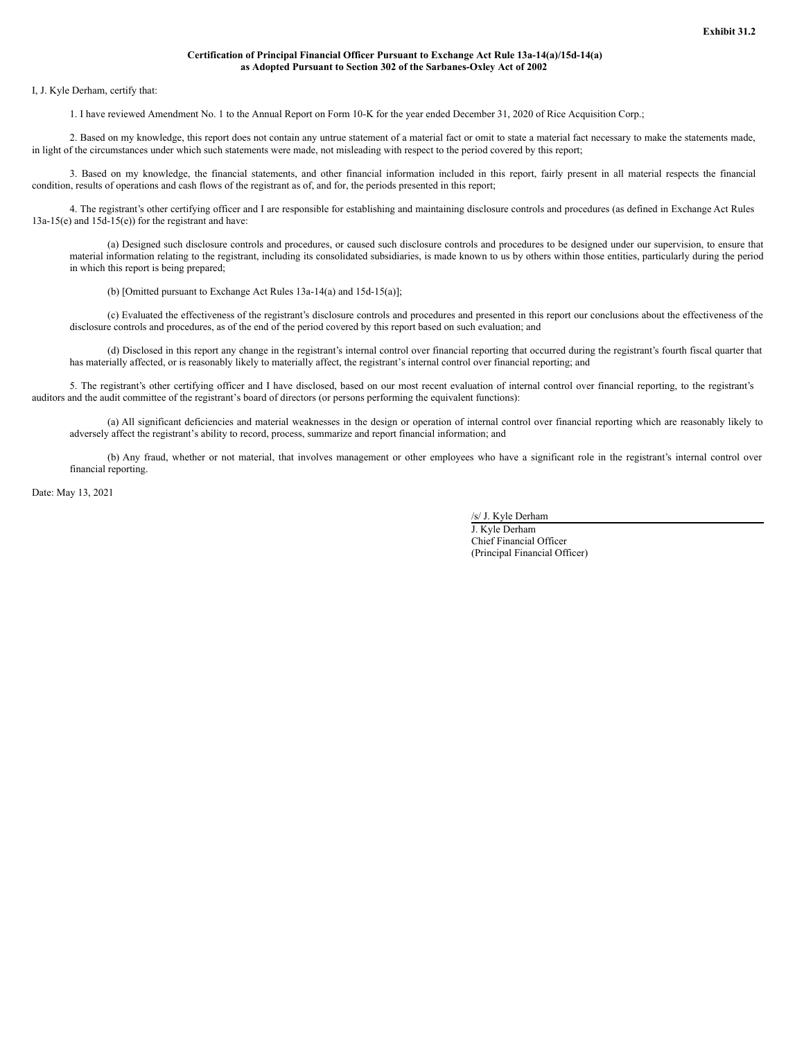**Exhibit 31.2**

**Certification of Principal Financial Officer Pursuant to Exchange Act Rule 13a-14(a)/15d-14(a) as Adopted Pursuant to Section 302 of the Sarbanes-Oxley Act of 2002**

I, J. Kyle Derham, certify that:

1. I have reviewed Amendment No. 1 to the Annual Report on Form 10-K for the year ended December 31, 2020 of Rice Acquisition Corp.;

2. Based on my knowledge, this report does not contain any untrue statement of a material fact or omit to state a material fact necessary to make the statements made, in light of the circumstances under which such statements were made, not misleading with respect to the period covered by this report;

3. Based on my knowledge, the financial statements, and other financial information included in this report, fairly present in all material respects the financial condition, results of operations and cash flows of the registrant as of, and for, the periods presented in this report;

4. The registrant's other certifying officer and I are responsible for establishing and maintaining disclosure controls and procedures (as defined in Exchange Act Rules 13a-15(e) and 15d-15(e)) for the registrant and have:

(a) Designed such disclosure controls and procedures, or caused such disclosure controls and procedures to be designed under our supervision, to ensure that material information relating to the registrant, including its consolidated subsidiaries, is made known to us by others within those entities, particularly during the period in which this report is being prepared;

(b) [Omitted pursuant to Exchange Act Rules 13a-14(a) and 15d-15(a)];

(c) Evaluated the effectiveness of the registrant's disclosure controls and procedures and presented in this report our conclusions about the effectiveness of the disclosure controls and procedures, as of the end of the period covered by this report based on such evaluation; and

(d) Disclosed in this report any change in the registrant's internal control over financial reporting that occurred during the registrant's fourth fiscal quarter that has materially affected, or is reasonably likely to materially affect, the registrant's internal control over financial reporting; and

5. The registrant's other certifying officer and I have disclosed, based on our most recent evaluation of internal control over financial reporting, to the registrant's auditors and the audit committee of the registrant's board of directors (or persons performing the equivalent functions):

(a) All significant deficiencies and material weaknesses in the design or operation of internal control over financial reporting which are reasonably likely to adversely affect the registrant's ability to record, process, summarize and report financial information; and

(b) Any fraud, whether or not material, that involves management or other employees who have a significant role in the registrant's internal control over financial reporting.

Date: May 13, 2021

/s/ J. Kyle Derham
J. Kyle Derham
Chief Financial Officer
(Principal Financial Officer)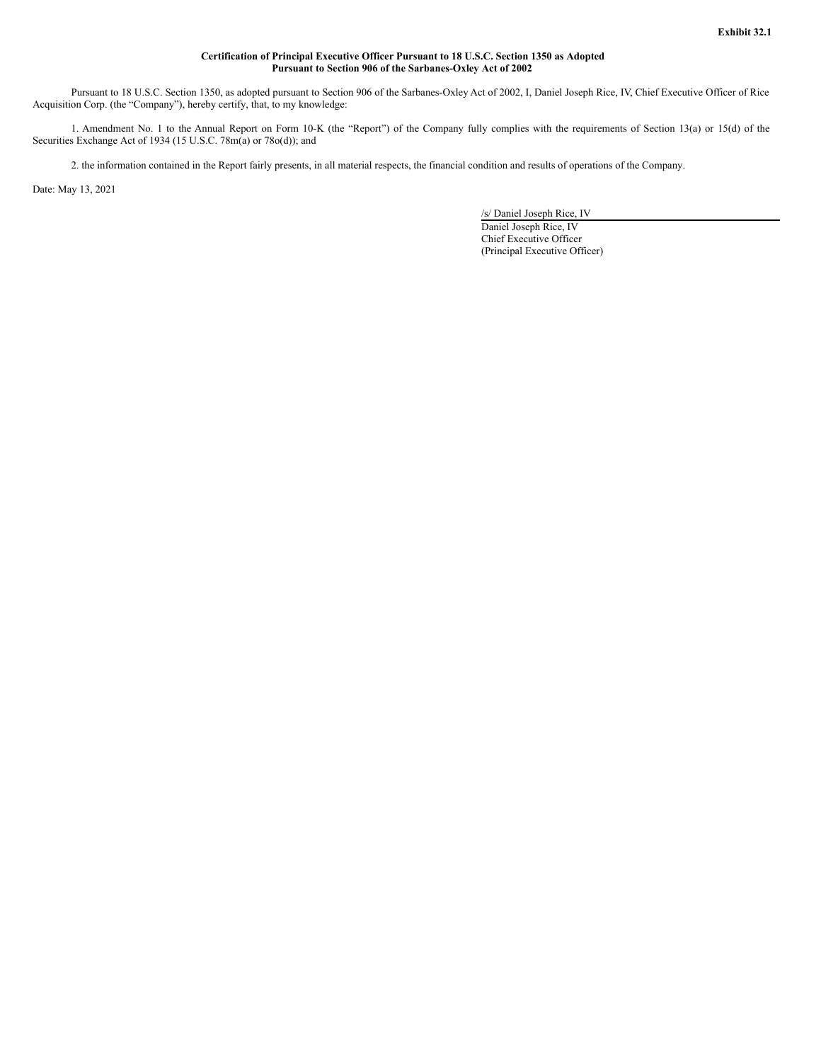**Exhibit 32.1**

**Certification of Principal Executive Officer Pursuant to 18 U.S.C. Section 1350 as Adopted Pursuant to Section 906 of the Sarbanes-Oxley Act of 2002**

Pursuant to 18 U.S.C. Section 1350, as adopted pursuant to Section 906 of the Sarbanes-Oxley Act of 2002, I, Daniel Joseph Rice, IV, Chief Executive Officer of Rice Acquisition Corp. (the "Company"), hereby certify, that, to my knowledge:

1. Amendment No. 1 to the Annual Report on Form 10-K (the "Report") of the Company fully complies with the requirements of Section 13(a) or 15(d) of the Securities Exchange Act of 1934 (15 U.S.C. 78m(a) or 78o(d)); and

2. the information contained in the Report fairly presents, in all material respects, the financial condition and results of operations of the Company.

Date: May 13, 2021

/s/ Daniel Joseph Rice, IV
Daniel Joseph Rice, IV
Chief Executive Officer
(Principal Executive Officer)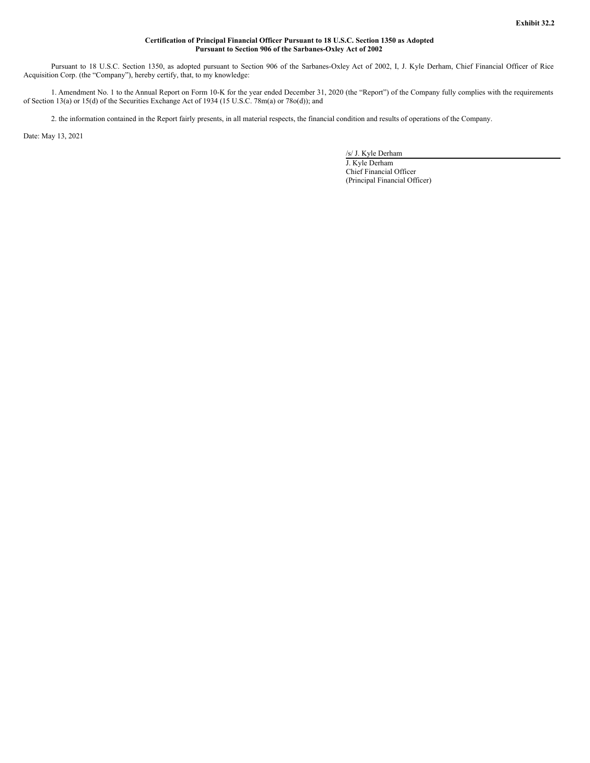**Exhibit 32.2**

**Certification of Principal Financial Officer Pursuant to 18 U.S.C. Section 1350 as Adopted Pursuant to Section 906 of the Sarbanes-Oxley Act of 2002**

Pursuant to 18 U.S.C. Section 1350, as adopted pursuant to Section 906 of the Sarbanes-Oxley Act of 2002, I, J. Kyle Derham, Chief Financial Officer of Rice Acquisition Corp. (the "Company"), hereby certify, that, to my knowledge:

1. Amendment No. 1 to the Annual Report on Form 10-K for the year ended December 31, 2020 (the "Report") of the Company fully complies with the requirements of Section 13(a) or 15(d) of the Securities Exchange Act of 1934 (15 U.S.C. 78m(a) or 78o(d)); and

2. the information contained in the Report fairly presents, in all material respects, the financial condition and results of operations of the Company.

Date: May 13, 2021

/s/ J. Kyle Derham

J. Kyle Derham
Chief Financial Officer
(Principal Financial Officer)